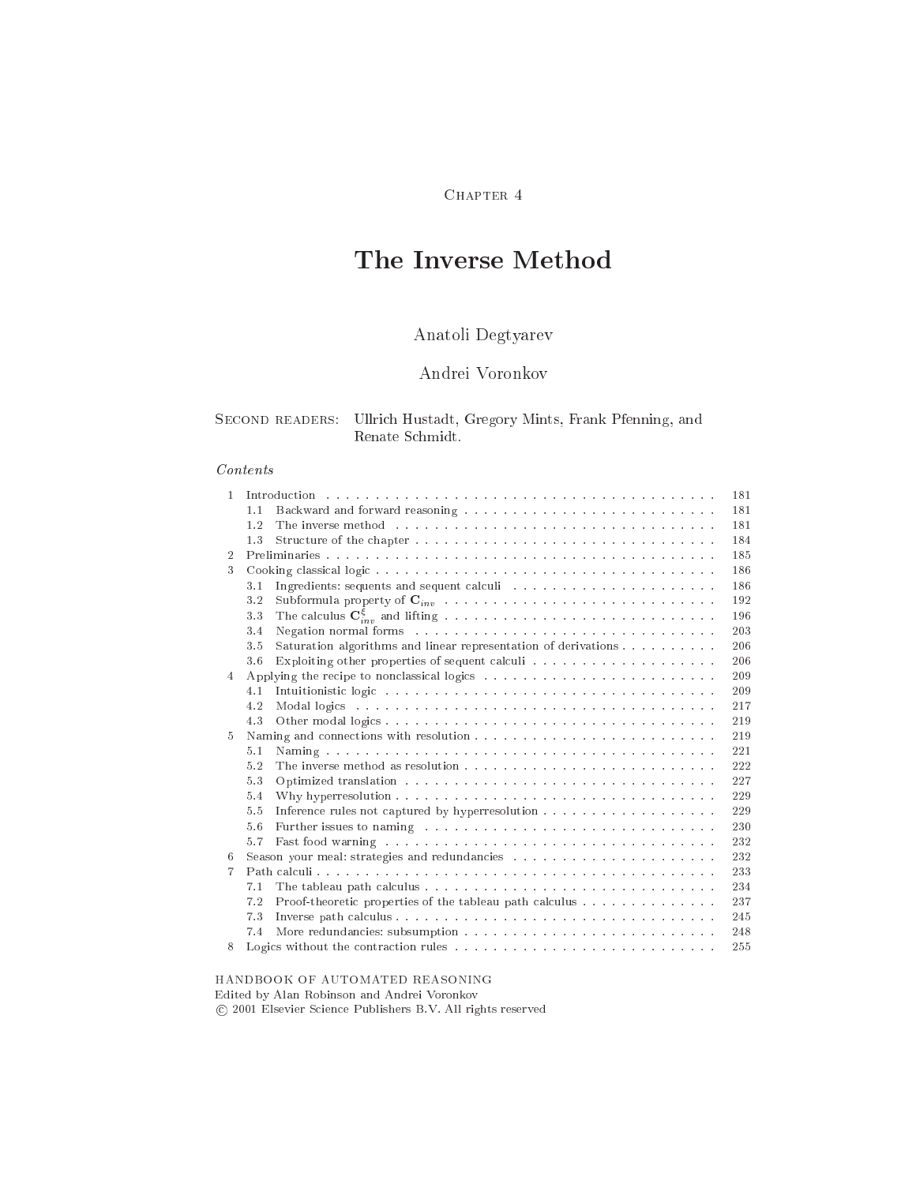Chapter 4

# The Inverse Method

Anatoli Degtyarev

Andrei Voronkov

Second readers: Ullrich Hustadt, Gregory Mints, Frank Pfenning, and Renate Schmidt.

*Contents*

| | | |
|---|---|---|
| 1 | Introduction | 181 |
| | 1.1 Backward and forward reasoning | 181 |
| | 1.2 The inverse method | 181 |
| | 1.3 Structure of the chapter | 184 |
| 2 | Preliminaries | 185 |
| 3 | Cooking classical logic | 186 |
| | 3.1 Ingredients: sequents and sequent calculi | 186 |
| | 3.2 Subformula property of $\mathbf{C}_{inv}$ | 192 |
| | 3.3 The calculus $\mathbf{C}^{\xi}_{inv}$ and lifting | 196 |
| | 3.4 Negation normal forms | 203 |
| | 3.5 Saturation algorithms and linear representation of derivations | 206 |
| | 3.6 Exploiting other properties of sequent calculi | 206 |
| 4 | Applying the recipe to nonclassical logics | 209 |
| | 4.1 Intuitionistic logic | 209 |
| | 4.2 Modal logics | 217 |
| | 4.3 Other modal logics | 219 |
| 5 | Naming and connections with resolution | 219 |
| | 5.1 Naming | 221 |
| | 5.2 The inverse method as resolution | 222 |
| | 5.3 Optimized translation | 227 |
| | 5.4 Why hyperresolution | 229 |
| | 5.5 Inference rules not captured by hyperresolution | 229 |
| | 5.6 Further issues to naming | 230 |
| | 5.7 Fast food warning | 232 |
| 6 | Season your meal: strategies and redundancies | 232 |
| 7 | Path calculi | 233 |
| | 7.1 The tableau path calculus | 234 |
| | 7.2 Proof-theoretic properties of the tableau path calculus | 237 |
| | 7.3 Inverse path calculus | 245 |
| | 7.4 More redundancies: subsumption | 248 |
| 8 | Logics without the contraction rules | 255 |

HANDBOOK OF AUTOMATED REASONING
Edited by Alan Robinson and Andrei Voronkov
© 2001 Elsevier Science Publishers B.V. All rights reserved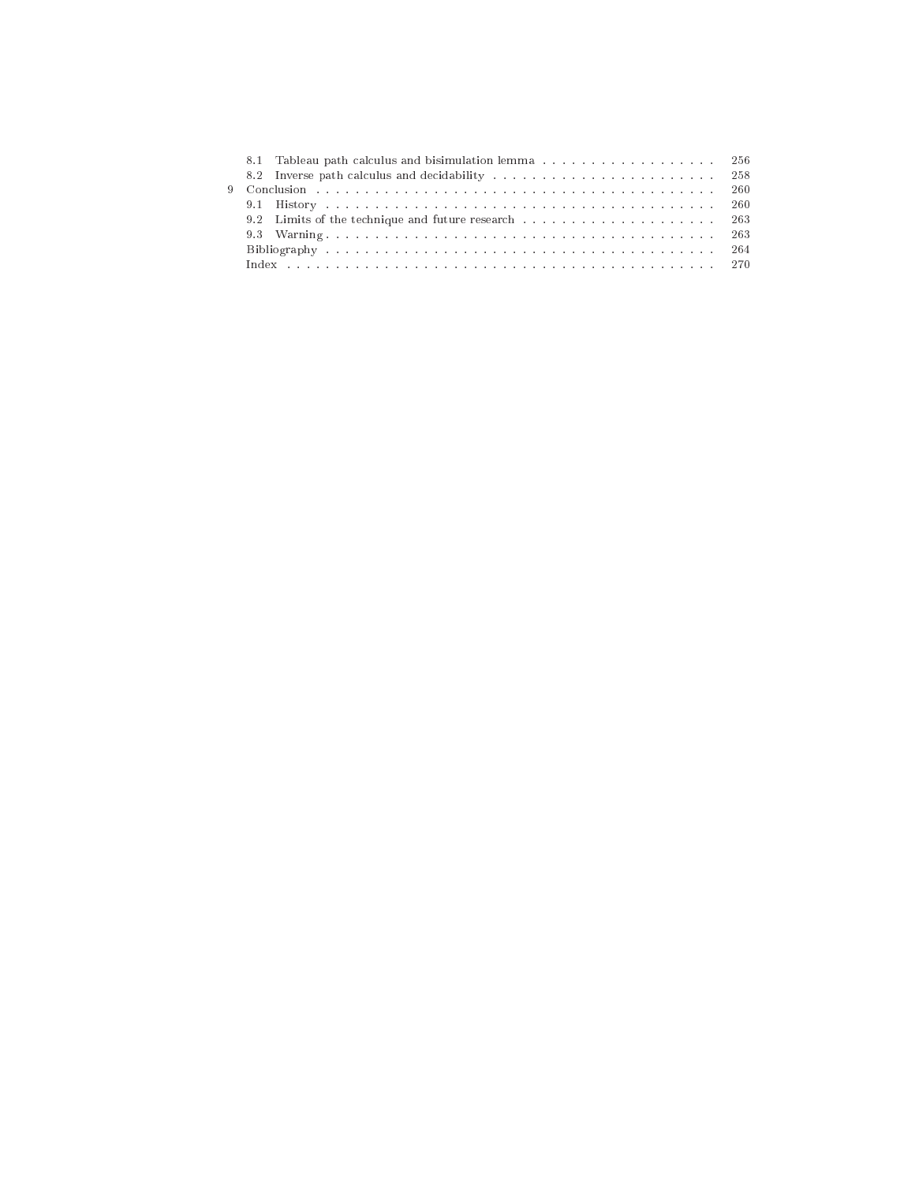| | | |
|---|---|---|
| | 8.1 Tableau path calculus and bisimulation lemma | 256 |
| | 8.2 Inverse path calculus and decidability | 258 |
| 9 | Conclusion | 260 |
| | 9.1 History | 260 |
| | 9.2 Limits of the technique and future research | 263 |
| | 9.3 Warning | 263 |
| | Bibliography | 264 |
| | Index | 270 |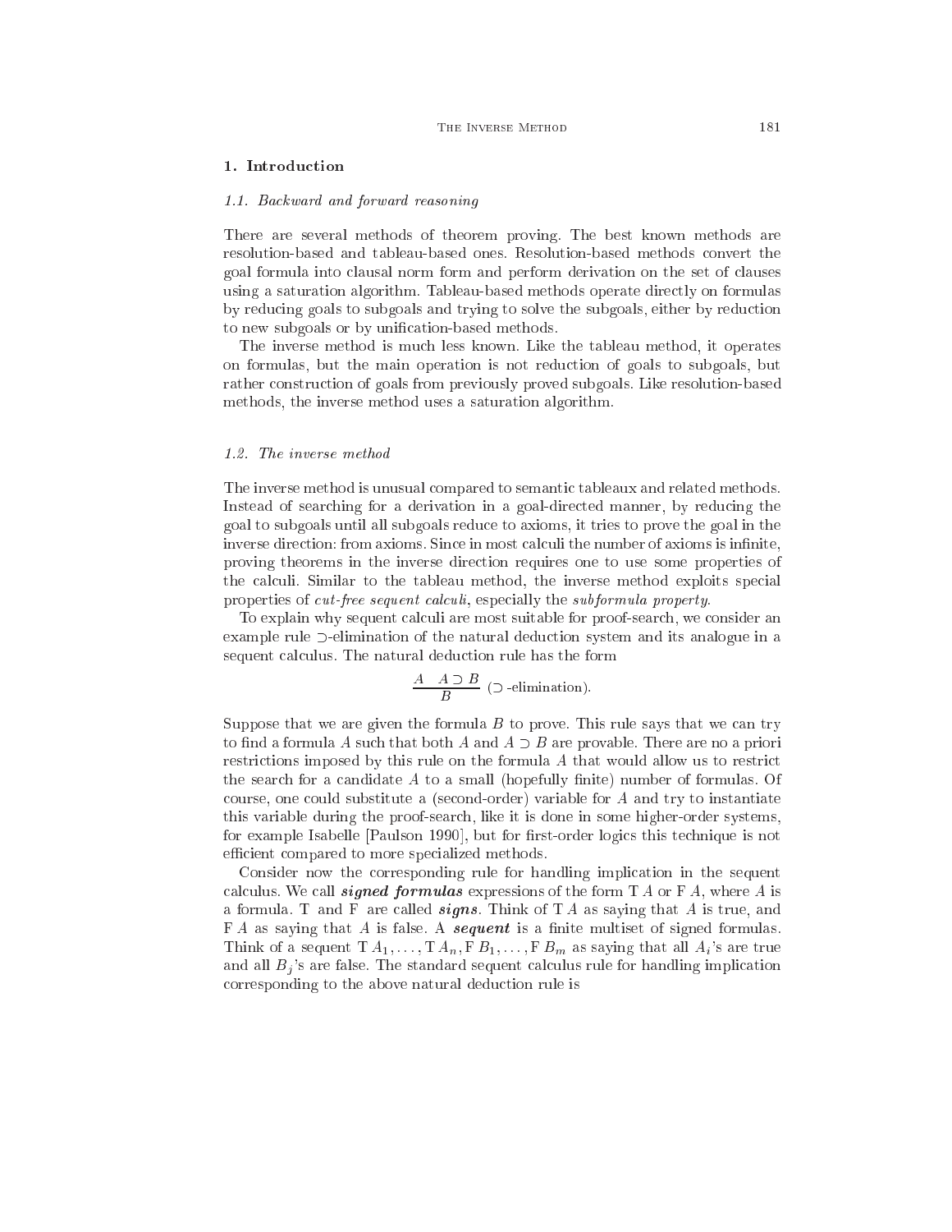## 1. Introduction

### 1.1. *Backward and forward reasoning*

There are several methods of theorem proving. The best known methods are resolution-based and tableau-based ones. Resolution-based methods convert the goal formula into clausal norm form and perform derivation on the set of clauses using a saturation algorithm. Tableau-based methods operate directly on formulas by reducing goals to subgoals and trying to solve the subgoals, either by reduction to new subgoals or by unification-based methods.

The inverse method is much less known. Like the tableau method, it operates on formulas, but the main operation is not reduction of goals to subgoals, but rather construction of goals from previously proved subgoals. Like resolution-based methods, the inverse method uses a saturation algorithm.

### 1.2. *The inverse method*

The inverse method is unusual compared to semantic tableaux and related methods. Instead of searching for a derivation in a goal-directed manner, by reducing the goal to subgoals until all subgoals reduce to axioms, it tries to prove the goal in the inverse direction: from axioms. Since in most calculi the number of axioms is infinite, proving theorems in the inverse direction requires one to use some properties of the calculi. Similar to the tableau method, the inverse method exploits special properties of *cut-free sequent calculi*, especially the *subformula property*.

To explain why sequent calculi are most suitable for proof-search, we consider an example rule $\supset$-elimination of the natural deduction system and its analogue in a sequent calculus. The natural deduction rule has the form

$$\frac{A \quad A \supset B}{B} \ (\supset\text{-elimination}).$$

Suppose that we are given the formula $B$ to prove. This rule says that we can try to find a formula $A$ such that both $A$ and $A \supset B$ are provable. There are no a priori restrictions imposed by this rule on the formula $A$ that would allow us to restrict the search for a candidate $A$ to a small (hopefully finite) number of formulas. Of course, one could substitute a (second-order) variable for $A$ and try to instantiate this variable during the proof-search, like it is done in some higher-order systems, for example Isabelle [Paulson 1990], but for first-order logics this technique is not efficient compared to more specialized methods.

Consider now the corresponding rule for handling implication in the sequent calculus. We call ***signed formulas*** expressions of the form $\mathrm{T}\,A$ or $\mathrm{F}\,A$, where $A$ is a formula. $\mathrm{T}$ and $\mathrm{F}$ are called ***signs***. Think of $\mathrm{T}\,A$ as saying that $A$ is true, and $\mathrm{F}\,A$ as saying that $A$ is false. A ***sequent*** is a finite multiset of signed formulas. Think of a sequent $\mathrm{T}\,A_1, \ldots, \mathrm{T}\,A_n, \mathrm{F}\,B_1, \ldots, \mathrm{F}\,B_m$ as saying that all $A_i$'s are true and all $B_j$'s are false. The standard sequent calculus rule for handling implication corresponding to the above natural deduction rule is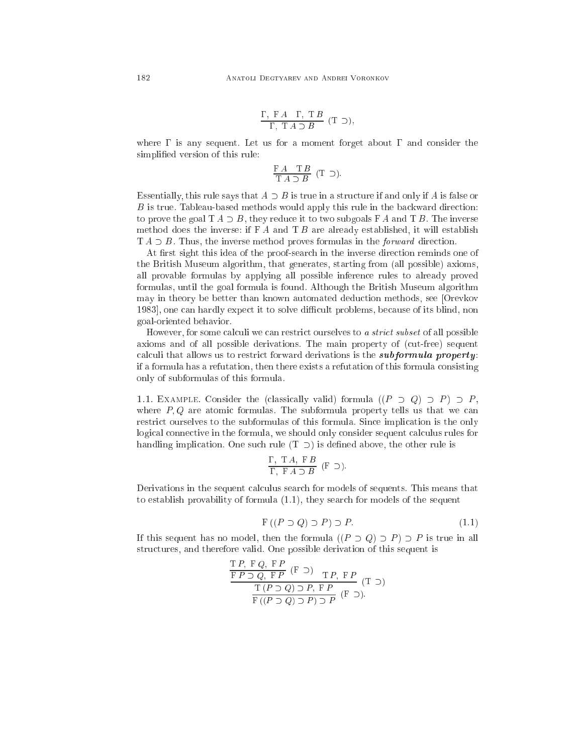$$\frac{\Gamma,\ \mathrm{F}\,A \quad \Gamma,\ \mathrm{T}\,B}{\Gamma,\ \mathrm{T}\,A \supset B}\ (\mathrm{T} \supset),$$

where $\Gamma$ is any sequent. Let us for a moment forget about $\Gamma$ and consider the simplified version of this rule:

$$\frac{\mathrm{F}\,A \quad \mathrm{T}\,B}{\mathrm{T}\,A \supset B}\ (\mathrm{T} \supset).$$

Essentially, this rule says that $A \supset B$ is true in a structure if and only if $A$ is false or $B$ is true. Tableau-based methods would apply this rule in the backward direction: to prove the goal $\mathrm{T}\,A \supset B$, they reduce it to two subgoals $\mathrm{F}\,A$ and $\mathrm{T}\,B$. The inverse method does the inverse: if $\mathrm{F}\,A$ and $\mathrm{T}\,B$ are already established, it will establish $\mathrm{T}\,A \supset B$. Thus, the inverse method proves formulas in the *forward* direction.

At first sight this idea of the proof-search in the inverse direction reminds one of the British Museum algorithm, that generates, starting from (all possible) axioms, all provable formulas by applying all possible inference rules to already proved formulas, until the goal formula is found. Although the British Museum algorithm may in theory be better than known automated deduction methods, see [Orevkov 1983], one can hardly expect it to solve difficult problems, because of its blind, non goal-oriented behavior.

However, for some calculi we can restrict ourselves to *a strict subset* of all possible axioms and of all possible derivations. The main property of (cut-free) sequent calculi that allows us to restrict forward derivations is the ***subformula property***: if a formula has a refutation, then there exists a refutation of this formula consisting only of subformulas of this formula.

1.1. Example. Consider the (classically valid) formula $((P \supset Q) \supset P) \supset P$, where $P, Q$ are atomic formulas. The subformula property tells us that we can restrict ourselves to the subformulas of this formula. Since implication is the only logical connective in the formula, we should only consider sequent calculus rules for handling implication. One such rule $(\mathrm{T} \supset)$ is defined above, the other rule is

$$\frac{\Gamma,\ \mathrm{T}\,A,\ \mathrm{F}\,B}{\Gamma,\ \mathrm{F}\,A \supset B}\ (\mathrm{F} \supset).$$

Derivations in the sequent calculus search for models of sequents. This means that to establish provability of formula (1.1), they search for models of the sequent

$$\mathrm{F}\,((P \supset Q) \supset P) \supset P. \tag{1.1}$$

If this sequent has no model, then the formula $((P \supset Q) \supset P) \supset P$ is true in all structures, and therefore valid. One possible derivation of this sequent is

$$\dfrac{\dfrac{\dfrac{\mathrm{T}\,P,\ \mathrm{F}\,Q,\ \mathrm{F}\,P}{\mathrm{F}\,P \supset Q,\ \mathrm{F}\,P}\ (\mathrm{F} \supset) \quad \mathrm{T}\,P,\ \mathrm{F}\,P}{\mathrm{T}\,(P \supset Q) \supset P,\ \mathrm{F}\,P}\ (\mathrm{T} \supset)}{\mathrm{F}\,((P \supset Q) \supset P) \supset P}\ (\mathrm{F} \supset).$$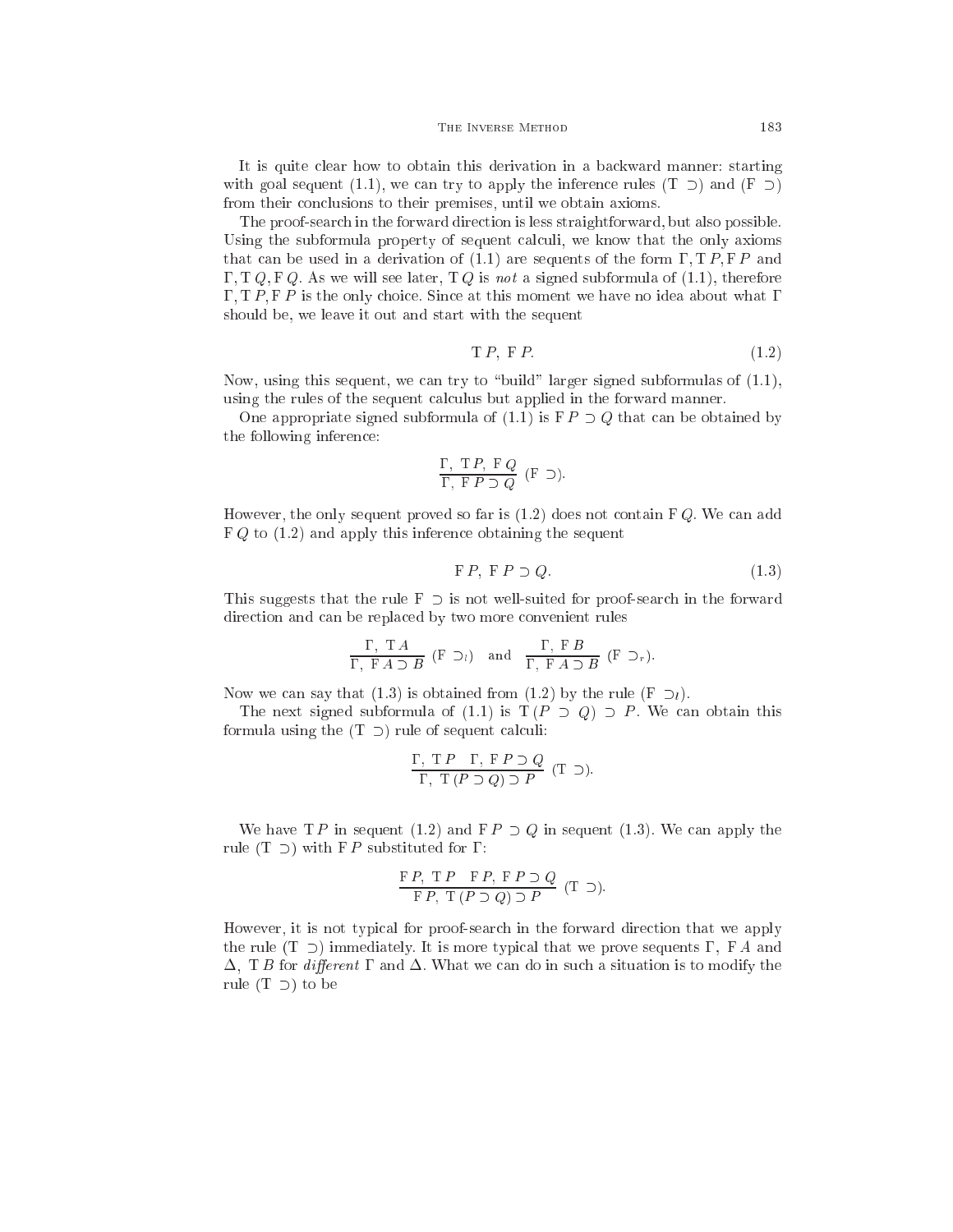It is quite clear how to obtain this derivation in a backward manner: starting with goal sequent (1.1), we can try to apply the inference rules (T $\supset$) and (F $\supset$) from their conclusions to their premises, until we obtain axioms.

The proof-search in the forward direction is less straightforward, but also possible. Using the subformula property of sequent calculi, we know that the only axioms that can be used in a derivation of (1.1) are sequents of the form $\Gamma, \mathrm{T}\,P, \mathrm{F}\,P$ and $\Gamma, \mathrm{T}\,Q, \mathrm{F}\,Q$. As we will see later, $\mathrm{T}\,Q$ is *not* a signed subformula of (1.1), therefore $\Gamma, \mathrm{T}\,P, \mathrm{F}\,P$ is the only choice. Since at this moment we have no idea about what $\Gamma$ should be, we leave it out and start with the sequent

$$\mathrm{T}\,P,\ \mathrm{F}\,P. \tag{1.2}$$

Now, using this sequent, we can try to "build" larger signed subformulas of (1.1), using the rules of the sequent calculus but applied in the forward manner.

One appropriate signed subformula of (1.1) is $\mathrm{F}\,P \supset Q$ that can be obtained by the following inference:

$$\frac{\Gamma,\ \mathrm{T}\,P,\ \mathrm{F}\,Q}{\Gamma,\ \mathrm{F}\,P \supset Q}\ (\mathrm{F}\ \supset).$$

However, the only sequent proved so far is (1.2) does not contain $\mathrm{F}\,Q$. We can add $\mathrm{F}\,Q$ to (1.2) and apply this inference obtaining the sequent

$$\mathrm{F}\,P,\ \mathrm{F}\,P \supset Q. \tag{1.3}$$

This suggests that the rule $\mathrm{F}\ \supset$ is not well-suited for proof-search in the forward direction and can be replaced by two more convenient rules

$$\frac{\Gamma,\ \mathrm{T}\,A}{\Gamma,\ \mathrm{F}\,A \supset B}\ (\mathrm{F}\ \supset_l) \quad \text{and} \quad \frac{\Gamma,\ \mathrm{F}\,B}{\Gamma,\ \mathrm{F}\,A \supset B}\ (\mathrm{F}\ \supset_r).$$

Now we can say that (1.3) is obtained from (1.2) by the rule $(\mathrm{F}\ \supset_l)$.

The next signed subformula of (1.1) is $\mathrm{T}\,(P \supset Q) \supset P$. We can obtain this formula using the (T $\supset$) rule of sequent calculi:

$$\frac{\Gamma,\ \mathrm{T}\,P \quad \Gamma,\ \mathrm{F}\,P \supset Q}{\Gamma,\ \mathrm{T}\,(P \supset Q) \supset P}\ (\mathrm{T}\ \supset).$$

We have $\mathrm{T}\,P$ in sequent (1.2) and $\mathrm{F}\,P \supset Q$ in sequent (1.3). We can apply the rule (T $\supset$) with $\mathrm{F}\,P$ substituted for $\Gamma$:

$$\frac{\mathrm{F}\,P,\ \mathrm{T}\,P \quad \mathrm{F}\,P,\ \mathrm{F}\,P \supset Q}{\mathrm{F}\,P,\ \mathrm{T}\,(P \supset Q) \supset P}\ (\mathrm{T}\ \supset).$$

However, it is not typical for proof-search in the forward direction that we apply the rule (T $\supset$) immediately. It is more typical that we prove sequents $\Gamma,\ \mathrm{F}\,A$ and $\Delta,\ \mathrm{T}\,B$ for *different* $\Gamma$ and $\Delta$. What we can do in such a situation is to modify the rule (T $\supset$) to be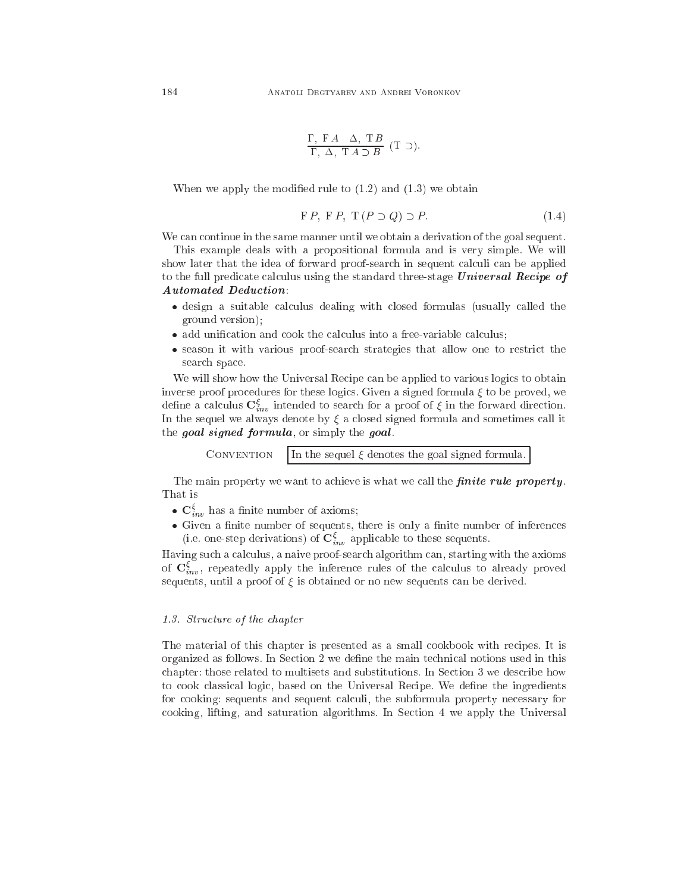$$\frac{\Gamma,\ \mathrm{F}\,A \quad \Delta,\ \mathrm{T}\,B}{\Gamma,\ \Delta,\ \mathrm{T}\,A \supset B}\ (\mathrm{T} \supset).$$

When we apply the modified rule to (1.2) and (1.3) we obtain

$$\mathrm{F}\,P,\ \mathrm{F}\,P,\ \mathrm{T}\,(P \supset Q) \supset P. \tag{1.4}$$

We can continue in the same manner until we obtain a derivation of the goal sequent.

This example deals with a propositional formula and is very simple. We will show later that the idea of forward proof-search in sequent calculi can be applied to the full predicate calculus using the standard three-stage ***Universal Recipe of Automated Deduction***:

- design a suitable calculus dealing with closed formulas (usually called the ground version);
- add unification and cook the calculus into a free-variable calculus;
- season it with various proof-search strategies that allow one to restrict the search space.

We will show how the Universal Recipe can be applied to various logics to obtain inverse proof procedures for these logics. Given a signed formula $\xi$ to be proved, we define a calculus $\mathbf{C}^{\xi}_{inv}$ intended to search for a proof of $\xi$ in the forward direction. In the sequel we always denote by $\xi$ a closed signed formula and sometimes call it the ***goal signed formula***, or simply the ***goal***.

CONVENTION: In the sequel $\xi$ denotes the goal signed formula.

The main property we want to achieve is what we call the ***finite rule property***. That is

- $\mathbf{C}^{\xi}_{inv}$ has a finite number of axioms;
- Given a finite number of sequents, there is only a finite number of inferences (i.e. one-step derivations) of $\mathbf{C}^{\xi}_{inv}$ applicable to these sequents.

Having such a calculus, a naive proof-search algorithm can, starting with the axioms of $\mathbf{C}^{\xi}_{inv}$, repeatedly apply the inference rules of the calculus to already proved sequents, until a proof of $\xi$ is obtained or no new sequents can be derived.

### *1.3. Structure of the chapter*

The material of this chapter is presented as a small cookbook with recipes. It is organized as follows. In Section 2 we define the main technical notions used in this chapter: those related to multisets and substitutions. In Section 3 we describe how to cook classical logic, based on the Universal Recipe. We define the ingredients for cooking: sequents and sequent calculi, the subformula property necessary for cooking, lifting, and saturation algorithms. In Section 4 we apply the Universal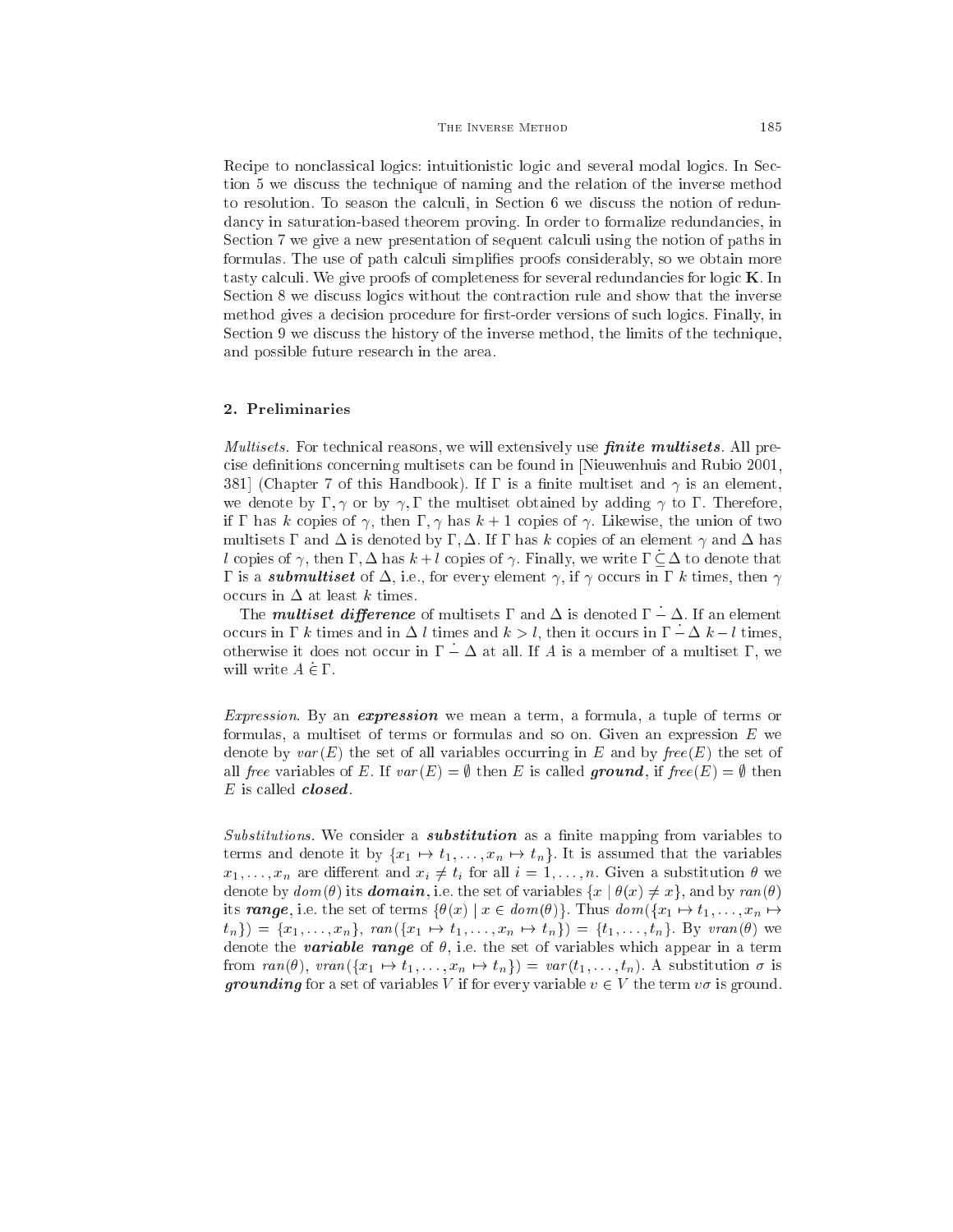Recipe to nonclassical logics: intuitionistic logic and several modal logics. In Section 5 we discuss the technique of naming and the relation of the inverse method to resolution. To season the calculi, in Section 6 we discuss the notion of redundancy in saturation-based theorem proving. In order to formalize redundancies, in Section 7 we give a new presentation of sequent calculi using the notion of paths in formulas. The use of path calculi simplifies proofs considerably, so we obtain more tasty calculi. We give proofs of completeness for several redundancies for logic **K**. In Section 8 we discuss logics without the contraction rule and show that the inverse method gives a decision procedure for first-order versions of such logics. Finally, in Section 9 we discuss the history of the inverse method, the limits of the technique, and possible future research in the area.

## 2. Preliminaries

*Multisets.* For technical reasons, we will extensively use ***finite multisets***. All precise definitions concerning multisets can be found in [Nieuwenhuis and Rubio 2001, 381] (Chapter 7 of this Handbook). If $\Gamma$ is a finite multiset and $\gamma$ is an element, we denote by $\Gamma, \gamma$ or by $\gamma, \Gamma$ the multiset obtained by adding $\gamma$ to $\Gamma$. Therefore, if $\Gamma$ has $k$ copies of $\gamma$, then $\Gamma, \gamma$ has $k+1$ copies of $\gamma$. Likewise, the union of two multisets $\Gamma$ and $\Delta$ is denoted by $\Gamma, \Delta$. If $\Gamma$ has $k$ copies of an element $\gamma$ and $\Delta$ has $l$ copies of $\gamma$, then $\Gamma, \Delta$ has $k+l$ copies of $\gamma$. Finally, we write $\Gamma \dot{\subseteq} \Delta$ to denote that $\Gamma$ is a ***submultiset*** of $\Delta$, i.e., for every element $\gamma$, if $\gamma$ occurs in $\Gamma$ $k$ times, then $\gamma$ occurs in $\Delta$ at least $k$ times.

The ***multiset difference*** of multisets $\Gamma$ and $\Delta$ is denoted $\Gamma \dot{-} \Delta$. If an element occurs in $\Gamma$ $k$ times and in $\Delta$ $l$ times and $k > l$, then it occurs in $\Gamma \dot{-} \Delta$ $k - l$ times, otherwise it does not occur in $\Gamma \dot{-} \Delta$ at all. If $A$ is a member of a multiset $\Gamma$, we will write $A \dot{\in} \Gamma$.

*Expression.* By an ***expression*** we mean a term, a formula, a tuple of terms or formulas, a multiset of terms or formulas and so on. Given an expression $E$ we denote by $var(E)$ the set of all variables occurring in $E$ and by $free(E)$ the set of all *free* variables of $E$. If $var(E) = \emptyset$ then $E$ is called ***ground***, if $free(E) = \emptyset$ then $E$ is called ***closed***.

*Substitutions.* We consider a ***substitution*** as a finite mapping from variables to terms and denote it by $\{x_1 \mapsto t_1, \ldots, x_n \mapsto t_n\}$. It is assumed that the variables $x_1, \ldots, x_n$ are different and $x_i \neq t_i$ for all $i = 1, \ldots, n$. Given a substitution $\theta$ we denote by $dom(\theta)$ its ***domain***, i.e. the set of variables $\{x \mid \theta(x) \neq x\}$, and by $ran(\theta)$ its ***range***, i.e. the set of terms $\{\theta(x) \mid x \in dom(\theta)\}$. Thus $dom(\{x_1 \mapsto t_1, \ldots, x_n \mapsto t_n\}) = \{x_1, \ldots, x_n\}$, $ran(\{x_1 \mapsto t_1, \ldots, x_n \mapsto t_n\}) = \{t_1, \ldots, t_n\}$. By $vran(\theta)$ we denote the ***variable range*** of $\theta$, i.e. the set of variables which appear in a term from $ran(\theta)$, $vran(\{x_1 \mapsto t_1, \ldots, x_n \mapsto t_n\}) = var(t_1, \ldots, t_n)$. A substitution $\sigma$ is ***grounding*** for a set of variables $V$ if for every variable $v \in V$ the term $v\sigma$ is ground.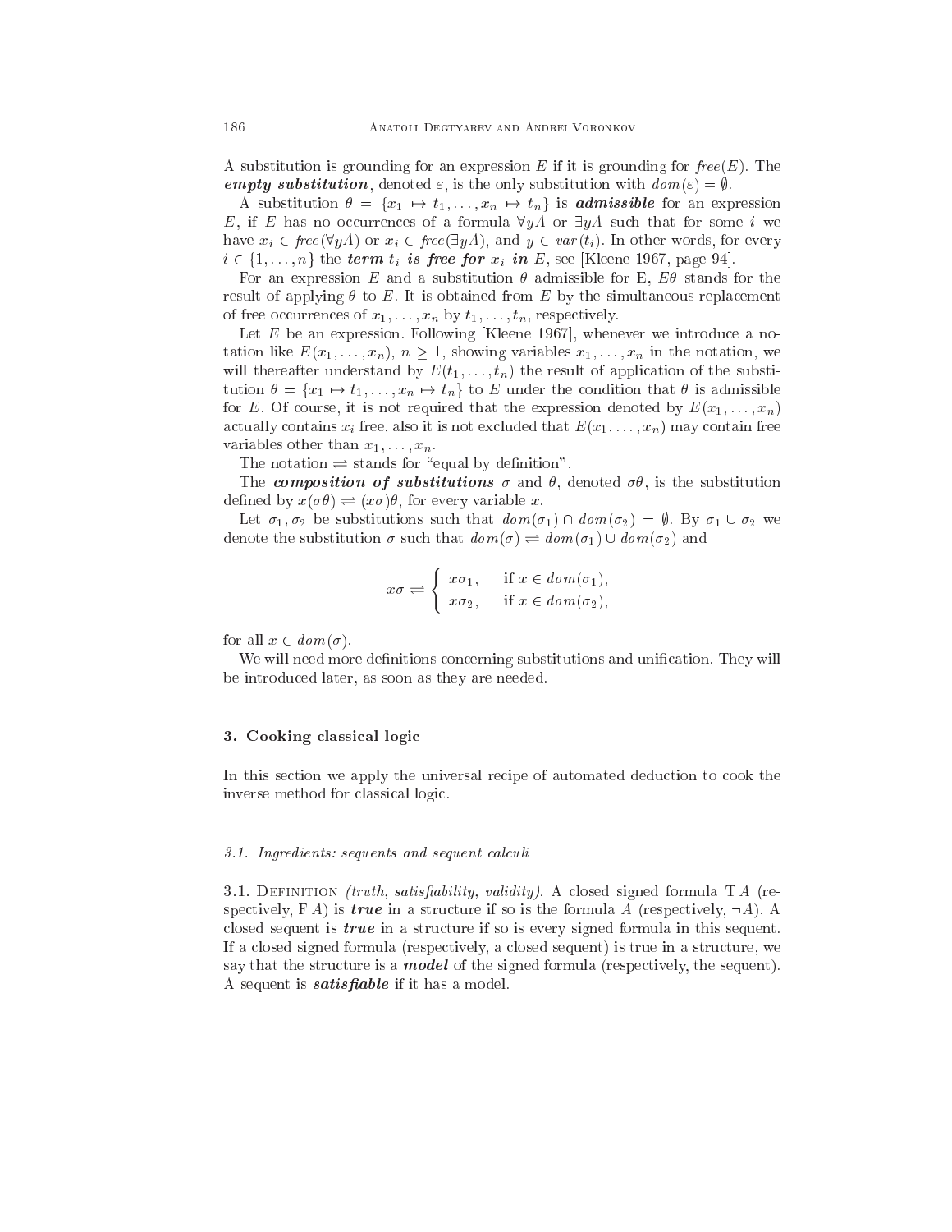A substitution is grounding for an expression $E$ if it is grounding for $free(E)$. The ***empty substitution***, denoted $\varepsilon$, is the only substitution with $dom(\varepsilon) = \emptyset$.

A substitution $\theta = \{x_1 \mapsto t_1, \ldots, x_n \mapsto t_n\}$ is ***admissible*** for an expression $E$, if $E$ has no occurrences of a formula $\forall y A$ or $\exists y A$ such that for some $i$ we have $x_i \in free(\forall y A)$ or $x_i \in free(\exists y A)$, and $y \in var(t_i)$. In other words, for every $i \in \{1, \ldots, n\}$ the ***term*** $t_i$ ***is free for*** $x_i$ ***in*** $E$, see [Kleene 1967, page 94].

For an expression $E$ and a substitution $\theta$ admissible for E, $E\theta$ stands for the result of applying $\theta$ to $E$. It is obtained from $E$ by the simultaneous replacement of free occurrences of $x_1, \ldots, x_n$ by $t_1, \ldots, t_n$, respectively.

Let $E$ be an expression. Following [Kleene 1967], whenever we introduce a notation like $E(x_1, \ldots, x_n)$, $n \geq 1$, showing variables $x_1, \ldots, x_n$ in the notation, we will thereafter understand by $E(t_1, \ldots, t_n)$ the result of application of the substitution $\theta = \{x_1 \mapsto t_1, \ldots, x_n \mapsto t_n\}$ to $E$ under the condition that $\theta$ is admissible for $E$. Of course, it is not required that the expression denoted by $E(x_1, \ldots, x_n)$ actually contains $x_i$ free, also it is not excluded that $E(x_1, \ldots, x_n)$ may contain free variables other than $x_1, \ldots, x_n$.

The notation $\rightleftharpoons$ stands for "equal by definition".

The ***composition of substitutions*** $\sigma$ and $\theta$, denoted $\sigma\theta$, is the substitution defined by $x(\sigma\theta) \rightleftharpoons (x\sigma)\theta$, for every variable $x$.

Let $\sigma_1, \sigma_2$ be substitutions such that $dom(\sigma_1) \cap dom(\sigma_2) = \emptyset$. By $\sigma_1 \cup \sigma_2$ we denote the substitution $\sigma$ such that $dom(\sigma) \rightleftharpoons dom(\sigma_1) \cup dom(\sigma_2)$ and

$$x\sigma \rightleftharpoons \begin{cases} x\sigma_1, & \text{if } x \in dom(\sigma_1), \\ x\sigma_2, & \text{if } x \in dom(\sigma_2), \end{cases}$$

for all $x \in dom(\sigma)$.

We will need more definitions concerning substitutions and unification. They will be introduced later, as soon as they are needed.

## 3. Cooking classical logic

In this section we apply the universal recipe of automated deduction to cook the inverse method for classical logic.

### 3.1. Ingredients: sequents and sequent calculi

3.1. DEFINITION *(truth, satisfiability, validity)*. A closed signed formula T $A$ (respectively, F $A$) is ***true*** in a structure if so is the formula $A$ (respectively, $\neg A$). A closed sequent is ***true*** in a structure if so is every signed formula in this sequent. If a closed signed formula (respectively, a closed sequent) is true in a structure, we say that the structure is a ***model*** of the signed formula (respectively, the sequent). A sequent is ***satisfiable*** if it has a model.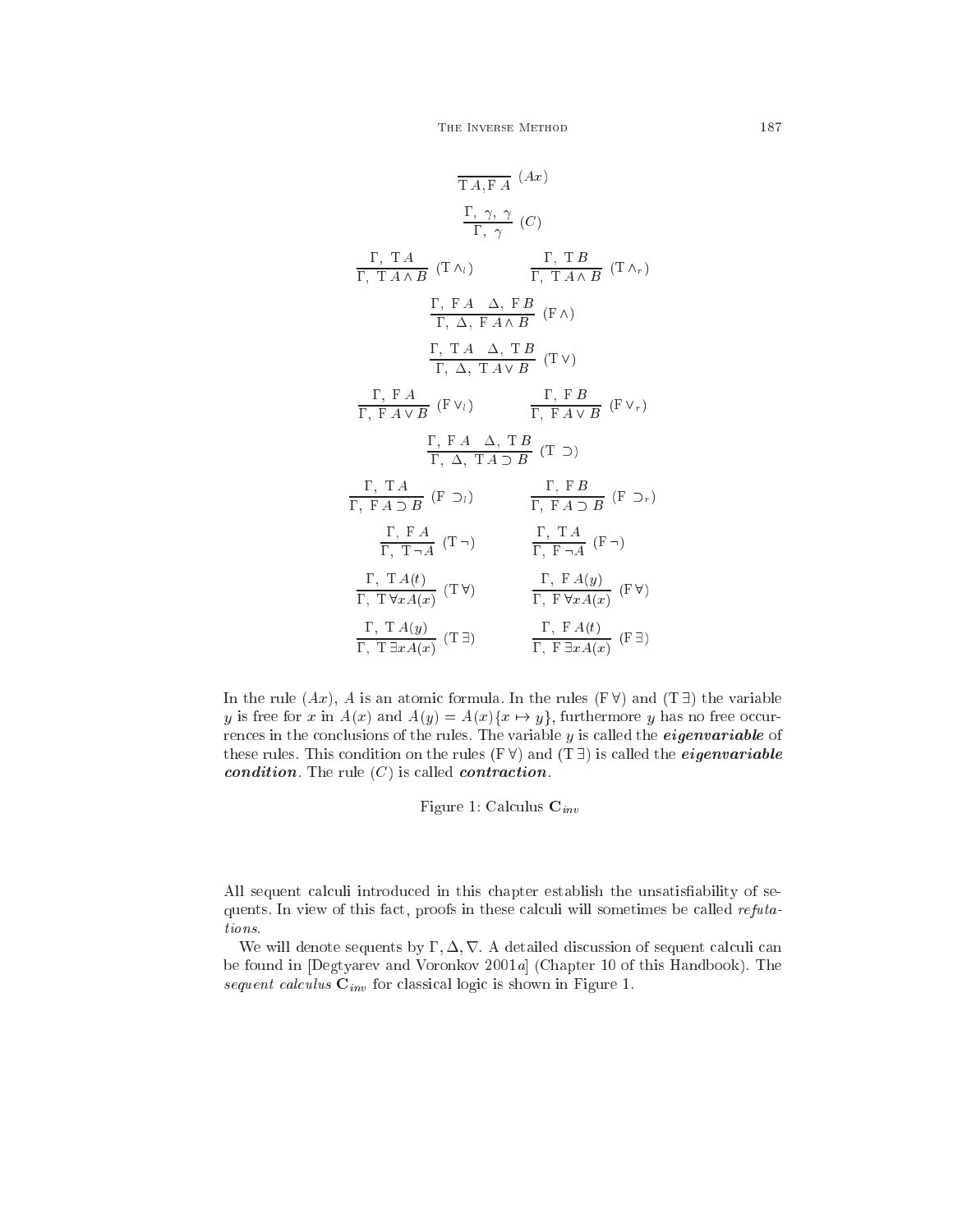$$\frac{}{\mathrm{T}\,A, \mathrm{F}\,A}\ (Ax)$$

$$\frac{\Gamma,\ \gamma,\ \gamma}{\Gamma,\ \gamma}\ (C)$$

$$\frac{\Gamma,\ \mathrm{T}\,A}{\Gamma,\ \mathrm{T}\,A \wedge B}\ (\mathrm{T}\wedge_l) \qquad \frac{\Gamma,\ \mathrm{T}\,B}{\Gamma,\ \mathrm{T}\,A \wedge B}\ (\mathrm{T}\wedge_r)$$

$$\frac{\Gamma,\ \mathrm{F}\,A \quad \Delta,\ \mathrm{F}\,B}{\Gamma,\ \Delta,\ \mathrm{F}\,A \wedge B}\ (\mathrm{F}\wedge)$$

$$\frac{\Gamma,\ \mathrm{T}\,A \quad \Delta,\ \mathrm{T}\,B}{\Gamma,\ \Delta,\ \mathrm{T}\,A \vee B}\ (\mathrm{T}\vee)$$

$$\frac{\Gamma,\ \mathrm{F}\,A}{\Gamma,\ \mathrm{F}\,A \vee B}\ (\mathrm{F}\vee_l) \qquad \frac{\Gamma,\ \mathrm{F}\,B}{\Gamma,\ \mathrm{F}\,A \vee B}\ (\mathrm{F}\vee_r)$$

$$\frac{\Gamma,\ \mathrm{F}\,A \quad \Delta,\ \mathrm{T}\,B}{\Gamma,\ \Delta,\ \mathrm{T}\,A \supset B}\ (\mathrm{T}\supset)$$

$$\frac{\Gamma,\ \mathrm{T}\,A}{\Gamma,\ \mathrm{F}\,A \supset B}\ (\mathrm{F}\supset_l) \qquad \frac{\Gamma,\ \mathrm{F}\,B}{\Gamma,\ \mathrm{F}\,A \supset B}\ (\mathrm{F}\supset_r)$$

$$\frac{\Gamma,\ \mathrm{F}\,A}{\Gamma,\ \mathrm{T}\,\neg A}\ (\mathrm{T}\neg) \qquad \frac{\Gamma,\ \mathrm{T}\,A}{\Gamma,\ \mathrm{F}\,\neg A}\ (\mathrm{F}\neg)$$

$$\frac{\Gamma,\ \mathrm{T}\,A(t)}{\Gamma,\ \mathrm{T}\,\forall x A(x)}\ (\mathrm{T}\forall) \qquad \frac{\Gamma,\ \mathrm{F}\,A(y)}{\Gamma,\ \mathrm{F}\,\forall x A(x)}\ (\mathrm{F}\forall)$$

$$\frac{\Gamma,\ \mathrm{T}\,A(y)}{\Gamma,\ \mathrm{T}\,\exists x A(x)}\ (\mathrm{T}\exists) \qquad \frac{\Gamma,\ \mathrm{F}\,A(t)}{\Gamma,\ \mathrm{F}\,\exists x A(x)}\ (\mathrm{F}\exists)$$

In the rule $(Ax)$, $A$ is an atomic formula. In the rules $(\mathrm{F}\,\forall)$ and $(\mathrm{T}\,\exists)$ the variable $y$ is free for $x$ in $A(x)$ and $A(y) = A(x)\{x \mapsto y\}$, furthermore $y$ has no free occurrences in the conclusions of the rules. The variable $y$ is called the ***eigenvariable*** of these rules. This condition on the rules $(\mathrm{F}\,\forall)$ and $(\mathrm{T}\,\exists)$ is called the ***eigenvariable condition***. The rule $(C)$ is called ***contraction***.

Figure 1: Calculus $\mathbf{C}_{inv}$

All sequent calculi introduced in this chapter establish the unsatisfiability of sequents. In view of this fact, proofs in these calculi will sometimes be called *refutations*.

We will denote sequents by $\Gamma, \Delta, \nabla$. A detailed discussion of sequent calculi can be found in [Degtyarev and Voronkov 2001*a*] (Chapter 10 of this Handbook). The *sequent calculus* $\mathbf{C}_{inv}$ for classical logic is shown in Figure 1.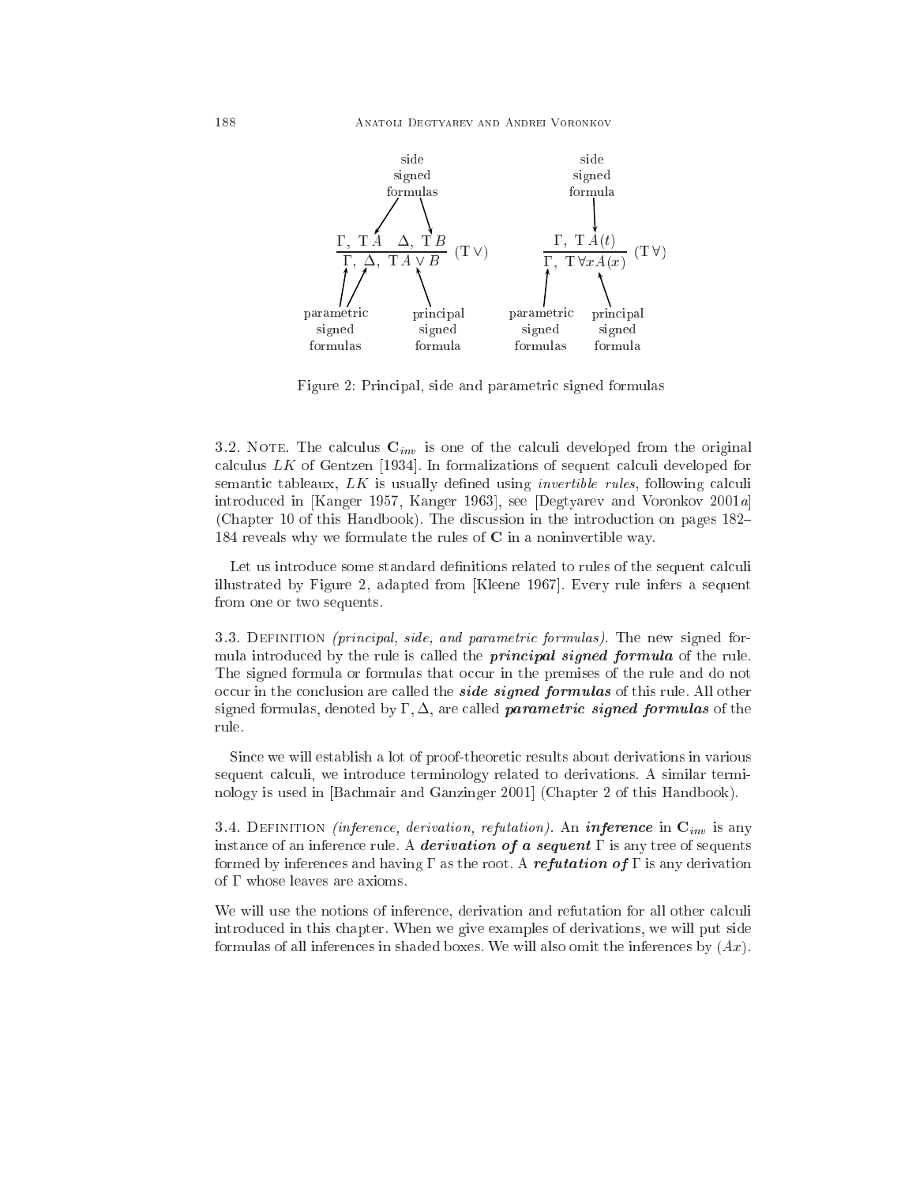$$\frac{\Gamma,\ \mathrm{T}\,A \quad \Delta,\ \mathrm{T}\,B}{\Gamma,\ \Delta,\ \mathrm{T}\,A \vee B}\ (\mathrm{T}\vee) \qquad\qquad \frac{\Gamma,\ \mathrm{T}\,A(t)}{\Gamma,\ \mathrm{T}\,\forall x A(x)}\ (\mathrm{T}\forall)$$

(In $(\mathrm{T}\vee)$: side signed formulas: $\mathrm{T}\,A$, $\mathrm{T}\,B$; parametric signed formulas: $\Gamma, \Delta$; principal signed formula: $\mathrm{T}\,A \vee B$. In $(\mathrm{T}\forall)$: side signed formula: $\mathrm{T}\,A(t)$; parametric signed formulas: $\Gamma$; principal signed formula: $\mathrm{T}\,\forall x A(x)$.)

Figure 2: Principal, side and parametric signed formulas

3.2. Note. The calculus $\mathbf{C}_{inv}$ is one of the calculi developed from the original calculus $LK$ of Gentzen [1934]. In formalizations of sequent calculi developed for semantic tableaux, $LK$ is usually defined using *invertible rules*, following calculi introduced in [Kanger 1957, Kanger 1963], see [Degtyarev and Voronkov 2001*a*] (Chapter 10 of this Handbook). The discussion in the introduction on pages 182–184 reveals why we formulate the rules of $\mathbf{C}$ in a noninvertible way.

Let us introduce some standard definitions related to rules of the sequent calculi illustrated by Figure 2, adapted from [Kleene 1967]. Every rule infers a sequent from one or two sequents.

3.3. Definition *(principal, side, and parametric formulas)*. The new signed formula introduced by the rule is called the ***principal signed formula*** of the rule. The signed formula or formulas that occur in the premises of the rule and do not occur in the conclusion are called the ***side signed formulas*** of this rule. All other signed formulas, denoted by $\Gamma, \Delta$, are called ***parametric signed formulas*** of the rule.

Since we will establish a lot of proof-theoretic results about derivations in various sequent calculi, we introduce terminology related to derivations. A similar terminology is used in [Bachmair and Ganzinger 2001] (Chapter 2 of this Handbook).

3.4. Definition *(inference, derivation, refutation)*. An ***inference*** in $\mathbf{C}_{inv}$ is any instance of an inference rule. A ***derivation of a sequent*** $\Gamma$ is any tree of sequents formed by inferences and having $\Gamma$ as the root. A ***refutation of*** $\Gamma$ is any derivation of $\Gamma$ whose leaves are axioms.

We will use the notions of inference, derivation and refutation for all other calculi introduced in this chapter. When we give examples of derivations, we will put side formulas of all inferences in shaded boxes. We will also omit the inferences by $(Ax)$.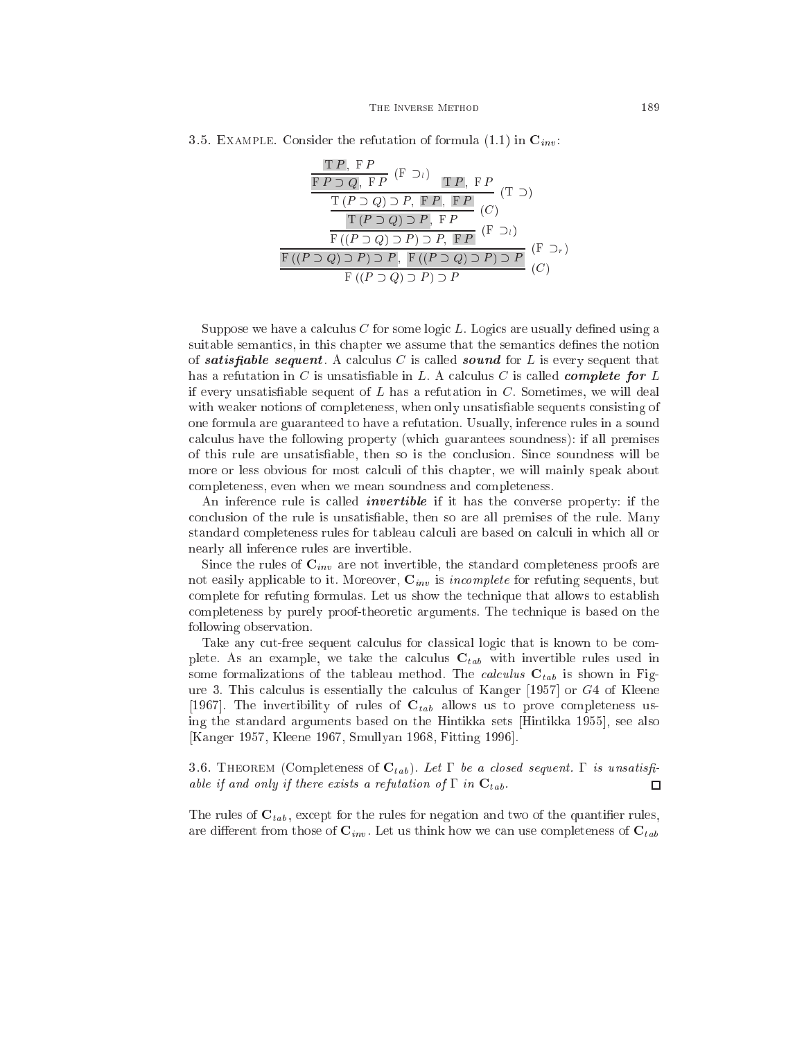3.5. Example. Consider the refutation of formula (1.1) in $\mathbf{C}_{inv}$:

$$
\dfrac{\dfrac{\dfrac{\dfrac{\dfrac{\mathrm{T}\,P,\ \mathrm{F}\,P}{\mathrm{F}\,P \supset Q,\ \mathrm{F}\,P}\ (\mathrm{F} \supset_l) \qquad \mathrm{T}\,P,\ \mathrm{F}\,P}{\mathrm{T}\,(P \supset Q) \supset P,\ \mathrm{F}\,P,\ \mathrm{F}\,P}\ (\mathrm{T} \supset)}{\mathrm{T}\,(P \supset Q) \supset P,\ \mathrm{F}\,P}\ (C)}{\mathrm{F}\,((P \supset Q) \supset P) \supset P,\ \mathrm{F}\,P}\ (\mathrm{F} \supset_l)}{\mathrm{F}\,((P \supset Q) \supset P) \supset P,\ \mathrm{F}\,((P \supset Q) \supset P) \supset P}\ (\mathrm{F} \supset_r)
$$

$$
\dfrac{\mathrm{F}\,((P \supset Q) \supset P) \supset P,\ \mathrm{F}\,((P \supset Q) \supset P) \supset P}{\mathrm{F}\,((P \supset Q) \supset P) \supset P}\ (C)
$$

Suppose we have a calculus $C$ for some logic $L$. Logics are usually defined using a suitable semantics, in this chapter we assume that the semantics defines the notion of ***satisfiable sequent***. A calculus $C$ is called ***sound*** for $L$ is every sequent that has a refutation in $C$ is unsatisfiable in $L$. A calculus $C$ is called ***complete for*** $L$ if every unsatisfiable sequent of $L$ has a refutation in $C$. Sometimes, we will deal with weaker notions of completeness, when only unsatisfiable sequents consisting of one formula are guaranteed to have a refutation. Usually, inference rules in a sound calculus have the following property (which guarantees soundness): if all premises of this rule are unsatisfiable, then so is the conclusion. Since soundness will be more or less obvious for most calculi of this chapter, we will mainly speak about completeness, even when we mean soundness and completeness.

An inference rule is called ***invertible*** if it has the converse property: if the conclusion of the rule is unsatisfiable, then so are all premises of the rule. Many standard completeness rules for tableau calculi are based on calculi in which all or nearly all inference rules are invertible.

Since the rules of $\mathbf{C}_{inv}$ are not invertible, the standard completeness proofs are not easily applicable to it. Moreover, $\mathbf{C}_{inv}$ is *incomplete* for refuting sequents, but complete for refuting formulas. Let us show the technique that allows to establish completeness by purely proof-theoretic arguments. The technique is based on the following observation.

Take any cut-free sequent calculus for classical logic that is known to be complete. As an example, we take the calculus $\mathbf{C}_{tab}$ with invertible rules used in some formalizations of the tableau method. The *calculus* $\mathbf{C}_{tab}$ is shown in Figure 3. This calculus is essentially the calculus of Kanger [1957] or $G4$ of Kleene [1967]. The invertibility of rules of $\mathbf{C}_{tab}$ allows us to prove completeness using the standard arguments based on the Hintikka sets [Hintikka 1955], see also [Kanger 1957, Kleene 1967, Smullyan 1968, Fitting 1996].

3.6. Theorem (Completeness of $\mathbf{C}_{tab}$). *Let $\Gamma$ be a closed sequent. $\Gamma$ is unsatisfiable if and only if there exists a refutation of $\Gamma$ in $\mathbf{C}_{tab}$.* □

The rules of $\mathbf{C}_{tab}$, except for the rules for negation and two of the quantifier rules, are different from those of $\mathbf{C}_{inv}$. Let us think how we can use completeness of $\mathbf{C}_{tab}$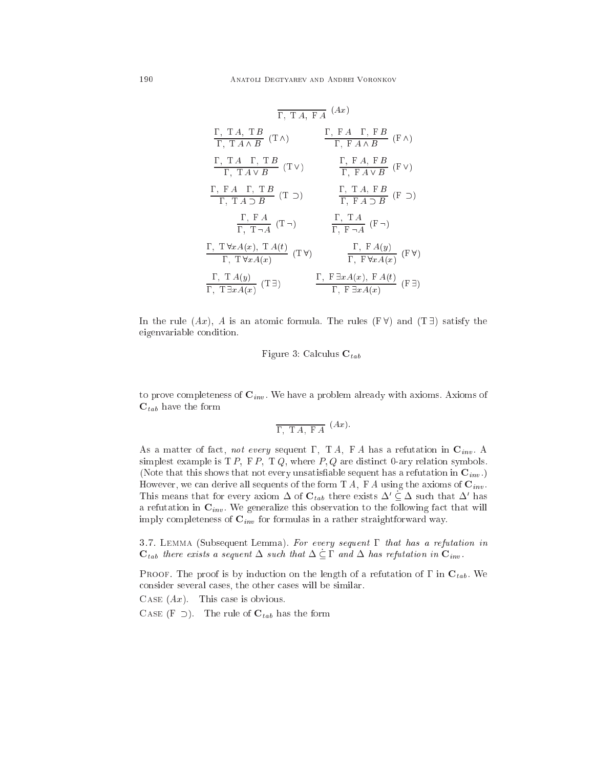$$\frac{}{\Gamma,\ \mathrm{T}\,A,\ \mathrm{F}\,A}\ (Ax)$$

$$\frac{\Gamma,\ \mathrm{T}\,A,\ \mathrm{T}\,B}{\Gamma,\ \mathrm{T}\,A \wedge B}\ (\mathrm{T}\wedge) \qquad \frac{\Gamma,\ \mathrm{F}\,A \quad \Gamma,\ \mathrm{F}\,B}{\Gamma,\ \mathrm{F}\,A \wedge B}\ (\mathrm{F}\wedge)$$

$$\frac{\Gamma,\ \mathrm{T}\,A \quad \Gamma,\ \mathrm{T}\,B}{\Gamma,\ \mathrm{T}\,A \vee B}\ (\mathrm{T}\vee) \qquad \frac{\Gamma,\ \mathrm{F}\,A,\ \mathrm{F}\,B}{\Gamma,\ \mathrm{F}\,A \vee B}\ (\mathrm{F}\vee)$$

$$\frac{\Gamma,\ \mathrm{F}\,A \quad \Gamma,\ \mathrm{T}\,B}{\Gamma,\ \mathrm{T}\,A \supset B}\ (\mathrm{T}\supset) \qquad \frac{\Gamma,\ \mathrm{T}\,A,\ \mathrm{F}\,B}{\Gamma,\ \mathrm{F}\,A \supset B}\ (\mathrm{F}\supset)$$

$$\frac{\Gamma,\ \mathrm{F}\,A}{\Gamma,\ \mathrm{T}\,\neg A}\ (\mathrm{T}\neg) \qquad \frac{\Gamma,\ \mathrm{T}\,A}{\Gamma,\ \mathrm{F}\,\neg A}\ (\mathrm{F}\neg)$$

$$\frac{\Gamma,\ \mathrm{T}\,\forall x A(x),\ \mathrm{T}\,A(t)}{\Gamma,\ \mathrm{T}\,\forall x A(x)}\ (\mathrm{T}\forall) \qquad \frac{\Gamma,\ \mathrm{F}\,A(y)}{\Gamma,\ \mathrm{F}\,\forall x A(x)}\ (\mathrm{F}\forall)$$

$$\frac{\Gamma,\ \mathrm{T}\,A(y)}{\Gamma,\ \mathrm{T}\,\exists x A(x)}\ (\mathrm{T}\exists) \qquad \frac{\Gamma,\ \mathrm{F}\,\exists x A(x),\ \mathrm{F}\,A(t)}{\Gamma,\ \mathrm{F}\,\exists x A(x)}\ (\mathrm{F}\exists)$$

In the rule $(Ax)$, $A$ is an atomic formula. The rules $(\mathrm{F}\,\forall)$ and $(\mathrm{T}\,\exists)$ satisfy the eigenvariable condition.

Figure 3: Calculus $\mathbf{C}_{tab}$

to prove completeness of $\mathbf{C}_{inv}$. We have a problem already with axioms. Axioms of $\mathbf{C}_{tab}$ have the form

$$\frac{}{\Gamma,\ \mathrm{T}\,A,\ \mathrm{F}\,A}\ (Ax).$$

As a matter of fact, *not every* sequent $\Gamma,\ \mathrm{T}\,A,\ \mathrm{F}\,A$ has a refutation in $\mathbf{C}_{inv}$. A simplest example is $\mathrm{T}\,P,\ \mathrm{F}\,P,\ \mathrm{T}\,Q$, where $P, Q$ are distinct 0-ary relation symbols. (Note that this shows that not every unsatisfiable sequent has a refutation in $\mathbf{C}_{inv}$.) However, we can derive all sequents of the form $\mathrm{T}\,A,\ \mathrm{F}\,A$ using the axioms of $\mathbf{C}_{inv}$. This means that for every axiom $\Delta$ of $\mathbf{C}_{tab}$ there exists $\Delta' \dot{\subseteq} \Delta$ such that $\Delta'$ has a refutation in $\mathbf{C}_{inv}$. We generalize this observation to the following fact that will imply completeness of $\mathbf{C}_{inv}$ for formulas in a rather straightforward way.

3.7. Lemma (Subsequent Lemma). *For every sequent $\Gamma$ that has a refutation in $\mathbf{C}_{tab}$ there exists a sequent $\Delta$ such that $\Delta \dot{\subseteq} \Gamma$ and $\Delta$ has refutation in $\mathbf{C}_{inv}$.*

Proof. The proof is by induction on the length of a refutation of $\Gamma$ in $\mathbf{C}_{tab}$. We consider several cases, the other cases will be similar.

Case $(Ax)$. This case is obvious.

Case $(\mathrm{F}\ \supset)$. The rule of $\mathbf{C}_{tab}$ has the form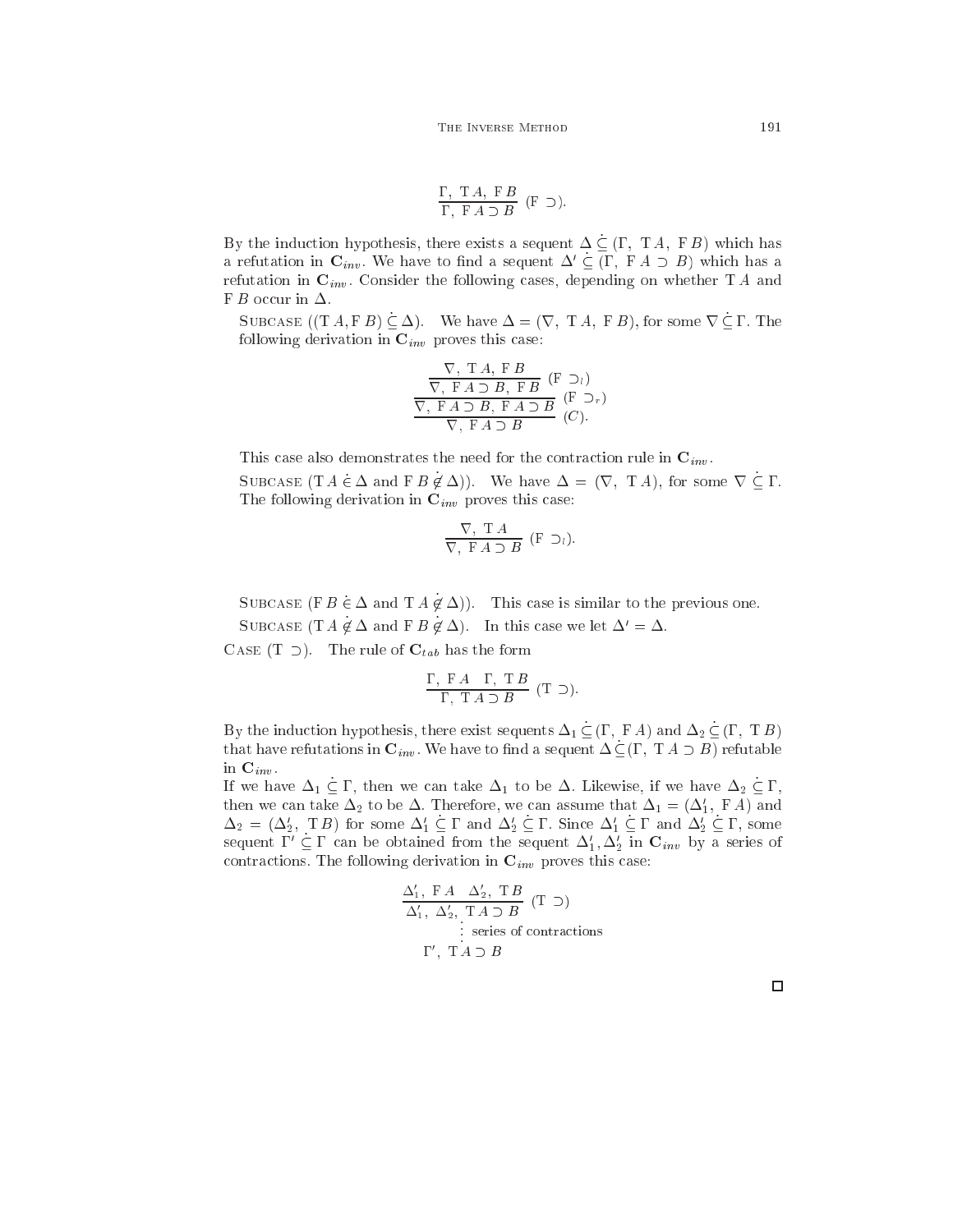$$\frac{\Gamma,\ \mathrm{T}\,A,\ \mathrm{F}\,B}{\Gamma,\ \mathrm{F}\,A \supset B}\ (\mathrm{F} \supset).$$

By the induction hypothesis, there exists a sequent $\Delta \mathrel{\dot{\subseteq}} (\Gamma,\ \mathrm{T}\,A,\ \mathrm{F}\,B)$ which has a refutation in $\mathbf{C}_{inv}$. We have to find a sequent $\Delta' \mathrel{\dot{\subseteq}} (\Gamma,\ \mathrm{F}\,A \supset B)$ which has a refutation in $\mathbf{C}_{inv}$. Consider the following cases, depending on whether $\mathrm{T}\,A$ and $\mathrm{F}\,B$ occur in $\Delta$.

Subcase $((\mathrm{T}\,A, \mathrm{F}\,B) \mathrel{\dot{\subseteq}} \Delta)$. We have $\Delta = (\nabla,\ \mathrm{T}\,A,\ \mathrm{F}\,B)$, for some $\nabla \mathrel{\dot{\subseteq}} \Gamma$. The following derivation in $\mathbf{C}_{inv}$ proves this case:

$$\cfrac{\cfrac{\cfrac{\nabla,\ \mathrm{T}\,A,\ \mathrm{F}\,B}{\nabla,\ \mathrm{F}\,A \supset B,\ \mathrm{F}\,B}\ (\mathrm{F} \supset_l)}{\nabla,\ \mathrm{F}\,A \supset B,\ \mathrm{F}\,A \supset B}\ (\mathrm{F} \supset_r)}{\nabla,\ \mathrm{F}\,A \supset B}\ (C).$$

This case also demonstrates the need for the contraction rule in $\mathbf{C}_{inv}$.

Subcase ($\mathrm{T}\,A \mathrel{\dot{\in}} \Delta$ and $\mathrm{F}\,B \mathrel{\dot{\notin}} \Delta$)). We have $\Delta = (\nabla,\ \mathrm{T}\,A)$, for some $\nabla \mathrel{\dot{\subseteq}} \Gamma$. The following derivation in $\mathbf{C}_{inv}$ proves this case:

$$\frac{\nabla,\ \mathrm{T}\,A}{\nabla,\ \mathrm{F}\,A \supset B}\ (\mathrm{F} \supset_l).$$

Subcase ($\mathrm{F}\,B \mathrel{\dot{\in}} \Delta$ and $\mathrm{T}\,A \mathrel{\dot{\notin}} \Delta$)). This case is similar to the previous one.

Subcase ($\mathrm{T}\,A \mathrel{\dot{\notin}} \Delta$ and $\mathrm{F}\,B \mathrel{\dot{\notin}} \Delta$). In this case we let $\Delta' = \Delta$.

Case $(\mathrm{T} \supset)$. The rule of $\mathbf{C}_{tab}$ has the form

$$\frac{\Gamma,\ \mathrm{F}\,A \quad \Gamma,\ \mathrm{T}\,B}{\Gamma,\ \mathrm{T}\,A \supset B}\ (\mathrm{T} \supset).$$

By the induction hypothesis, there exist sequents $\Delta_1 \mathrel{\dot{\subseteq}} (\Gamma,\ \mathrm{F}\,A)$ and $\Delta_2 \mathrel{\dot{\subseteq}} (\Gamma,\ \mathrm{T}\,B)$ that have refutations in $\mathbf{C}_{inv}$. We have to find a sequent $\Delta \mathrel{\dot{\subseteq}} (\Gamma,\ \mathrm{T}\,A \supset B)$ refutable in $\mathbf{C}_{inv}$.

If we have $\Delta_1 \mathrel{\dot{\subseteq}} \Gamma$, then we can take $\Delta_1$ to be $\Delta$. Likewise, if we have $\Delta_2 \mathrel{\dot{\subseteq}} \Gamma$, then we can take $\Delta_2$ to be $\Delta$. Therefore, we can assume that $\Delta_1 = (\Delta_1',\ \mathrm{F}\,A)$ and $\Delta_2 = (\Delta_2',\ \mathrm{T}\,B)$ for some $\Delta_1' \mathrel{\dot{\subseteq}} \Gamma$ and $\Delta_2' \mathrel{\dot{\subseteq}} \Gamma$. Since $\Delta_1' \mathrel{\dot{\subseteq}} \Gamma$ and $\Delta_2' \mathrel{\dot{\subseteq}} \Gamma$, some sequent $\Gamma' \mathrel{\dot{\subseteq}} \Gamma$ can be obtained from the sequent $\Delta_1', \Delta_2'$ in $\mathbf{C}_{inv}$ by a series of contractions. The following derivation in $\mathbf{C}_{inv}$ proves this case:

$$\begin{array}{c}
\dfrac{\Delta_1',\ \mathrm{F}\,A \quad \Delta_2',\ \mathrm{T}\,B}{\Delta_1',\ \Delta_2',\ \mathrm{T}\,A \supset B}\ (\mathrm{T} \supset) \\
\vdots\ \text{series of contractions} \\
\Gamma',\ \mathrm{T}\,A \supset B
\end{array}$$

□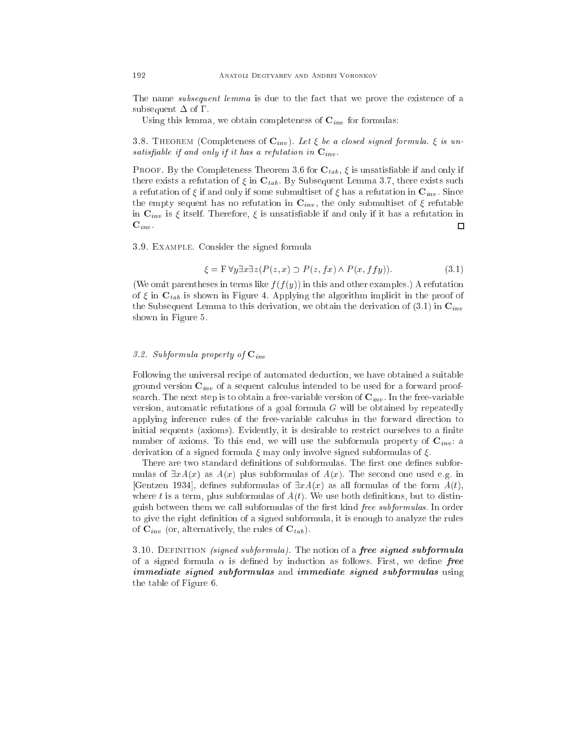The name *subsequent lemma* is due to the fact that we prove the existence of a subsequent $\Delta$ of $\Gamma$.

Using this lemma, we obtain completeness of $\mathbf{C}_{inv}$ for formulas:

3.8. THEOREM (Completeness of $\mathbf{C}_{inv}$). *Let $\xi$ be a closed signed formula. $\xi$ is unsatisfiable if and only if it has a refutation in $\mathbf{C}_{inv}$.*

PROOF. By the Completeness Theorem 3.6 for $\mathbf{C}_{tab}$, $\xi$ is unsatisfiable if and only if there exists a refutation of $\xi$ in $\mathbf{C}_{tab}$. By Subsequent Lemma 3.7, there exists such a refutation of $\xi$ if and only if some submultiset of $\xi$ has a refutation in $\mathbf{C}_{inv}$. Since the empty sequent has no refutation in $\mathbf{C}_{inv}$, the only submultiset of $\xi$ refutable in $\mathbf{C}_{inv}$ is $\xi$ itself. Therefore, $\xi$ is unsatisfiable if and only if it has a refutation in $\mathbf{C}_{inv}$. □

3.9. EXAMPLE. Consider the signed formula

$$\xi = \mathrm{F}\, \forall y \exists x \exists z (P(z,x) \supset P(z, fx) \wedge P(x, ffy)). \tag{3.1}$$

(We omit parentheses in terms like $f(f(y))$ in this and other examples.) A refutation of $\xi$ in $\mathbf{C}_{tab}$ is shown in Figure 4. Applying the algorithm implicit in the proof of the Subsequent Lemma to this derivation, we obtain the derivation of (3.1) in $\mathbf{C}_{inv}$ shown in Figure 5.

### 3.2. Subformula property of $\mathbf{C}_{inv}$

Following the universal recipe of automated deduction, we have obtained a suitable ground version $\mathbf{C}_{inv}$ of a sequent calculus intended to be used for a forward proof-search. The next step is to obtain a free-variable version of $\mathbf{C}_{inv}$. In the free-variable version, automatic refutations of a goal formula $G$ will be obtained by repeatedly applying inference rules of the free-variable calculus in the forward direction to initial sequents (axioms). Evidently, it is desirable to restrict ourselves to a finite number of axioms. To this end, we will use the subformula property of $\mathbf{C}_{inv}$: a derivation of a signed formula $\xi$ may only involve signed subformulas of $\xi$.

There are two standard definitions of subformulas. The first one defines subformulas of $\exists x A(x)$ as $A(x)$ plus subformulas of $A(x)$. The second one used e.g. in [Gentzen 1934], defines subformulas of $\exists x A(x)$ as all formulas of the form $A(t)$, where $t$ is a term, plus subformulas of $A(t)$. We use both definitions, but to distinguish between them we call subformulas of the first kind *free subformulas*. In order to give the right definition of a signed subformula, it is enough to analyze the rules of $\mathbf{C}_{inv}$ (or, alternatively, the rules of $\mathbf{C}_{tab}$).

3.10. DEFINITION *(signed subformula)*. The notion of a ***free signed subformula*** of a signed formula $\alpha$ is defined by induction as follows. First, we define ***free immediate signed subformulas*** and ***immediate signed subformulas*** using the table of Figure 6.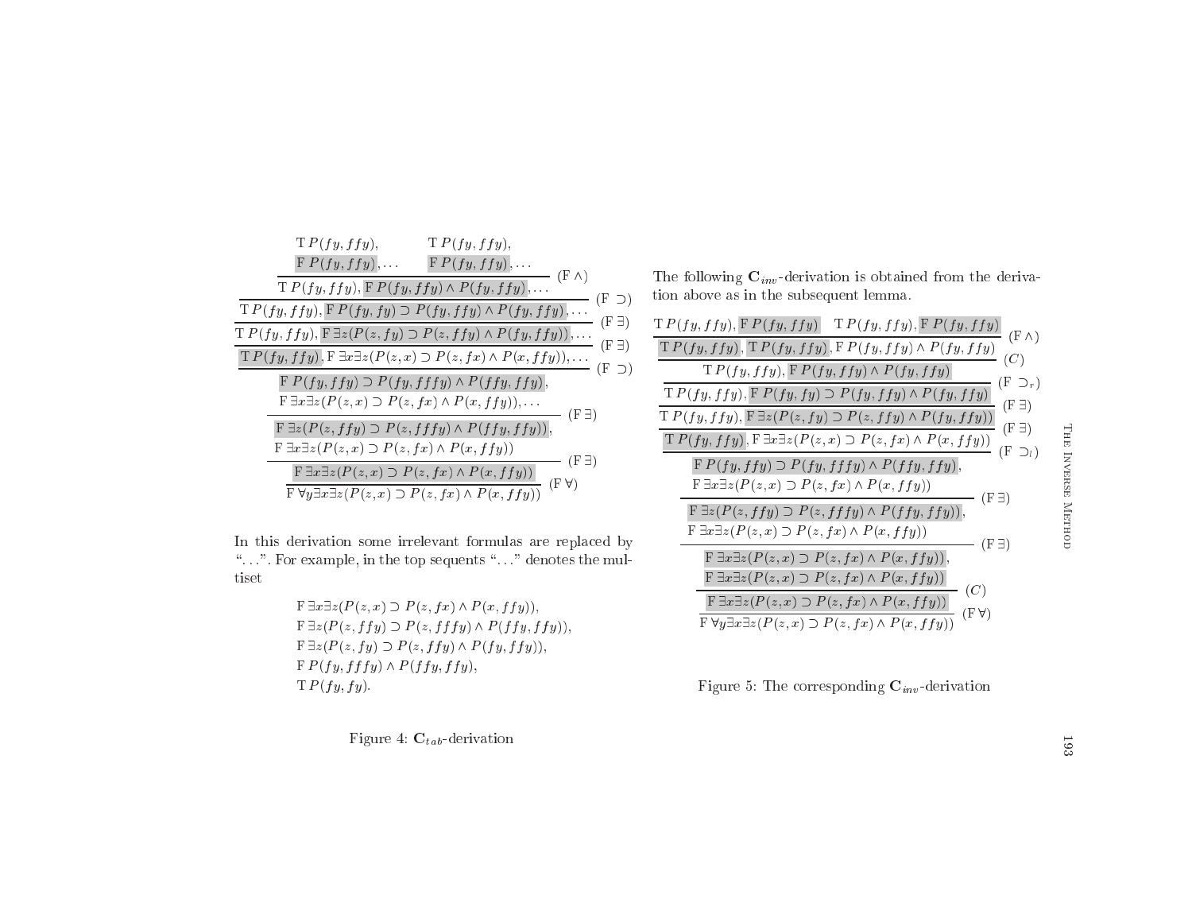$$
\dfrac{\dfrac{\dfrac{\dfrac{\dfrac{\begin{matrix}\mathrm{T}\,P(fy,ffy), \\ \mathrm{F}\,P(fy,ffy),\ldots\end{matrix} \qquad \begin{matrix}\mathrm{T}\,P(fy,ffy), \\ \mathrm{F}\,P(fy,ffy),\ldots\end{matrix}}{\mathrm{T}\,P(fy,ffy), \mathrm{F}\,P(fy,ffy)\wedge P(fy,ffy),\ldots}\,(\mathrm{F}\wedge)}{\mathrm{T}\,P(fy,ffy), \mathrm{F}\,P(fy,fy)\supset P(fy,ffy)\wedge P(fy,ffy),\ldots}\,(\mathrm{F}\supset)}{\mathrm{T}\,P(fy,ffy), \mathrm{F}\,\exists z(P(z,fy)\supset P(z,ffy)\wedge P(fy,ffy)),\ldots}\,(\mathrm{F}\,\exists)}{\mathrm{T}\,P(fy,ffy), \mathrm{F}\,\exists x\exists z(P(z,x)\supset P(z,fx)\wedge P(x,ffy)),\ldots}\,(\mathrm{F}\,\exists)}{\dfrac{\begin{matrix}\mathrm{F}\,P(fy,ffy)\supset P(fy,fffy)\wedge P(ffy,ffy), \\ \mathrm{F}\,\exists x\exists z(P(z,x)\supset P(z,fx)\wedge P(x,ffy)),\ldots\end{matrix}}{\dfrac{\begin{matrix}\mathrm{F}\,\exists z(P(z,ffy)\supset P(z,fffy)\wedge P(ffy,ffy)), \\ \mathrm{F}\,\exists x\exists z(P(z,x)\supset P(z,fx)\wedge P(x,ffy))\end{matrix}}{\dfrac{\mathrm{F}\,\exists x\exists z(P(z,x)\supset P(z,fx)\wedge P(x,ffy))}{\mathrm{F}\,\forall y\exists x\exists z(P(z,x)\supset P(z,fx)\wedge P(x,ffy))}\,(\mathrm{F}\,\forall)}\,(\mathrm{F}\,\exists)}\,(\mathrm{F}\,\exists)}\,(\mathrm{F}\supset)
$$

In this derivation some irrelevant formulas are replaced by "...". For example, in the top sequents "..." denotes the multiset

$$
\begin{array}{l}
\mathrm{F}\,\exists x\exists z(P(z,x)\supset P(z,fx)\wedge P(x,ffy)),\\
\mathrm{F}\,\exists z(P(z,ffy)\supset P(z,fffy)\wedge P(ffy,ffy)),\\
\mathrm{F}\,\exists z(P(z,fy)\supset P(z,ffy)\wedge P(fy,ffy)),\\
\mathrm{F}\,P(fy,fffy)\wedge P(ffy,ffy),\\
\mathrm{T}\,P(fy,fy).
\end{array}
$$

Figure 4: $\mathbf{C}_{tab}$-derivation

The following $\mathbf{C}_{inv}$-derivation is obtained from the derivation above as in the subsequent lemma.

$$
\dfrac{\dfrac{\dfrac{\dfrac{\dfrac{\dfrac{\mathrm{T}\,P(fy,ffy), \mathrm{F}\,P(fy,ffy) \qquad \mathrm{T}\,P(fy,ffy), \mathrm{F}\,P(fy,ffy)}{\mathrm{T}\,P(fy,ffy), \mathrm{T}\,P(fy,ffy), \mathrm{F}\,P(fy,ffy)\wedge P(fy,ffy)}\,(\mathrm{F}\wedge)}{\mathrm{T}\,P(fy,ffy), \mathrm{F}\,P(fy,ffy)\wedge P(fy,ffy)}\,(C)}{\mathrm{T}\,P(fy,ffy), \mathrm{F}\,P(fy,fy)\supset P(fy,ffy)\wedge P(fy,ffy)}\,(\mathrm{F}\supset_r)}{\mathrm{T}\,P(fy,ffy), \mathrm{F}\,\exists z(P(z,fy)\supset P(z,ffy)\wedge P(fy,ffy))}\,(\mathrm{F}\,\exists)}{\mathrm{T}\,P(fy,ffy), \mathrm{F}\,\exists x\exists z(P(z,x)\supset P(z,fx)\wedge P(x,ffy))}\,(\mathrm{F}\,\exists)}{\dfrac{\begin{matrix}\mathrm{F}\,P(fy,ffy)\supset P(fy,fffy)\wedge P(ffy,ffy), \\ \mathrm{F}\,\exists x\exists z(P(z,x)\supset P(z,fx)\wedge P(x,ffy))\end{matrix}}{\dfrac{\begin{matrix}\mathrm{F}\,\exists z(P(z,ffy)\supset P(z,fffy)\wedge P(ffy,ffy)), \\ \mathrm{F}\,\exists x\exists z(P(z,x)\supset P(z,fx)\wedge P(x,ffy))\end{matrix}}{\dfrac{\begin{matrix}\mathrm{F}\,\exists x\exists z(P(z,x)\supset P(z,fx)\wedge P(x,ffy)), \\ \mathrm{F}\,\exists x\exists z(P(z,x)\supset P(z,fx)\wedge P(x,ffy))\end{matrix}}{\dfrac{\mathrm{F}\,\exists x\exists z(P(z,x)\supset P(z,fx)\wedge P(x,ffy))}{\mathrm{F}\,\forall y\exists x\exists z(P(z,x)\supset P(z,fx)\wedge P(x,ffy))}\,(\mathrm{F}\,\forall)}\,(C)}\,(\mathrm{F}\,\exists)}\,(\mathrm{F}\,\exists)}\,(\mathrm{F}\supset_l)
$$

Figure 5: The corresponding $\mathbf{C}_{inv}$-derivation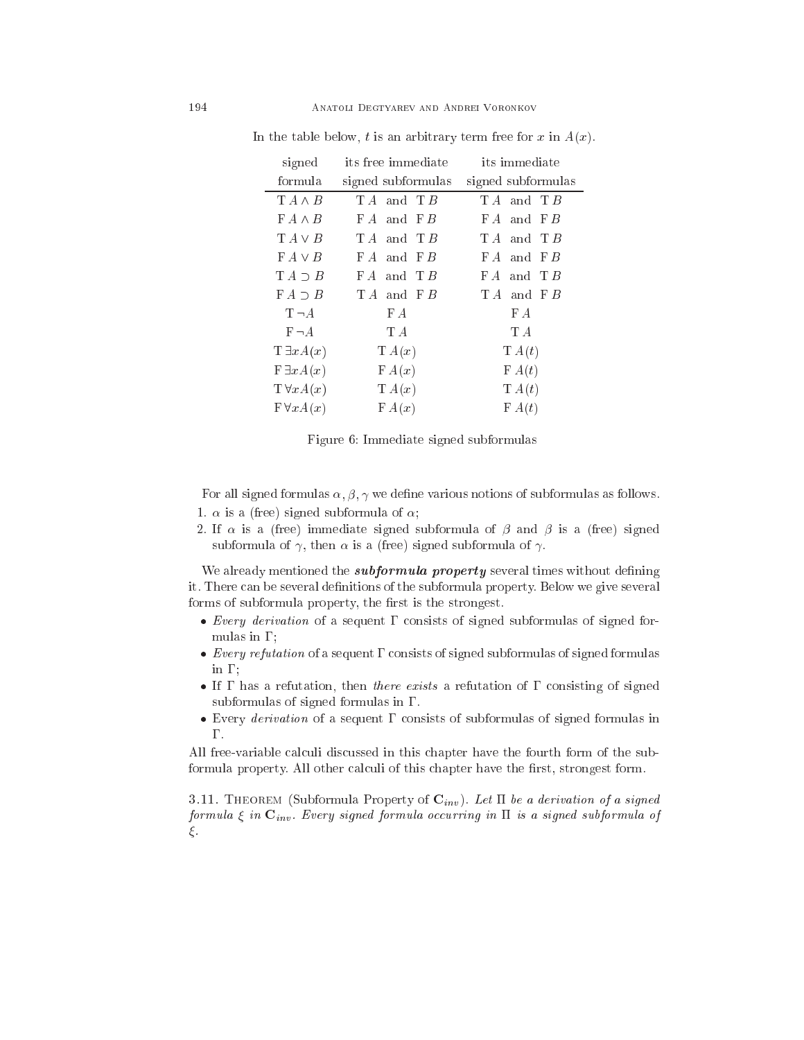In the table below, $t$ is an arbitrary term free for $x$ in $A(x)$.

| signed formula | its free immediate signed subformulas | its immediate signed subformulas |
|---|---|---|
| $\mathrm{T}\, A \wedge B$ | $\mathrm{T}\, A$ and $\mathrm{T}\, B$ | $\mathrm{T}\, A$ and $\mathrm{T}\, B$ |
| $\mathrm{F}\, A \wedge B$ | $\mathrm{F}\, A$ and $\mathrm{F}\, B$ | $\mathrm{F}\, A$ and $\mathrm{F}\, B$ |
| $\mathrm{T}\, A \vee B$ | $\mathrm{T}\, A$ and $\mathrm{T}\, B$ | $\mathrm{T}\, A$ and $\mathrm{T}\, B$ |
| $\mathrm{F}\, A \vee B$ | $\mathrm{F}\, A$ and $\mathrm{F}\, B$ | $\mathrm{F}\, A$ and $\mathrm{F}\, B$ |
| $\mathrm{T}\, A \supset B$ | $\mathrm{F}\, A$ and $\mathrm{T}\, B$ | $\mathrm{F}\, A$ and $\mathrm{T}\, B$ |
| $\mathrm{F}\, A \supset B$ | $\mathrm{T}\, A$ and $\mathrm{F}\, B$ | $\mathrm{T}\, A$ and $\mathrm{F}\, B$ |
| $\mathrm{T}\, \neg A$ | $\mathrm{F}\, A$ | $\mathrm{F}\, A$ |
| $\mathrm{F}\, \neg A$ | $\mathrm{T}\, A$ | $\mathrm{T}\, A$ |
| $\mathrm{T}\, \exists x A(x)$ | $\mathrm{T}\, A(x)$ | $\mathrm{T}\, A(t)$ |
| $\mathrm{F}\, \exists x A(x)$ | $\mathrm{F}\, A(x)$ | $\mathrm{F}\, A(t)$ |
| $\mathrm{T}\, \forall x A(x)$ | $\mathrm{T}\, A(x)$ | $\mathrm{T}\, A(t)$ |
| $\mathrm{F}\, \forall x A(x)$ | $\mathrm{F}\, A(x)$ | $\mathrm{F}\, A(t)$ |

Figure 6: Immediate signed subformulas

For all signed formulas $\alpha, \beta, \gamma$ we define various notions of subformulas as follows.

1. $\alpha$ is a (free) signed subformula of $\alpha$;
2. If $\alpha$ is a (free) immediate signed subformula of $\beta$ and $\beta$ is a (free) signed subformula of $\gamma$, then $\alpha$ is a (free) signed subformula of $\gamma$.

We already mentioned the ***subformula property*** several times without defining it. There can be several definitions of the subformula property. Below we give several forms of subformula property, the first is the strongest.

- *Every derivation* of a sequent $\Gamma$ consists of signed subformulas of signed formulas in $\Gamma$;
- *Every refutation* of a sequent $\Gamma$ consists of signed subformulas of signed formulas in $\Gamma$;
- If $\Gamma$ has a refutation, then *there exists* a refutation of $\Gamma$ consisting of signed subformulas of signed formulas in $\Gamma$.
- Every *derivation* of a sequent $\Gamma$ consists of subformulas of signed formulas in $\Gamma$.

All free-variable calculi discussed in this chapter have the fourth form of the subformula property. All other calculi of this chapter have the first, strongest form.

3.11. Theorem (Subformula Property of $\mathbf{C}_{inv}$). *Let $\Pi$ be a derivation of a signed formula $\xi$ in $\mathbf{C}_{inv}$. Every signed formula occurring in $\Pi$ is a signed subformula of $\xi$.*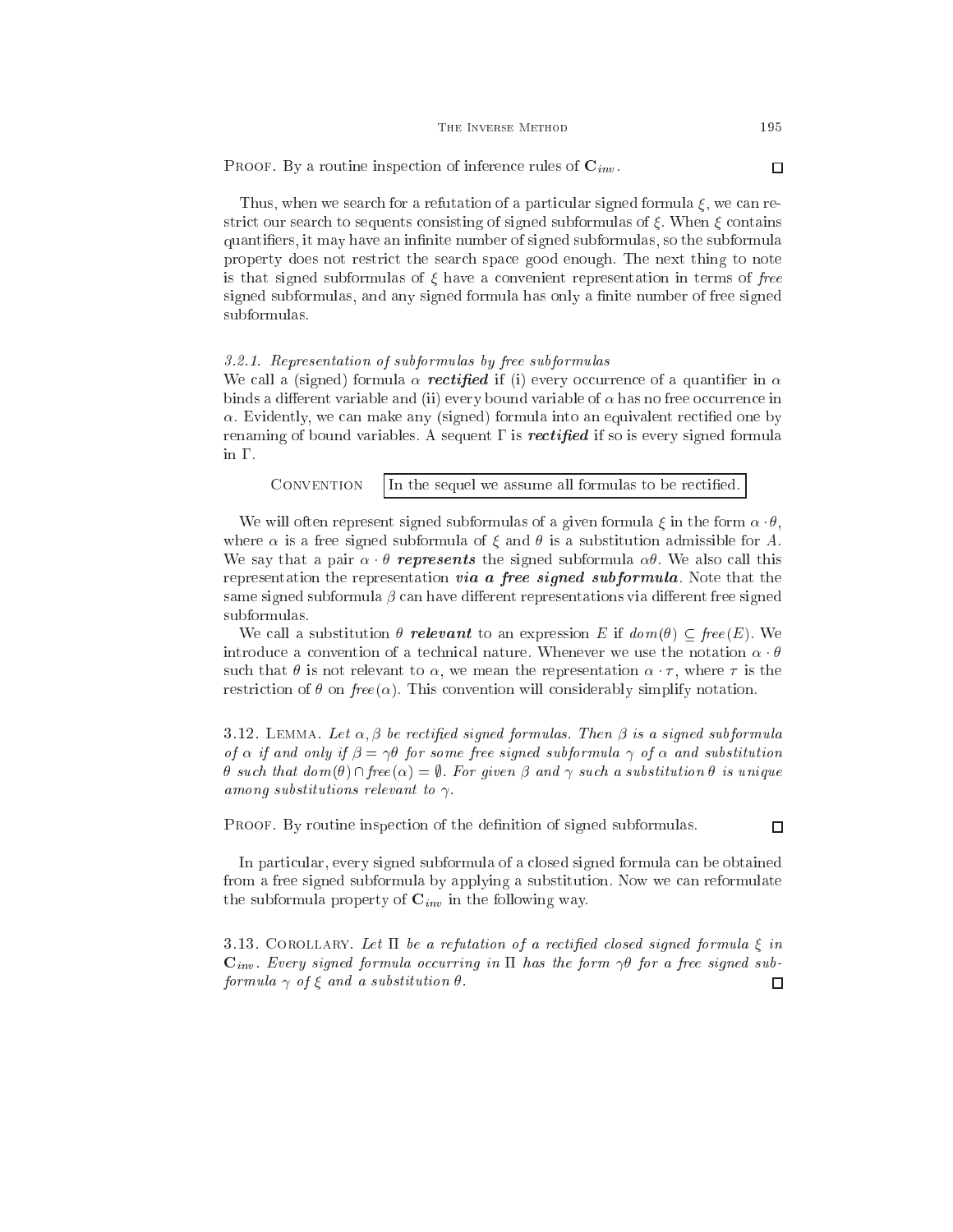PROOF. By a routine inspection of inference rules of $\mathbf{C}_{inv}$. □

Thus, when we search for a refutation of a particular signed formula $\xi$, we can restrict our search to sequents consisting of signed subformulas of $\xi$. When $\xi$ contains quantifiers, it may have an infinite number of signed subformulas, so the subformula property does not restrict the search space good enough. The next thing to note is that signed subformulas of $\xi$ have a convenient representation in terms of *free* signed subformulas, and any signed formula has only a finite number of free signed subformulas.

### 3.2.1. Representation of subformulas by free subformulas

We call a (signed) formula $\alpha$ ***rectified*** if (i) every occurrence of a quantifier in $\alpha$ binds a different variable and (ii) every bound variable of $\alpha$ has no free occurrence in $\alpha$. Evidently, we can make any (signed) formula into an equivalent rectified one by renaming of bound variables. A sequent $\Gamma$ is ***rectified*** if so is every signed formula in $\Gamma$.

CONVENTION: In the sequel we assume all formulas to be rectified.

We will often represent signed subformulas of a given formula $\xi$ in the form $\alpha \cdot \theta$, where $\alpha$ is a free signed subformula of $\xi$ and $\theta$ is a substitution admissible for $A$. We say that a pair $\alpha \cdot \theta$ ***represents*** the signed subformula $\alpha\theta$. We also call this representation the representation ***via a free signed subformula***. Note that the same signed subformula $\beta$ can have different representations via different free signed subformulas.

We call a substitution $\theta$ ***relevant*** to an expression $E$ if $dom(\theta) \subseteq free(E)$. We introduce a convention of a technical nature. Whenever we use the notation $\alpha \cdot \theta$ such that $\theta$ is not relevant to $\alpha$, we mean the representation $\alpha \cdot \tau$, where $\tau$ is the restriction of $\theta$ on $free(\alpha)$. This convention will considerably simplify notation.

3.12. LEMMA. *Let $\alpha, \beta$ be rectified signed formulas. Then $\beta$ is a signed subformula of $\alpha$ if and only if $\beta = \gamma\theta$ for some free signed subformula $\gamma$ of $\alpha$ and substitution $\theta$ such that $dom(\theta) \cap free(\alpha) = \emptyset$. For given $\beta$ and $\gamma$ such a substitution $\theta$ is unique among substitutions relevant to $\gamma$.*

PROOF. By routine inspection of the definition of signed subformulas. □

In particular, every signed subformula of a closed signed formula can be obtained from a free signed subformula by applying a substitution. Now we can reformulate the subformula property of $\mathbf{C}_{inv}$ in the following way.

3.13. COROLLARY. *Let $\Pi$ be a refutation of a rectified closed signed formula $\xi$ in $\mathbf{C}_{inv}$. Every signed formula occurring in $\Pi$ has the form $\gamma\theta$ for a free signed subformula $\gamma$ of $\xi$ and a substitution $\theta$.* □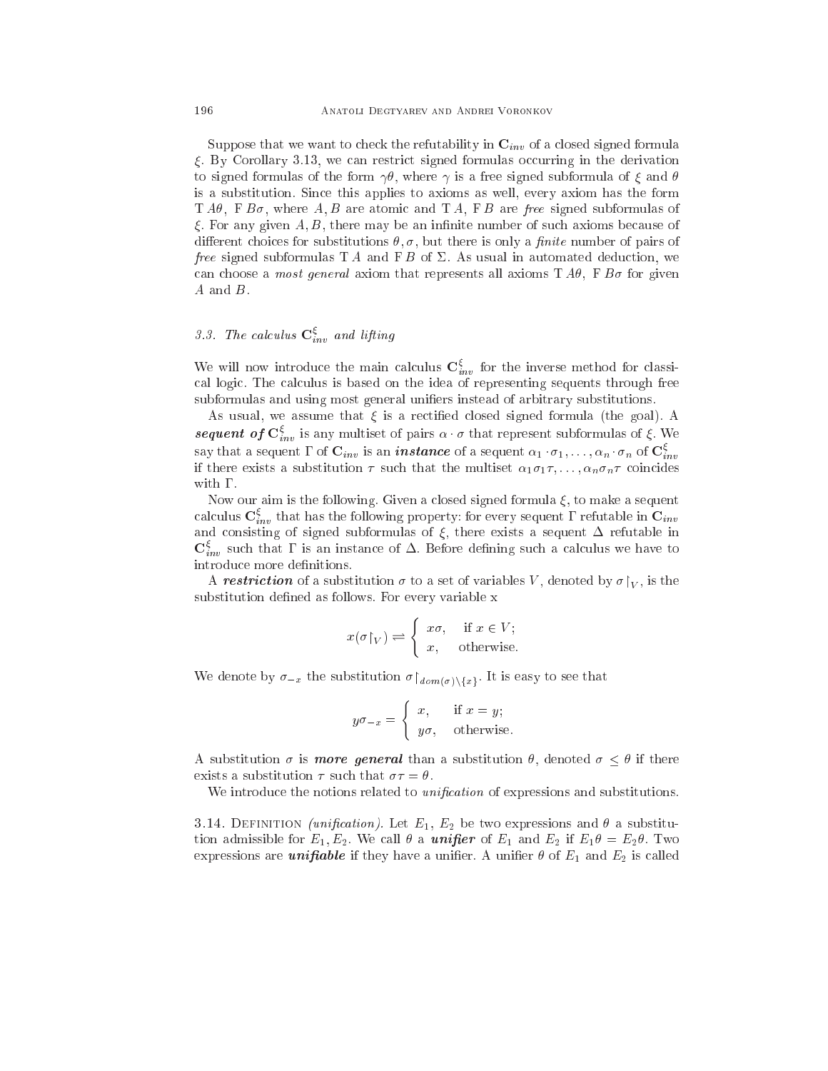Suppose that we want to check the refutability in $\mathbf{C}_{inv}$ of a closed signed formula $\xi$. By Corollary 3.13, we can restrict signed formulas occurring in the derivation to signed formulas of the form $\gamma\theta$, where $\gamma$ is a free signed subformula of $\xi$ and $\theta$ is a substitution. Since this applies to axioms as well, every axiom has the form $\mathrm{T}\,A\theta$, $\mathrm{F}\,B\sigma$, where $A, B$ are atomic and $\mathrm{T}\,A$, $\mathrm{F}\,B$ are *free* signed subformulas of $\xi$. For any given $A, B$, there may be an infinite number of such axioms because of different choices for substitutions $\theta, \sigma$, but there is only a *finite* number of pairs of *free* signed subformulas $\mathrm{T}\,A$ and $\mathrm{F}\,B$ of $\Sigma$. As usual in automated deduction, we can choose a *most general* axiom that represents all axioms $\mathrm{T}\,A\theta$, $\mathrm{F}\,B\sigma$ for given $A$ and $B$.

### 3.3. The calculus $\mathbf{C}^{\xi}_{inv}$ and lifting

We will now introduce the main calculus $\mathbf{C}^{\xi}_{inv}$ for the inverse method for classical logic. The calculus is based on the idea of representing sequents through free subformulas and using most general unifiers instead of arbitrary substitutions.

As usual, we assume that $\xi$ is a rectified closed signed formula (the goal). A ***sequent of*** $\mathbf{C}^{\xi}_{inv}$ is any multiset of pairs $\alpha \cdot \sigma$ that represent subformulas of $\xi$. We say that a sequent $\Gamma$ of $\mathbf{C}_{inv}$ is an ***instance*** of a sequent $\alpha_1 \cdot \sigma_1, \ldots, \alpha_n \cdot \sigma_n$ of $\mathbf{C}^{\xi}_{inv}$ if there exists a substitution $\tau$ such that the multiset $\alpha_1\sigma_1\tau, \ldots, \alpha_n\sigma_n\tau$ coincides with $\Gamma$.

Now our aim is the following. Given a closed signed formula $\xi$, to make a sequent calculus $\mathbf{C}^{\xi}_{inv}$ that has the following property: for every sequent $\Gamma$ refutable in $\mathbf{C}_{inv}$ and consisting of signed subformulas of $\xi$, there exists a sequent $\Delta$ refutable in $\mathbf{C}^{\xi}_{inv}$ such that $\Gamma$ is an instance of $\Delta$. Before defining such a calculus we have to introduce more definitions.

A ***restriction*** of a substitution $\sigma$ to a set of variables $V$, denoted by $\sigma\restriction_V$, is the substitution defined as follows. For every variable x

$$x(\sigma\restriction_V) \rightleftharpoons \begin{cases} x\sigma, & \text{if } x \in V; \\ x, & \text{otherwise.} \end{cases}$$

We denote by $\sigma_{-x}$ the substitution $\sigma\restriction_{dom(\sigma)\setminus\{x\}}$. It is easy to see that

$$y\sigma_{-x} = \begin{cases} x, & \text{if } x = y; \\ y\sigma, & \text{otherwise.} \end{cases}$$

A substitution $\sigma$ is ***more general*** than a substitution $\theta$, denoted $\sigma \leq \theta$ if there exists a substitution $\tau$ such that $\sigma\tau = \theta$.

We introduce the notions related to *unification* of expressions and substitutions.

3.14. Definition *(unification)*. Let $E_1$, $E_2$ be two expressions and $\theta$ a substitution admissible for $E_1, E_2$. We call $\theta$ a ***unifier*** of $E_1$ and $E_2$ if $E_1\theta = E_2\theta$. Two expressions are ***unifiable*** if they have a unifier. A unifier $\theta$ of $E_1$ and $E_2$ is called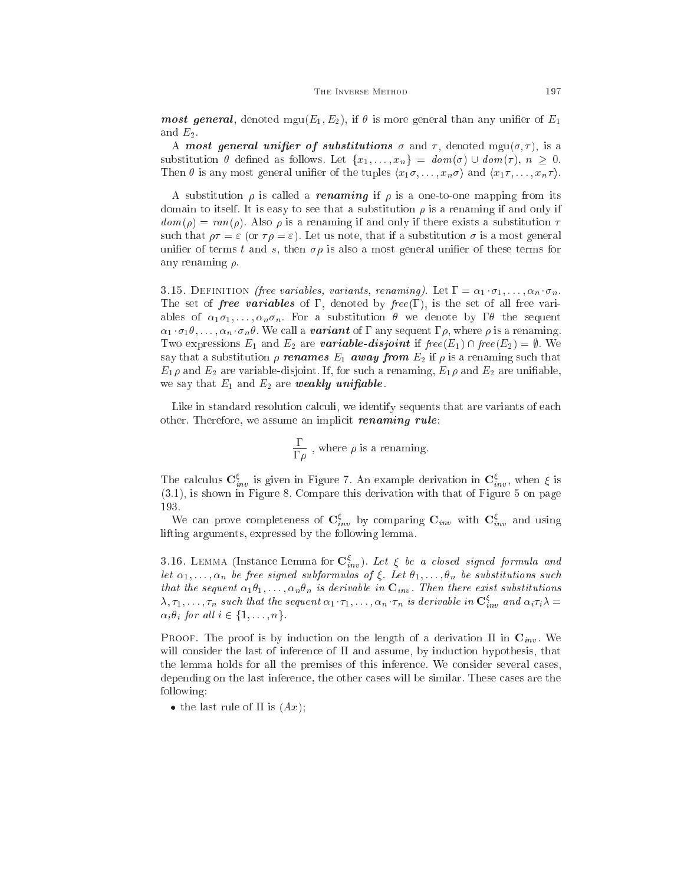***most general***, denoted $\text{mgu}(E_1, E_2)$, if $\theta$ is more general than any unifier of $E_1$ and $E_2$.

A ***most general unifier of substitutions*** $\sigma$ and $\tau$, denoted $\text{mgu}(\sigma, \tau)$, is a substitution $\theta$ defined as follows. Let $\{x_1, \ldots, x_n\} = dom(\sigma) \cup dom(\tau)$, $n \geq 0$. Then $\theta$ is any most general unifier of the tuples $\langle x_1\sigma, \ldots, x_n\sigma\rangle$ and $\langle x_1\tau, \ldots, x_n\tau\rangle$.

A substitution $\rho$ is called a ***renaming*** if $\rho$ is a one-to-one mapping from its domain to itself. It is easy to see that a substitution $\rho$ is a renaming if and only if $dom(\rho) = ran(\rho)$. Also $\rho$ is a renaming if and only if there exists a substitution $\tau$ such that $\rho\tau = \varepsilon$ (or $\tau\rho = \varepsilon$). Let us note, that if a substitution $\sigma$ is a most general unifier of terms $t$ and $s$, then $\sigma\rho$ is also a most general unifier of these terms for any renaming $\rho$.

3.15. Definition *(free variables, variants, renaming)*. Let $\Gamma = \alpha_1 \cdot \sigma_1, \ldots, \alpha_n \cdot \sigma_n$. The set of ***free variables*** of $\Gamma$, denoted by $free(\Gamma)$, is the set of all free variables of $\alpha_1\sigma_1, \ldots, \alpha_n\sigma_n$. For a substitution $\theta$ we denote by $\Gamma\theta$ the sequent $\alpha_1 \cdot \sigma_1\theta, \ldots, \alpha_n \cdot \sigma_n\theta$. We call a ***variant*** of $\Gamma$ any sequent $\Gamma\rho$, where $\rho$ is a renaming. Two expressions $E_1$ and $E_2$ are ***variable-disjoint*** if $free(E_1) \cap free(E_2) = \emptyset$. We say that a substitution $\rho$ ***renames*** $E_1$ ***away from*** $E_2$ if $\rho$ is a renaming such that $E_1\rho$ and $E_2$ are variable-disjoint. If, for such a renaming, $E_1\rho$ and $E_2$ are unifiable, we say that $E_1$ and $E_2$ are ***weakly unifiable***.

Like in standard resolution calculi, we identify sequents that are variants of each other. Therefore, we assume an implicit ***renaming rule***:

$$\frac{\Gamma}{\Gamma\rho} \text{ , where } \rho \text{ is a renaming.}$$

The calculus $\mathbf{C}^{\xi}_{inv}$ is given in Figure 7. An example derivation in $\mathbf{C}^{\xi}_{inv}$, when $\xi$ is (3.1), is shown in Figure 8. Compare this derivation with that of Figure 5 on page 193.

We can prove completeness of $\mathbf{C}^{\xi}_{inv}$ by comparing $\mathbf{C}_{inv}$ with $\mathbf{C}^{\xi}_{inv}$ and using lifting arguments, expressed by the following lemma.

3.16. Lemma (Instance Lemma for $\mathbf{C}^{\xi}_{inv}$). *Let $\xi$ be a closed signed formula and let $\alpha_1, \ldots, \alpha_n$ be free signed subformulas of $\xi$. Let $\theta_1, \ldots, \theta_n$ be substitutions such that the sequent $\alpha_1\theta_1, \ldots, \alpha_n\theta_n$ is derivable in $\mathbf{C}_{inv}$. Then there exist substitutions $\lambda, \tau_1, \ldots, \tau_n$ such that the sequent $\alpha_1 \cdot \tau_1, \ldots, \alpha_n \cdot \tau_n$ is derivable in $\mathbf{C}^{\xi}_{inv}$ and $\alpha_i\tau_i\lambda = \alpha_i\theta_i$ for all $i \in \{1, \ldots, n\}$.*

Proof. The proof is by induction on the length of a derivation $\Pi$ in $\mathbf{C}_{inv}$. We will consider the last of inference of $\Pi$ and assume, by induction hypothesis, that the lemma holds for all the premises of this inference. We consider several cases, depending on the last inference, the other cases will be similar. These cases are the following:

- the last rule of $\Pi$ is $(Ax)$;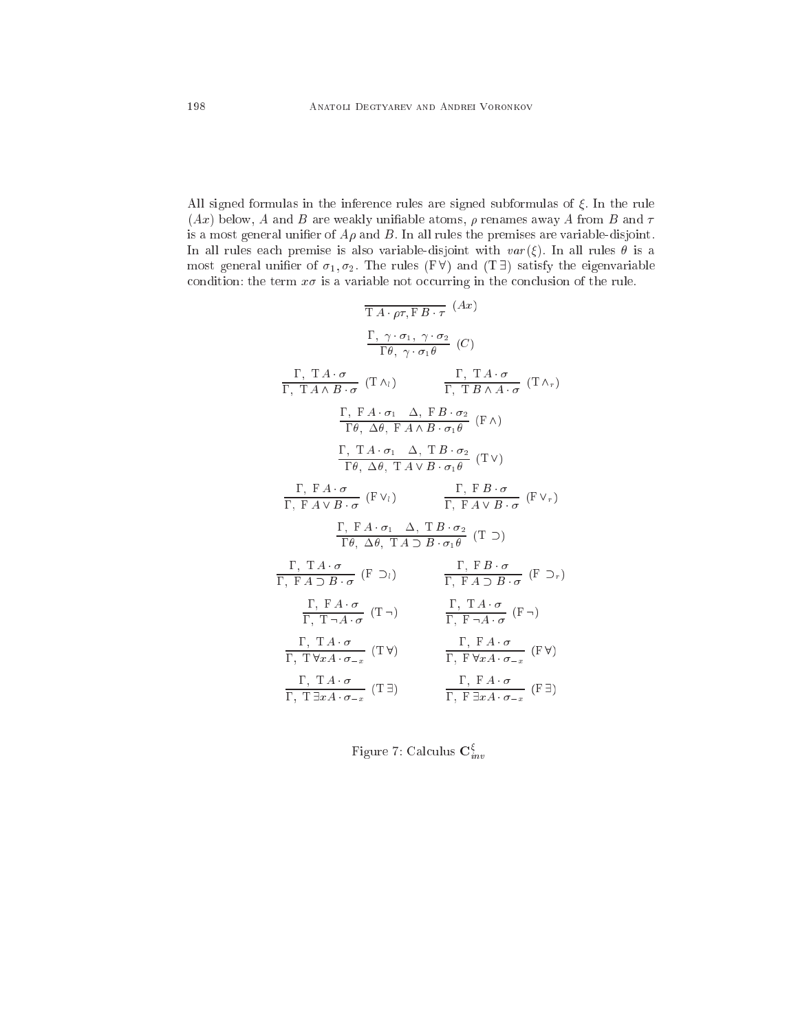All signed formulas in the inference rules are signed subformulas of $\xi$. In the rule $(Ax)$ below, $A$ and $B$ are weakly unifiable atoms, $\rho$ renames away $A$ from $B$ and $\tau$ is a most general unifier of $A\rho$ and $B$. In all rules the premises are variable-disjoint. In all rules each premise is also variable-disjoint with $var(\xi)$. In all rules $\theta$ is a most general unifier of $\sigma_1, \sigma_2$. The rules $(\mathrm{F}\,\forall)$ and $(\mathrm{T}\,\exists)$ satisfy the eigenvariable condition: the term $x\sigma$ is a variable not occurring in the conclusion of the rule.

$$\frac{}{\mathrm{T}\,A \cdot \rho\tau, \mathrm{F}\,B \cdot \tau}\ (Ax)$$

$$\frac{\Gamma,\ \gamma \cdot \sigma_1,\ \gamma \cdot \sigma_2}{\Gamma\theta,\ \gamma \cdot \sigma_1\theta}\ (C)$$

$$\frac{\Gamma,\ \mathrm{T}\,A \cdot \sigma}{\Gamma,\ \mathrm{T}\,A \wedge B \cdot \sigma}\ (\mathrm{T}\wedge_l) \qquad \frac{\Gamma,\ \mathrm{T}\,A \cdot \sigma}{\Gamma,\ \mathrm{T}\,B \wedge A \cdot \sigma}\ (\mathrm{T}\wedge_r)$$

$$\frac{\Gamma,\ \mathrm{F}\,A \cdot \sigma_1 \quad \Delta,\ \mathrm{F}\,B \cdot \sigma_2}{\Gamma\theta,\ \Delta\theta,\ \mathrm{F}\,A \wedge B \cdot \sigma_1\theta}\ (\mathrm{F}\wedge)$$

$$\frac{\Gamma,\ \mathrm{T}\,A \cdot \sigma_1 \quad \Delta,\ \mathrm{T}\,B \cdot \sigma_2}{\Gamma\theta,\ \Delta\theta,\ \mathrm{T}\,A \vee B \cdot \sigma_1\theta}\ (\mathrm{T}\vee)$$

$$\frac{\Gamma,\ \mathrm{F}\,A \cdot \sigma}{\Gamma,\ \mathrm{F}\,A \vee B \cdot \sigma}\ (\mathrm{F}\vee_l) \qquad \frac{\Gamma,\ \mathrm{F}\,B \cdot \sigma}{\Gamma,\ \mathrm{F}\,A \vee B \cdot \sigma}\ (\mathrm{F}\vee_r)$$

$$\frac{\Gamma,\ \mathrm{F}\,A \cdot \sigma_1 \quad \Delta,\ \mathrm{T}\,B \cdot \sigma_2}{\Gamma\theta,\ \Delta\theta,\ \mathrm{T}\,A \supset B \cdot \sigma_1\theta}\ (\mathrm{T}\supset)$$

$$\frac{\Gamma,\ \mathrm{T}\,A \cdot \sigma}{\Gamma,\ \mathrm{F}\,A \supset B \cdot \sigma}\ (\mathrm{F}\supset_l) \qquad \frac{\Gamma,\ \mathrm{F}\,B \cdot \sigma}{\Gamma,\ \mathrm{F}\,A \supset B \cdot \sigma}\ (\mathrm{F}\supset_r)$$

$$\frac{\Gamma,\ \mathrm{F}\,A \cdot \sigma}{\Gamma,\ \mathrm{T}\,\neg A \cdot \sigma}\ (\mathrm{T}\neg) \qquad \frac{\Gamma,\ \mathrm{T}\,A \cdot \sigma}{\Gamma,\ \mathrm{F}\,\neg A \cdot \sigma}\ (\mathrm{F}\neg)$$

$$\frac{\Gamma,\ \mathrm{T}\,A \cdot \sigma}{\Gamma,\ \mathrm{T}\,\forall x A \cdot \sigma_{-x}}\ (\mathrm{T}\forall) \qquad \frac{\Gamma,\ \mathrm{F}\,A \cdot \sigma}{\Gamma,\ \mathrm{F}\,\forall x A \cdot \sigma_{-x}}\ (\mathrm{F}\forall)$$

$$\frac{\Gamma,\ \mathrm{T}\,A \cdot \sigma}{\Gamma,\ \mathrm{T}\,\exists x A \cdot \sigma_{-x}}\ (\mathrm{T}\exists) \qquad \frac{\Gamma,\ \mathrm{F}\,A \cdot \sigma}{\Gamma,\ \mathrm{F}\,\exists x A \cdot \sigma_{-x}}\ (\mathrm{F}\exists)$$

Figure 7: Calculus $\mathbf{C}^{\xi}_{inv}$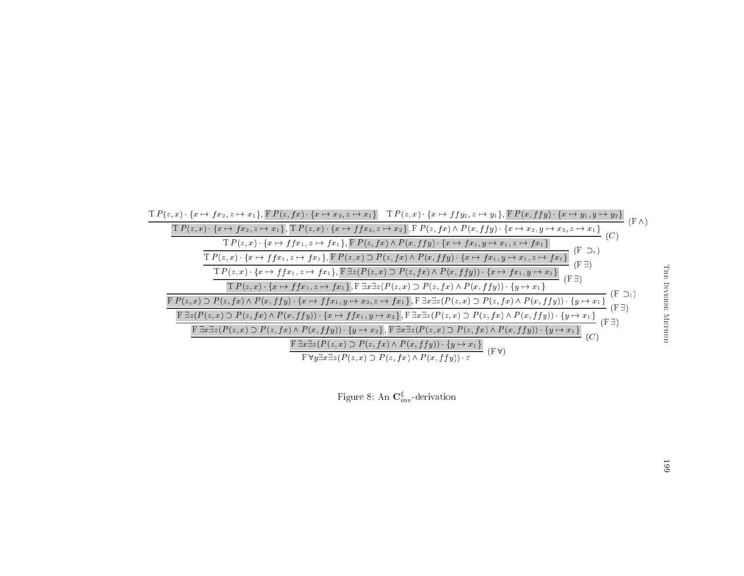$$
\dfrac{\dfrac{\dfrac{\dfrac{\dfrac{\dfrac{\dfrac{\dfrac{\dfrac{\dfrac{\mathrm{T}\,P(z,x)\cdot\{x\mapsto fx_2, z\mapsto x_1\}, \mathrm{F}\,P(z,fx)\cdot\{x\mapsto x_2, z\mapsto x_1\} \quad \mathrm{T}\,P(z,x)\cdot\{x\mapsto ffy_2, z\mapsto y_1\}, \mathrm{F}\,P(x,ffy)\cdot\{x\mapsto y_1, y\mapsto y_2\}}{\mathrm{T}\,P(z,x)\cdot\{x\mapsto fx_2, z\mapsto x_1\}, \mathrm{T}\,P(z,x)\cdot\{x\mapsto ffx_3, z\mapsto x_2\}, \mathrm{F}\,P(z,fx)\wedge P(x,ffy)\cdot\{x\mapsto x_2, y\mapsto x_3, z\mapsto x_1\}}\,(\mathrm{F}\wedge)}{\mathrm{T}\,P(z,x)\cdot\{x\mapsto ffx_1, z\mapsto fx_1\}, \mathrm{F}\,P(z,fx)\wedge P(x,ffy)\cdot\{x\mapsto fx_1, y\mapsto x_1, z\mapsto fx_1\}}\,(C)}{\mathrm{T}\,P(z,x)\cdot\{x\mapsto ffx_1, z\mapsto fx_1\}, \mathrm{F}\,P(z,x)\supset P(z,fx)\wedge P(x,ffy)\cdot\{x\mapsto fx_1, y\mapsto x_1, z\mapsto fx_1\}}\,(\mathrm{F}\supset_r)}{\mathrm{T}\,P(z,x)\cdot\{x\mapsto ffx_1, z\mapsto fx_1\}, \mathrm{F}\,\exists z(P(z,x)\supset P(z,fx)\wedge P(x,ffy))\cdot\{x\mapsto fx_1, y\mapsto x_1\}}\,(\mathrm{F}\exists)}{\mathrm{T}\,P(z,x)\cdot\{x\mapsto ffx_1, z\mapsto fx_1\}, \mathrm{F}\,\exists x\exists z(P(z,x)\supset P(z,fx)\wedge P(x,ffy))\cdot\{y\mapsto x_1\}}\,(\mathrm{F}\exists)}{\mathrm{F}\,P(z,x)\supset P(z,fx)\wedge P(x,ffy)\cdot\{x\mapsto ffx_1, y\mapsto x_2, z\mapsto fx_1\}, \mathrm{F}\,\exists x\exists z(P(z,x)\supset P(z,fx)\wedge P(x,ffy))\cdot\{y\mapsto x_1\}}\,(\mathrm{F}\supset_l)}{\mathrm{F}\,\exists z(P(z,x)\supset P(z,fx)\wedge P(x,ffy))\cdot\{x\mapsto ffx_1, y\mapsto x_2\}, \mathrm{F}\,\exists x\exists z(P(z,x)\supset P(z,fx)\wedge P(x,ffy))\cdot\{y\mapsto x_1\}}\,(\mathrm{F}\exists)}{\mathrm{F}\,\exists x\exists z(P(z,x)\supset P(z,fx)\wedge P(x,ffy))\cdot\{y\mapsto x_2\}, \mathrm{F}\,\exists x\exists z(P(z,x)\supset P(z,fx)\wedge P(x,ffy))\cdot\{y\mapsto x_1\}}\,(\mathrm{F}\exists)}{\mathrm{F}\,\exists x\exists z(P(z,x)\supset P(z,fx)\wedge P(x,ffy))\cdot\{y\mapsto x_1\}}\,(C)}{\mathrm{F}\,\forall y\exists x\exists z(P(z,x)\supset P(z,fx)\wedge P(x,ffy))\cdot\varepsilon}\,(\mathrm{F}\forall)
$$

Figure 8: An $\mathbf{C}^{\xi}_{inv}$-derivation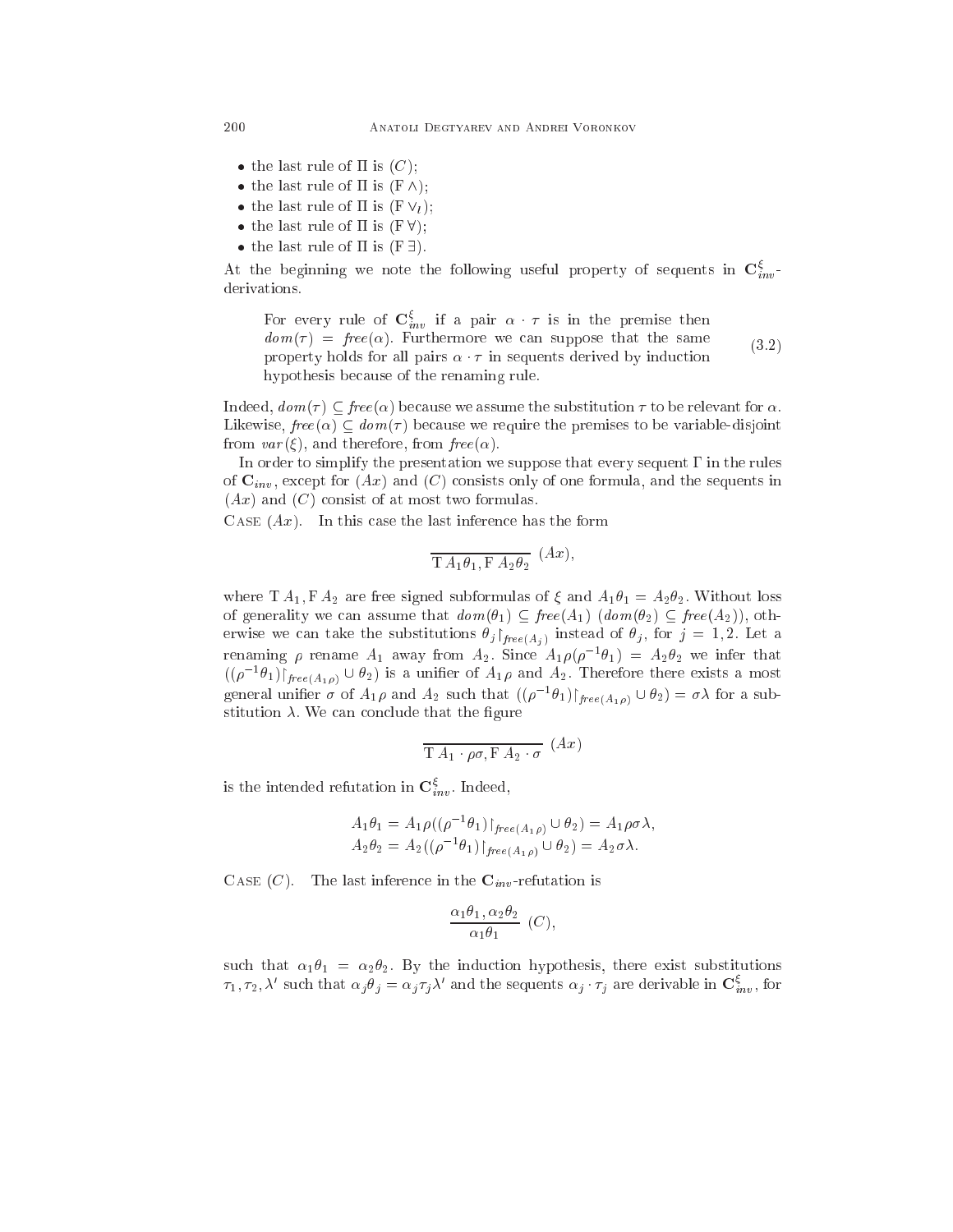- the last rule of $\Pi$ is $(C)$;
- the last rule of $\Pi$ is $(\mathrm{F}\wedge)$;
- the last rule of $\Pi$ is $(\mathrm{F}\vee_l)$;
- the last rule of $\Pi$ is $(\mathrm{F}\forall)$;
- the last rule of $\Pi$ is $(\mathrm{F}\exists)$.

At the beginning we note the following useful property of sequents in $\mathbf{C}^{\xi}_{inv}$-derivations.

$$\text{For every rule of } \mathbf{C}^{\xi}_{inv} \text{ if a pair } \alpha \cdot \tau \text{ is in the premise then } dom(\tau) = \mathit{free}(\alpha). \text{ Furthermore we can suppose that the same property holds for all pairs } \alpha \cdot \tau \text{ in sequents derived by induction hypothesis because of the renaming rule.} \tag{3.2}$$

Indeed, $dom(\tau) \subseteq \mathit{free}(\alpha)$ because we assume the substitution $\tau$ to be relevant for $\alpha$. Likewise, $\mathit{free}(\alpha) \subseteq dom(\tau)$ because we require the premises to be variable-disjoint from $var(\xi)$, and therefore, from $\mathit{free}(\alpha)$.

In order to simplify the presentation we suppose that every sequent $\Gamma$ in the rules of $\mathbf{C}_{inv}$, except for $(Ax)$ and $(C)$ consists only of one formula, and the sequents in $(Ax)$ and $(C)$ consist of at most two formulas.

Case $(Ax)$. In this case the last inference has the form

$$\frac{}{\mathrm{T}\,A_1\theta_1, \mathrm{F}\,A_2\theta_2}\ (Ax),$$

where $\mathrm{T}\,A_1, \mathrm{F}\,A_2$ are free signed subformulas of $\xi$ and $A_1\theta_1 = A_2\theta_2$. Without loss of generality we can assume that $dom(\theta_1) \subseteq \mathit{free}(A_1)$ ($dom(\theta_2) \subseteq \mathit{free}(A_2)$), otherwise we can take the substitutions $\theta_j\!\restriction_{\mathit{free}(A_j)}$ instead of $\theta_j$, for $j = 1, 2$. Let a renaming $\rho$ rename $A_1$ away from $A_2$. Since $A_1\rho(\rho^{-1}\theta_1) = A_2\theta_2$ we infer that $((\rho^{-1}\theta_1)\!\restriction_{\mathit{free}(A_1\rho)} \cup \theta_2)$ is a unifier of $A_1\rho$ and $A_2$. Therefore there exists a most general unifier $\sigma$ of $A_1\rho$ and $A_2$ such that $((\rho^{-1}\theta_1)\!\restriction_{\mathit{free}(A_1\rho)} \cup \theta_2) = \sigma\lambda$ for a substitution $\lambda$. We can conclude that the figure

$$\frac{}{\mathrm{T}\,A_1 \cdot \rho\sigma, \mathrm{F}\,A_2 \cdot \sigma}\ (Ax)$$

is the intended refutation in $\mathbf{C}^{\xi}_{inv}$. Indeed,

$$A_1\theta_1 = A_1\rho((\rho^{-1}\theta_1)\!\restriction_{\mathit{free}(A_1\rho)} \cup \theta_2) = A_1\rho\sigma\lambda,$$
$$A_2\theta_2 = A_2((\rho^{-1}\theta_1)\!\restriction_{\mathit{free}(A_1\rho)} \cup \theta_2) = A_2\sigma\lambda.$$

Case $(C)$. The last inference in the $\mathbf{C}_{inv}$-refutation is

$$\frac{\alpha_1\theta_1, \alpha_2\theta_2}{\alpha_1\theta_1}\ (C),$$

such that $\alpha_1\theta_1 = \alpha_2\theta_2$. By the induction hypothesis, there exist substitutions $\tau_1, \tau_2, \lambda'$ such that $\alpha_j\theta_j = \alpha_j\tau_j\lambda'$ and the sequents $\alpha_j \cdot \tau_j$ are derivable in $\mathbf{C}^{\xi}_{inv}$, for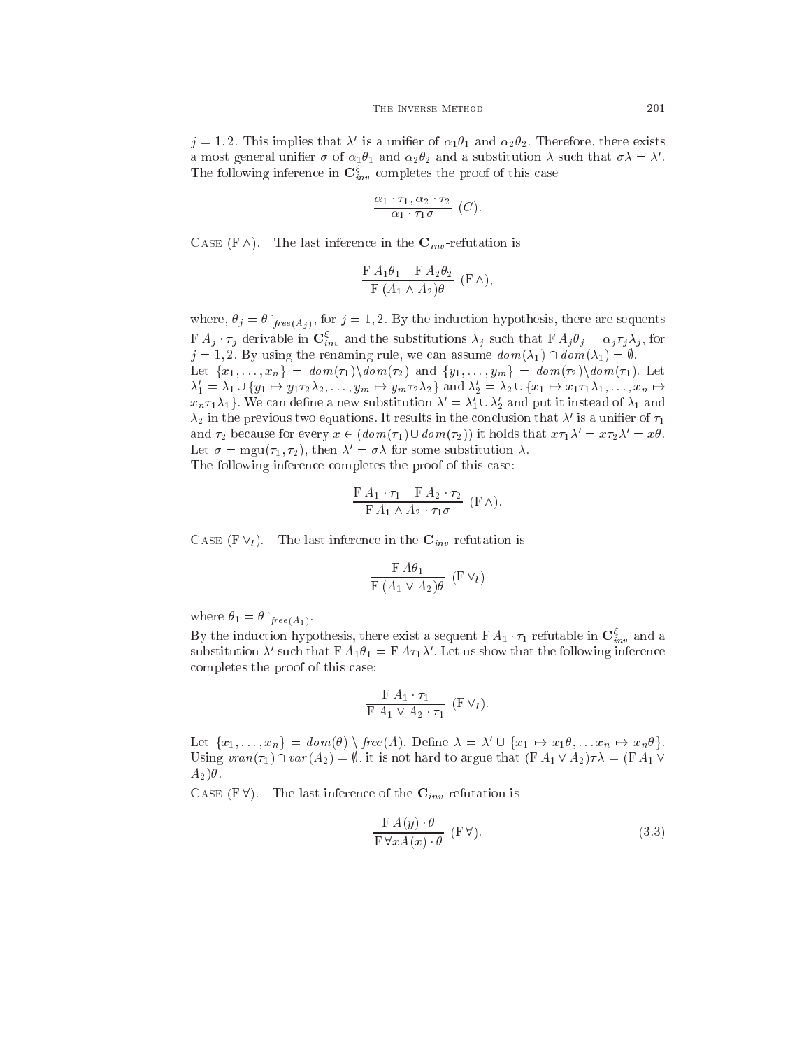$j = 1, 2$. This implies that $\lambda'$ is a unifier of $\alpha_1\theta_1$ and $\alpha_2\theta_2$. Therefore, there exists a most general unifier $\sigma$ of $\alpha_1\theta_1$ and $\alpha_2\theta_2$ and a substitution $\lambda$ such that $\sigma\lambda = \lambda'$. The following inference in $\mathbf{C}^{\xi}_{inv}$ completes the proof of this case

$$\frac{\alpha_1 \cdot \tau_1, \alpha_2 \cdot \tau_2}{\alpha_1 \cdot \tau_1\sigma} \ (C).$$

CASE (F $\wedge$). The last inference in the $\mathbf{C}_{inv}$-refutation is

$$\frac{\mathrm{F}\ A_1\theta_1 \quad \mathrm{F}\ A_2\theta_2}{\mathrm{F}\ (A_1 \wedge A_2)\theta} \ (\mathrm{F}\wedge),$$

where, $\theta_j = \theta\lceil_{free(A_j)}$, for $j = 1, 2$. By the induction hypothesis, there are sequents $\mathrm{F}\ A_j \cdot \tau_j$ derivable in $\mathbf{C}^{\xi}_{inv}$ and the substitutions $\lambda_j$ such that $\mathrm{F}\ A_j\theta_j = \alpha_j\tau_j\lambda_j$, for $j = 1, 2$. By using the renaming rule, we can assume $dom(\lambda_1) \cap dom(\lambda_1) = \emptyset$.
Let $\{x_1, \ldots, x_n\} = dom(\tau_1) \backslash dom(\tau_2)$ and $\{y_1, \ldots, y_m\} = dom(\tau_2) \backslash dom(\tau_1)$. Let $\lambda'_1 = \lambda_1 \cup \{y_1 \mapsto y_1\tau_2\lambda_2, \ldots, y_m \mapsto y_m\tau_2\lambda_2\}$ and $\lambda'_2 = \lambda_2 \cup \{x_1 \mapsto x_1\tau_1\lambda_1, \ldots, x_n \mapsto x_n\tau_1\lambda_1\}$. We can define a new substitution $\lambda' = \lambda'_1 \cup \lambda'_2$ and put it instead of $\lambda_1$ and $\lambda_2$ in the previous two equations. It results in the conclusion that $\lambda'$ is a unifier of $\tau_1$ and $\tau_2$ because for every $x \in (dom(\tau_1) \cup dom(\tau_2))$ it holds that $x\tau_1\lambda' = x\tau_2\lambda' = x\theta$. Let $\sigma = \mathrm{mgu}(\tau_1, \tau_2)$, then $\lambda' = \sigma\lambda$ for some substitution $\lambda$.
The following inference completes the proof of this case:

$$\frac{\mathrm{F}\ A_1 \cdot \tau_1 \quad \mathrm{F}\ A_2 \cdot \tau_2}{\mathrm{F}\ A_1 \wedge A_2 \cdot \tau_1\sigma} \ (\mathrm{F}\wedge).$$

CASE (F $\vee_l$). The last inference in the $\mathbf{C}_{inv}$-refutation is

$$\frac{\mathrm{F}\ A\theta_1}{\mathrm{F}\ (A_1 \vee A_2)\theta} \ (\mathrm{F}\vee_l)$$

where $\theta_1 = \theta\lceil_{free(A_1)}$.
By the induction hypothesis, there exist a sequent $\mathrm{F}\ A_1 \cdot \tau_1$ refutable in $\mathbf{C}^{\xi}_{inv}$ and a substitution $\lambda'$ such that $\mathrm{F}\ A_1\theta_1 = \mathrm{F}\ A\tau_1\lambda'$. Let us show that the following inference completes the proof of this case:

$$\frac{\mathrm{F}\ A_1 \cdot \tau_1}{\mathrm{F}\ A_1 \vee A_2 \cdot \tau_1} \ (\mathrm{F}\vee_l).$$

Let $\{x_1, \ldots, x_n\} = dom(\theta) \setminus free(A)$. Define $\lambda = \lambda' \cup \{x_1 \mapsto x_1\theta, \ldots x_n \mapsto x_n\theta\}$. Using $vran(\tau_1) \cap var(A_2) = \emptyset$, it is not hard to argue that $(\mathrm{F}\ A_1 \vee A_2)\tau\lambda = (\mathrm{F}\ A_1 \vee A_2)\theta$.

CASE (F $\forall$). The last inference of the $\mathbf{C}_{inv}$-refutation is

$$\frac{\mathrm{F}\ A(y) \cdot \theta}{\mathrm{F}\ \forall x A(x) \cdot \theta} \ (\mathrm{F}\forall). \tag{3.3}$$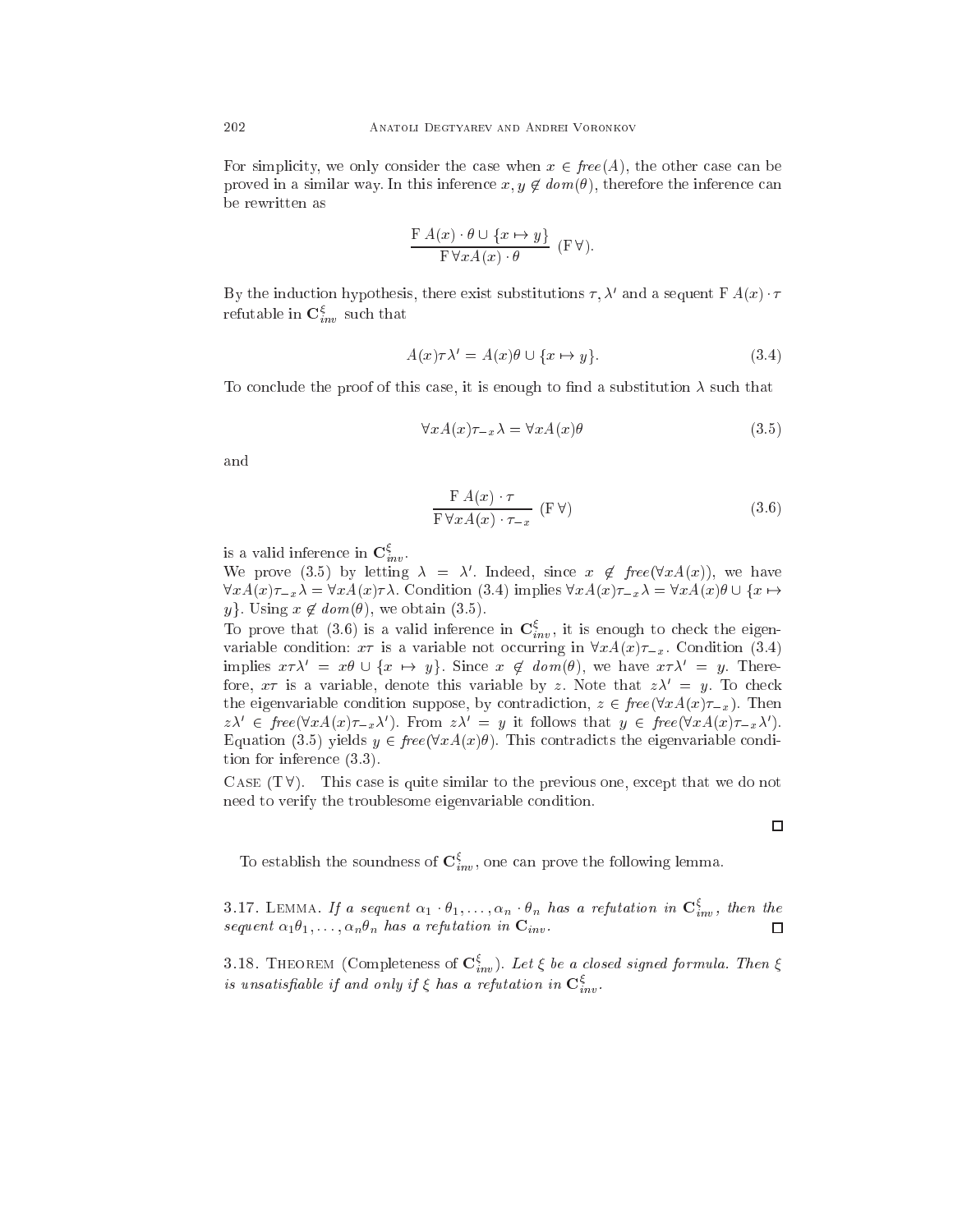For simplicity, we only consider the case when $x \in free(A)$, the other case can be proved in a similar way. In this inference $x, y \notin dom(\theta)$, therefore the inference can be rewritten as

$$\frac{\mathrm{F}\ A(x) \cdot \theta \cup \{x \mapsto y\}}{\mathrm{F}\ \forall x A(x) \cdot \theta}\ (\mathrm{F}\,\forall).$$

By the induction hypothesis, there exist substitutions $\tau, \lambda'$ and a sequent $\mathrm{F}\ A(x) \cdot \tau$ refutable in $\mathbf{C}^{\xi}_{inv}$ such that

$$A(x)\tau\lambda' = A(x)\theta \cup \{x \mapsto y\}. \tag{3.4}$$

To conclude the proof of this case, it is enough to find a substitution $\lambda$ such that

$$\forall x A(x)\tau_{-x}\lambda = \forall x A(x)\theta \tag{3.5}$$

and

$$\frac{\mathrm{F}\ A(x) \cdot \tau}{\mathrm{F}\ \forall x A(x) \cdot \tau_{-x}}\ (\mathrm{F}\,\forall) \tag{3.6}$$

is a valid inference in $\mathbf{C}^{\xi}_{inv}$.

We prove (3.5) by letting $\lambda = \lambda'$. Indeed, since $x \notin free(\forall x A(x))$, we have $\forall x A(x)\tau_{-x}\lambda = \forall x A(x)\tau\lambda$. Condition (3.4) implies $\forall x A(x)\tau_{-x}\lambda = \forall x A(x)\theta \cup \{x \mapsto y\}$. Using $x \notin dom(\theta)$, we obtain (3.5).

To prove that (3.6) is a valid inference in $\mathbf{C}^{\xi}_{inv}$, it is enough to check the eigenvariable condition: $x\tau$ is a variable not occurring in $\forall x A(x)\tau_{-x}$. Condition (3.4) implies $x\tau\lambda' = x\theta \cup \{x \mapsto y\}$. Since $x \notin dom(\theta)$, we have $x\tau\lambda' = y$. Therefore, $x\tau$ is a variable, denote this variable by $z$. Note that $z\lambda' = y$. To check the eigenvariable condition suppose, by contradiction, $z \in free(\forall x A(x)\tau_{-x})$. Then $z\lambda' \in free(\forall x A(x)\tau_{-x}\lambda')$. From $z\lambda' = y$ it follows that $y \in free(\forall x A(x)\tau_{-x}\lambda')$. Equation (3.5) yields $y \in free(\forall x A(x)\theta)$. This contradicts the eigenvariable condition for inference (3.3).

Case ($\mathrm{T}\,\forall$). This case is quite similar to the previous one, except that we do not need to verify the troublesome eigenvariable condition.

□

To establish the soundness of $\mathbf{C}^{\xi}_{inv}$, one can prove the following lemma.

3.17. Lemma. *If a sequent $\alpha_1 \cdot \theta_1, \ldots, \alpha_n \cdot \theta_n$ has a refutation in $\mathbf{C}^{\xi}_{inv}$, then the sequent $\alpha_1\theta_1, \ldots, \alpha_n\theta_n$ has a refutation in $\mathbf{C}_{inv}$.* □

3.18. Theorem (Completeness of $\mathbf{C}^{\xi}_{inv}$). *Let $\xi$ be a closed signed formula. Then $\xi$ is unsatisfiable if and only if $\xi$ has a refutation in $\mathbf{C}^{\xi}_{inv}$.*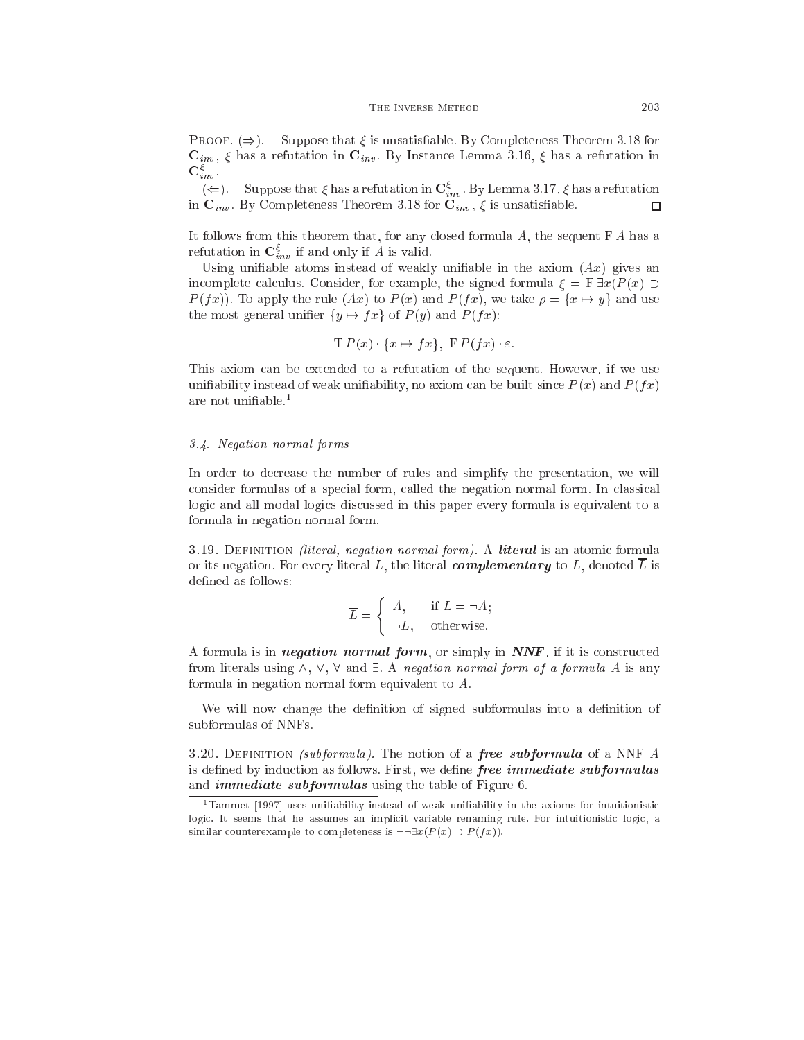PROOF. (⇒). Suppose that $\xi$ is unsatisfiable. By Completeness Theorem 3.18 for $\mathbf{C}_{inv}$, $\xi$ has a refutation in $\mathbf{C}_{inv}$. By Instance Lemma 3.16, $\xi$ has a refutation in $\mathbf{C}^{\xi}_{inv}$.

(⇐). Suppose that $\xi$ has a refutation in $\mathbf{C}^{\xi}_{inv}$. By Lemma 3.17, $\xi$ has a refutation in $\mathbf{C}_{inv}$. By Completeness Theorem 3.18 for $\mathbf{C}_{inv}$, $\xi$ is unsatisfiable. □

It follows from this theorem that, for any closed formula $A$, the sequent $\mathrm{F}\,A$ has a refutation in $\mathbf{C}^{\xi}_{inv}$ if and only if $A$ is valid.

Using unifiable atoms instead of weakly unifiable in the axiom $(Ax)$ gives an incomplete calculus. Consider, for example, the signed formula $\xi = \mathrm{F}\,\exists x(P(x) \supset P(fx))$. To apply the rule $(Ax)$ to $P(x)$ and $P(fx)$, we take $\rho = \{x \mapsto y\}$ and use the most general unifier $\{y \mapsto fx\}$ of $P(y)$ and $P(fx)$:

$$\mathrm{T}\,P(x) \cdot \{x \mapsto fx\},\ \mathrm{F}\,P(fx) \cdot \varepsilon.$$

This axiom can be extended to a refutation of the sequent. However, if we use unifiability instead of weak unifiability, no axiom can be built since $P(x)$ and $P(fx)$ are not unifiable.[1]

### 3.4. Negation normal forms

In order to decrease the number of rules and simplify the presentation, we will consider formulas of a special form, called the negation normal form. In classical logic and all modal logics discussed in this paper every formula is equivalent to a formula in negation normal form.

3.19. DEFINITION *(literal, negation normal form).* A ***literal*** is an atomic formula or its negation. For every literal $L$, the literal ***complementary*** to $L$, denoted $\overline{L}$ is defined as follows:

$$\overline{L} = \begin{cases} A, & \text{if } L = \neg A; \\ \neg L, & \text{otherwise.} \end{cases}$$

A formula is in ***negation normal form***, or simply in ***NNF***, if it is constructed from literals using $\wedge$, $\vee$, $\forall$ and $\exists$. A *negation normal form of a formula A* is any formula in negation normal form equivalent to $A$.

We will now change the definition of signed subformulas into a definition of subformulas of NNFs.

3.20. DEFINITION *(subformula).* The notion of a ***free subformula*** of a NNF $A$ is defined by induction as follows. First, we define ***free immediate subformulas*** and ***immediate subformulas*** using the table of Figure 6.

[1] Tammet [1997] uses unifiability instead of weak unifiability in the axioms for intuitionistic logic. It seems that he assumes an implicit variable renaming rule. For intuitionistic logic, a similar counterexample to completeness is $\neg\neg\exists x(P(x) \supset P(fx))$.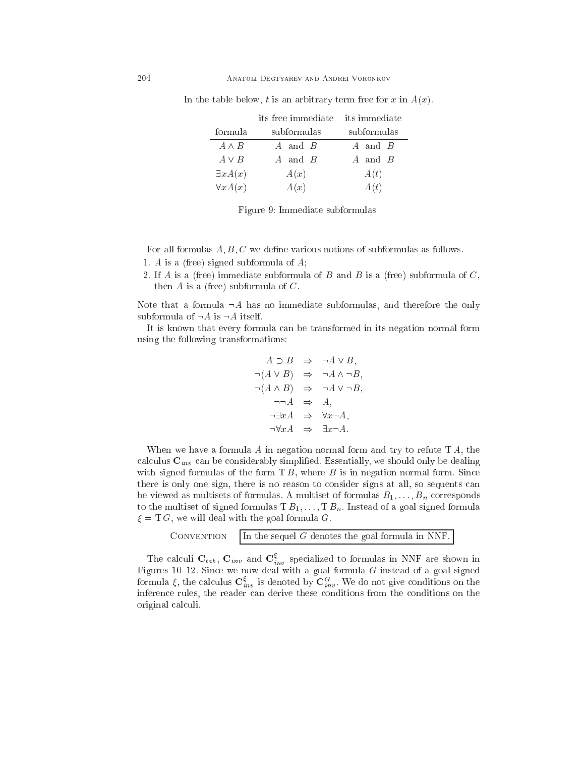In the table below, $t$ is an arbitrary term free for $x$ in $A(x)$.

| formula | its free immediate subformulas | its immediate subformulas |
|---|---|---|
| $A \wedge B$ | $A$ and $B$ | $A$ and $B$ |
| $A \vee B$ | $A$ and $B$ | $A$ and $B$ |
| $\exists x A(x)$ | $A(x)$ | $A(t)$ |
| $\forall x A(x)$ | $A(x)$ | $A(t)$ |

Figure 9: Immediate subformulas

For all formulas $A, B, C$ we define various notions of subformulas as follows.

1. $A$ is a (free) signed subformula of $A$;
2. If $A$ is a (free) immediate subformula of $B$ and $B$ is a (free) subformula of $C$, then $A$ is a (free) subformula of $C$.

Note that a formula $\neg A$ has no immediate subformulas, and therefore the only subformula of $\neg A$ is $\neg A$ itself.

It is known that every formula can be transformed in its negation normal form using the following transformations:

$$
\begin{aligned}
A \supset B &\Rightarrow \neg A \vee B, \\
\neg(A \vee B) &\Rightarrow \neg A \wedge \neg B, \\
\neg(A \wedge B) &\Rightarrow \neg A \vee \neg B, \\
\neg\neg A &\Rightarrow A, \\
\neg \exists x A &\Rightarrow \forall x \neg A, \\
\neg \forall x A &\Rightarrow \exists x \neg A.
\end{aligned}
$$

When we have a formula $A$ in negation normal form and try to refute $\mathbf{T}\, A$, the calculus $\mathbf{C}_{inv}$ can be considerably simplified. Essentially, we should only be dealing with signed formulas of the form $\mathbf{T}\, B$, where $B$ is in negation normal form. Since there is only one sign, there is no reason to consider signs at all, so sequents can be viewed as multisets of formulas. A multiset of formulas $B_1, \ldots, B_n$ corresponds to the multiset of signed formulas $\mathbf{T}\, B_1, \ldots, \mathbf{T}\, B_n$. Instead of a goal signed formula $\xi = \mathbf{T}\, G$, we will deal with the goal formula $G$.

Convention: In the sequel $G$ denotes the goal formula in NNF.

The calculi $\mathbf{C}_{tab}$, $\mathbf{C}_{inv}$ and $\mathbf{C}^{\xi}_{inv}$ specialized to formulas in NNF are shown in Figures 10–12. Since we now deal with a goal formula $G$ instead of a goal signed formula $\xi$, the calculus $\mathbf{C}^{\xi}_{inv}$ is denoted by $\mathbf{C}^{G}_{inv}$. We do not give conditions on the inference rules, the reader can derive these conditions from the conditions on the original calculi.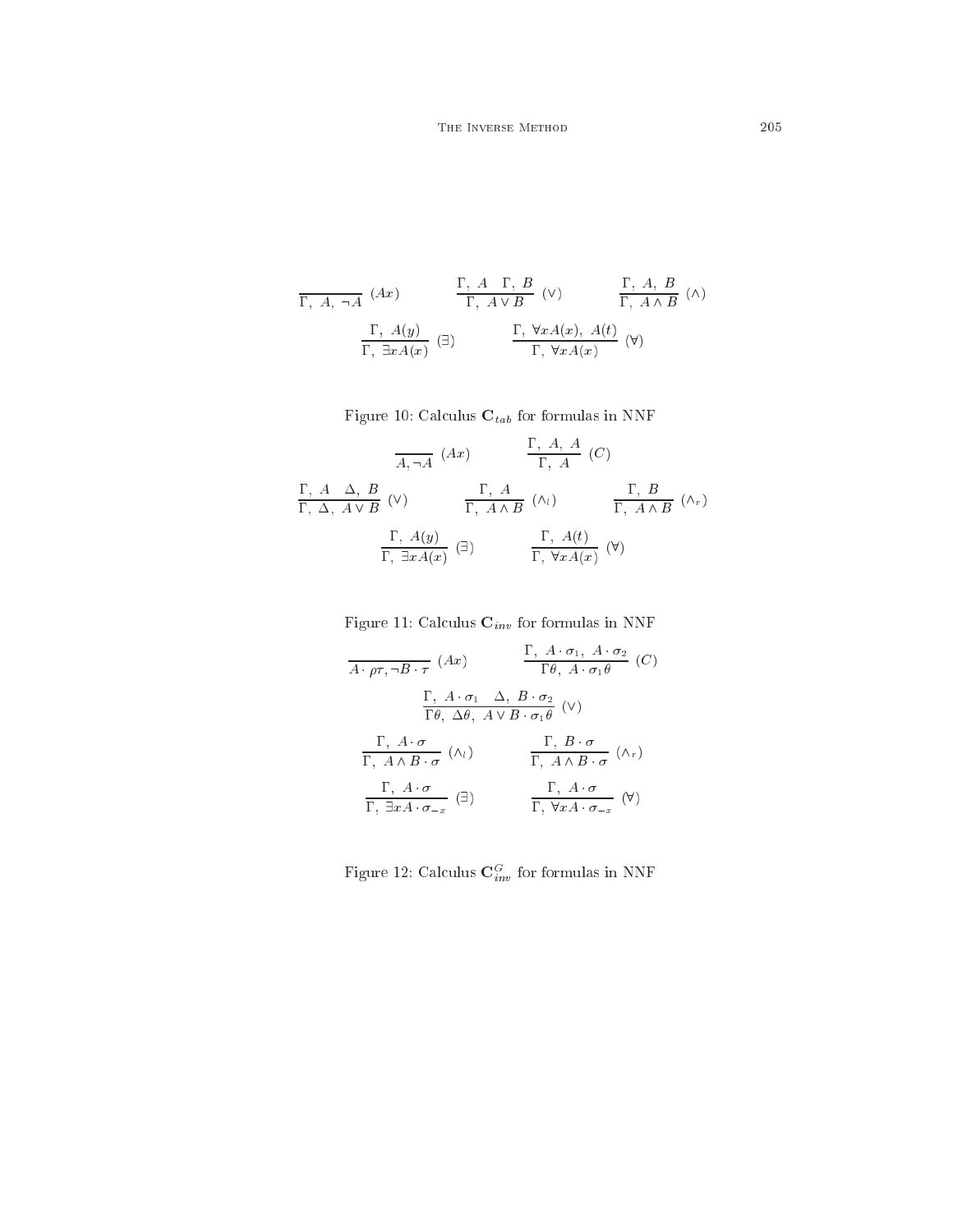$$\frac{}{\Gamma,\ A,\ \neg A}\ (Ax) \qquad \frac{\Gamma,\ A \quad \Gamma,\ B}{\Gamma,\ A \vee B}\ (\vee) \qquad \frac{\Gamma,\ A,\ B}{\Gamma,\ A \wedge B}\ (\wedge)$$

$$\frac{\Gamma,\ A(y)}{\Gamma,\ \exists x A(x)}\ (\exists) \qquad \frac{\Gamma,\ \forall x A(x),\ A(t)}{\Gamma,\ \forall x A(x)}\ (\forall)$$

Figure 10: Calculus $\mathbf{C}_{tab}$ for formulas in NNF

$$\frac{}{A, \neg A}\ (Ax) \qquad \frac{\Gamma,\ A,\ A}{\Gamma,\ A}\ (C)$$

$$\frac{\Gamma,\ A \quad \Delta,\ B}{\Gamma,\ \Delta,\ A \vee B}\ (\vee) \qquad \frac{\Gamma,\ A}{\Gamma,\ A \wedge B}\ (\wedge_l) \qquad \frac{\Gamma,\ B}{\Gamma,\ A \wedge B}\ (\wedge_r)$$

$$\frac{\Gamma,\ A(y)}{\Gamma,\ \exists x A(x)}\ (\exists) \qquad \frac{\Gamma,\ A(t)}{\Gamma,\ \forall x A(x)}\ (\forall)$$

Figure 11: Calculus $\mathbf{C}_{inv}$ for formulas in NNF

$$\frac{}{A \cdot \rho\tau, \neg B \cdot \tau}\ (Ax) \qquad \frac{\Gamma,\ A \cdot \sigma_1,\ A \cdot \sigma_2}{\Gamma\theta,\ A \cdot \sigma_1\theta}\ (C)$$

$$\frac{\Gamma,\ A \cdot \sigma_1 \quad \Delta,\ B \cdot \sigma_2}{\Gamma\theta,\ \Delta\theta,\ A \vee B \cdot \sigma_1\theta}\ (\vee)$$

$$\frac{\Gamma,\ A \cdot \sigma}{\Gamma,\ A \wedge B \cdot \sigma}\ (\wedge_l) \qquad \frac{\Gamma,\ B \cdot \sigma}{\Gamma,\ A \wedge B \cdot \sigma}\ (\wedge_r)$$

$$\frac{\Gamma,\ A \cdot \sigma}{\Gamma,\ \exists x A \cdot \sigma_{-x}}\ (\exists) \qquad \frac{\Gamma,\ A \cdot \sigma}{\Gamma,\ \forall x A \cdot \sigma_{-x}}\ (\forall)$$

Figure 12: Calculus $\mathbf{C}^{G}_{inv}$ for formulas in NNF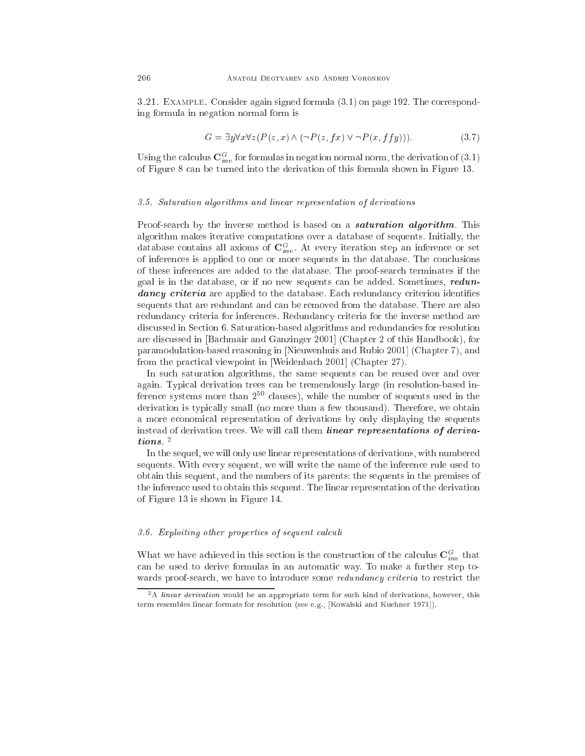**3.21. Example.** Consider again signed formula (3.1) on page 192. The corresponding formula in negation normal form is

$$G = \exists y \forall x \forall z (P(z, x) \wedge (\neg P(z, fx) \vee \neg P(x, ffy))). \tag{3.7}$$

Using the calculus $\mathbf{C}^{G}_{inv}$ for formulas in negation normal norm, the derivation of (3.1) of Figure 8 can be turned into the derivation of this formula shown in Figure 13.

### *3.5. Saturation algorithms and linear representation of derivations*

Proof-search by the inverse method is based on a ***saturation algorithm***. This algorithm makes iterative computations over a database of sequents. Initially, the database contains all axioms of $\mathbf{C}^{G}_{inv}$. At every iteration step an inference or set of inferences is applied to one or more sequents in the database. The conclusions of these inferences are added to the database. The proof-search terminates if the goal is in the database, or if no new sequents can be added. Sometimes, ***redundancy criteria*** are applied to the database. Each redundancy criterion identifies sequents that are redundant and can be removed from the database. There are also redundancy criteria for inferences. Redundancy criteria for the inverse method are discussed in Section 6. Saturation-based algorithms and redundancies for resolution are discussed in [Bachmair and Ganzinger 2001] (Chapter 2 of this Handbook), for paramodulation-based reasoning in [Nieuwenhuis and Rubio 2001] (Chapter 7), and from the practical viewpoint in [Weidenbach 2001] (Chapter 27).

In such saturation algorithms, the same sequents can be reused over and over again. Typical derivation trees can be tremendously large (in resolution-based inference systems more than $2^{50}$ clauses), while the number of sequents used in the derivation is typically small (no more than a few thousand). Therefore, we obtain a more economical representation of derivations by only displaying the sequents instead of derivation trees. We will call them ***linear representations of derivations***. [2]

In the sequel, we will only use linear representations of derivations, with numbered sequents. With every sequent, we will write the name of the inference rule used to obtain this sequent, and the numbers of its parents: the sequents in the premises of the inference used to obtain this sequent. The linear representation of the derivation of Figure 13 is shown in Figure 14.

### *3.6. Exploiting other properties of sequent calculi*

What we have achieved in this section is the construction of the calculus $\mathbf{C}^{G}_{inv}$ that can be used to derive formulas in an automatic way. To make a further step towards proof-search, we have to introduce some *redundancy criteria* to restrict the

[2] A *linear derivation* would be an appropriate term for such kind of derivations, however, this term resembles linear formats for resolution (see e.g., [Kowalski and Kuehner 1971]).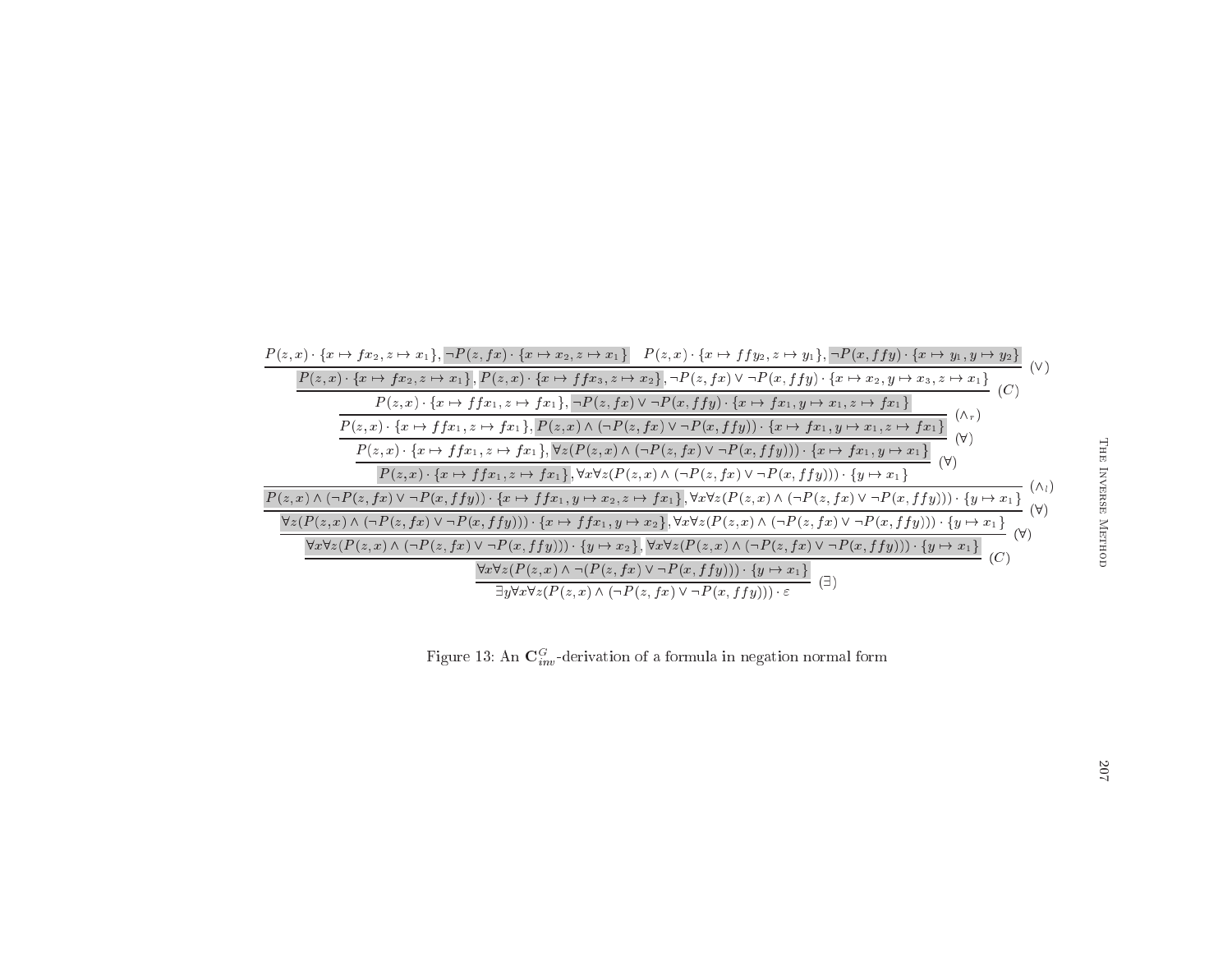$$
\dfrac{
  \dfrac{
    \dfrac{
      \dfrac{
        \dfrac{
          \dfrac{
            \dfrac{
              \dfrac{
                P(z,x)\cdot\{x\mapsto fx_2, z\mapsto x_1\}, \neg P(z,fx)\cdot\{x\mapsto x_2, z\mapsto x_1\}
                \quad
                P(z,x)\cdot\{x\mapsto ffy_2, z\mapsto y_1\}, \neg P(x,ffy)\cdot\{x\mapsto y_1, y\mapsto y_2\}
              }{
                P(z,x)\cdot\{x\mapsto fx_2, z\mapsto x_1\}, P(z,x)\cdot\{x\mapsto ffx_3, z\mapsto x_2\}, \neg P(z,fx)\vee\neg P(x,ffy)\cdot\{x\mapsto x_2, y\mapsto x_3, z\mapsto x_1\}
              }\,(\vee)
            }{
              P(z,x)\cdot\{x\mapsto ffx_1, z\mapsto fx_1\}, \neg P(z,fx)\vee\neg P(x,ffy)\cdot\{x\mapsto fx_1, y\mapsto x_1, z\mapsto fx_1\}
            }\,(C)
          }{
            P(z,x)\cdot\{x\mapsto ffx_1, z\mapsto fx_1\}, P(z,x)\wedge(\neg P(z,fx)\vee\neg P(x,ffy))\cdot\{x\mapsto fx_1, y\mapsto x_1, z\mapsto fx_1\}
          }\,(\wedge_r)
        }{
          P(z,x)\cdot\{x\mapsto ffx_1, z\mapsto fx_1\}, \forall z(P(z,x)\wedge(\neg P(z,fx)\vee\neg P(x,ffy)))\cdot\{x\mapsto fx_1, y\mapsto x_1\}
        }\,(\forall)
      }{
        P(z,x)\cdot\{x\mapsto ffx_1, z\mapsto fx_1\}, \forall x\forall z(P(z,x)\wedge(\neg P(z,fx)\vee\neg P(x,ffy)))\cdot\{y\mapsto x_1\}
      }\,(\forall)
    }{
      P(z,x)\wedge(\neg P(z,fx)\vee\neg P(x,ffy))\cdot\{x\mapsto ffx_1, y\mapsto x_2, z\mapsto fx_1\}, \forall x\forall z(P(z,x)\wedge(\neg P(z,fx)\vee\neg P(x,ffy)))\cdot\{y\mapsto x_1\}
    }\,(\wedge_l)
  }{
    \dfrac{
      \forall z(P(z,x)\wedge(\neg P(z,fx)\vee\neg P(x,ffy)))\cdot\{x\mapsto ffx_1, y\mapsto x_2\}, \forall x\forall z(P(z,x)\wedge(\neg P(z,fx)\vee\neg P(x,ffy)))\cdot\{y\mapsto x_1\}
    }{
      \forall x\forall z(P(z,x)\wedge(\neg P(z,fx)\vee\neg P(x,ffy)))\cdot\{y\mapsto x_2\}, \forall x\forall z(P(z,x)\wedge(\neg P(z,fx)\vee\neg P(x,ffy)))\cdot\{y\mapsto x_1\}
    }\,(\forall)
  }\,(\forall)
}{
  \dfrac{
    \forall x\forall z(P(z,x)\wedge\neg(P(z,fx)\vee\neg P(x,ffy)))\cdot\{y\mapsto x_1\}
  }{
    \exists y\forall x\forall z(P(z,x)\wedge(\neg P(z,fx)\vee\neg P(x,ffy)))\cdot\varepsilon
  }\,(\exists)
}\,(C)
$$

Figure 13: An $\mathbf{C}^G_{inv}$-derivation of a formula in negation normal form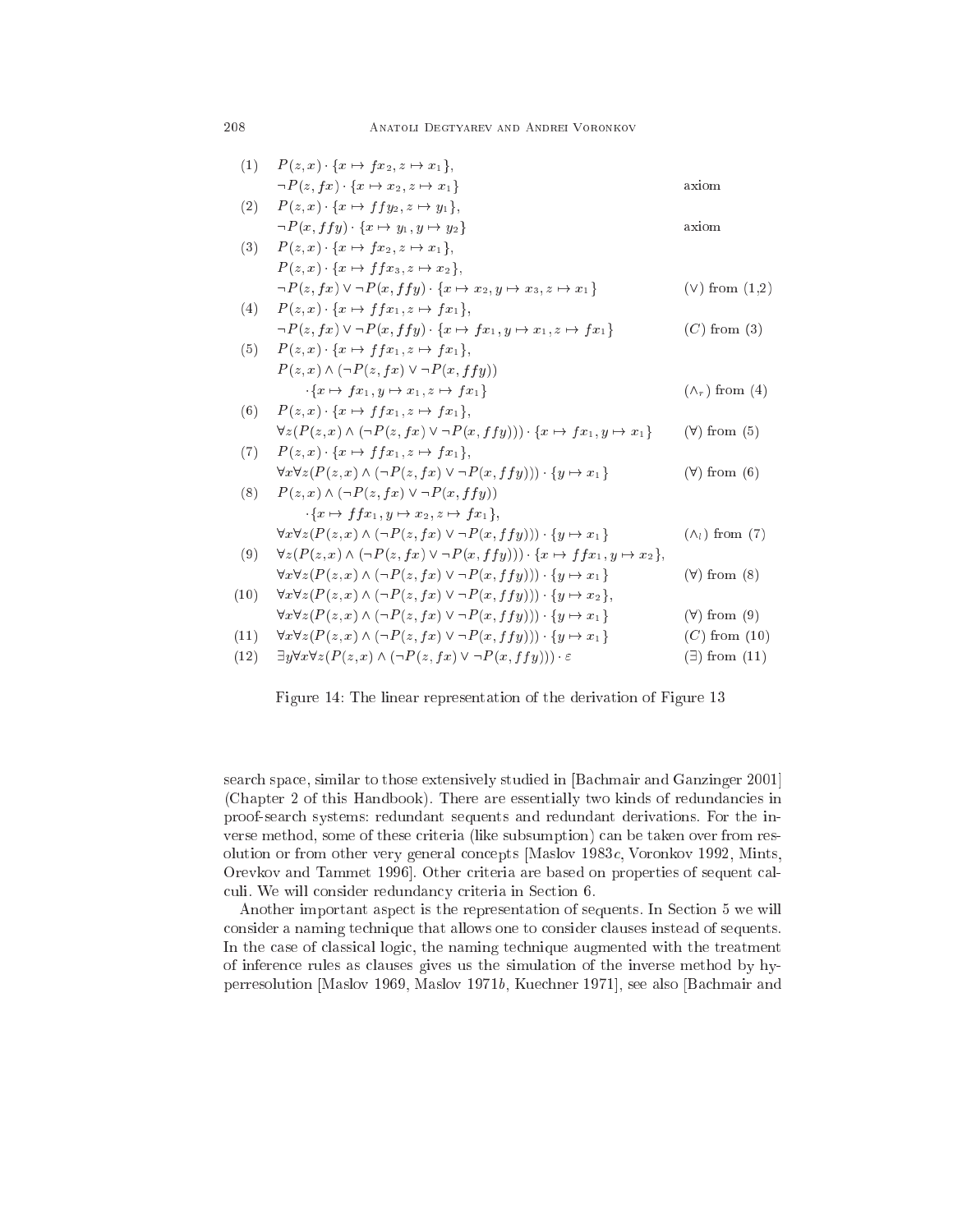| | | |
|---|---|---|
| (1) | $P(z,x) \cdot \{x \mapsto fx_2, z \mapsto x_1\}$, | |
| | $\neg P(z,fx) \cdot \{x \mapsto x_2, z \mapsto x_1\}$ | axiom |
| (2) | $P(z,x) \cdot \{x \mapsto ffy_2, z \mapsto y_1\}$, | |
| | $\neg P(x,ffy) \cdot \{x \mapsto y_1, y \mapsto y_2\}$ | axiom |
| (3) | $P(z,x) \cdot \{x \mapsto fx_2, z \mapsto x_1\}$, | |
| | $P(z,x) \cdot \{x \mapsto ffx_3, z \mapsto x_2\}$, | |
| | $\neg P(z,fx) \vee \neg P(x,ffy) \cdot \{x \mapsto x_2, y \mapsto x_3, z \mapsto x_1\}$ | $(\vee)$ from (1,2) |
| (4) | $P(z,x) \cdot \{x \mapsto ffx_1, z \mapsto fx_1\}$, | |
| | $\neg P(z,fx) \vee \neg P(x,ffy) \cdot \{x \mapsto fx_1, y \mapsto x_1, z \mapsto fx_1\}$ | $(C)$ from (3) |
| (5) | $P(z,x) \cdot \{x \mapsto ffx_1, z \mapsto fx_1\}$, | |
| | $P(z,x) \wedge (\neg P(z,fx) \vee \neg P(x,ffy))$ $\cdot \{x \mapsto fx_1, y \mapsto x_1, z \mapsto fx_1\}$ | $(\wedge_r)$ from (4) |
| (6) | $P(z,x) \cdot \{x \mapsto ffx_1, z \mapsto fx_1\}$, | |
| | $\forall z(P(z,x) \wedge (\neg P(z,fx) \vee \neg P(x,ffy))) \cdot \{x \mapsto fx_1, y \mapsto x_1\}$ | $(\forall)$ from (5) |
| (7) | $P(z,x) \cdot \{x \mapsto ffx_1, z \mapsto fx_1\}$, | |
| | $\forall x \forall z(P(z,x) \wedge (\neg P(z,fx) \vee \neg P(x,ffy))) \cdot \{y \mapsto x_1\}$ | $(\forall)$ from (6) |
| (8) | $P(z,x) \wedge (\neg P(z,fx) \vee \neg P(x,ffy))$ $\cdot \{x \mapsto ffx_1, y \mapsto x_2, z \mapsto fx_1\}$, | |
| | $\forall x \forall z(P(z,x) \wedge (\neg P(z,fx) \vee \neg P(x,ffy))) \cdot \{y \mapsto x_1\}$ | $(\wedge_l)$ from (7) |
| (9) | $\forall z(P(z,x) \wedge (\neg P(z,fx) \vee \neg P(x,ffy))) \cdot \{x \mapsto ffx_1, y \mapsto x_2\}$, | |
| | $\forall x \forall z(P(z,x) \wedge (\neg P(z,fx) \vee \neg P(x,ffy))) \cdot \{y \mapsto x_1\}$ | $(\forall)$ from (8) |
| (10) | $\forall x \forall z(P(z,x) \wedge (\neg P(z,fx) \vee \neg P(x,ffy))) \cdot \{y \mapsto x_2\}$, | |
| | $\forall x \forall z(P(z,x) \wedge (\neg P(z,fx) \vee \neg P(x,ffy))) \cdot \{y \mapsto x_1\}$ | $(\forall)$ from (9) |
| (11) | $\forall x \forall z(P(z,x) \wedge (\neg P(z,fx) \vee \neg P(x,ffy))) \cdot \{y \mapsto x_1\}$ | $(C)$ from (10) |
| (12) | $\exists y \forall x \forall z(P(z,x) \wedge (\neg P(z,fx) \vee \neg P(x,ffy))) \cdot \varepsilon$ | $(\exists)$ from (11) |

Figure 14: The linear representation of the derivation of Figure 13

search space, similar to those extensively studied in [Bachmair and Ganzinger 2001] (Chapter 2 of this Handbook). There are essentially two kinds of redundancies in proof-search systems: redundant sequents and redundant derivations. For the inverse method, some of these criteria (like subsumption) can be taken over from resolution or from other very general concepts [Maslov 1983*c*, Voronkov 1992, Mints, Orevkov and Tammet 1996]. Other criteria are based on properties of sequent calculi. We will consider redundancy criteria in Section 6.

Another important aspect is the representation of sequents. In Section 5 we will consider a naming technique that allows one to consider clauses instead of sequents. In the case of classical logic, the naming technique augmented with the treatment of inference rules as clauses gives us the simulation of the inverse method by hyperresolution [Maslov 1969, Maslov 1971*b*, Kuechner 1971], see also [Bachmair and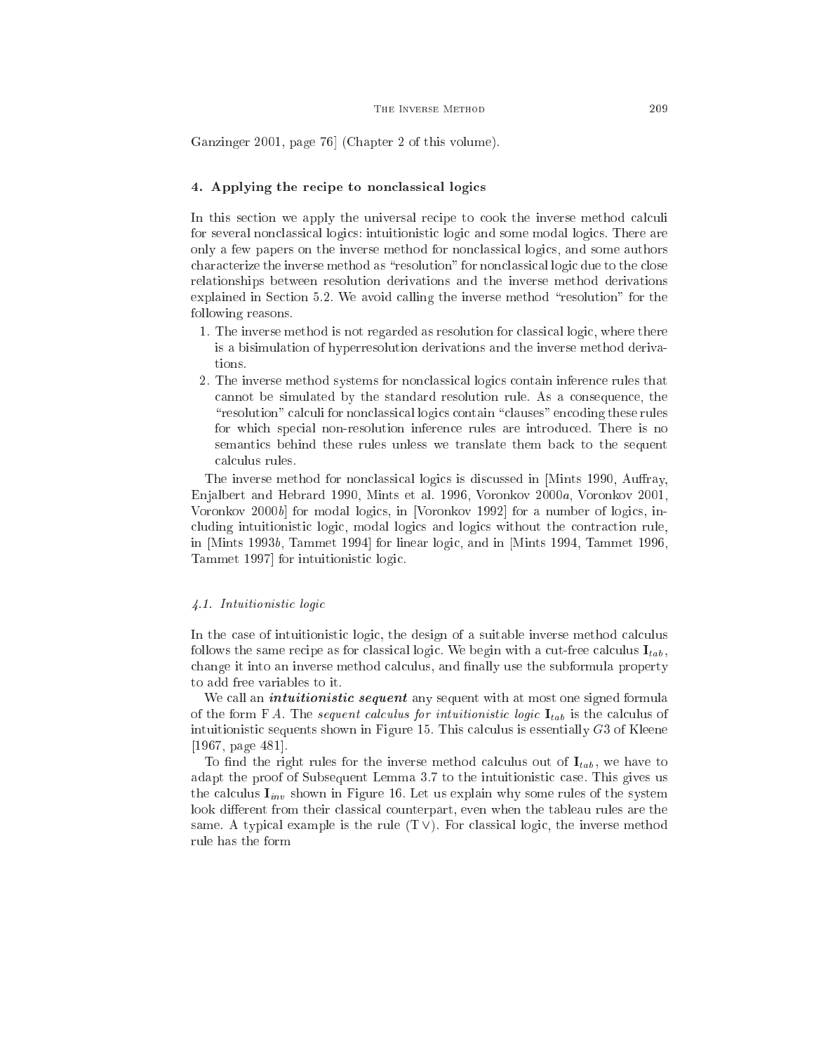Ganzinger 2001, page 76] (Chapter 2 of this volume).

## 4. Applying the recipe to nonclassical logics

In this section we apply the universal recipe to cook the inverse method calculi for several nonclassical logics: intuitionistic logic and some modal logics. There are only a few papers on the inverse method for nonclassical logics, and some authors characterize the inverse method as "resolution" for nonclassical logic due to the close relationships between resolution derivations and the inverse method derivations explained in Section 5.2. We avoid calling the inverse method "resolution" for the following reasons.

1. The inverse method is not regarded as resolution for classical logic, where there is a bisimulation of hyperresolution derivations and the inverse method derivations.
2. The inverse method systems for nonclassical logics contain inference rules that cannot be simulated by the standard resolution rule. As a consequence, the "resolution" calculi for nonclassical logics contain "clauses" encoding these rules for which special non-resolution inference rules are introduced. There is no semantics behind these rules unless we translate them back to the sequent calculus rules.

The inverse method for nonclassical logics is discussed in [Mints 1990, Auffray, Enjalbert and Hebrard 1990, Mints et al. 1996, Voronkov 2000*a*, Voronkov 2001, Voronkov 2000*b*] for modal logics, in [Voronkov 1992] for a number of logics, including intuitionistic logic, modal logics and logics without the contraction rule, in [Mints 1993*b*, Tammet 1994] for linear logic, and in [Mints 1994, Tammet 1996, Tammet 1997] for intuitionistic logic.

### *4.1. Intuitionistic logic*

In the case of intuitionistic logic, the design of a suitable inverse method calculus follows the same recipe as for classical logic. We begin with a cut-free calculus $\mathbf{I}_{tab}$, change it into an inverse method calculus, and finally use the subformula property to add free variables to it.

We call an ***intuitionistic sequent*** any sequent with at most one signed formula of the form $\mathrm{F}\,A$. The *sequent calculus for intuitionistic logic* $\mathbf{I}_{tab}$ is the calculus of intuitionistic sequents shown in Figure 15. This calculus is essentially $G3$ of Kleene [1967, page 481].

To find the right rules for the inverse method calculus out of $\mathbf{I}_{tab}$, we have to adapt the proof of Subsequent Lemma 3.7 to the intuitionistic case. This gives us the calculus $\mathbf{I}_{inv}$ shown in Figure 16. Let us explain why some rules of the system look different from their classical counterpart, even when the tableau rules are the same. A typical example is the rule $(\mathrm{T}\vee)$. For classical logic, the inverse method rule has the form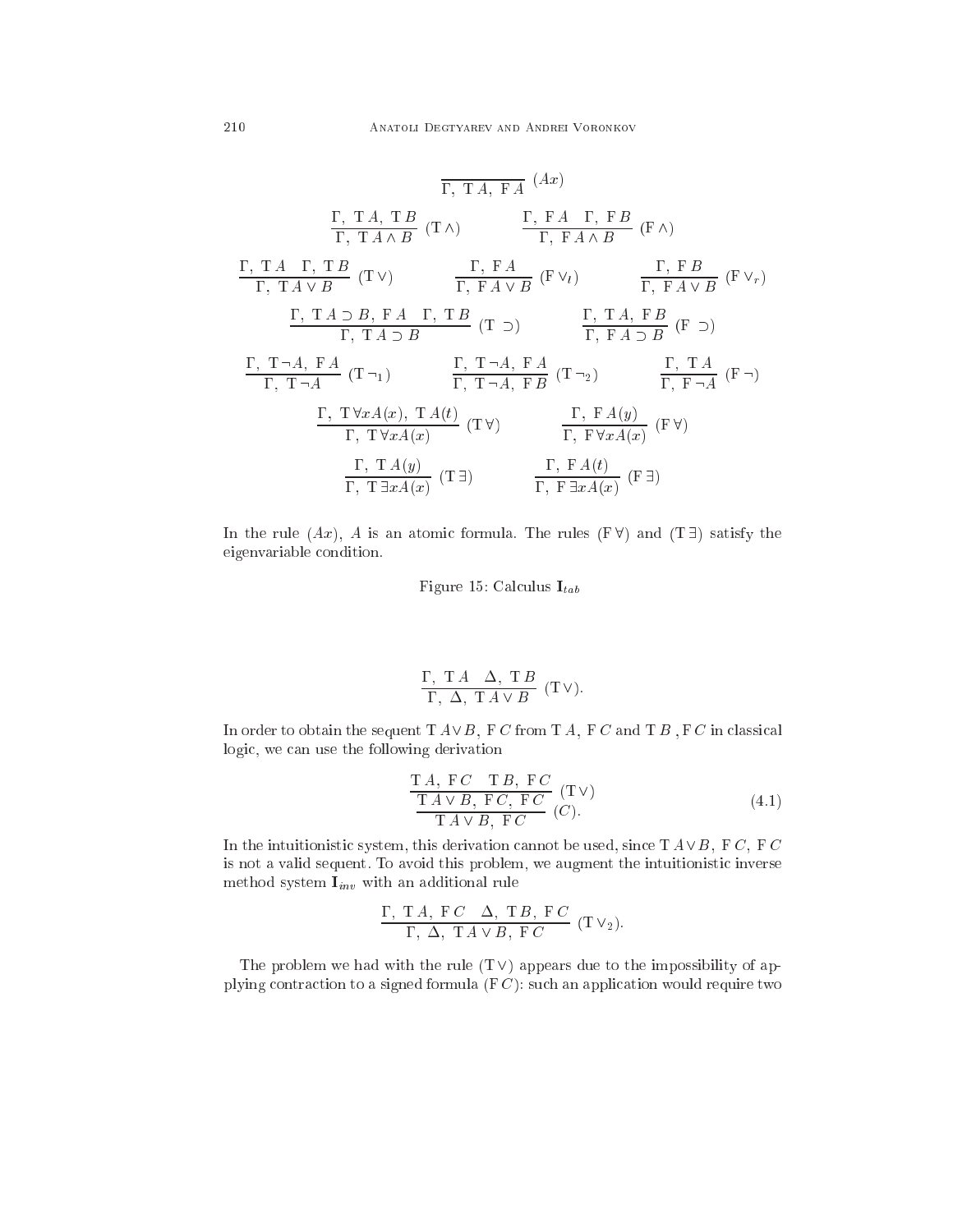$$\frac{}{\Gamma,\ \mathrm{T}\,A,\ \mathrm{F}\,A}\ (Ax)$$

$$\frac{\Gamma,\ \mathrm{T}\,A,\ \mathrm{T}\,B}{\Gamma,\ \mathrm{T}\,A \wedge B}\ (\mathrm{T}\wedge) \qquad \frac{\Gamma,\ \mathrm{F}\,A \quad \Gamma,\ \mathrm{F}\,B}{\Gamma,\ \mathrm{F}\,A \wedge B}\ (\mathrm{F}\wedge)$$

$$\frac{\Gamma,\ \mathrm{T}\,A \quad \Gamma,\ \mathrm{T}\,B}{\Gamma,\ \mathrm{T}\,A \vee B}\ (\mathrm{T}\vee) \qquad \frac{\Gamma,\ \mathrm{F}\,A}{\Gamma,\ \mathrm{F}\,A \vee B}\ (\mathrm{F}\vee_l) \qquad \frac{\Gamma,\ \mathrm{F}\,B}{\Gamma,\ \mathrm{F}\,A \vee B}\ (\mathrm{F}\vee_r)$$

$$\frac{\Gamma,\ \mathrm{T}\,A \supset B,\ \mathrm{F}\,A \quad \Gamma,\ \mathrm{T}\,B}{\Gamma,\ \mathrm{T}\,A \supset B}\ (\mathrm{T}\supset) \qquad \frac{\Gamma,\ \mathrm{T}\,A,\ \mathrm{F}\,B}{\Gamma,\ \mathrm{F}\,A \supset B}\ (\mathrm{F}\supset)$$

$$\frac{\Gamma,\ \mathrm{T}\neg A,\ \mathrm{F}\,A}{\Gamma,\ \mathrm{T}\neg A}\ (\mathrm{T}\neg_1) \qquad \frac{\Gamma,\ \mathrm{T}\neg A,\ \mathrm{F}\,A}{\Gamma,\ \mathrm{T}\neg A,\ \mathrm{F}\,B}\ (\mathrm{T}\neg_2) \qquad \frac{\Gamma,\ \mathrm{T}\,A}{\Gamma,\ \mathrm{F}\neg A}\ (\mathrm{F}\neg)$$

$$\frac{\Gamma,\ \mathrm{T}\,\forall x A(x),\ \mathrm{T}\,A(t)}{\Gamma,\ \mathrm{T}\,\forall x A(x)}\ (\mathrm{T}\forall) \qquad \frac{\Gamma,\ \mathrm{F}\,A(y)}{\Gamma,\ \mathrm{F}\,\forall x A(x)}\ (\mathrm{F}\forall)$$

$$\frac{\Gamma,\ \mathrm{T}\,A(y)}{\Gamma,\ \mathrm{T}\,\exists x A(x)}\ (\mathrm{T}\exists) \qquad \frac{\Gamma,\ \mathrm{F}\,A(t)}{\Gamma,\ \mathrm{F}\,\exists x A(x)}\ (\mathrm{F}\exists)$$

In the rule $(Ax)$, $A$ is an atomic formula. The rules $(\mathrm{F}\forall)$ and $(\mathrm{T}\exists)$ satisfy the eigenvariable condition.

Figure 15: Calculus $\mathbf{I}_{tab}$

$$\frac{\Gamma,\ \mathrm{T}\,A \quad \Delta,\ \mathrm{T}\,B}{\Gamma,\ \Delta,\ \mathrm{T}\,A \vee B}\ (\mathrm{T}\vee).$$

In order to obtain the sequent $\mathrm{T}\,A\vee B,\ \mathrm{F}\,C$ from $\mathrm{T}\,A,\ \mathrm{F}\,C$ and $\mathrm{T}\,B\ ,\mathrm{F}\,C$ in classical logic, we can use the following derivation

$$\frac{\dfrac{\mathrm{T}\,A,\ \mathrm{F}\,C \quad \mathrm{T}\,B,\ \mathrm{F}\,C}{\mathrm{T}\,A \vee B,\ \mathrm{F}\,C,\ \mathrm{F}\,C}\ (\mathrm{T}\vee)}{\mathrm{T}\,A \vee B,\ \mathrm{F}\,C}\ (C). \tag{4.1}$$

In the intuitionistic system, this derivation cannot be used, since $\mathrm{T}\,A\vee B,\ \mathrm{F}\,C,\ \mathrm{F}\,C$ is not a valid sequent. To avoid this problem, we augment the intuitionistic inverse method system $\mathbf{I}_{inv}$ with an additional rule

$$\frac{\Gamma,\ \mathrm{T}\,A,\ \mathrm{F}\,C \quad \Delta,\ \mathrm{T}\,B,\ \mathrm{F}\,C}{\Gamma,\ \Delta,\ \mathrm{T}\,A \vee B,\ \mathrm{F}\,C}\ (\mathrm{T}\vee_2).$$

The problem we had with the rule $(\mathrm{T}\vee)$ appears due to the impossibility of applying contraction to a signed formula $(\mathrm{F}\,C)$: such an application would require two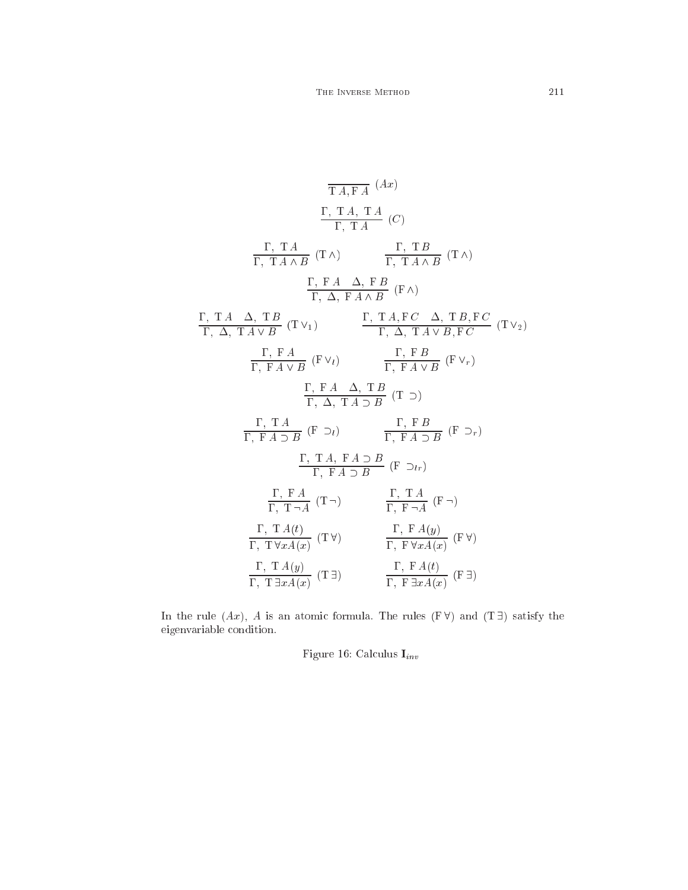$$\frac{}{\mathrm{T}\,A, \mathrm{F}\,A}\ (Ax)$$

$$\frac{\Gamma,\ \mathrm{T}\,A,\ \mathrm{T}\,A}{\Gamma,\ \mathrm{T}\,A}\ (C)$$

$$\frac{\Gamma,\ \mathrm{T}\,A}{\Gamma,\ \mathrm{T}\,A \wedge B}\ (\mathrm{T}\wedge) \qquad \frac{\Gamma,\ \mathrm{T}\,B}{\Gamma,\ \mathrm{T}\,A \wedge B}\ (\mathrm{T}\wedge)$$

$$\frac{\Gamma,\ \mathrm{F}\,A \quad \Delta,\ \mathrm{F}\,B}{\Gamma,\ \Delta,\ \mathrm{F}\,A \wedge B}\ (\mathrm{F}\wedge)$$

$$\frac{\Gamma,\ \mathrm{T}\,A \quad \Delta,\ \mathrm{T}\,B}{\Gamma,\ \Delta,\ \mathrm{T}\,A \vee B}\ (\mathrm{T}\vee_1) \qquad \frac{\Gamma,\ \mathrm{T}\,A, \mathrm{F}\,C \quad \Delta,\ \mathrm{T}\,B, \mathrm{F}\,C}{\Gamma,\ \Delta,\ \mathrm{T}\,A \vee B, \mathrm{F}\,C}\ (\mathrm{T}\vee_2)$$

$$\frac{\Gamma,\ \mathrm{F}\,A}{\Gamma,\ \mathrm{F}\,A \vee B}\ (\mathrm{F}\vee_l) \qquad \frac{\Gamma,\ \mathrm{F}\,B}{\Gamma,\ \mathrm{F}\,A \vee B}\ (\mathrm{F}\vee_r)$$

$$\frac{\Gamma,\ \mathrm{F}\,A \quad \Delta,\ \mathrm{T}\,B}{\Gamma,\ \Delta,\ \mathrm{T}\,A \supset B}\ (\mathrm{T}\supset)$$

$$\frac{\Gamma,\ \mathrm{T}\,A}{\Gamma,\ \mathrm{F}\,A \supset B}\ (\mathrm{F}\supset_l) \qquad \frac{\Gamma,\ \mathrm{F}\,B}{\Gamma,\ \mathrm{F}\,A \supset B}\ (\mathrm{F}\supset_r)$$

$$\frac{\Gamma,\ \mathrm{T}\,A,\ \mathrm{F}\,A \supset B}{\Gamma,\ \mathrm{F}\,A \supset B}\ (\mathrm{F}\supset_{lr})$$

$$\frac{\Gamma,\ \mathrm{F}\,A}{\Gamma,\ \mathrm{T}\,\neg A}\ (\mathrm{T}\neg) \qquad \frac{\Gamma,\ \mathrm{T}\,A}{\Gamma,\ \mathrm{F}\,\neg A}\ (\mathrm{F}\neg)$$

$$\frac{\Gamma,\ \mathrm{T}\,A(t)}{\Gamma,\ \mathrm{T}\,\forall x A(x)}\ (\mathrm{T}\forall) \qquad \frac{\Gamma,\ \mathrm{F}\,A(y)}{\Gamma,\ \mathrm{F}\,\forall x A(x)}\ (\mathrm{F}\forall)$$

$$\frac{\Gamma,\ \mathrm{T}\,A(y)}{\Gamma,\ \mathrm{T}\,\exists x A(x)}\ (\mathrm{T}\exists) \qquad \frac{\Gamma,\ \mathrm{F}\,A(t)}{\Gamma,\ \mathrm{F}\,\exists x A(x)}\ (\mathrm{F}\exists)$$

In the rule $(Ax)$, $A$ is an atomic formula. The rules $(\mathrm{F}\,\forall)$ and $(\mathrm{T}\,\exists)$ satisfy the eigenvariable condition.

Figure 16: Calculus $\mathbf{I}_{inv}$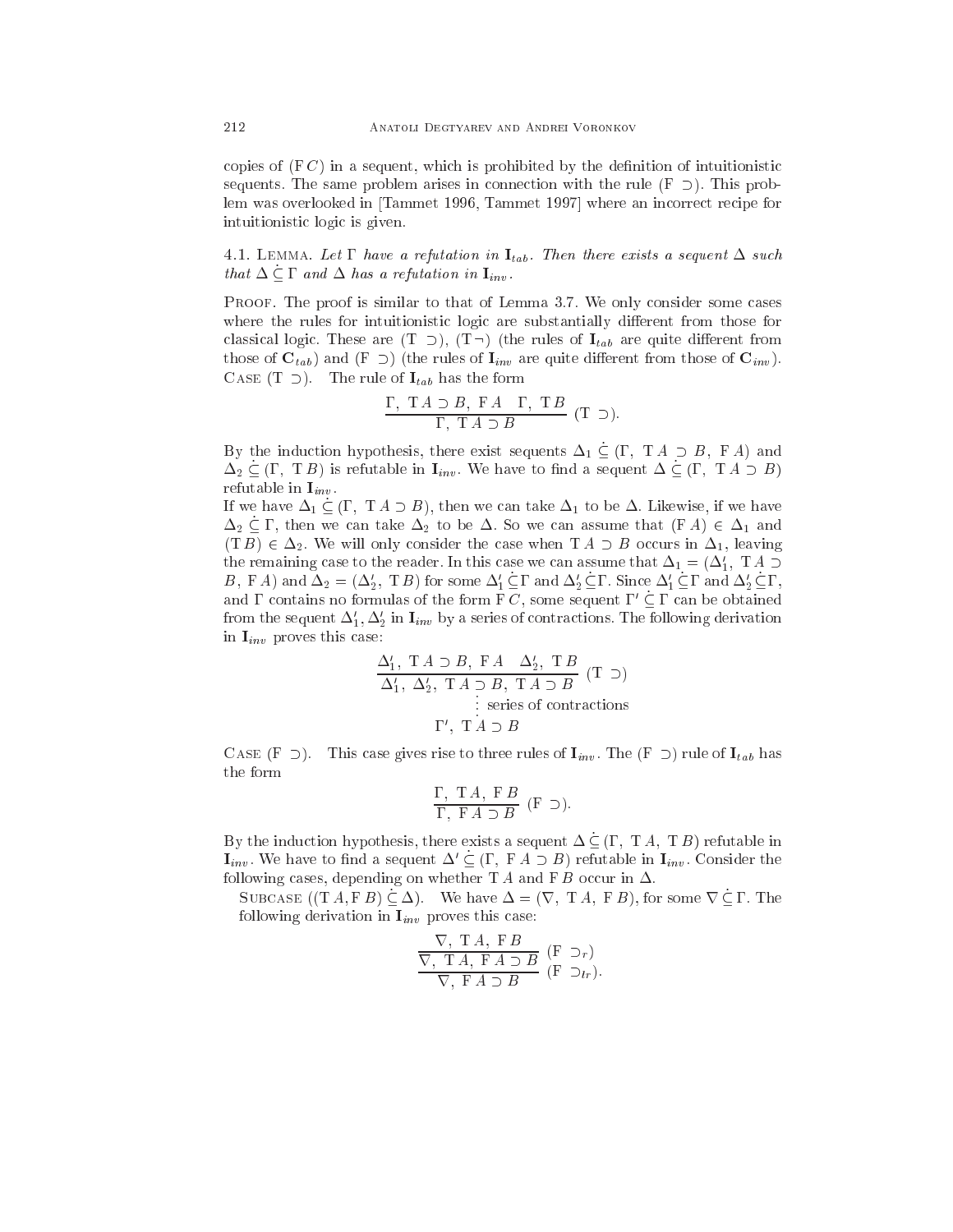copies of $(\mathrm{F}\,C)$ in a sequent, which is prohibited by the definition of intuitionistic sequents. The same problem arises in connection with the rule $(\mathrm{F}\ \supset)$. This problem was overlooked in [Tammet 1996, Tammet 1997] where an incorrect recipe for intuitionistic logic is given.

4.1. Lemma. *Let $\Gamma$ have a refutation in $\mathbf{I}_{tab}$. Then there exists a sequent $\Delta$ such that $\Delta \dot{\subseteq} \Gamma$ and $\Delta$ has a refutation in $\mathbf{I}_{inv}$.*

Proof. The proof is similar to that of Lemma 3.7. We only consider some cases where the rules for intuitionistic logic are substantially different from those for classical logic. These are $(\mathrm{T}\ \supset)$, $(\mathrm{T}\,\neg)$ (the rules of $\mathbf{I}_{tab}$ are quite different from those of $\mathbf{C}_{tab}$) and $(\mathrm{F}\ \supset)$ (the rules of $\mathbf{I}_{inv}$ are quite different from those of $\mathbf{C}_{inv}$).
Case $(\mathrm{T}\ \supset)$. The rule of $\mathbf{I}_{tab}$ has the form

$$\frac{\Gamma,\ \mathrm{T}\,A \supset B,\ \mathrm{F}\,A \quad \Gamma,\ \mathrm{T}\,B}{\Gamma,\ \mathrm{T}\,A \supset B}\ (\mathrm{T}\ \supset).$$

By the induction hypothesis, there exist sequents $\Delta_1 \dot{\subseteq} (\Gamma,\ \mathrm{T}\,A \supset B,\ \mathrm{F}\,A)$ and $\Delta_2 \dot{\subseteq} (\Gamma,\ \mathrm{T}\,B)$ is refutable in $\mathbf{I}_{inv}$. We have to find a sequent $\Delta \dot{\subseteq} (\Gamma,\ \mathrm{T}\,A \supset B)$ refutable in $\mathbf{I}_{inv}$.
If we have $\Delta_1 \dot{\subseteq} (\Gamma,\ \mathrm{T}\,A \supset B)$, then we can take $\Delta_1$ to be $\Delta$. Likewise, if we have $\Delta_2 \dot{\subseteq} \Gamma$, then we can take $\Delta_2$ to be $\Delta$. So we can assume that $(\mathrm{F}\,A) \in \Delta_1$ and $(\mathrm{T}\,B) \in \Delta_2$. We will only consider the case when $\mathrm{T}\,A \supset B$ occurs in $\Delta_1$, leaving the remaining case to the reader. In this case we can assume that $\Delta_1 = (\Delta_1',\ \mathrm{T}\,A \supset B,\ \mathrm{F}\,A)$ and $\Delta_2 = (\Delta_2',\ \mathrm{T}\,B)$ for some $\Delta_1' \dot{\subseteq} \Gamma$ and $\Delta_2' \dot{\subseteq} \Gamma$. Since $\Delta_1' \dot{\subseteq} \Gamma$ and $\Delta_2' \dot{\subseteq} \Gamma$, and $\Gamma$ contains no formulas of the form $\mathrm{F}\,C$, some sequent $\Gamma' \dot{\subseteq} \Gamma$ can be obtained from the sequent $\Delta_1', \Delta_2'$ in $\mathbf{I}_{inv}$ by a series of contractions. The following derivation in $\mathbf{I}_{inv}$ proves this case:

$$\dfrac{\Delta_1',\ \mathrm{T}\,A \supset B,\ \mathrm{F}\,A \quad \Delta_2',\ \mathrm{T}\,B}{\Delta_1',\ \Delta_2',\ \mathrm{T}\,A \supset B,\ \mathrm{T}\,A \supset B}\ (\mathrm{T}\ \supset)$$
$$\vdots \text{ series of contractions}$$
$$\Gamma',\ \mathrm{T}\,A \supset B$$

Case $(\mathrm{F}\ \supset)$. This case gives rise to three rules of $\mathbf{I}_{inv}$. The $(\mathrm{F}\ \supset)$ rule of $\mathbf{I}_{tab}$ has the form

$$\frac{\Gamma,\ \mathrm{T}\,A,\ \mathrm{F}\,B}{\Gamma,\ \mathrm{F}\,A \supset B}\ (\mathrm{F}\ \supset).$$

By the induction hypothesis, there exists a sequent $\Delta \dot{\subseteq} (\Gamma,\ \mathrm{T}\,A,\ \mathrm{T}\,B)$ refutable in $\mathbf{I}_{inv}$. We have to find a sequent $\Delta' \dot{\subseteq} (\Gamma,\ \mathrm{F}\,A \supset B)$ refutable in $\mathbf{I}_{inv}$. Consider the following cases, depending on whether $\mathrm{T}\,A$ and $\mathrm{F}\,B$ occur in $\Delta$.

Subcase $((\mathrm{T}\,A, \mathrm{F}\,B) \dot{\subseteq} \Delta)$. We have $\Delta = (\nabla,\ \mathrm{T}\,A,\ \mathrm{F}\,B)$, for some $\nabla \dot{\subseteq} \Gamma$. The following derivation in $\mathbf{I}_{inv}$ proves this case:

$$\dfrac{\dfrac{\nabla,\ \mathrm{T}\,A,\ \mathrm{F}\,B}{\nabla,\ \mathrm{T}\,A,\ \mathrm{F}\,A \supset B}\ (\mathrm{F}\ \supset_r)}{\nabla,\ \mathrm{F}\,A \supset B}\ (\mathrm{F}\ \supset_{tr}).$$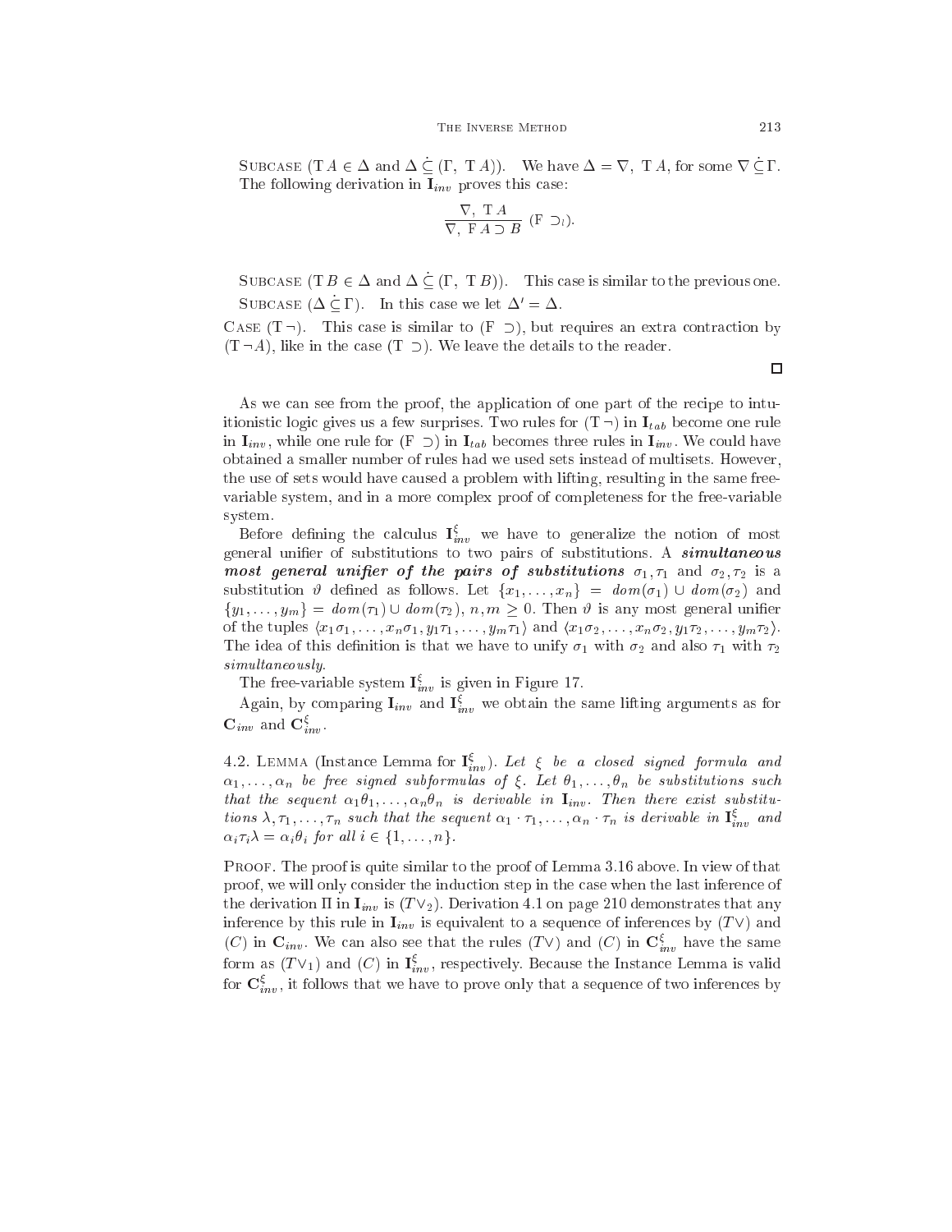SUBCASE ($\mathrm{T}\,A \in \Delta$ and $\Delta \dot{\subseteq} (\Gamma,\ \mathrm{T}\,A)$). We have $\Delta = \nabla,\ \mathrm{T}\,A$, for some $\nabla \dot{\subseteq} \Gamma$. The following derivation in $\mathbf{I}_{inv}$ proves this case:

$$\frac{\nabla,\ \mathrm{T}\,A}{\nabla,\ \mathrm{F}\,A \supset B}\ (\mathrm{F} \supset_l).$$

SUBCASE ($\mathrm{T}\,B \in \Delta$ and $\Delta \dot{\subseteq} (\Gamma,\ \mathrm{T}\,B)$). This case is similar to the previous one.

SUBCASE ($\Delta \dot{\subseteq} \Gamma$). In this case we let $\Delta' = \Delta$.

CASE ($\mathrm{T}\,\neg$). This case is similar to ($\mathrm{F} \supset$), but requires an extra contraction by ($\mathrm{T}\,\neg A$), like in the case ($\mathrm{T} \supset$). We leave the details to the reader.

□

As we can see from the proof, the application of one part of the recipe to intuitionistic logic gives us a few surprises. Two rules for ($\mathrm{T}\,\neg$) in $\mathbf{I}_{tab}$ become one rule in $\mathbf{I}_{inv}$, while one rule for ($\mathrm{F} \supset$) in $\mathbf{I}_{tab}$ becomes three rules in $\mathbf{I}_{inv}$. We could have obtained a smaller number of rules had we used sets instead of multisets. However, the use of sets would have caused a problem with lifting, resulting in the same free-variable system, and in a more complex proof of completeness for the free-variable system.

Before defining the calculus $\mathbf{I}^{\xi}_{inv}$ we have to generalize the notion of most general unifier of substitutions to two pairs of substitutions. A ***simultaneous most general unifier of the pairs of substitutions*** $\sigma_1, \tau_1$ and $\sigma_2, \tau_2$ is a substitution $\vartheta$ defined as follows. Let $\{x_1, \ldots, x_n\} = dom(\sigma_1) \cup dom(\sigma_2)$ and $\{y_1, \ldots, y_m\} = dom(\tau_1) \cup dom(\tau_2)$, $n, m \geq 0$. Then $\vartheta$ is any most general unifier of the tuples $\langle x_1\sigma_1, \ldots, x_n\sigma_1, y_1\tau_1, \ldots, y_m\tau_1\rangle$ and $\langle x_1\sigma_2, \ldots, x_n\sigma_2, y_1\tau_2, \ldots, y_m\tau_2\rangle$. The idea of this definition is that we have to unify $\sigma_1$ with $\sigma_2$ and also $\tau_1$ with $\tau_2$ *simultaneously*.

The free-variable system $\mathbf{I}^{\xi}_{inv}$ is given in Figure 17.

Again, by comparing $\mathbf{I}_{inv}$ and $\mathbf{I}^{\xi}_{inv}$ we obtain the same lifting arguments as for $\mathbf{C}_{inv}$ and $\mathbf{C}^{\xi}_{inv}$.

4.2. LEMMA (Instance Lemma for $\mathbf{I}^{\xi}_{inv}$). *Let $\xi$ be a closed signed formula and $\alpha_1, \ldots, \alpha_n$ be free signed subformulas of $\xi$. Let $\theta_1, \ldots, \theta_n$ be substitutions such that the sequent $\alpha_1\theta_1, \ldots, \alpha_n\theta_n$ is derivable in $\mathbf{I}_{inv}$. Then there exist substitutions $\lambda, \tau_1, \ldots, \tau_n$ such that the sequent $\alpha_1 \cdot \tau_1, \ldots, \alpha_n \cdot \tau_n$ is derivable in $\mathbf{I}^{\xi}_{inv}$ and $\alpha_i\tau_i\lambda = \alpha_i\theta_i$ for all $i \in \{1, \ldots, n\}$.*

PROOF. The proof is quite similar to the proof of Lemma 3.16 above. In view of that proof, we will only consider the induction step in the case when the last inference of the derivation $\Pi$ in $\mathbf{I}_{inv}$ is ($T\vee_2$). Derivation 4.1 on page 210 demonstrates that any inference by this rule in $\mathbf{I}_{inv}$ is equivalent to a sequence of inferences by ($T\vee$) and ($C$) in $\mathbf{C}_{inv}$. We can also see that the rules ($T\vee$) and ($C$) in $\mathbf{C}^{\xi}_{inv}$ have the same form as ($T\vee_1$) and ($C$) in $\mathbf{I}^{\xi}_{inv}$, respectively. Because the Instance Lemma is valid for $\mathbf{C}^{\xi}_{inv}$, it follows that we have to prove only that a sequence of two inferences by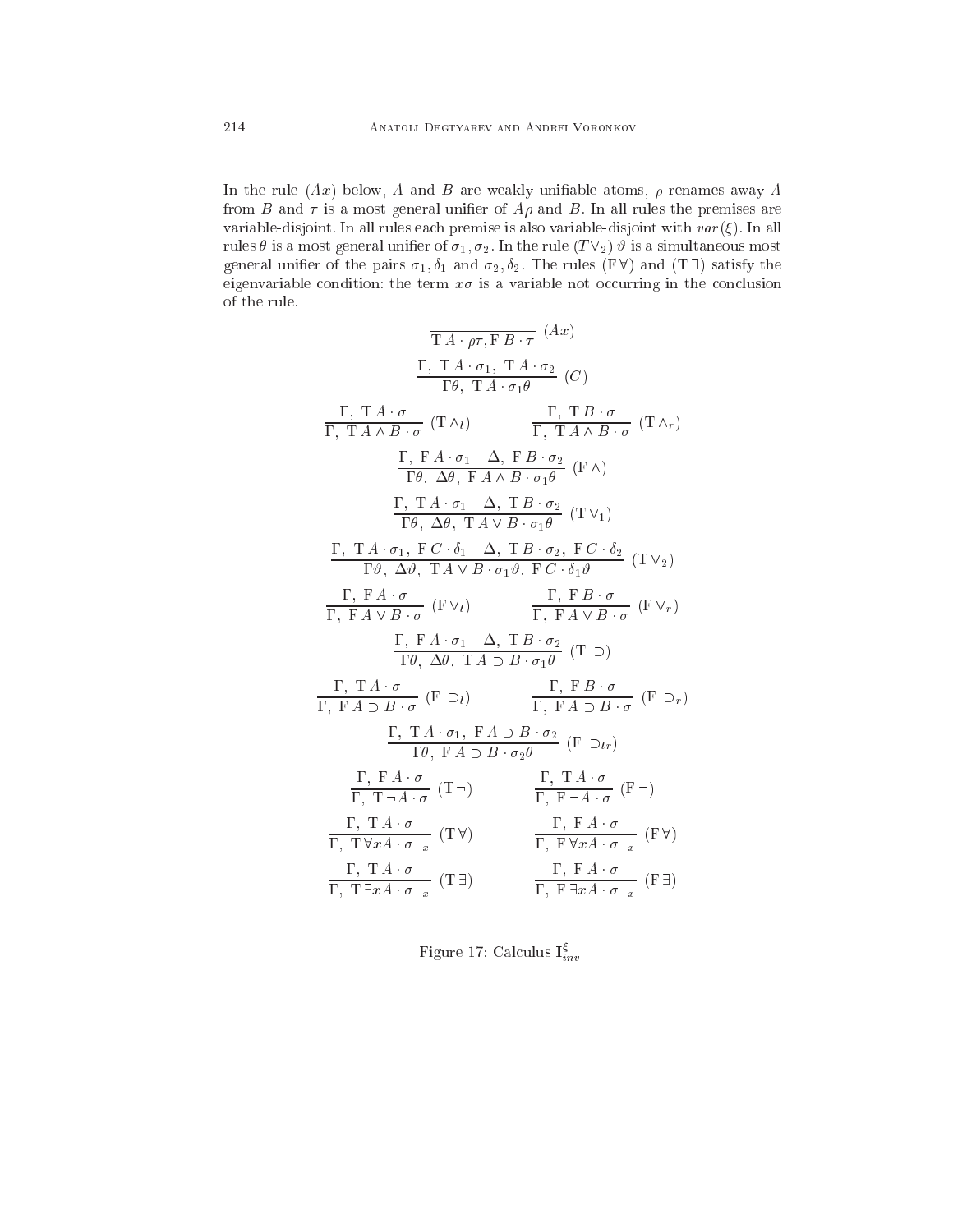In the rule $(Ax)$ below, $A$ and $B$ are weakly unifiable atoms, $\rho$ renames away $A$ from $B$ and $\tau$ is a most general unifier of $A\rho$ and $B$. In all rules the premises are variable-disjoint. In all rules each premise is also variable-disjoint with $var(\xi)$. In all rules $\theta$ is a most general unifier of $\sigma_1, \sigma_2$. In the rule $(T\vee_2)$ $\vartheta$ is a simultaneous most general unifier of the pairs $\sigma_1, \delta_1$ and $\sigma_2, \delta_2$. The rules $(\mathrm{F}\,\forall)$ and $(\mathrm{T}\,\exists)$ satisfy the eigenvariable condition: the term $x\sigma$ is a variable not occurring in the conclusion of the rule.

$$\frac{}{\mathrm{T}\,A \cdot \rho\tau, \mathrm{F}\,B \cdot \tau}\ (Ax)$$

$$\frac{\Gamma,\ \mathrm{T}\,A \cdot \sigma_1,\ \mathrm{T}\,A \cdot \sigma_2}{\Gamma\theta,\ \mathrm{T}\,A \cdot \sigma_1\theta}\ (C)$$

$$\frac{\Gamma,\ \mathrm{T}\,A \cdot \sigma}{\Gamma,\ \mathrm{T}\,A \wedge B \cdot \sigma}\ (\mathrm{T}\wedge_l) \qquad \frac{\Gamma,\ \mathrm{T}\,B \cdot \sigma}{\Gamma,\ \mathrm{T}\,A \wedge B \cdot \sigma}\ (\mathrm{T}\wedge_r)$$

$$\frac{\Gamma,\ \mathrm{F}\,A \cdot \sigma_1 \quad \Delta,\ \mathrm{F}\,B \cdot \sigma_2}{\Gamma\theta,\ \Delta\theta,\ \mathrm{F}\,A \wedge B \cdot \sigma_1\theta}\ (\mathrm{F}\wedge)$$

$$\frac{\Gamma,\ \mathrm{T}\,A \cdot \sigma_1 \quad \Delta,\ \mathrm{T}\,B \cdot \sigma_2}{\Gamma\theta,\ \Delta\theta,\ \mathrm{T}\,A \vee B \cdot \sigma_1\theta}\ (\mathrm{T}\vee_1)$$

$$\frac{\Gamma,\ \mathrm{T}\,A \cdot \sigma_1,\ \mathrm{F}\,C \cdot \delta_1 \quad \Delta,\ \mathrm{T}\,B \cdot \sigma_2,\ \mathrm{F}\,C \cdot \delta_2}{\Gamma\vartheta,\ \Delta\vartheta,\ \mathrm{T}\,A \vee B \cdot \sigma_1\vartheta,\ \mathrm{F}\,C \cdot \delta_1\vartheta}\ (\mathrm{T}\vee_2)$$

$$\frac{\Gamma,\ \mathrm{F}\,A \cdot \sigma}{\Gamma,\ \mathrm{F}\,A \vee B \cdot \sigma}\ (\mathrm{F}\vee_l) \qquad \frac{\Gamma,\ \mathrm{F}\,B \cdot \sigma}{\Gamma,\ \mathrm{F}\,A \vee B \cdot \sigma}\ (\mathrm{F}\vee_r)$$

$$\frac{\Gamma,\ \mathrm{F}\,A \cdot \sigma_1 \quad \Delta,\ \mathrm{T}\,B \cdot \sigma_2}{\Gamma\theta,\ \Delta\theta,\ \mathrm{T}\,A \supset B \cdot \sigma_1\theta}\ (\mathrm{T}\supset)$$

$$\frac{\Gamma,\ \mathrm{T}\,A \cdot \sigma}{\Gamma,\ \mathrm{F}\,A \supset B \cdot \sigma}\ (\mathrm{F}\supset_l) \qquad \frac{\Gamma,\ \mathrm{F}\,B \cdot \sigma}{\Gamma,\ \mathrm{F}\,A \supset B \cdot \sigma}\ (\mathrm{F}\supset_r)$$

$$\frac{\Gamma,\ \mathrm{T}\,A \cdot \sigma_1,\ \mathrm{F}\,A \supset B \cdot \sigma_2}{\Gamma\theta,\ \mathrm{F}\,A \supset B \cdot \sigma_2\theta}\ (\mathrm{F}\supset_{lr})$$

$$\frac{\Gamma,\ \mathrm{F}\,A \cdot \sigma}{\Gamma,\ \mathrm{T}\,\neg A \cdot \sigma}\ (\mathrm{T}\neg) \qquad \frac{\Gamma,\ \mathrm{T}\,A \cdot \sigma}{\Gamma,\ \mathrm{F}\,\neg A \cdot \sigma}\ (\mathrm{F}\neg)$$

$$\frac{\Gamma,\ \mathrm{T}\,A \cdot \sigma}{\Gamma,\ \mathrm{T}\,\forall x A \cdot \sigma_{-x}}\ (\mathrm{T}\forall) \qquad \frac{\Gamma,\ \mathrm{F}\,A \cdot \sigma}{\Gamma,\ \mathrm{F}\,\forall x A \cdot \sigma_{-x}}\ (\mathrm{F}\forall)$$

$$\frac{\Gamma,\ \mathrm{T}\,A \cdot \sigma}{\Gamma,\ \mathrm{T}\,\exists x A \cdot \sigma_{-x}}\ (\mathrm{T}\exists) \qquad \frac{\Gamma,\ \mathrm{F}\,A \cdot \sigma}{\Gamma,\ \mathrm{F}\,\exists x A \cdot \sigma_{-x}}\ (\mathrm{F}\exists)$$

Figure 17: Calculus $\mathbf{I}^{\xi}_{inv}$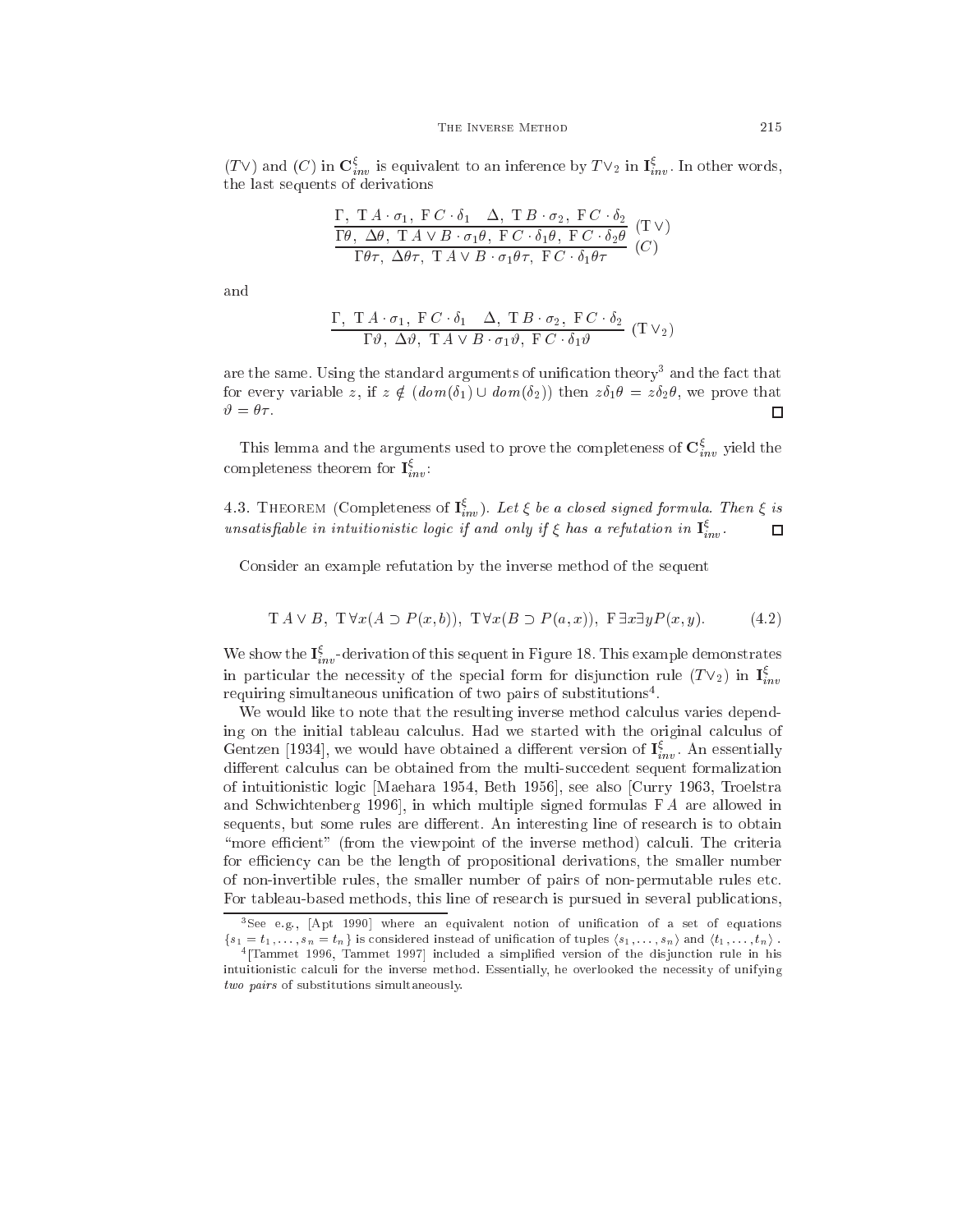$(T\vee)$ and $(C)$ in $\mathbf{C}^{\xi}_{inv}$ is equivalent to an inference by $T\vee_2$ in $\mathbf{I}^{\xi}_{inv}$. In other words, the last sequents of derivations

$$\cfrac{\cfrac{\Gamma,\ \mathrm{T}\,A\cdot\sigma_1,\ \mathrm{F}\,C\cdot\delta_1 \quad \Delta,\ \mathrm{T}\,B\cdot\sigma_2,\ \mathrm{F}\,C\cdot\delta_2}{\Gamma\theta,\ \Delta\theta,\ \mathrm{T}\,A\vee B\cdot\sigma_1\theta,\ \mathrm{F}\,C\cdot\delta_1\theta,\ \mathrm{F}\,C\cdot\delta_2\theta}\ (\mathrm{T}\vee)}{\Gamma\theta\tau,\ \Delta\theta\tau,\ \mathrm{T}\,A\vee B\cdot\sigma_1\theta\tau,\ \mathrm{F}\,C\cdot\delta_1\theta\tau}\ (C)$$

and

$$\cfrac{\Gamma,\ \mathrm{T}\,A\cdot\sigma_1,\ \mathrm{F}\,C\cdot\delta_1 \quad \Delta,\ \mathrm{T}\,B\cdot\sigma_2,\ \mathrm{F}\,C\cdot\delta_2}{\Gamma\vartheta,\ \Delta\vartheta,\ \mathrm{T}\,A\vee B\cdot\sigma_1\vartheta,\ \mathrm{F}\,C\cdot\delta_1\vartheta}\ (\mathrm{T}\vee_2)$$

are the same. Using the standard arguments of unification theory[3] and the fact that for every variable $z$, if $z \notin (dom(\delta_1)\cup dom(\delta_2))$ then $z\delta_1\theta = z\delta_2\theta$, we prove that $\vartheta = \theta\tau$. □

This lemma and the arguments used to prove the completeness of $\mathbf{C}^{\xi}_{inv}$ yield the completeness theorem for $\mathbf{I}^{\xi}_{inv}$:

4.3. Theorem (Completeness of $\mathbf{I}^{\xi}_{inv}$). *Let $\xi$ be a closed signed formula. Then $\xi$ is unsatisfiable in intuitionistic logic if and only if $\xi$ has a refutation in $\mathbf{I}^{\xi}_{inv}$.* □

Consider an example refutation by the inverse method of the sequent

$$\mathrm{T}\,A\vee B,\ \mathrm{T}\,\forall x(A\supset P(x,b)),\ \mathrm{T}\,\forall x(B\supset P(a,x)),\ \mathrm{F}\,\exists x\exists y P(x,y). \tag{4.2}$$

We show the $\mathbf{I}^{\xi}_{inv}$-derivation of this sequent in Figure 18. This example demonstrates in particular the necessity of the special form for disjunction rule $(T\vee_2)$ in $\mathbf{I}^{\xi}_{inv}$ requiring simultaneous unification of two pairs of substitutions[4].

We would like to note that the resulting inverse method calculus varies depending on the initial tableau calculus. Had we started with the original calculus of Gentzen [1934], we would have obtained a different version of $\mathbf{I}^{\xi}_{inv}$. An essentially different calculus can be obtained from the multi-succedent sequent formalization of intuitionistic logic [Maehara 1954, Beth 1956], see also [Curry 1963, Troelstra and Schwichtenberg 1996], in which multiple signed formulas $\mathrm{F}\,A$ are allowed in sequents, but some rules are different. An interesting line of research is to obtain "more efficient" (from the viewpoint of the inverse method) calculi. The criteria for efficiency can be the length of propositional derivations, the smaller number of non-invertible rules, the smaller number of pairs of non-permutable rules etc. For tableau-based methods, this line of research is pursued in several publications,

---

[3] See e.g., [Apt 1990] where an equivalent notion of unification of a set of equations $\{s_1 = t_1, \ldots, s_n = t_n\}$ is considered instead of unification of tuples $\langle s_1,\ldots,s_n\rangle$ and $\langle t_1,\ldots,t_n\rangle$.

[4] [Tammet 1996, Tammet 1997] included a simplified version of the disjunction rule in his intuitionistic calculi for the inverse method. Essentially, he overlooked the necessity of unifying *two pairs* of substitutions simultaneously.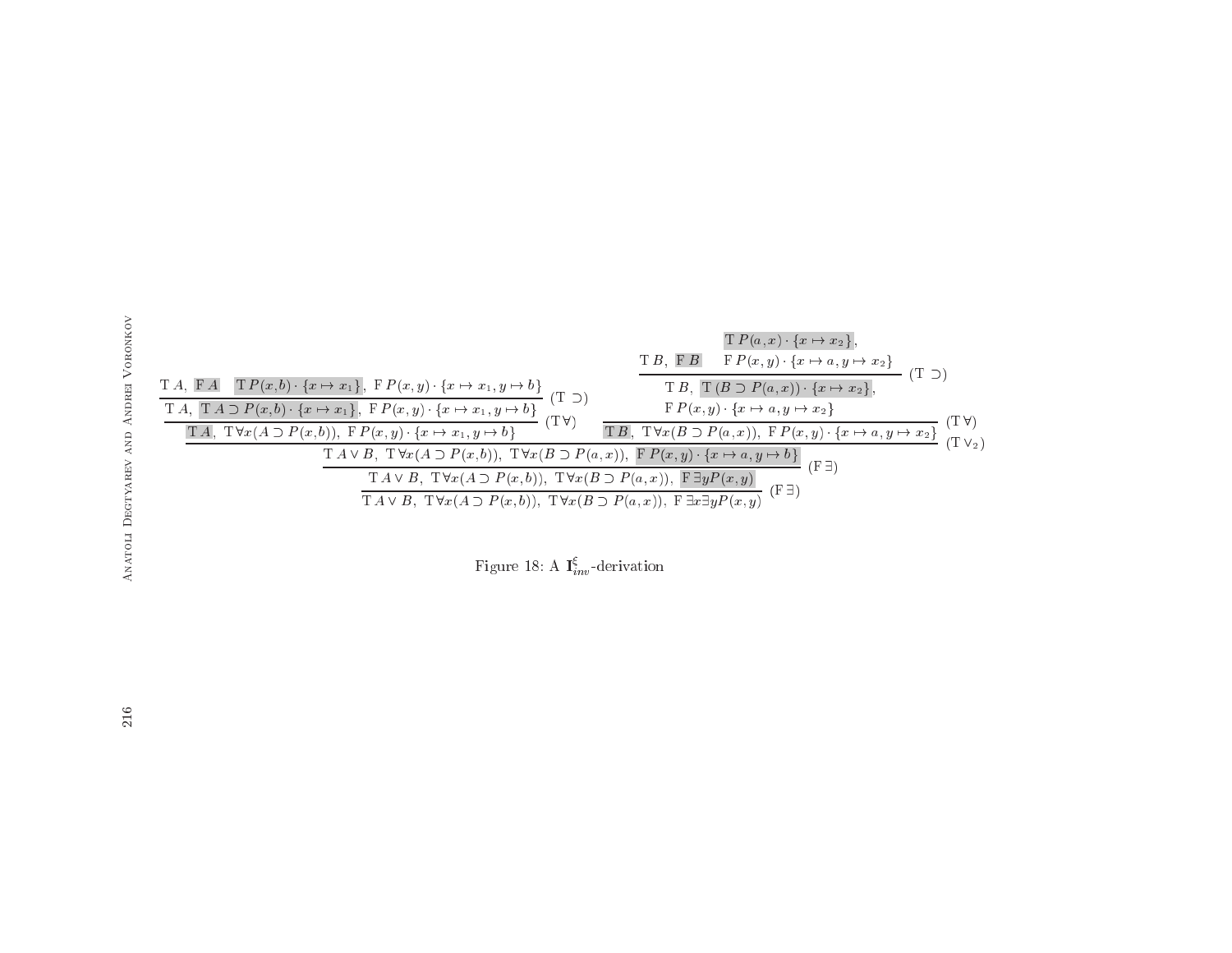$$
\dfrac{
  \dfrac{
    \dfrac{\mathrm{T}\,A,\ \boxed{\mathrm{F}\,A}\quad \boxed{\mathrm{T}\,P(x,b)\cdot\{x\mapsto x_1\}},\ \mathrm{F}\,P(x,y)\cdot\{x\mapsto x_1, y\mapsto b\}}
    {\mathrm{T}\,A,\ \boxed{\mathrm{T}\,A\supset P(x,b)\cdot\{x\mapsto x_1\}},\ \mathrm{F}\,P(x,y)\cdot\{x\mapsto x_1, y\mapsto b\}}\ (\mathrm{T}\supset)
  }{\boxed{\mathrm{T}\,A},\ \mathrm{T}\forall x(A\supset P(x,b)),\ \mathrm{F}\,P(x,y)\cdot\{x\mapsto x_1, y\mapsto b\}}\ (\mathrm{T}\forall)
  \quad
  \dfrac{
    \dfrac{\mathrm{T}\,B,\ \boxed{\mathrm{F}\,B}\quad \begin{array}{c}\boxed{\mathrm{T}\,P(a,x)\cdot\{x\mapsto x_2\}},\\ \mathrm{F}\,P(x,y)\cdot\{x\mapsto a, y\mapsto x_2\}\end{array}}
    {\begin{array}{c}\mathrm{T}\,B,\ \boxed{\mathrm{T}\,(B\supset P(a,x))\cdot\{x\mapsto x_2\}},\\ \mathrm{F}\,P(x,y)\cdot\{x\mapsto a, y\mapsto x_2\}\end{array}}\ (\mathrm{T}\supset)
  }{\boxed{\mathrm{T}\,B},\ \mathrm{T}\forall x(B\supset P(a,x)),\ \mathrm{F}\,P(x,y)\cdot\{x\mapsto a, y\mapsto x_2\}}\ (\mathrm{T}\forall)
}{
  \dfrac{
    \dfrac{\mathrm{T}\,A\vee B,\ \mathrm{T}\forall x(A\supset P(x,b)),\ \mathrm{T}\forall x(B\supset P(a,x)),\ \boxed{\mathrm{F}\,P(x,y)\cdot\{x\mapsto a, y\mapsto b\}}}
    {\mathrm{T}\,A\vee B,\ \mathrm{T}\forall x(A\supset P(x,b)),\ \mathrm{T}\forall x(B\supset P(a,x)),\ \boxed{\mathrm{F}\,\exists y P(x,y)}}\ (\mathrm{F}\exists)
  }{\mathrm{T}\,A\vee B,\ \mathrm{T}\forall x(A\supset P(x,b)),\ \mathrm{T}\forall x(B\supset P(a,x)),\ \mathrm{F}\,\exists x\exists y P(x,y)}\ (\mathrm{F}\exists)
}\ (\mathrm{T}\vee_2)
$$

Figure 18: A $\mathbf{I}^{\xi}_{inv}$-derivation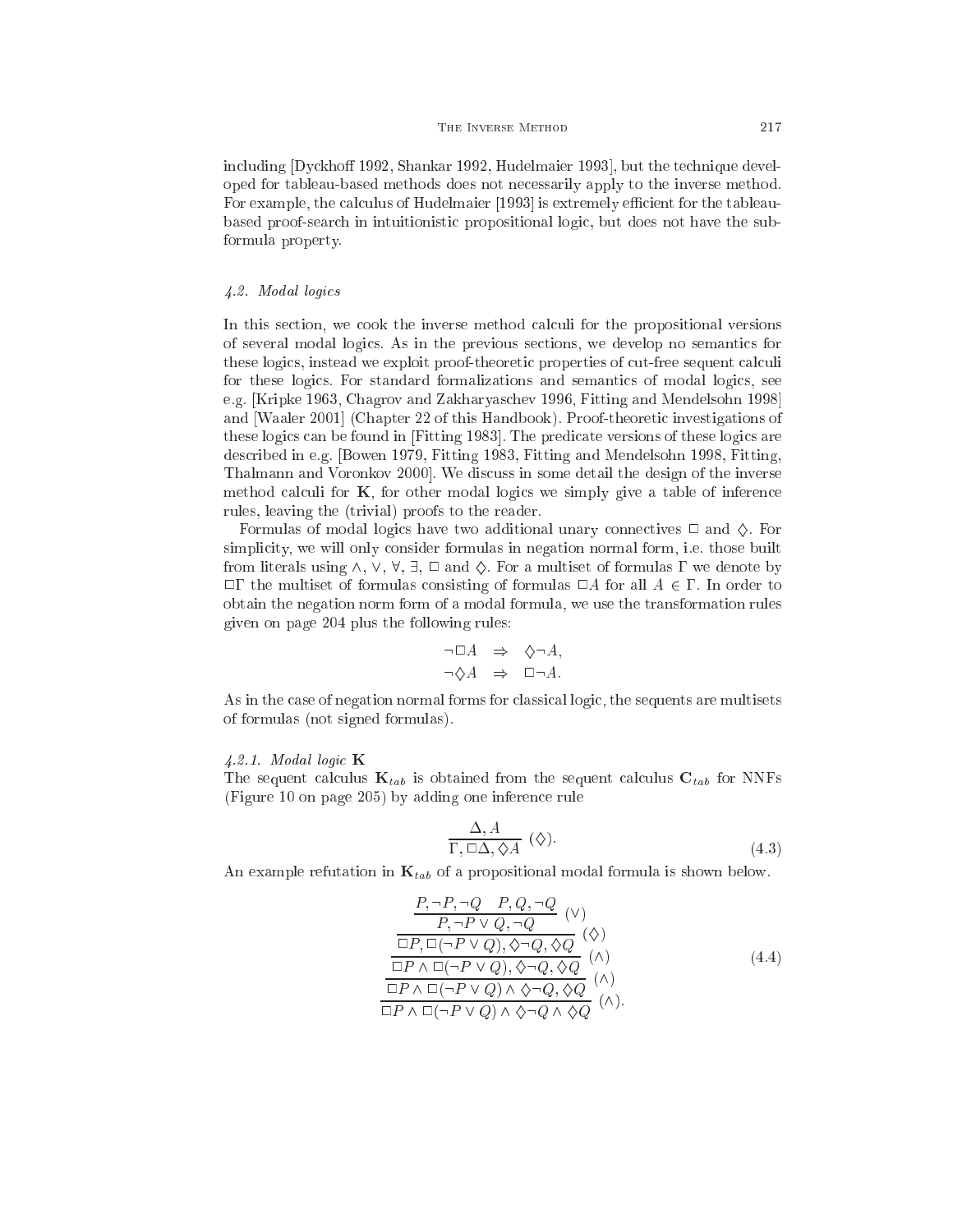including [Dyckhoff 1992, Shankar 1992, Hudelmaier 1993], but the technique developed for tableau-based methods does not necessarily apply to the inverse method. For example, the calculus of Hudelmaier [1993] is extremely efficient for the tableau-based proof-search in intuitionistic propositional logic, but does not have the subformula property.

### 4.2. Modal logics

In this section, we cook the inverse method calculi for the propositional versions of several modal logics. As in the previous sections, we develop no semantics for these logics, instead we exploit proof-theoretic properties of cut-free sequent calculi for these logics. For standard formalizations and semantics of modal logics, see e.g. [Kripke 1963, Chagrov and Zakharyaschev 1996, Fitting and Mendelsohn 1998] and [Waaler 2001] (Chapter 22 of this Handbook). Proof-theoretic investigations of these logics can be found in [Fitting 1983]. The predicate versions of these logics are described in e.g. [Bowen 1979, Fitting 1983, Fitting and Mendelsohn 1998, Fitting, Thalmann and Voronkov 2000]. We discuss in some detail the design of the inverse method calculi for **K**, for other modal logics we simply give a table of inference rules, leaving the (trivial) proofs to the reader.

Formulas of modal logics have two additional unary connectives $\Box$ and $\Diamond$. For simplicity, we will only consider formulas in negation normal form, i.e. those built from literals using $\wedge$, $\vee$, $\forall$, $\exists$, $\Box$ and $\Diamond$. For a multiset of formulas $\Gamma$ we denote by $\Box\Gamma$ the multiset of formulas consisting of formulas $\Box A$ for all $A \in \Gamma$. In order to obtain the negation norm form of a modal formula, we use the transformation rules given on page 204 plus the following rules:

$$
\begin{aligned}
\neg\Box A &\Rightarrow \Diamond\neg A,\\
\neg\Diamond A &\Rightarrow \Box\neg A.
\end{aligned}
$$

As in the case of negation normal forms for classical logic, the sequents are multisets of formulas (not signed formulas).

#### 4.2.1. Modal logic K

The sequent calculus $\mathbf{K}_{tab}$ is obtained from the sequent calculus $\mathbf{C}_{tab}$ for NNFs (Figure 10 on page 205) by adding one inference rule

$$
\frac{\Delta, A}{\Gamma, \Box\Delta, \Diamond A}\ (\Diamond). \tag{4.3}
$$

An example refutation in $\mathbf{K}_{tab}$ of a propositional modal formula is shown below.

$$
\cfrac{\cfrac{\cfrac{\cfrac{\cfrac{P, \neg P, \neg Q \quad P, Q, \neg Q}{P, \neg P \vee Q, \neg Q}\ (\vee)}{\Box P, \Box(\neg P \vee Q), \Diamond\neg Q, \Diamond Q}\ (\Diamond)}{\Box P \wedge \Box(\neg P \vee Q), \Diamond\neg Q, \Diamond Q}\ (\wedge)}{\Box P \wedge \Box(\neg P \vee Q) \wedge \Diamond\neg Q, \Diamond Q}\ (\wedge)}{\Box P \wedge \Box(\neg P \vee Q) \wedge \Diamond\neg Q \wedge \Diamond Q}\ (\wedge). \tag{4.4}
$$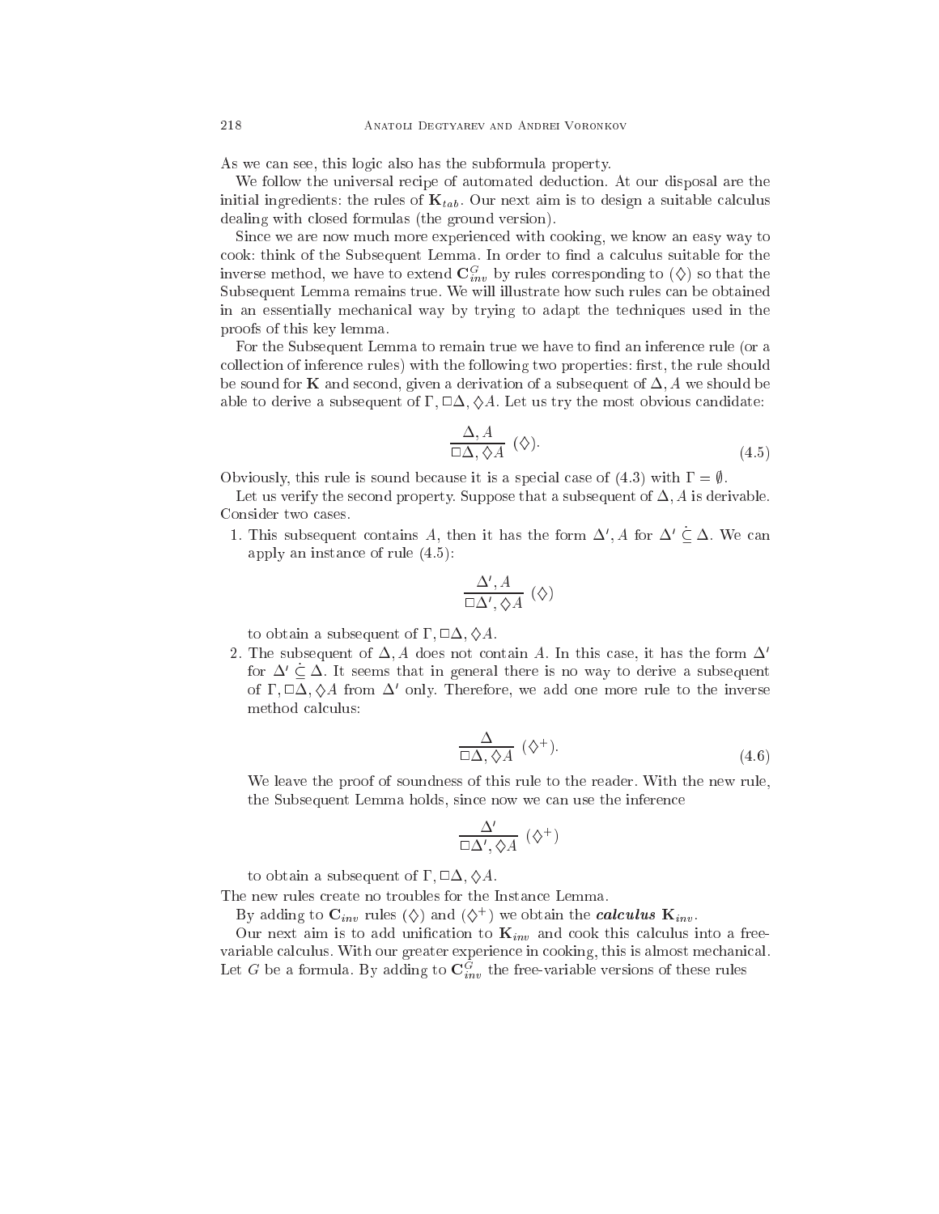As we can see, this logic also has the subformula property.

We follow the universal recipe of automated deduction. At our disposal are the initial ingredients: the rules of $\mathbf{K}_{tab}$. Our next aim is to design a suitable calculus dealing with closed formulas (the ground version).

Since we are now much more experienced with cooking, we know an easy way to cook: think of the Subsequent Lemma. In order to find a calculus suitable for the inverse method, we have to extend $\mathbf{C}^G_{inv}$ by rules corresponding to $(\Diamond)$ so that the Subsequent Lemma remains true. We will illustrate how such rules can be obtained in an essentially mechanical way by trying to adapt the techniques used in the proofs of this key lemma.

For the Subsequent Lemma to remain true we have to find an inference rule (or a collection of inference rules) with the following two properties: first, the rule should be sound for $\mathbf{K}$ and second, given a derivation of a subsequent of $\Delta, A$ we should be able to derive a subsequent of $\Gamma, \Box\Delta, \Diamond A$. Let us try the most obvious candidate:

$$\frac{\Delta, A}{\Box\Delta, \Diamond A}\ (\Diamond). \tag{4.5}$$

Obviously, this rule is sound because it is a special case of (4.3) with $\Gamma = \emptyset$.

Let us verify the second property. Suppose that a subsequent of $\Delta, A$ is derivable. Consider two cases.

1. This subsequent contains $A$, then it has the form $\Delta', A$ for $\Delta' \dot{\subseteq} \Delta$. We can apply an instance of rule (4.5):

$$\frac{\Delta', A}{\Box\Delta', \Diamond A}\ (\Diamond)$$

   to obtain a subsequent of $\Gamma, \Box\Delta, \Diamond A$.

2. The subsequent of $\Delta, A$ does not contain $A$. In this case, it has the form $\Delta'$ for $\Delta' \dot{\subseteq} \Delta$. It seems that in general there is no way to derive a subsequent of $\Gamma, \Box\Delta, \Diamond A$ from $\Delta'$ only. Therefore, we add one more rule to the inverse method calculus:

$$\frac{\Delta}{\Box\Delta, \Diamond A}\ (\Diamond^+). \tag{4.6}$$

   We leave the proof of soundness of this rule to the reader. With the new rule, the Subsequent Lemma holds, since now we can use the inference

$$\frac{\Delta'}{\Box\Delta', \Diamond A}\ (\Diamond^+)$$

   to obtain a subsequent of $\Gamma, \Box\Delta, \Diamond A$.

The new rules create no troubles for the Instance Lemma.

By adding to $\mathbf{C}_{inv}$ rules $(\Diamond)$ and $(\Diamond^+)$ we obtain the ***calculus*** $\mathbf{K}_{inv}$.

Our next aim is to add unification to $\mathbf{K}_{inv}$ and cook this calculus into a free-variable calculus. With our greater experience in cooking, this is almost mechanical. Let $G$ be a formula. By adding to $\mathbf{C}^G_{inv}$ the free-variable versions of these rules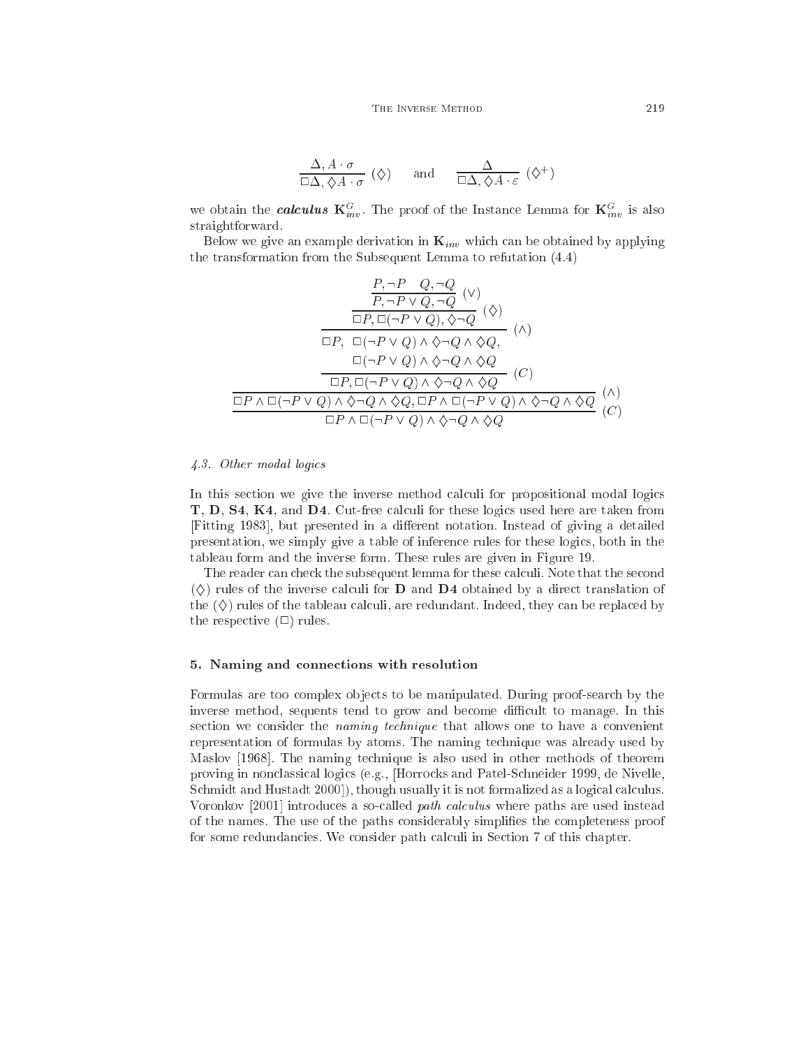$$\frac{\Delta, A \cdot \sigma}{\Box\Delta, \Diamond A \cdot \sigma}\ (\Diamond) \qquad \text{and} \qquad \frac{\Delta}{\Box\Delta, \Diamond A \cdot \varepsilon}\ (\Diamond^+)$$

we obtain the ***calculus*** $\mathbf{K}^G_{inv}$. The proof of the Instance Lemma for $\mathbf{K}^G_{inv}$ is also straightforward.

Below we give an example derivation in $\mathbf{K}_{inv}$ which can be obtained by applying the transformation from the Subsequent Lemma to refutation (4.4)

$$\cfrac{\cfrac{\cfrac{\cfrac{\cfrac{P, \neg P \quad Q, \neg Q}{P, \neg P \vee Q, \neg Q}\ (\vee)}{\Box P, \Box(\neg P \vee Q), \Diamond\neg Q}\ (\Diamond)}{\begin{array}{c}\Box P,\ \ \Box(\neg P \vee Q) \wedge \Diamond\neg Q \wedge \Diamond Q, \\ \Box(\neg P \vee Q) \wedge \Diamond\neg Q \wedge \Diamond Q\end{array}}\ (\wedge)}{\Box P, \Box(\neg P \vee Q) \wedge \Diamond\neg Q \wedge \Diamond Q}\ (C)}{\cfrac{\Box P \wedge \Box(\neg P \vee Q) \wedge \Diamond\neg Q \wedge \Diamond Q, \Box P \wedge \Box(\neg P \vee Q) \wedge \Diamond\neg Q \wedge \Diamond Q}{\Box P \wedge \Box(\neg P \vee Q) \wedge \Diamond\neg Q \wedge \Diamond Q}\ (C)}\ (\wedge)$$

### 4.3. Other modal logics

In this section we give the inverse method calculi for propositional modal logics **T**, **D**, **S4**, **K4**, and **D4**. Cut-free calculi for these logics used here are taken from [Fitting 1983], but presented in a different notation. Instead of giving a detailed presentation, we simply give a table of inference rules for these logics, both in the tableau form and the inverse form. These rules are given in Figure 19.

The reader can check the subsequent lemma for these calculi. Note that the second $(\Diamond)$ rules of the inverse calculi for **D** and **D4** obtained by a direct translation of the $(\Diamond)$ rules of the tableau calculi, are redundant. Indeed, they can be replaced by the respective $(\Box)$ rules.

## 5. Naming and connections with resolution

Formulas are too complex objects to be manipulated. During proof-search by the inverse method, sequents tend to grow and become difficult to manage. In this section we consider the *naming technique* that allows one to have a convenient representation of formulas by atoms. The naming technique was already used by Maslov [1968]. The naming technique is also used in other methods of theorem proving in nonclassical logics (e.g., [Horrocks and Patel-Schneider 1999, de Nivelle, Schmidt and Hustadt 2000]), though usually it is not formalized as a logical calculus. Voronkov [2001] introduces a so-called *path calculus* where paths are used instead of the names. The use of the paths considerably simplifies the completeness proof for some redundancies. We consider path calculi in Section 7 of this chapter.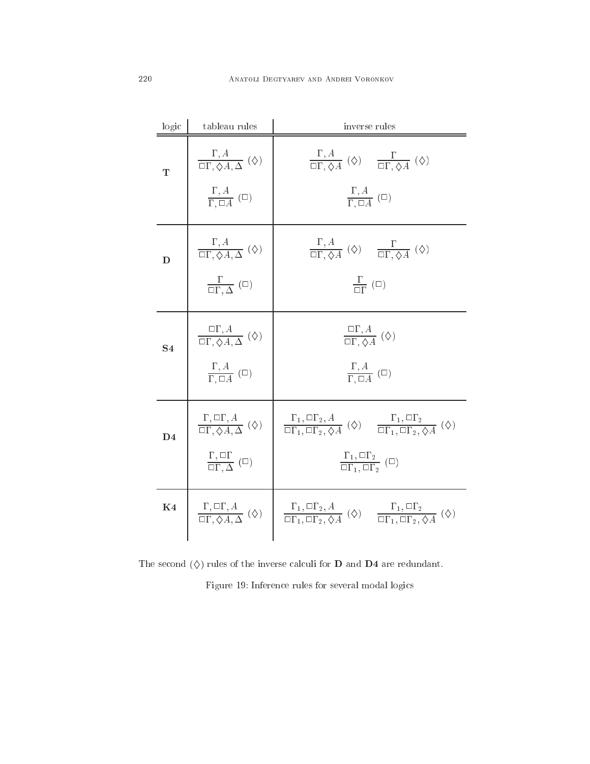| logic | tableau rules | inverse rules |
|---|---|---|
| **T** | $\dfrac{\Gamma, A}{\Box\Gamma, \Diamond A, \Delta}\ (\Diamond)$ | $\dfrac{\Gamma, A}{\Box\Gamma, \Diamond A}\ (\Diamond) \qquad \dfrac{\Gamma}{\Box\Gamma, \Diamond A}\ (\Diamond)$ |
| | $\dfrac{\Gamma, A}{\Gamma, \Box A}\ (\Box)$ | $\dfrac{\Gamma, A}{\Gamma, \Box A}\ (\Box)$ |
| **D** | $\dfrac{\Gamma, A}{\Box\Gamma, \Diamond A, \Delta}\ (\Diamond)$ | $\dfrac{\Gamma, A}{\Box\Gamma, \Diamond A}\ (\Diamond) \qquad \dfrac{\Gamma}{\Box\Gamma, \Diamond A}\ (\Diamond)$ |
| | $\dfrac{\Gamma}{\Box\Gamma, \Delta}\ (\Box)$ | $\dfrac{\Gamma}{\Box\Gamma}\ (\Box)$ |
| **S4** | $\dfrac{\Box\Gamma, A}{\Box\Gamma, \Diamond A, \Delta}\ (\Diamond)$ | $\dfrac{\Box\Gamma, A}{\Box\Gamma, \Diamond A}\ (\Diamond)$ |
| | $\dfrac{\Gamma, A}{\Gamma, \Box A}\ (\Box)$ | $\dfrac{\Gamma, A}{\Gamma, \Box A}\ (\Box)$ |
| **D4** | $\dfrac{\Gamma, \Box\Gamma, A}{\Box\Gamma, \Diamond A, \Delta}\ (\Diamond)$ | $\dfrac{\Gamma_1, \Box\Gamma_2, A}{\Box\Gamma_1, \Box\Gamma_2, \Diamond A}\ (\Diamond) \qquad \dfrac{\Gamma_1, \Box\Gamma_2}{\Box\Gamma_1, \Box\Gamma_2, \Diamond A}\ (\Diamond)$ |
| | $\dfrac{\Gamma, \Box\Gamma}{\Box\Gamma, \Delta}\ (\Box)$ | $\dfrac{\Gamma_1, \Box\Gamma_2}{\Box\Gamma_1, \Box\Gamma_2}\ (\Box)$ |
| **K4** | $\dfrac{\Gamma, \Box\Gamma, A}{\Box\Gamma, \Diamond A, \Delta}\ (\Diamond)$ | $\dfrac{\Gamma_1, \Box\Gamma_2, A}{\Box\Gamma_1, \Box\Gamma_2, \Diamond A}\ (\Diamond) \qquad \dfrac{\Gamma_1, \Box\Gamma_2}{\Box\Gamma_1, \Box\Gamma_2, \Diamond A}\ (\Diamond)$ |

The second $(\Diamond)$ rules of the inverse calculi for **D** and **D4** are redundant.

Figure 19: Inference rules for several modal logics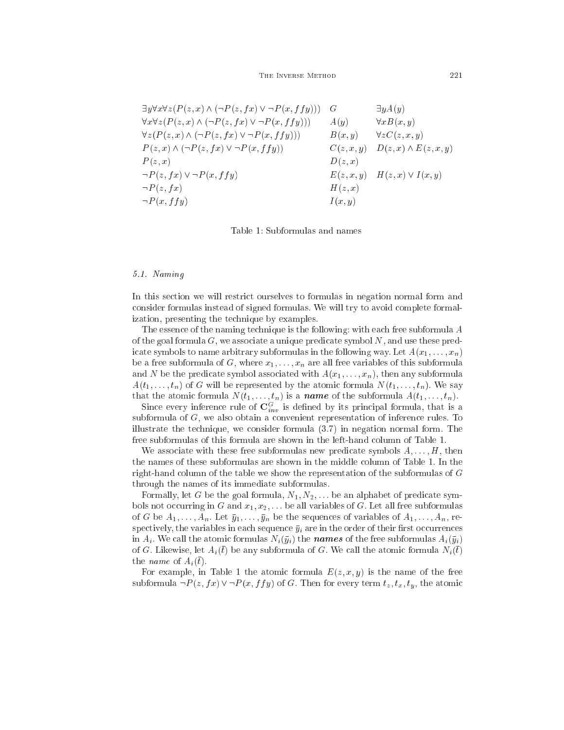| | | |
|---|---|---|
| $\exists y \forall x \forall z (P(z,x) \wedge (\neg P(z,fx) \vee \neg P(x,ffy)))$ | $G$ | $\exists y A(y)$ |
| $\forall x \forall z (P(z,x) \wedge (\neg P(z,fx) \vee \neg P(x,ffy)))$ | $A(y)$ | $\forall x B(x,y)$ |
| $\forall z (P(z,x) \wedge (\neg P(z,fx) \vee \neg P(x,ffy)))$ | $B(x,y)$ | $\forall z C(z,x,y)$ |
| $P(z,x) \wedge (\neg P(z,fx) \vee \neg P(x,ffy))$ | $C(z,x,y)$ | $D(z,x) \wedge E(z,x,y)$ |
| $P(z,x)$ | $D(z,x)$ | |
| $\neg P(z,fx) \vee \neg P(x,ffy)$ | $E(z,x,y)$ | $H(z,x) \vee I(x,y)$ |
| $\neg P(z,fx)$ | $H(z,x)$ | |
| $\neg P(x,ffy)$ | $I(x,y)$ | |

Table 1: Subformulas and names

### 5.1. *Naming*

In this section we will restrict ourselves to formulas in negation normal form and consider formulas instead of signed formulas. We will try to avoid complete formalization, presenting the technique by examples.

The essence of the naming technique is the following: with each free subformula $A$ of the goal formula $G$, we associate a unique predicate symbol $N$, and use these predicate symbols to name arbitrary subformulas in the following way. Let $A(x_1,\ldots,x_n)$ be a free subformula of $G$, where $x_1,\ldots,x_n$ are all free variables of this subformula and $N$ be the predicate symbol associated with $A(x_1,\ldots,x_n)$, then any subformula $A(t_1,\ldots,t_n)$ of $G$ will be represented by the atomic formula $N(t_1,\ldots,t_n)$. We say that the atomic formula $N(t_1,\ldots,t_n)$ is a ***name*** of the subformula $A(t_1,\ldots,t_n)$.

Since every inference rule of $\mathbf{C}^G_{inv}$ is defined by its principal formula, that is a subformula of $G$, we also obtain a convenient representation of inference rules. To illustrate the technique, we consider formula (3.7) in negation normal form. The free subformulas of this formula are shown in the left-hand column of Table 1.

We associate with these free subformulas new predicate symbols $A,\ldots,H$, then the names of these subformulas are shown in the middle column of Table 1. In the right-hand column of the table we show the representation of the subformulas of $G$ through the names of its immediate subformulas.

Formally, let $G$ be the goal formula, $N_1, N_2, \ldots$ be an alphabet of predicate symbols not occurring in $G$ and $x_1, x_2, \ldots$ be all variables of $G$. Let all free subformulas of $G$ be $A_1,\ldots,A_n$. Let $\bar{y}_1,\ldots,\bar{y}_n$ be the sequences of variables of $A_1,\ldots,A_n$, respectively, the variables in each sequence $\bar{y}_i$ are in the order of their first occurrences in $A_i$. We call the atomic formulas $N_i(\bar{y}_i)$ the ***names*** of the free subformulas $A_i(\bar{y}_i)$ of $G$. Likewise, let $A_i(\bar{t})$ be any subformula of $G$. We call the atomic formula $N_i(\bar{t})$ the *name* of $A_i(\bar{t})$.

For example, in Table 1 the atomic formula $E(z,x,y)$ is the name of the free subformula $\neg P(z,fx) \vee \neg P(x,ffy)$ of $G$. Then for every term $t_z, t_x, t_y$, the atomic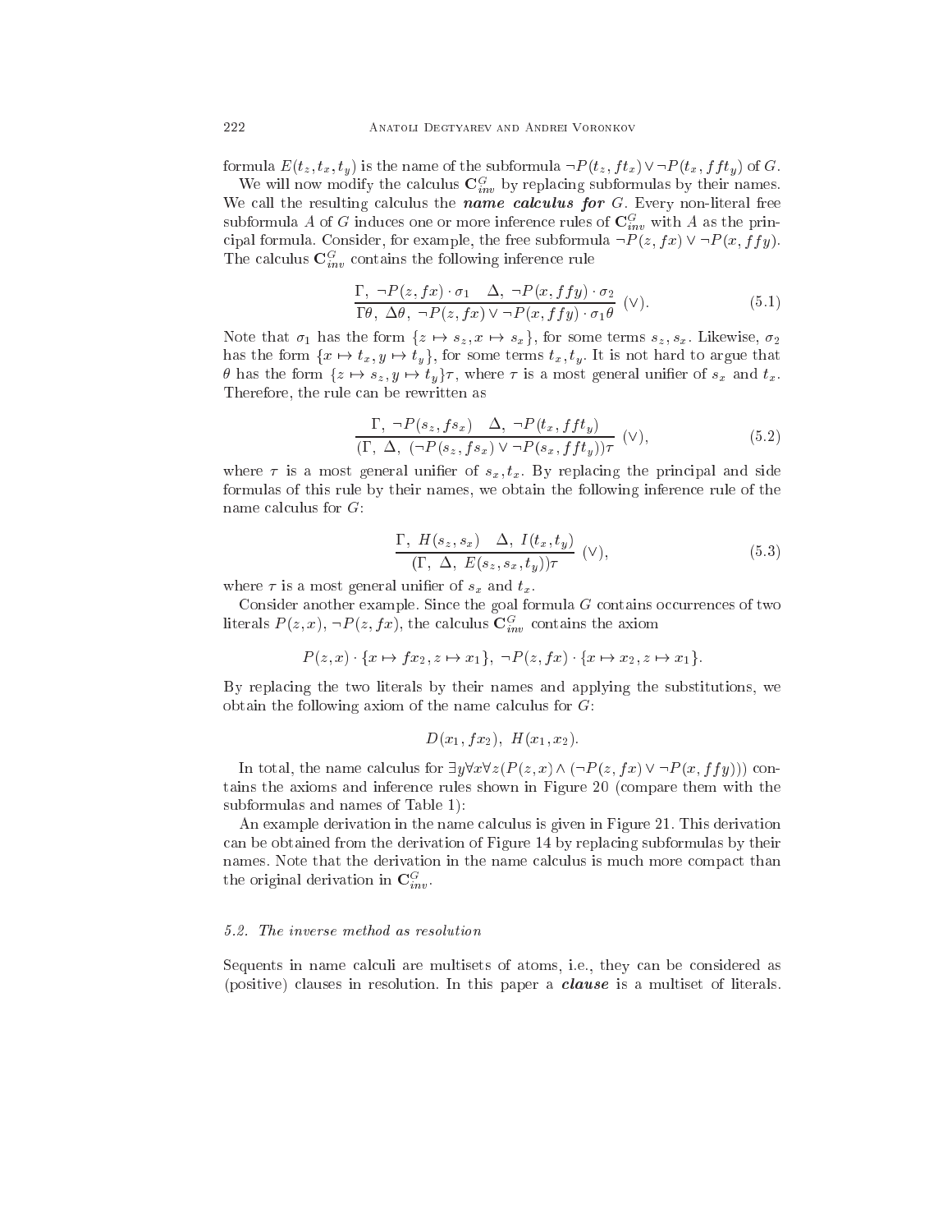formula $E(t_z, t_x, t_y)$ is the name of the subformula $\neg P(t_z, ft_x) \vee \neg P(t_x, fft_y)$ of $G$.

We will now modify the calculus $\mathbf{C}^G_{inv}$ by replacing subformulas by their names. We call the resulting calculus the ***name calculus for*** $G$. Every non-literal free subformula $A$ of $G$ induces one or more inference rules of $\mathbf{C}^G_{inv}$ with $A$ as the principal formula. Consider, for example, the free subformula $\neg P(z, fx) \vee \neg P(x, ffy)$. The calculus $\mathbf{C}^G_{inv}$ contains the following inference rule

$$\frac{\Gamma,\ \neg P(z, fx) \cdot \sigma_1 \quad \Delta,\ \neg P(x, ffy) \cdot \sigma_2}{\Gamma\theta,\ \Delta\theta,\ \neg P(z, fx) \vee \neg P(x, ffy) \cdot \sigma_1\theta}\ (\vee). \tag{5.1}$$

Note that $\sigma_1$ has the form $\{z \mapsto s_z, x \mapsto s_x\}$, for some terms $s_z, s_x$. Likewise, $\sigma_2$ has the form $\{x \mapsto t_x, y \mapsto t_y\}$, for some terms $t_x, t_y$. It is not hard to argue that $\theta$ has the form $\{z \mapsto s_z, y \mapsto t_y\}\tau$, where $\tau$ is a most general unifier of $s_x$ and $t_x$. Therefore, the rule can be rewritten as

$$\frac{\Gamma,\ \neg P(s_z, fs_x) \quad \Delta,\ \neg P(t_x, fft_y)}{(\Gamma,\ \Delta,\ (\neg P(s_z, fs_x) \vee \neg P(s_x, fft_y))\tau}\ (\vee), \tag{5.2}$$

where $\tau$ is a most general unifier of $s_x, t_x$. By replacing the principal and side formulas of this rule by their names, we obtain the following inference rule of the name calculus for $G$:

$$\frac{\Gamma,\ H(s_z, s_x) \quad \Delta,\ I(t_x, t_y)}{(\Gamma,\ \Delta,\ E(s_z, s_x, t_y))\tau}\ (\vee), \tag{5.3}$$

where $\tau$ is a most general unifier of $s_x$ and $t_x$.

Consider another example. Since the goal formula $G$ contains occurrences of two literals $P(z, x), \neg P(z, fx)$, the calculus $\mathbf{C}^G_{inv}$ contains the axiom

$$P(z, x) \cdot \{x \mapsto fx_2, z \mapsto x_1\},\ \neg P(z, fx) \cdot \{x \mapsto x_2, z \mapsto x_1\}.$$

By replacing the two literals by their names and applying the substitutions, we obtain the following axiom of the name calculus for $G$:

$$D(x_1, fx_2),\ H(x_1, x_2).$$

In total, the name calculus for $\exists y \forall x \forall z (P(z, x) \wedge (\neg P(z, fx) \vee \neg P(x, ffy)))$ contains the axioms and inference rules shown in Figure 20 (compare them with the subformulas and names of Table 1):

An example derivation in the name calculus is given in Figure 21. This derivation can be obtained from the derivation of Figure 14 by replacing subformulas by their names. Note that the derivation in the name calculus is much more compact than the original derivation in $\mathbf{C}^G_{inv}$.

### *5.2. The inverse method as resolution*

Sequents in name calculi are multisets of atoms, i.e., they can be considered as (positive) clauses in resolution. In this paper a ***clause*** is a multiset of literals.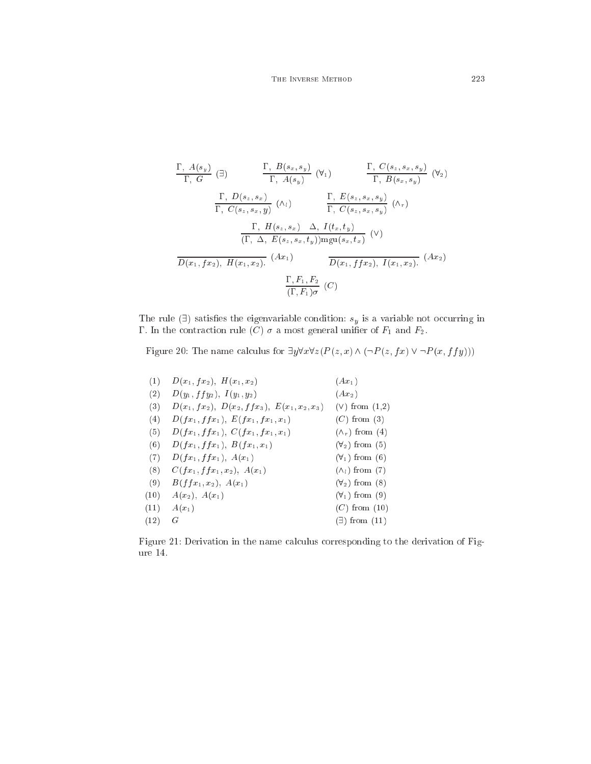$$\frac{\Gamma,\ A(s_y)}{\Gamma,\ G}\ (\exists) \qquad \frac{\Gamma,\ B(s_x, s_y)}{\Gamma,\ A(s_y)}\ (\forall_1) \qquad \frac{\Gamma,\ C(s_z, s_x, s_y)}{\Gamma,\ B(s_x, s_y)}\ (\forall_2)$$

$$\frac{\Gamma,\ D(s_z, s_x)}{\Gamma,\ C(s_z, s_x, y)}\ (\wedge_l) \qquad \frac{\Gamma,\ E(s_z, s_x, s_y)}{\Gamma,\ C(s_z, s_x, s_y)}\ (\wedge_r)$$

$$\frac{\Gamma,\ H(s_z, s_x) \quad \Delta,\ I(t_x, t_y)}{(\Gamma,\ \Delta,\ E(s_z, s_x, t_y))\mathrm{mgu}(s_x, t_x)}\ (\vee)$$

$$\frac{}{D(x_1, fx_2),\ H(x_1, x_2).}\ (Ax_1) \qquad \frac{}{D(x_1, ffx_2),\ I(x_1, x_2).}\ (Ax_2)$$

$$\frac{\Gamma, F_1, F_2}{(\Gamma, F_1)\sigma}\ (C)$$

The rule $(\exists)$ satisfies the eigenvariable condition: $s_y$ is a variable not occurring in $\Gamma$. In the contraction rule $(C)$ $\sigma$ a most general unifier of $F_1$ and $F_2$.

Figure 20: The name calculus for $\exists y \forall x \forall z (P(z, x) \wedge (\neg P(z, fx) \vee \neg P(x, ffy)))$

| | | |
|---|---|---|
| (1) | $D(x_1, fx_2),\ H(x_1, x_2)$ | $(Ax_1)$ |
| (2) | $D(y_1, ffy_2),\ I(y_1, y_2)$ | $(Ax_2)$ |
| (3) | $D(x_1, fx_2),\ D(x_2, ffx_3),\ E(x_1, x_2, x_3)$ | $(\vee)$ from (1,2) |
| (4) | $D(fx_1, ffx_1),\ E(fx_1, fx_1, x_1)$ | $(C)$ from (3) |
| (5) | $D(fx_1, ffx_1),\ C(fx_1, fx_1, x_1)$ | $(\wedge_r)$ from (4) |
| (6) | $D(fx_1, ffx_1),\ B(fx_1, x_1)$ | $(\forall_2)$ from (5) |
| (7) | $D(fx_1, ffx_1),\ A(x_1)$ | $(\forall_1)$ from (6) |
| (8) | $C(fx_1, ffx_1, x_2),\ A(x_1)$ | $(\wedge_l)$ from (7) |
| (9) | $B(ffx_1, x_2),\ A(x_1)$ | $(\forall_2)$ from (8) |
| (10) | $A(x_2),\ A(x_1)$ | $(\forall_1)$ from (9) |
| (11) | $A(x_1)$ | $(C)$ from (10) |
| (12) | $G$ | $(\exists)$ from (11) |

Figure 21: Derivation in the name calculus corresponding to the derivation of Figure 14.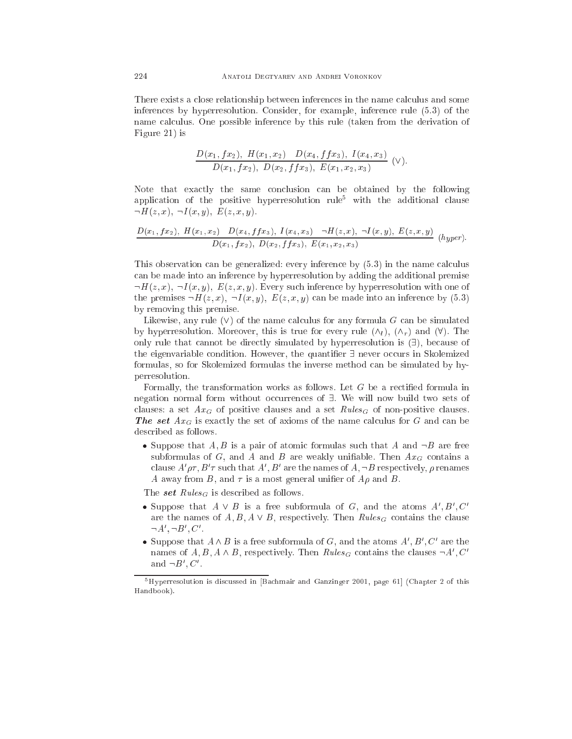There exists a close relationship between inferences in the name calculus and some inferences by hyperresolution. Consider, for example, inference rule (5.3) of the name calculus. One possible inference by this rule (taken from the derivation of Figure 21) is

$$\frac{D(x_1, fx_2),\ H(x_1, x_2) \quad D(x_4, ffx_3),\ I(x_4, x_3)}{D(x_1, fx_2),\ D(x_2, ffx_3),\ E(x_1, x_2, x_3)}\ (\vee).$$

Note that exactly the same conclusion can be obtained by the following application of the positive hyperresolution rule[5] with the additional clause $\neg H(z, x),\ \neg I(x, y),\ E(z, x, y)$.

$$\frac{D(x_1, fx_2),\ H(x_1, x_2) \quad D(x_4, ffx_3),\ I(x_4, x_3) \quad \neg H(z, x),\ \neg I(x, y),\ E(z, x, y)}{D(x_1, fx_2),\ D(x_2, ffx_3),\ E(x_1, x_2, x_3)}\ (hyper).$$

This observation can be generalized: every inference by (5.3) in the name calculus can be made into an inference by hyperresolution by adding the additional premise $\neg H(z, x),\ \neg I(x, y),\ E(z, x, y)$. Every such inference by hyperresolution with one of the premises $\neg H(z, x),\ \neg I(x, y),\ E(z, x, y)$ can be made into an inference by (5.3) by removing this premise.

Likewise, any rule $(\vee)$ of the name calculus for any formula $G$ can be simulated by hyperresolution. Moreover, this is true for every rule $(\wedge_l)$, $(\wedge_r)$ and $(\forall)$. The only rule that cannot be directly simulated by hyperresolution is $(\exists)$, because of the eigenvariable condition. However, the quantifier $\exists$ never occurs in Skolemized formulas, so for Skolemized formulas the inverse method can be simulated by hyperresolution.

Formally, the transformation works as follows. Let $G$ be a rectified formula in negation normal form without occurrences of $\exists$. We will now build two sets of clauses: a set $Ax_G$ of positive clauses and a set $Rules_G$ of non-positive clauses. ***The set*** $Ax_G$ is exactly the set of axioms of the name calculus for $G$ and can be described as follows.

- Suppose that $A, B$ is a pair of atomic formulas such that $A$ and $\neg B$ are free subformulas of $G$, and $A$ and $B$ are weakly unifiable. Then $Ax_G$ contains a clause $A'\rho\tau, B'\tau$ such that $A', B'$ are the names of $A, \neg B$ respectively, $\rho$ renames $A$ away from $B$, and $\tau$ is a most general unifier of $A\rho$ and $B$.

The ***set*** $Rules_G$ is described as follows.

- Suppose that $A \vee B$ is a free subformula of $G$, and the atoms $A', B', C'$ are the names of $A, B, A \vee B$, respectively. Then $Rules_G$ contains the clause $\neg A', \neg B', C'$.
- Suppose that $A \wedge B$ is a free subformula of $G$, and the atoms $A', B', C'$ are the names of $A, B, A \wedge B$, respectively. Then $Rules_G$ contains the clauses $\neg A', C'$ and $\neg B', C'$.

---

[5] Hyperresolution is discussed in [Bachmair and Ganzinger 2001, page 61] (Chapter 2 of this Handbook).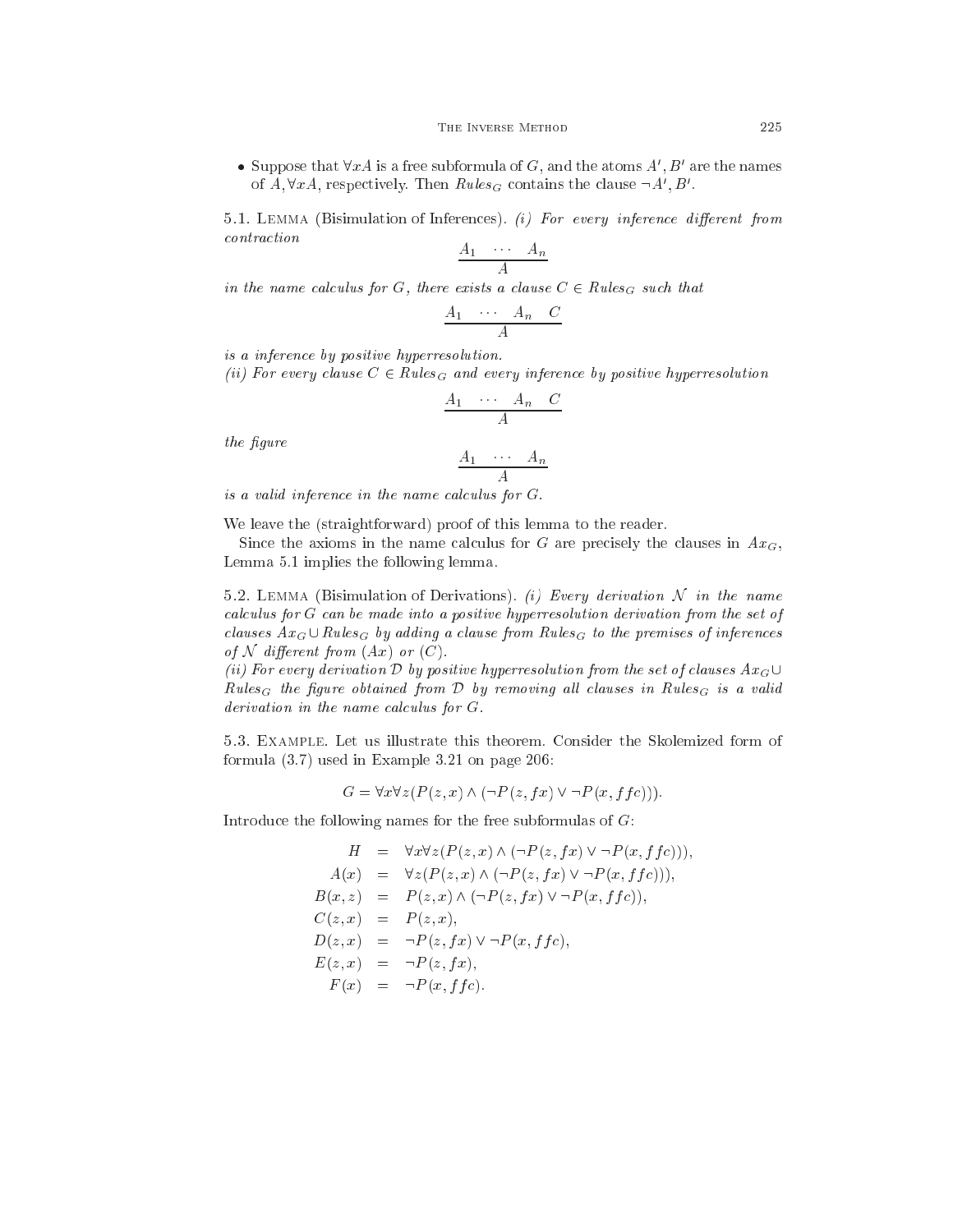- Suppose that $\forall x A$ is a free subformula of $G$, and the atoms $A', B'$ are the names of $A, \forall x A$, respectively. Then $Rules_G$ contains the clause $\neg A', B'$.

5.1. Lemma (Bisimulation of Inferences). *(i) For every inference different from contraction*

$$\frac{A_1 \quad \cdots \quad A_n}{A}$$

*in the name calculus for $G$, there exists a clause $C \in Rules_G$ such that*

$$\frac{A_1 \quad \cdots \quad A_n \quad C}{A}$$

*is a inference by positive hyperresolution.*
*(ii) For every clause $C \in Rules_G$ and every inference by positive hyperresolution*

$$\frac{A_1 \quad \cdots \quad A_n \quad C}{A}$$

*the figure*

$$\frac{A_1 \quad \cdots \quad A_n}{A}$$

*is a valid inference in the name calculus for $G$.*

We leave the (straightforward) proof of this lemma to the reader.

Since the axioms in the name calculus for $G$ are precisely the clauses in $Ax_G$, Lemma 5.1 implies the following lemma.

5.2. Lemma (Bisimulation of Derivations). *(i) Every derivation $\mathcal{N}$ in the name calculus for $G$ can be made into a positive hyperresolution derivation from the set of clauses $Ax_G \cup Rules_G$ by adding a clause from $Rules_G$ to the premises of inferences of $\mathcal{N}$ different from (Ax) or (C).*
*(ii) For every derivation $\mathcal{D}$ by positive hyperresolution from the set of clauses $Ax_G \cup Rules_G$ the figure obtained from $\mathcal{D}$ by removing all clauses in $Rules_G$ is a valid derivation in the name calculus for $G$.*

5.3. Example. Let us illustrate this theorem. Consider the Skolemized form of formula (3.7) used in Example 3.21 on page 206:

$$G = \forall x \forall z (P(z,x) \wedge (\neg P(z, fx) \vee \neg P(x, ffc))).$$

Introduce the following names for the free subformulas of $G$:

$$\begin{aligned}
H &= \forall x \forall z (P(z,x) \wedge (\neg P(z, fx) \vee \neg P(x, ffc))), \\
A(x) &= \forall z (P(z,x) \wedge (\neg P(z, fx) \vee \neg P(x, ffc))), \\
B(x,z) &= P(z,x) \wedge (\neg P(z, fx) \vee \neg P(x, ffc)), \\
C(z,x) &= P(z,x), \\
D(z,x) &= \neg P(z, fx) \vee \neg P(x, ffc), \\
E(z,x) &= \neg P(z, fx), \\
F(x) &= \neg P(x, ffc).
\end{aligned}$$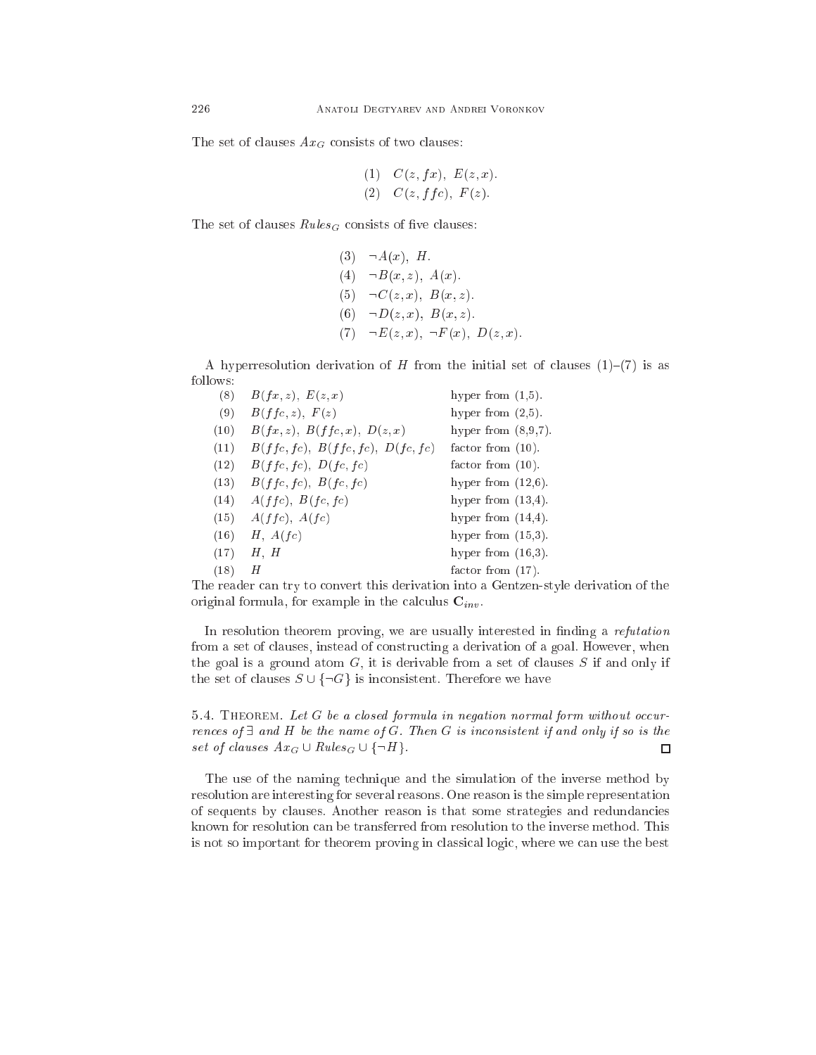The set of clauses $Ax_G$ consists of two clauses:

$$
\begin{array}{ll}
(1) & C(z, fx),\ E(z,x). \\
(2) & C(z, ffc),\ F(z).
\end{array}
$$

The set of clauses $Rules_G$ consists of five clauses:

$$
\begin{array}{ll}
(3) & \neg A(x),\ H. \\
(4) & \neg B(x,z),\ A(x). \\
(5) & \neg C(z,x),\ B(x,z). \\
(6) & \neg D(z,x),\ B(x,z). \\
(7) & \neg E(z,x),\ \neg F(x),\ D(z,x).
\end{array}
$$

A hyperresolution derivation of $H$ from the initial set of clauses (1)–(7) is as follows:

| | | |
|---|---|---|
| (8) | $B(fx,z),\ E(z,x)$ | hyper from (1,5). |
| (9) | $B(ffc,z),\ F(z)$ | hyper from (2,5). |
| (10) | $B(fx,z),\ B(ffc,x),\ D(z,x)$ | hyper from (8,9,7). |
| (11) | $B(ffc,fc),\ B(ffc,fc),\ D(fc,fc)$ | factor from (10). |
| (12) | $B(ffc,fc),\ D(fc,fc)$ | factor from (10). |
| (13) | $B(ffc,fc),\ B(fc,fc)$ | hyper from (12,6). |
| (14) | $A(ffc),\ B(fc,fc)$ | hyper from (13,4). |
| (15) | $A(ffc),\ A(fc)$ | hyper from (14,4). |
| (16) | $H,\ A(fc)$ | hyper from (15,3). |
| (17) | $H,\ H$ | hyper from (16,3). |
| (18) | $H$ | factor from (17). |

The reader can try to convert this derivation into a Gentzen-style derivation of the original formula, for example in the calculus $\mathbf{C}_{inv}$.

In resolution theorem proving, we are usually interested in finding a *refutation* from a set of clauses, instead of constructing a derivation of a goal. However, when the goal is a ground atom $G$, it is derivable from a set of clauses $S$ if and only if the set of clauses $S \cup \{\neg G\}$ is inconsistent. Therefore we have

5.4. Theorem. *Let $G$ be a closed formula in negation normal form without occurrences of $\exists$ and $H$ be the name of $G$. Then $G$ is inconsistent if and only if so is the set of clauses $Ax_G \cup Rules_G \cup \{\neg H\}$.* □

The use of the naming technique and the simulation of the inverse method by resolution are interesting for several reasons. One reason is the simple representation of sequents by clauses. Another reason is that some strategies and redundancies known for resolution can be transferred from resolution to the inverse method. This is not so important for theorem proving in classical logic, where we can use the best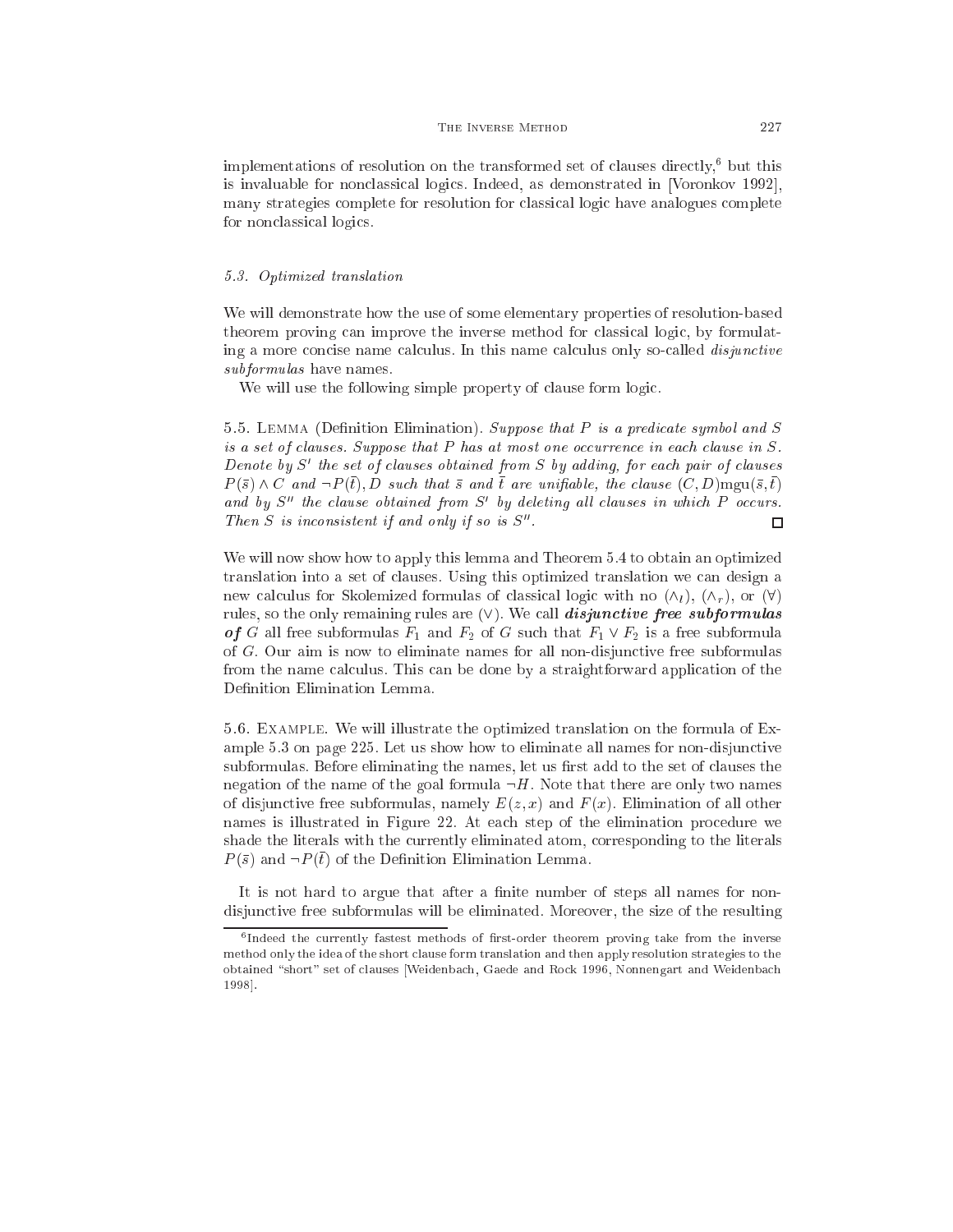implementations of resolution on the transformed set of clauses directly,[6] but this is invaluable for nonclassical logics. Indeed, as demonstrated in [Voronkov 1992], many strategies complete for resolution for classical logic have analogues complete for nonclassical logics.

### 5.3. *Optimized translation*

We will demonstrate how the use of some elementary properties of resolution-based theorem proving can improve the inverse method for classical logic, by formulating a more concise name calculus. In this name calculus only so-called *disjunctive subformulas* have names.

We will use the following simple property of clause form logic.

5.5. Lemma (Definition Elimination). *Suppose that $P$ is a predicate symbol and $S$ is a set of clauses. Suppose that $P$ has at most one occurrence in each clause in $S$. Denote by $S'$ the set of clauses obtained from $S$ by adding, for each pair of clauses $P(\bar{s}) \wedge C$ and $\neg P(\bar{t}), D$ such that $\bar{s}$ and $\bar{t}$ are unifiable, the clause $(C, D)\text{mgu}(\bar{s}, \bar{t})$ and by $S''$ the clause obtained from $S'$ by deleting all clauses in which $P$ occurs. Then $S$ is inconsistent if and only if so is $S''$.* □

We will now show how to apply this lemma and Theorem 5.4 to obtain an optimized translation into a set of clauses. Using this optimized translation we can design a new calculus for Skolemized formulas of classical logic with no $(\wedge_l)$, $(\wedge_r)$, or $(\forall)$ rules, so the only remaining rules are $(\vee)$. We call ***disjunctive free subformulas of*** $G$ all free subformulas $F_1$ and $F_2$ of $G$ such that $F_1 \vee F_2$ is a free subformula of $G$. Our aim is now to eliminate names for all non-disjunctive free subformulas from the name calculus. This can be done by a straightforward application of the Definition Elimination Lemma.

5.6. Example. We will illustrate the optimized translation on the formula of Example 5.3 on page 225. Let us show how to eliminate all names for non-disjunctive subformulas. Before eliminating the names, let us first add to the set of clauses the negation of the name of the goal formula $\neg H$. Note that there are only two names of disjunctive free subformulas, namely $E(z, x)$ and $F(x)$. Elimination of all other names is illustrated in Figure 22. At each step of the elimination procedure we shade the literals with the currently eliminated atom, corresponding to the literals $P(\bar{s})$ and $\neg P(\bar{t})$ of the Definition Elimination Lemma.

It is not hard to argue that after a finite number of steps all names for non-disjunctive free subformulas will be eliminated. Moreover, the size of the resulting

[6] Indeed the currently fastest methods of first-order theorem proving take from the inverse method only the idea of the short clause form translation and then apply resolution strategies to the obtained "short" set of clauses [Weidenbach, Gaede and Rock 1996, Nonnengart and Weidenbach 1998].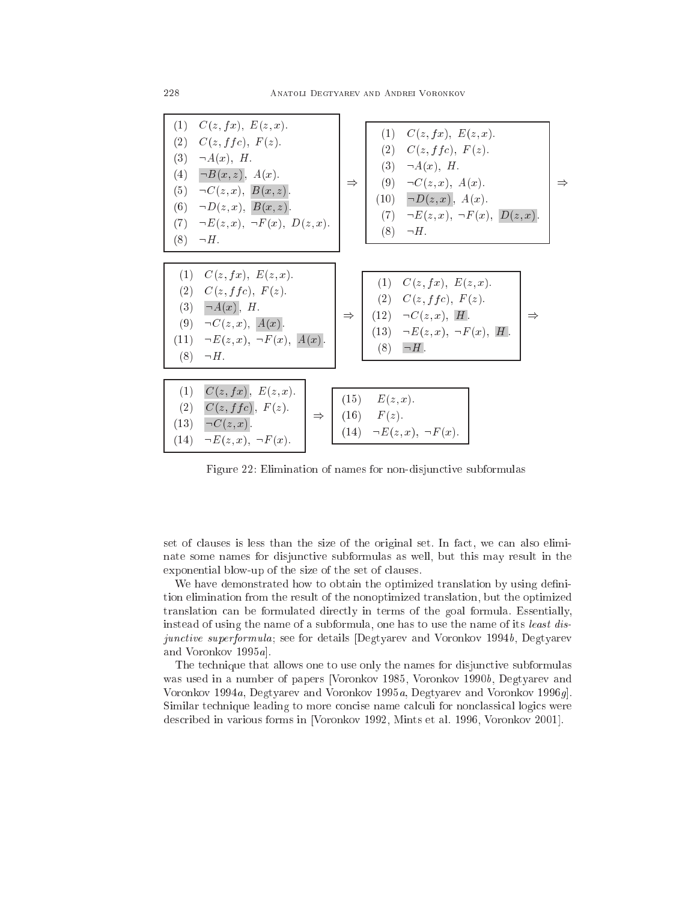(1) $C(z, fx),\ E(z, x).$
(2) $C(z, ffc),\ F(z).$
(3) $\neg A(x),\ H.$
(4) $\neg B(x, z),\ A(x).$
(5) $\neg C(z, x),\ B(x, z).$
(6) $\neg D(z, x),\ B(x, z).$
(7) $\neg E(z, x),\ \neg F(x),\ D(z, x).$
(8) $\neg H.$

$\Rightarrow$

(1) $C(z, fx),\ E(z, x).$
(2) $C(z, ffc),\ F(z).$
(3) $\neg A(x),\ H.$
(9) $\neg C(z, x),\ A(x).$
(10) $\neg D(z, x),\ A(x).$
(7) $\neg E(z, x),\ \neg F(x),\ D(z, x).$
(8) $\neg H.$

$\Rightarrow$

(1) $C(z, fx),\ E(z, x).$
(2) $C(z, ffc),\ F(z).$
(3) $\neg A(x),\ H.$
(9) $\neg C(z, x),\ A(x).$
(11) $\neg E(z, x),\ \neg F(x),\ A(x).$
(8) $\neg H.$

$\Rightarrow$

(1) $C(z, fx),\ E(z, x).$
(2) $C(z, ffc),\ F(z).$
(12) $\neg C(z, x),\ H.$
(13) $\neg E(z, x),\ \neg F(x),\ H.$
(8) $\neg H.$

$\Rightarrow$

(1) $C(z, fx),\ E(z, x).$
(2) $C(z, ffc),\ F(z).$
(13) $\neg C(z, x).$
(14) $\neg E(z, x),\ \neg F(x).$

$\Rightarrow$

(15) $E(z, x).$
(16) $F(z).$
(14) $\neg E(z, x),\ \neg F(x).$

Figure 22: Elimination of names for non-disjunctive subformulas

set of clauses is less than the size of the original set. In fact, we can also eliminate some names for disjunctive subformulas as well, but this may result in the exponential blow-up of the size of the set of clauses.

We have demonstrated how to obtain the optimized translation by using definition elimination from the result of the nonoptimized translation, but the optimized translation can be formulated directly in terms of the goal formula. Essentially, instead of using the name of a subformula, one has to use the name of its *least disjunctive superformula*; see for details [Degtyarev and Voronkov 1994*b*, Degtyarev and Voronkov 1995*a*].

The technique that allows one to use only the names for disjunctive subformulas was used in a number of papers [Voronkov 1985, Voronkov 1990*b*, Degtyarev and Voronkov 1994*a*, Degtyarev and Voronkov 1995*a*, Degtyarev and Voronkov 1996*g*]. Similar technique leading to more concise name calculi for nonclassical logics were described in various forms in [Voronkov 1992, Mints et al. 1996, Voronkov 2001].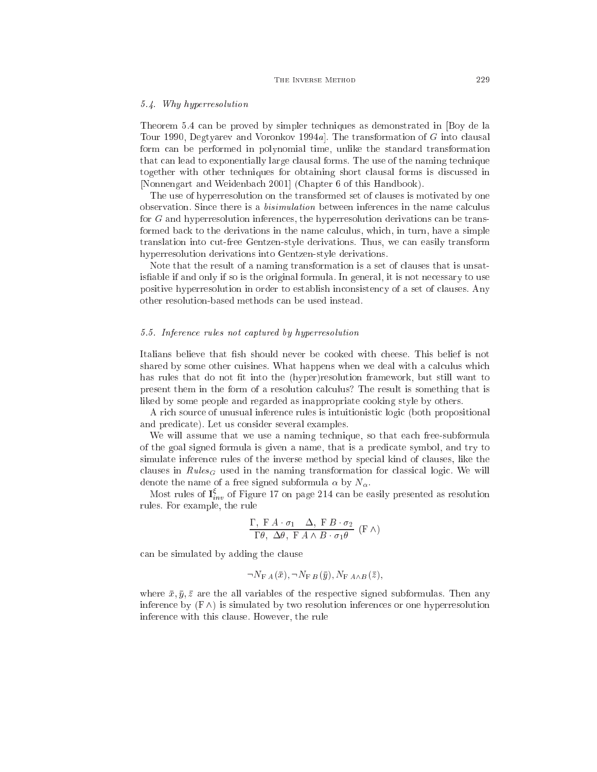### 5.4. Why hyperresolution

Theorem 5.4 can be proved by simpler techniques as demonstrated in [Boy de la Tour 1990, Degtyarev and Voronkov 1994a]. The transformation of $G$ into clausal form can be performed in polynomial time, unlike the standard transformation that can lead to exponentially large clausal forms. The use of the naming technique together with other techniques for obtaining short clausal forms is discussed in [Nonnengart and Weidenbach 2001] (Chapter 6 of this Handbook).

The use of hyperresolution on the transformed set of clauses is motivated by one observation. Since there is a *bisimulation* between inferences in the name calculus for $G$ and hyperresolution inferences, the hyperresolution derivations can be transformed back to the derivations in the name calculus, which, in turn, have a simple translation into cut-free Gentzen-style derivations. Thus, we can easily transform hyperresolution derivations into Gentzen-style derivations.

Note that the result of a naming transformation is a set of clauses that is unsatisfiable if and only if so is the original formula. In general, it is not necessary to use positive hyperresolution in order to establish inconsistency of a set of clauses. Any other resolution-based methods can be used instead.

### 5.5. Inference rules not captured by hyperresolution

Italians believe that fish should never be cooked with cheese. This belief is not shared by some other cuisines. What happens when we deal with a calculus which has rules that do not fit into the (hyper)resolution framework, but still want to present them in the form of a resolution calculus? The result is something that is liked by some people and regarded as inappropriate cooking style by others.

A rich source of unusual inference rules is intuitionistic logic (both propositional and predicate). Let us consider several examples.

We will assume that we use a naming technique, so that each free-subformula of the goal signed formula is given a name, that is a predicate symbol, and try to simulate inference rules of the inverse method by special kind of clauses, like the clauses in $Rules_G$ used in the naming transformation for classical logic. We will denote the name of a free signed subformula $\alpha$ by $N_\alpha$.

Most rules of $\mathbf{I}^{\xi}_{inv}$ of Figure 17 on page 214 can be easily presented as resolution rules. For example, the rule

$$\frac{\Gamma,\ \mathrm{F}\,A\cdot\sigma_1 \quad \Delta,\ \mathrm{F}\,B\cdot\sigma_2}{\Gamma\theta,\ \Delta\theta,\ \mathrm{F}\,A\wedge B\cdot\sigma_1\theta}\ (\mathrm{F}\wedge)$$

can be simulated by adding the clause

$$\neg N_{\mathrm{F}\,A}(\bar{x}), \neg N_{\mathrm{F}\,B}(\bar{y}), N_{\mathrm{F}\,A\wedge B}(\bar{z}),$$

where $\bar{x}, \bar{y}, \bar{z}$ are the all variables of the respective signed subformulas. Then any inference by $(\mathrm{F}\wedge)$ is simulated by two resolution inferences or one hyperresolution inference with this clause. However, the rule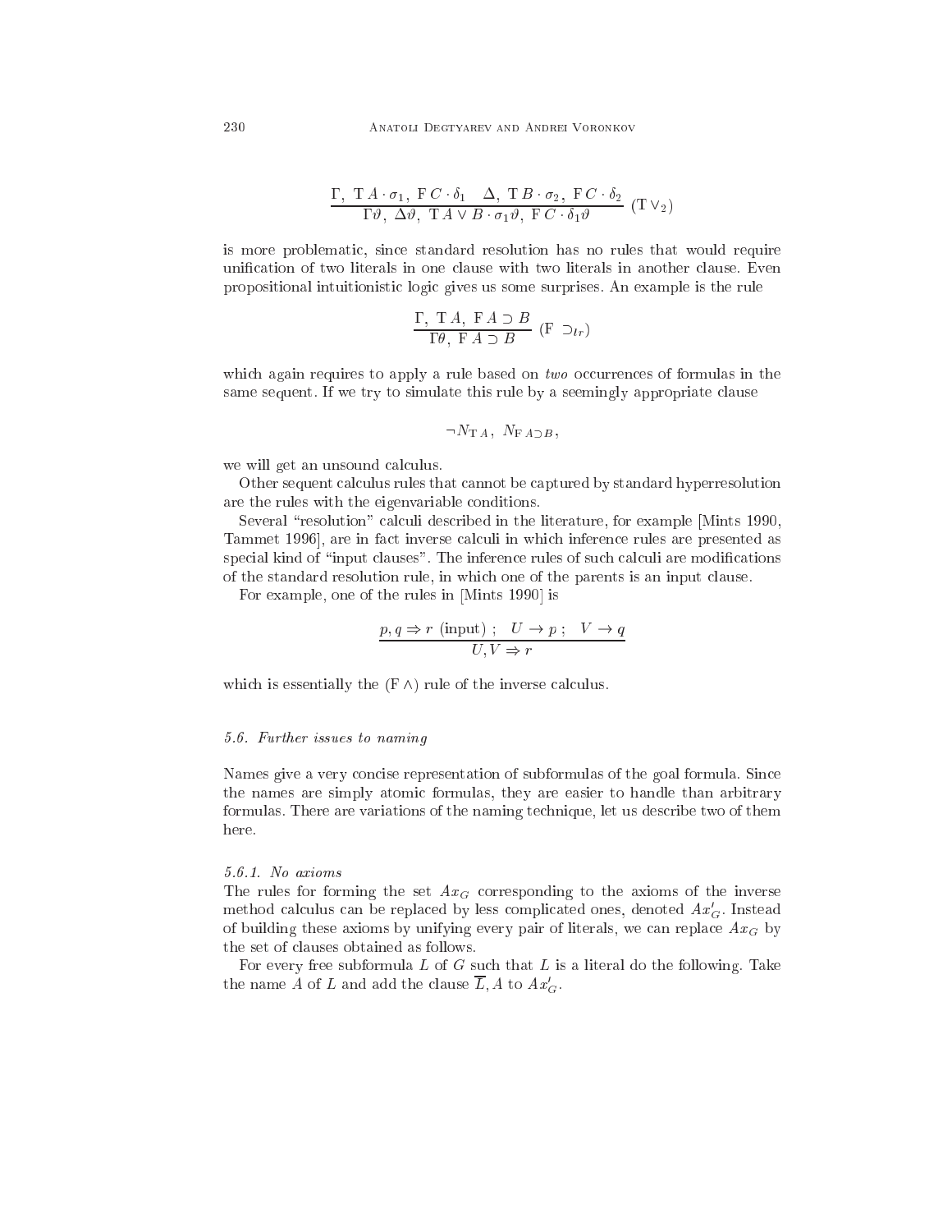$$\frac{\Gamma,\ \mathrm{T}\,A\cdot\sigma_1,\ \mathrm{F}\,C\cdot\delta_1 \quad \Delta,\ \mathrm{T}\,B\cdot\sigma_2,\ \mathrm{F}\,C\cdot\delta_2}{\Gamma\vartheta,\ \Delta\vartheta,\ \mathrm{T}\,A\vee B\cdot\sigma_1\vartheta,\ \mathrm{F}\,C\cdot\delta_1\vartheta}\ (\mathrm{T}\vee_2)$$

is more problematic, since standard resolution has no rules that would require unification of two literals in one clause with two literals in another clause. Even propositional intuitionistic logic gives us some surprises. An example is the rule

$$\frac{\Gamma,\ \mathrm{T}\,A,\ \mathrm{F}\,A\supset B}{\Gamma\theta,\ \mathrm{F}\,A\supset B}\ (\mathrm{F}\ \supset_{lr})$$

which again requires to apply a rule based on *two* occurrences of formulas in the same sequent. If we try to simulate this rule by a seemingly appropriate clause

$$\neg N_{\mathrm{T}\,A},\ N_{\mathrm{F}\,A\supset B},$$

we will get an unsound calculus.

Other sequent calculus rules that cannot be captured by standard hyperresolution are the rules with the eigenvariable conditions.

Several "resolution" calculi described in the literature, for example [Mints 1990, Tammet 1996], are in fact inverse calculi in which inference rules are presented as special kind of "input clauses". The inference rules of such calculi are modifications of the standard resolution rule, in which one of the parents is an input clause.

For example, one of the rules in [Mints 1990] is

$$\frac{p,q\Rightarrow r\ (\text{input})\ ;\quad U\rightarrow p\ ;\quad V\rightarrow q}{U,V\Rightarrow r}$$

which is essentially the $(\mathrm{F}\wedge)$ rule of the inverse calculus.

### *5.6. Further issues to naming*

Names give a very concise representation of subformulas of the goal formula. Since the names are simply atomic formulas, they are easier to handle than arbitrary formulas. There are variations of the naming technique, let us describe two of them here.

#### *5.6.1. No axioms*

The rules for forming the set $Ax_G$ corresponding to the axioms of the inverse method calculus can be replaced by less complicated ones, denoted $Ax'_G$. Instead of building these axioms by unifying every pair of literals, we can replace $Ax_G$ by the set of clauses obtained as follows.

For every free subformula $L$ of $G$ such that $L$ is a literal do the following. Take the name $A$ of $L$ and add the clause $\overline{L}, A$ to $Ax'_G$.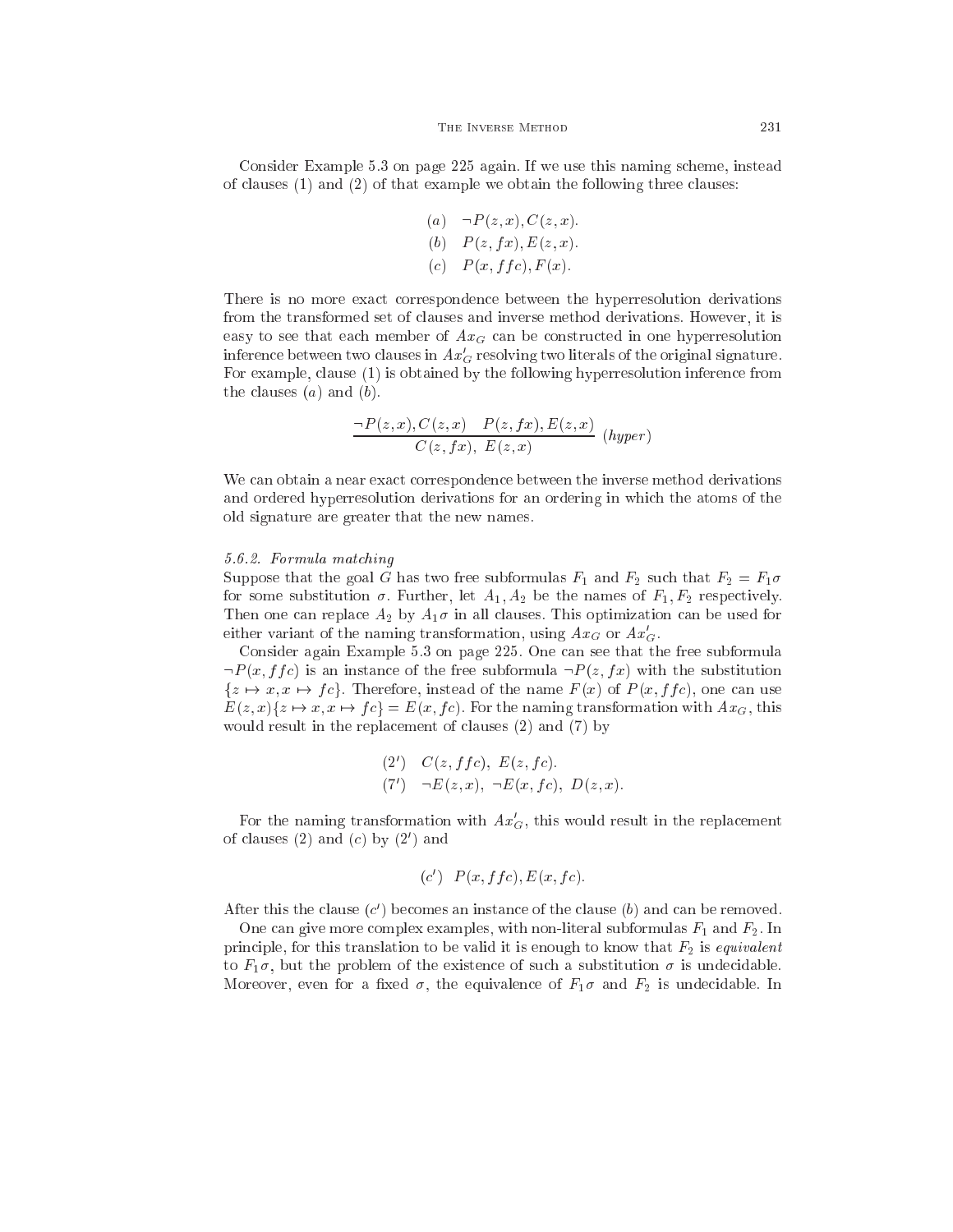Consider Example 5.3 on page 225 again. If we use this naming scheme, instead of clauses (1) and (2) of that example we obtain the following three clauses:

$$
\begin{array}{ll}
(a) & \neg P(z,x), C(z,x). \\
(b) & P(z,fx), E(z,x). \\
(c) & P(x,ffc), F(x).
\end{array}
$$

There is no more exact correspondence between the hyperresolution derivations from the transformed set of clauses and inverse method derivations. However, it is easy to see that each member of $Ax_G$ can be constructed in one hyperresolution inference between two clauses in $Ax'_G$ resolving two literals of the original signature. For example, clause (1) is obtained by the following hyperresolution inference from the clauses $(a)$ and $(b)$.

$$
\frac{\neg P(z,x), C(z,x) \quad P(z,fx), E(z,x)}{C(z,fx),\ E(z,x)}\ (hyper)
$$

We can obtain a near exact correspondence between the inverse method derivations and ordered hyperresolution derivations for an ordering in which the atoms of the old signature are greater that the new names.

### 5.6.2. *Formula matching*

Suppose that the goal $G$ has two free subformulas $F_1$ and $F_2$ such that $F_2 = F_1\sigma$ for some substitution $\sigma$. Further, let $A_1, A_2$ be the names of $F_1, F_2$ respectively. Then one can replace $A_2$ by $A_1\sigma$ in all clauses. This optimization can be used for either variant of the naming transformation, using $Ax_G$ or $Ax'_G$.

Consider again Example 5.3 on page 225. One can see that the free subformula $\neg P(x,ffc)$ is an instance of the free subformula $\neg P(z,fx)$ with the substitution $\{z \mapsto x, x \mapsto fc\}$. Therefore, instead of the name $F(x)$ of $P(x,ffc)$, one can use $E(z,x)\{z \mapsto x, x \mapsto fc\} = E(x,fc)$. For the naming transformation with $Ax_G$, this would result in the replacement of clauses (2) and (7) by

$$
\begin{array}{ll}
(2') & C(z,ffc),\ E(z,fc). \\
(7') & \neg E(z,x),\ \neg E(x,fc),\ D(z,x).
\end{array}
$$

For the naming transformation with $Ax'_G$, this would result in the replacement of clauses (2) and $(c)$ by $(2')$ and

$$
(c')\quad P(x,ffc), E(x,fc).
$$

After this the clause $(c')$ becomes an instance of the clause $(b)$ and can be removed.

One can give more complex examples, with non-literal subformulas $F_1$ and $F_2$. In principle, for this translation to be valid it is enough to know that $F_2$ is *equivalent* to $F_1\sigma$, but the problem of the existence of such a substitution $\sigma$ is undecidable. Moreover, even for a fixed $\sigma$, the equivalence of $F_1\sigma$ and $F_2$ is undecidable. In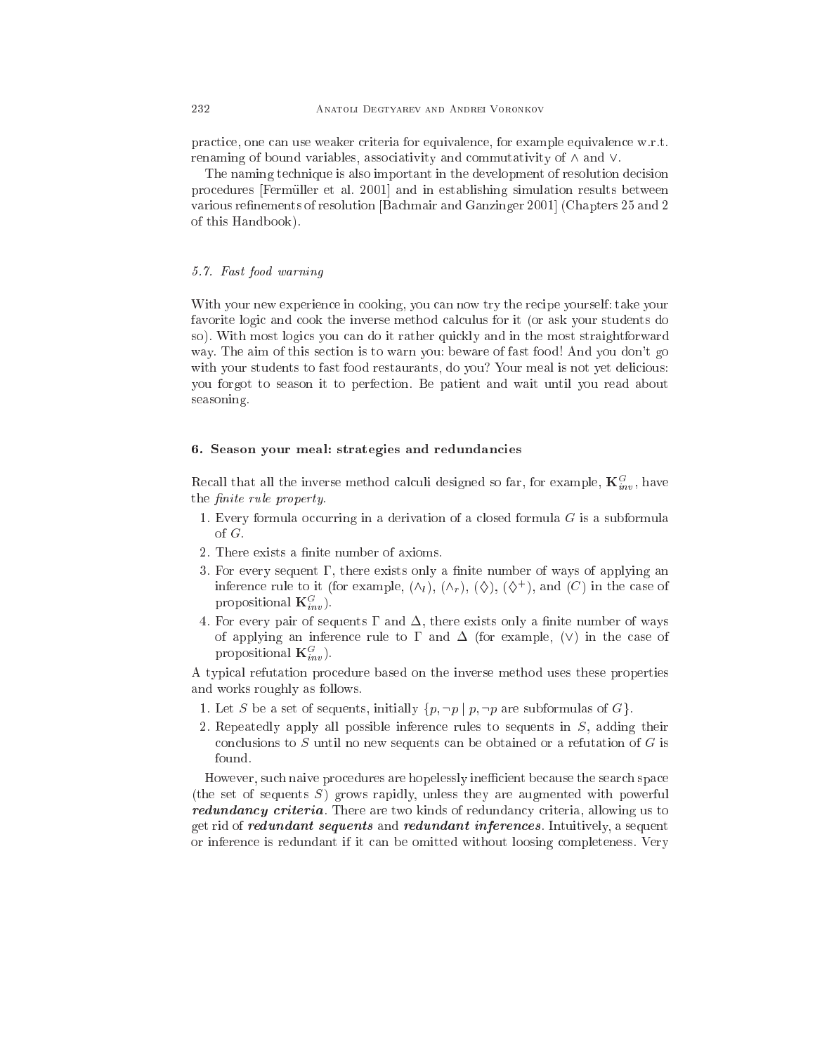practice, one can use weaker criteria for equivalence, for example equivalence w.r.t. renaming of bound variables, associativity and commutativity of $\wedge$ and $\vee$.

The naming technique is also important in the development of resolution decision procedures [Fermüller et al. 2001] and in establishing simulation results between various refinements of resolution [Bachmair and Ganzinger 2001] (Chapters 25 and 2 of this Handbook).

### 5.7. *Fast food warning*

With your new experience in cooking, you can now try the recipe yourself: take your favorite logic and cook the inverse method calculus for it (or ask your students do so). With most logics you can do it rather quickly and in the most straightforward way. The aim of this section is to warn you: beware of fast food! And you don't go with your students to fast food restaurants, do you? Your meal is not yet delicious: you forgot to season it to perfection. Be patient and wait until you read about seasoning.

## 6. Season your meal: strategies and redundancies

Recall that all the inverse method calculi designed so far, for example, $\mathbf{K}^G_{inv}$, have the *finite rule property*.

1. Every formula occurring in a derivation of a closed formula $G$ is a subformula of $G$.
2. There exists a finite number of axioms.
3. For every sequent $\Gamma$, there exists only a finite number of ways of applying an inference rule to it (for example, $(\wedge_l)$, $(\wedge_r)$, $(\Diamond)$, $(\Diamond^+)$, and $(C)$ in the case of propositional $\mathbf{K}^G_{inv}$).
4. For every pair of sequents $\Gamma$ and $\Delta$, there exists only a finite number of ways of applying an inference rule to $\Gamma$ and $\Delta$ (for example, $(\vee)$ in the case of propositional $\mathbf{K}^G_{inv}$).

A typical refutation procedure based on the inverse method uses these properties and works roughly as follows.

1. Let $S$ be a set of sequents, initially $\{p, \neg p \mid p, \neg p \text{ are subformulas of } G\}$.
2. Repeatedly apply all possible inference rules to sequents in $S$, adding their conclusions to $S$ until no new sequents can be obtained or a refutation of $G$ is found.

However, such naive procedures are hopelessly inefficient because the search space (the set of sequents $S$) grows rapidly, unless they are augmented with powerful ***redundancy criteria***. There are two kinds of redundancy criteria, allowing us to get rid of ***redundant sequents*** and ***redundant inferences***. Intuitively, a sequent or inference is redundant if it can be omitted without loosing completeness. Very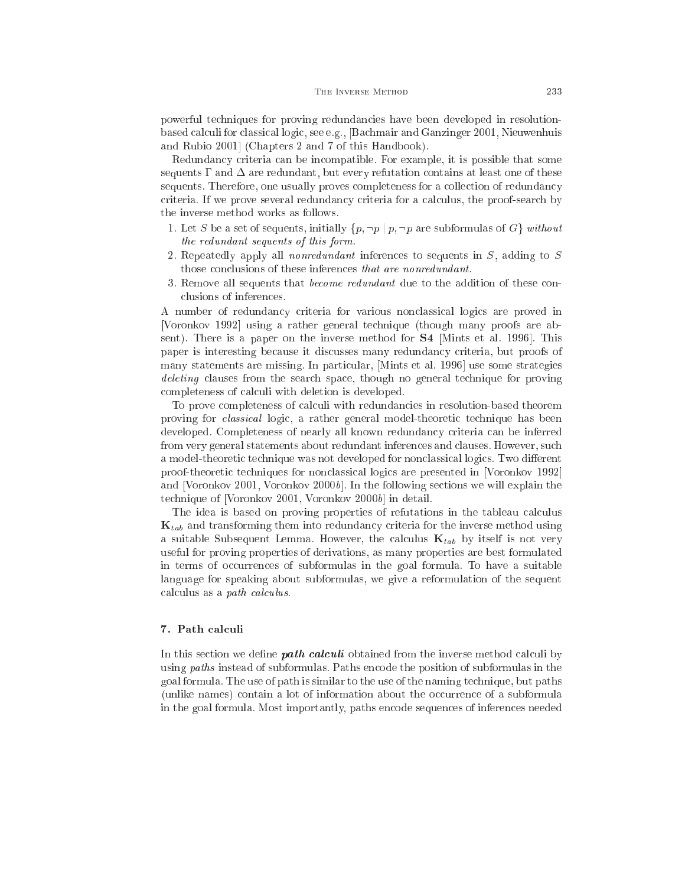powerful techniques for proving redundancies have been developed in resolution-based calculi for classical logic, see e.g., [Bachmair and Ganzinger 2001, Nieuwenhuis and Rubio 2001] (Chapters 2 and 7 of this Handbook).

Redundancy criteria can be incompatible. For example, it is possible that some sequents $\Gamma$ and $\Delta$ are redundant, but every refutation contains at least one of these sequents. Therefore, one usually proves completeness for a collection of redundancy criteria. If we prove several redundancy criteria for a calculus, the proof-search by the inverse method works as follows.

1. Let $S$ be a set of sequents, initially $\{p, \neg p \mid p, \neg p$ are subformulas of $G\}$ *without the redundant sequents of this form*.
2. Repeatedly apply all *nonredundant* inferences to sequents in $S$, adding to $S$ those conclusions of these inferences *that are nonredundant*.
3. Remove all sequents that *become redundant* due to the addition of these conclusions of inferences.

A number of redundancy criteria for various nonclassical logics are proved in [Voronkov 1992] using a rather general technique (though many proofs are absent). There is a paper on the inverse method for **S4** [Mints et al. 1996]. This paper is interesting because it discusses many redundancy criteria, but proofs of many statements are missing. In particular, [Mints et al. 1996] use some strategies *deleting* clauses from the search space, though no general technique for proving completeness of calculi with deletion is developed.

To prove completeness of calculi with redundancies in resolution-based theorem proving for *classical* logic, a rather general model-theoretic technique has been developed. Completeness of nearly all known redundancy criteria can be inferred from very general statements about redundant inferences and clauses. However, such a model-theoretic technique was not developed for nonclassical logics. Two different proof-theoretic techniques for nonclassical logics are presented in [Voronkov 1992] and [Voronkov 2001, Voronkov 2000*b*]. In the following sections we will explain the technique of [Voronkov 2001, Voronkov 2000*b*] in detail.

The idea is based on proving properties of refutations in the tableau calculus $\mathbf{K}_{tab}$ and transforming them into redundancy criteria for the inverse method using a suitable Subsequent Lemma. However, the calculus $\mathbf{K}_{tab}$ by itself is not very useful for proving properties of derivations, as many properties are best formulated in terms of occurrences of subformulas in the goal formula. To have a suitable language for speaking about subformulas, we give a reformulation of the sequent calculus as a *path calculus*.

## 7. Path calculi

In this section we define ***path calculi*** obtained from the inverse method calculi by using *paths* instead of subformulas. Paths encode the position of subformulas in the goal formula. The use of path is similar to the use of the naming technique, but paths (unlike names) contain a lot of information about the occurrence of a subformula in the goal formula. Most importantly, paths encode sequences of inferences needed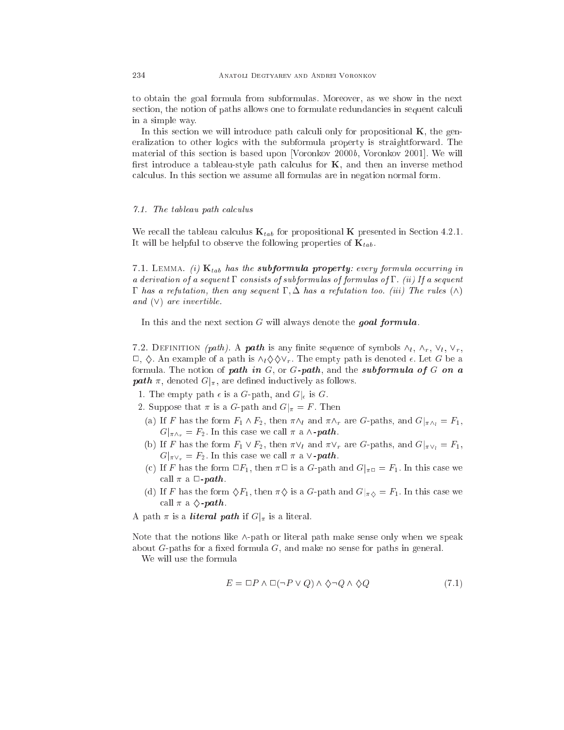to obtain the goal formula from subformulas. Moreover, as we show in the next section, the notion of paths allows one to formulate redundancies in sequent calculi in a simple way.

In this section we will introduce path calculi only for propositional **K**, the generalization to other logics with the subformula property is straightforward. The material of this section is based upon [Voronkov 2000*b*, Voronkov 2001]. We will first introduce a tableau-style path calculus for **K**, and then an inverse method calculus. In this section we assume all formulas are in negation normal form.

### 7.1. The tableau path calculus

We recall the tableau calculus $\mathbf{K}_{tab}$ for propositional **K** presented in Section 4.2.1. It will be helpful to observe the following properties of $\mathbf{K}_{tab}$.

7.1. Lemma. *(i) $\mathbf{K}_{tab}$ has the **subformula property**: every formula occurring in a derivation of a sequent $\Gamma$ consists of subformulas of formulas of $\Gamma$. (ii) If a sequent $\Gamma$ has a refutation, then any sequent $\Gamma, \Delta$ has a refutation too. (iii) The rules $(\wedge)$ and $(\vee)$ are invertible.*

In this and the next section $G$ will always denote the ***goal formula***.

7.2. Definition *(path)*. A ***path*** is any finite sequence of symbols $\wedge_l$, $\wedge_r$, $\vee_l$, $\vee_r$, $\Box$, $\Diamond$. An example of a path is $\wedge_l \Diamond \Diamond \vee_r$. The empty path is denoted $\epsilon$. Let $G$ be a formula. The notion of ***path in*** $G$, or $G$***-path***, and the ***subformula of*** $G$ ***on a path*** $\pi$, denoted $G|_\pi$, are defined inductively as follows.

1. The empty path $\epsilon$ is a $G$-path, and $G|_\epsilon$ is $G$.
2. Suppose that $\pi$ is a $G$-path and $G|_\pi = F$. Then
   - (a) If $F$ has the form $F_1 \wedge F_2$, then $\pi\wedge_l$ and $\pi\wedge_r$ are $G$-paths, and $G|_{\pi\wedge_l} = F_1$, $G|_{\pi\wedge_r} = F_2$. In this case we call $\pi$ a $\wedge$***-path***.
   - (b) If $F$ has the form $F_1 \vee F_2$, then $\pi\vee_l$ and $\pi\vee_r$ are $G$-paths, and $G|_{\pi\vee_l} = F_1$, $G|_{\pi\vee_r} = F_2$. In this case we call $\pi$ a $\vee$***-path***.
   - (c) If $F$ has the form $\Box F_1$, then $\pi\Box$ is a $G$-path and $G|_{\pi\Box} = F_1$. In this case we call $\pi$ a $\Box$***-path***.
   - (d) If $F$ has the form $\Diamond F_1$, then $\pi\Diamond$ is a $G$-path and $G|_{\pi\Diamond} = F_1$. In this case we call $\pi$ a $\Diamond$***-path***.

A path $\pi$ is a ***literal path*** if $G|_\pi$ is a literal.

Note that the notions like $\wedge$-path or literal path make sense only when we speak about $G$-paths for a fixed formula $G$, and make no sense for paths in general.

We will use the formula

$$E = \Box P \wedge \Box(\neg P \vee Q) \wedge \Diamond\neg Q \wedge \Diamond Q \tag{7.1}$$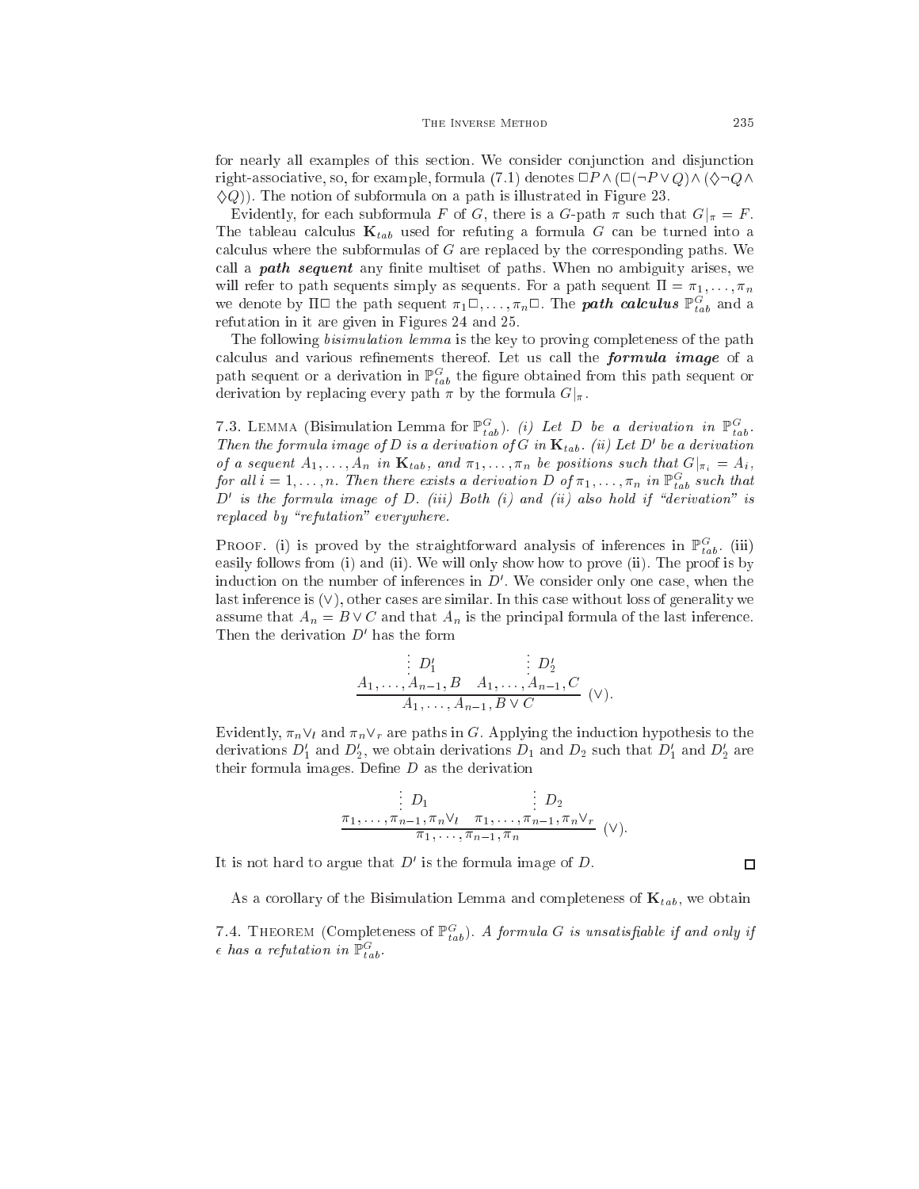for nearly all examples of this section. We consider conjunction and disjunction right-associative, so, for example, formula (7.1) denotes $\Box P \wedge (\Box(\neg P \vee Q) \wedge (\Diamond\neg Q \wedge \Diamond Q))$. The notion of subformula on a path is illustrated in Figure 23.

Evidently, for each subformula $F$ of $G$, there is a $G$-path $\pi$ such that $G|_\pi = F$. The tableau calculus $\mathbf{K}_{tab}$ used for refuting a formula $G$ can be turned into a calculus where the subformulas of $G$ are replaced by the corresponding paths. We call a ***path sequent*** any finite multiset of paths. When no ambiguity arises, we will refer to path sequents simply as sequents. For a path sequent $\Pi = \pi_1, \ldots, \pi_n$ we denote by $\Pi\Box$ the path sequent $\pi_1\Box, \ldots, \pi_n\Box$. The ***path calculus*** $\mathbb{P}^G_{tab}$ and a refutation in it are given in Figures 24 and 25.

The following *bisimulation lemma* is the key to proving completeness of the path calculus and various refinements thereof. Let us call the ***formula image*** of a path sequent or a derivation in $\mathbb{P}^G_{tab}$ the figure obtained from this path sequent or derivation by replacing every path $\pi$ by the formula $G|_\pi$.

7.3. Lemma (Bisimulation Lemma for $\mathbb{P}^G_{tab}$). *(i) Let $D$ be a derivation in $\mathbb{P}^G_{tab}$. Then the formula image of $D$ is a derivation of $G$ in $\mathbf{K}_{tab}$. (ii) Let $D'$ be a derivation of a sequent $A_1, \ldots, A_n$ in $\mathbf{K}_{tab}$, and $\pi_1, \ldots, \pi_n$ be positions such that $G|_{\pi_i} = A_i$, for all $i = 1, \ldots, n$. Then there exists a derivation $D$ of $\pi_1, \ldots, \pi_n$ in $\mathbb{P}^G_{tab}$ such that $D'$ is the formula image of $D$. (iii) Both (i) and (ii) also hold if "derivation" is replaced by "refutation" everywhere.*

Proof. (i) is proved by the straightforward analysis of inferences in $\mathbb{P}^G_{tab}$. (iii) easily follows from (i) and (ii). We will only show how to prove (ii). The proof is by induction on the number of inferences in $D'$. We consider only one case, when the last inference is $(\vee)$, other cases are similar. In this case without loss of generality we assume that $A_n = B \vee C$ and that $A_n$ is the principal formula of the last inference. Then the derivation $D'$ has the form

$$\dfrac{\begin{array}{cc}\vdots\, D'_1 & \vdots\, D'_2 \\ A_1, \ldots, A_{n-1}, B & A_1, \ldots, A_{n-1}, C\end{array}}{A_1, \ldots, A_{n-1}, B \vee C}\ (\vee).$$

Evidently, $\pi_n\vee_l$ and $\pi_n\vee_r$ are paths in $G$. Applying the induction hypothesis to the derivations $D'_1$ and $D'_2$, we obtain derivations $D_1$ and $D_2$ such that $D'_1$ and $D'_2$ are their formula images. Define $D$ as the derivation

$$\dfrac{\begin{array}{cc}\vdots\, D_1 & \vdots\, D_2 \\ \pi_1, \ldots, \pi_{n-1}, \pi_n\vee_l & \pi_1, \ldots, \pi_{n-1}, \pi_n\vee_r\end{array}}{\pi_1, \ldots, \pi_{n-1}, \pi_n}\ (\vee).$$

It is not hard to argue that $D'$ is the formula image of $D$. ☐

As a corollary of the Bisimulation Lemma and completeness of $\mathbf{K}_{tab}$, we obtain

7.4. Theorem (Completeness of $\mathbb{P}^G_{tab}$). *A formula $G$ is unsatisfiable if and only if $\epsilon$ has a refutation in $\mathbb{P}^G_{tab}$.*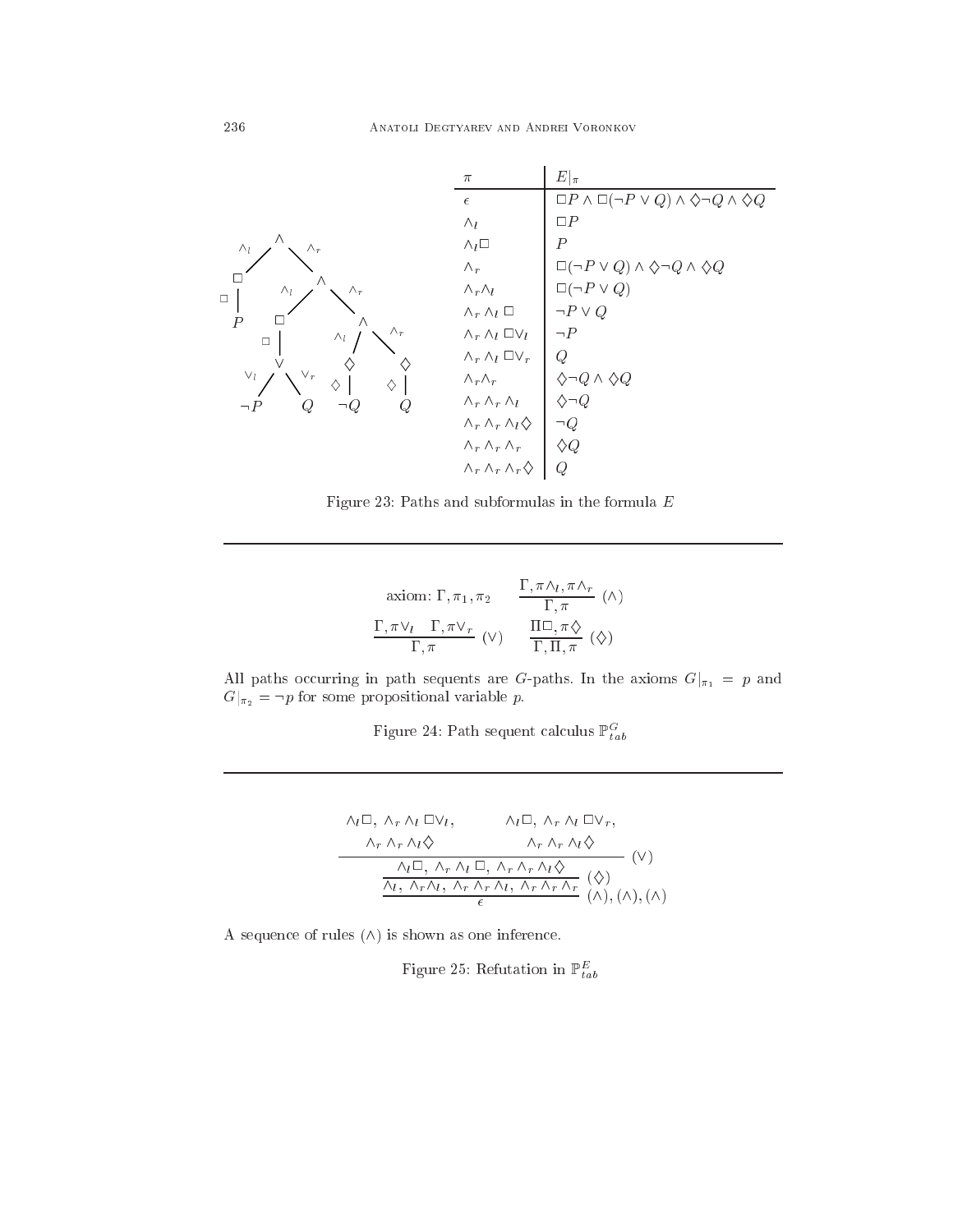| $\pi$ | $E\|_\pi$ |
|---|---|
| $\epsilon$ | $\Box P \wedge \Box(\neg P \vee Q) \wedge \Diamond\neg Q \wedge \Diamond Q$ |
| $\wedge_l$ | $\Box P$ |
| $\wedge_l \Box$ | $P$ |
| $\wedge_r$ | $\Box(\neg P \vee Q) \wedge \Diamond\neg Q \wedge \Diamond Q$ |
| $\wedge_r \wedge_l$ | $\Box(\neg P \vee Q)$ |
| $\wedge_r \wedge_l \Box$ | $\neg P \vee Q$ |
| $\wedge_r \wedge_l \Box \vee_l$ | $\neg P$ |
| $\wedge_r \wedge_l \Box \vee_r$ | $Q$ |
| $\wedge_r \wedge_r$ | $\Diamond\neg Q \wedge \Diamond Q$ |
| $\wedge_r \wedge_r \wedge_l$ | $\Diamond \neg Q$ |
| $\wedge_r \wedge_r \wedge_l \Diamond$ | $\neg Q$ |
| $\wedge_r \wedge_r \wedge_r$ | $\Diamond Q$ |
| $\wedge_r \wedge_r \wedge_r \Diamond$ | $Q$ |

Figure 23: Paths and subformulas in the formula $E$

$$\text{axiom: } \Gamma, \pi_1, \pi_2 \qquad \frac{\Gamma, \pi\wedge_l, \pi\wedge_r}{\Gamma, \pi}\ (\wedge)$$

$$\frac{\Gamma, \pi\vee_l \quad \Gamma, \pi\vee_r}{\Gamma, \pi}\ (\vee) \qquad \frac{\Pi\Box, \pi\Diamond}{\Gamma, \Pi, \pi}\ (\Diamond)$$

All paths occurring in path sequents are $G$-paths. In the axioms $G|_{\pi_1} = p$ and $G|_{\pi_2} = \neg p$ for some propositional variable $p$.

Figure 24: Path sequent calculus $\mathbb{P}^G_{tab}$

$$\cfrac{\cfrac{\cfrac{\begin{array}{c}\wedge_l\Box,\ \wedge_r\wedge_l\Box\vee_l, \\ \wedge_r\wedge_r\wedge_l\Diamond\end{array} \qquad \begin{array}{c}\wedge_l\Box,\ \wedge_r\wedge_l\Box\vee_r, \\ \wedge_r\wedge_r\wedge_l\Diamond\end{array}}{\wedge_l\Box,\ \wedge_r\wedge_l\Box,\ \wedge_r\wedge_r\wedge_l\Diamond}\ (\vee)}{\wedge_l,\ \wedge_r\wedge_l,\ \wedge_r\wedge_r\wedge_l,\ \wedge_r\wedge_r\wedge_r}\ (\Diamond)}{\epsilon}\ (\wedge),(\wedge),(\wedge)$$

A sequence of rules $(\wedge)$ is shown as one inference.

Figure 25: Refutation in $\mathbb{P}^E_{tab}$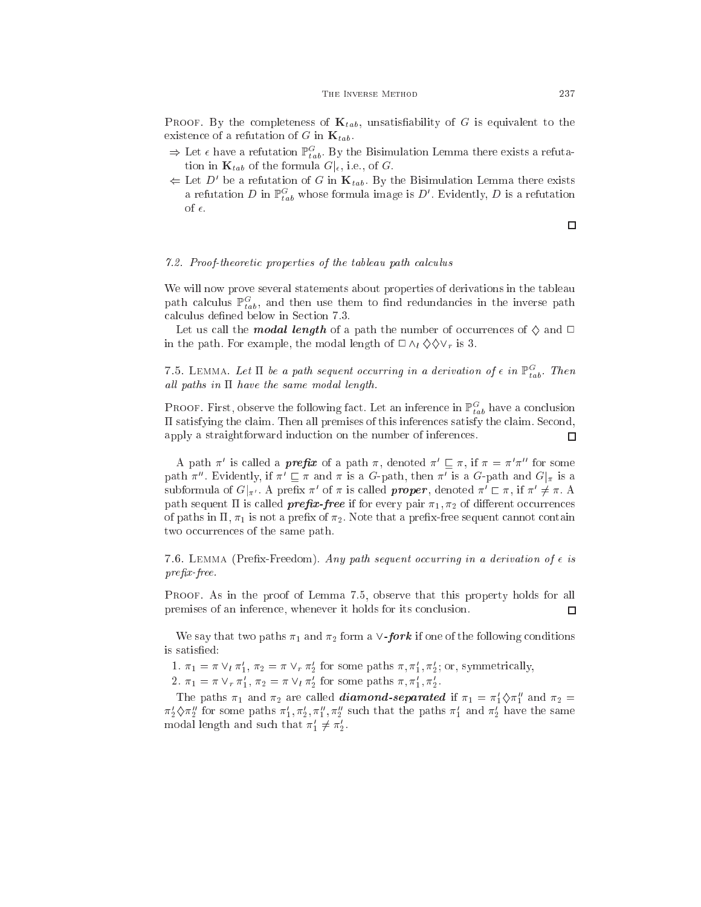PROOF. By the completeness of $\mathbf{K}_{tab}$, unsatisfiability of $G$ is equivalent to the existence of a refutation of $G$ in $\mathbf{K}_{tab}$.

- $\Rightarrow$ Let $\epsilon$ have a refutation $\mathbb{P}^G_{tab}$. By the Bisimulation Lemma there exists a refutation in $\mathbf{K}_{tab}$ of the formula $G|_\epsilon$, i.e., of $G$.
- $\Leftarrow$ Let $D'$ be a refutation of $G$ in $\mathbf{K}_{tab}$. By the Bisimulation Lemma there exists a refutation $D$ in $\mathbb{P}^G_{tab}$ whose formula image is $D'$. Evidently, $D$ is a refutation of $\epsilon$.

□

### *7.2. Proof-theoretic properties of the tableau path calculus*

We will now prove several statements about properties of derivations in the tableau path calculus $\mathbb{P}^G_{tab}$, and then use them to find redundancies in the inverse path calculus defined below in Section 7.3.

Let us call the ***modal length*** of a path the number of occurrences of $\Diamond$ and $\Box$ in the path. For example, the modal length of $\Box \wedge_l \Diamond\Diamond \vee_r$ is 3.

7.5. LEMMA. *Let $\Pi$ be a path sequent occurring in a derivation of $\epsilon$ in $\mathbb{P}^G_{tab}$. Then all paths in $\Pi$ have the same modal length.*

PROOF. First, observe the following fact. Let an inference in $\mathbb{P}^G_{tab}$ have a conclusion $\Pi$ satisfying the claim. Then all premises of this inferences satisfy the claim. Second, apply a straightforward induction on the number of inferences. □

A path $\pi'$ is called a ***prefix*** of a path $\pi$, denoted $\pi' \sqsubseteq \pi$, if $\pi = \pi'\pi''$ for some path $\pi''$. Evidently, if $\pi' \sqsubseteq \pi$ and $\pi$ is a $G$-path, then $\pi'$ is a $G$-path and $G|_\pi$ is a subformula of $G|_{\pi'}$. A prefix $\pi'$ of $\pi$ is called ***proper***, denoted $\pi' \sqsubset \pi$, if $\pi' \neq \pi$. A path sequent $\Pi$ is called ***prefix-free*** if for every pair $\pi_1, \pi_2$ of different occurrences of paths in $\Pi$, $\pi_1$ is not a prefix of $\pi_2$. Note that a prefix-free sequent cannot contain two occurrences of the same path.

7.6. LEMMA (Prefix-Freedom). *Any path sequent occurring in a derivation of $\epsilon$ is prefix-free.*

PROOF. As in the proof of Lemma 7.5, observe that this property holds for all premises of an inference, whenever it holds for its conclusion. □

We say that two paths $\pi_1$ and $\pi_2$ form a $\vee$***-fork*** if one of the following conditions is satisfied:

1. $\pi_1 = \pi \vee_l \pi'_1$, $\pi_2 = \pi \vee_r \pi'_2$ for some paths $\pi, \pi'_1, \pi'_2$; or, symmetrically,
2. $\pi_1 = \pi \vee_r \pi'_1$, $\pi_2 = \pi \vee_l \pi'_2$ for some paths $\pi, \pi'_1, \pi'_2$.

The paths $\pi_1$ and $\pi_2$ are called ***diamond-separated*** if $\pi_1 = \pi'_1 \Diamond \pi''_1$ and $\pi_2 = \pi'_2 \Diamond \pi''_2$ for some paths $\pi'_1, \pi'_2, \pi''_1, \pi''_2$ such that the paths $\pi'_1$ and $\pi'_2$ have the same modal length and such that $\pi'_1 \neq \pi'_2$.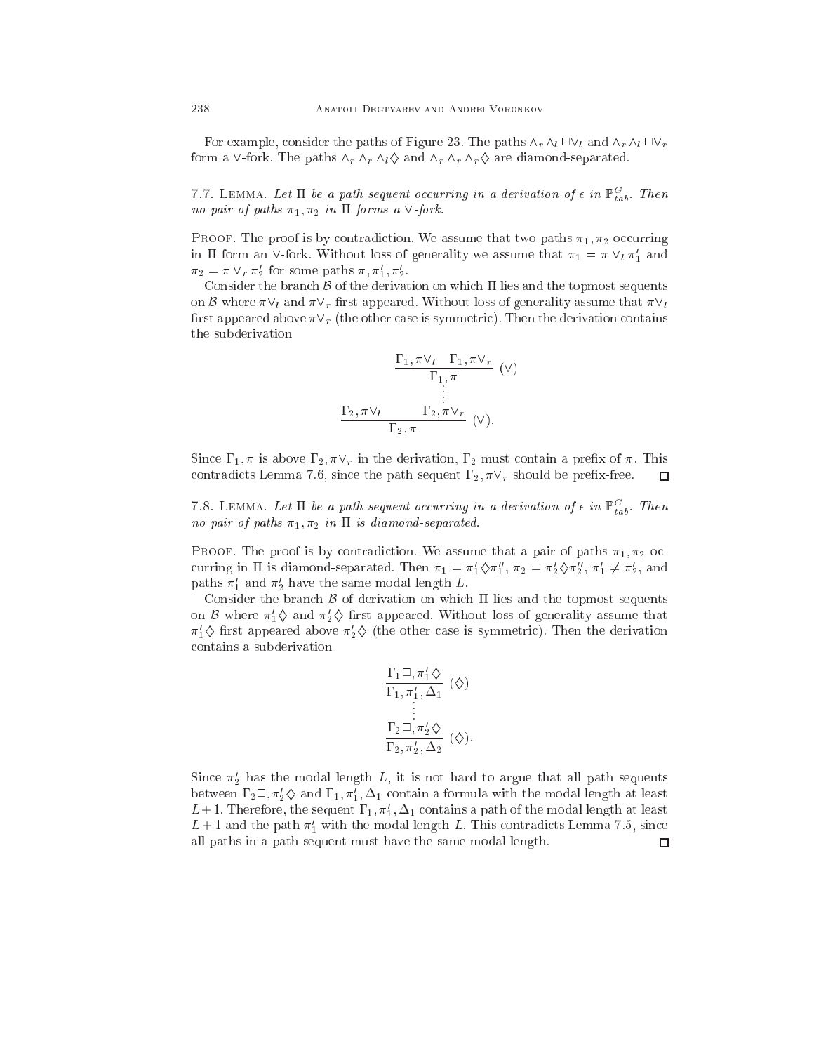For example, consider the paths of Figure 23. The paths $\wedge_r \wedge_l \Box \vee_l$ and $\wedge_r \wedge_l \Box \vee_r$ form a $\vee$-fork. The paths $\wedge_r \wedge_r \wedge_l \Diamond$ and $\wedge_r \wedge_r \wedge_r \Diamond$ are diamond-separated.

7.7. Lemma. *Let $\Pi$ be a path sequent occurring in a derivation of $\epsilon$ in $\mathbb{P}^G_{tab}$. Then no pair of paths $\pi_1, \pi_2$ in $\Pi$ forms a $\vee$-fork.*

Proof. The proof is by contradiction. We assume that two paths $\pi_1, \pi_2$ occurring in $\Pi$ form an $\vee$-fork. Without loss of generality we assume that $\pi_1 = \pi \vee_l \pi'_1$ and $\pi_2 = \pi \vee_r \pi'_2$ for some paths $\pi, \pi'_1, \pi'_2$.

Consider the branch $\mathcal{B}$ of the derivation on which $\Pi$ lies and the topmost sequents on $\mathcal{B}$ where $\pi\vee_l$ and $\pi\vee_r$ first appeared. Without loss of generality assume that $\pi\vee_l$ first appeared above $\pi\vee_r$ (the other case is symmetric). Then the derivation contains the subderivation

$$\cfrac{\cfrac{\Gamma_1, \pi\vee_l \quad \Gamma_1, \pi\vee_r}{\Gamma_1, \pi}\ (\vee) \\ \vdots}{} \qquad \cfrac{\Gamma_2, \pi\vee_l \qquad \Gamma_2, \pi\vee_r}{\Gamma_2, \pi}\ (\vee).$$

Since $\Gamma_1, \pi$ is above $\Gamma_2, \pi\vee_r$ in the derivation, $\Gamma_2$ must contain a prefix of $\pi$. This contradicts Lemma 7.6, since the path sequent $\Gamma_2, \pi\vee_r$ should be prefix-free. $\Box$

7.8. Lemma. *Let $\Pi$ be a path sequent occurring in a derivation of $\epsilon$ in $\mathbb{P}^G_{tab}$. Then no pair of paths $\pi_1, \pi_2$ in $\Pi$ is diamond-separated.*

Proof. The proof is by contradiction. We assume that a pair of paths $\pi_1, \pi_2$ occurring in $\Pi$ is diamond-separated. Then $\pi_1 = \pi'_1 \Diamond \pi''_1$, $\pi_2 = \pi'_2 \Diamond \pi''_2$, $\pi'_1 \neq \pi'_2$, and paths $\pi'_1$ and $\pi'_2$ have the same modal length $L$.

Consider the branch $\mathcal{B}$ of derivation on which $\Pi$ lies and the topmost sequents on $\mathcal{B}$ where $\pi'_1\Diamond$ and $\pi'_2\Diamond$ first appeared. Without loss of generality assume that $\pi'_1\Diamond$ first appeared above $\pi'_2\Diamond$ (the other case is symmetric). Then the derivation contains a subderivation

$$\cfrac{\Gamma_1\Box, \pi'_1\Diamond}{\Gamma_1, \pi'_1, \Delta_1}\ (\Diamond)$$
$$\vdots$$
$$\cfrac{\Gamma_2\Box, \pi'_2\Diamond}{\Gamma_2, \pi'_2, \Delta_2}\ (\Diamond).$$

Since $\pi'_2$ has the modal length $L$, it is not hard to argue that all path sequents between $\Gamma_2\Box, \pi'_2\Diamond$ and $\Gamma_1, \pi'_1, \Delta_1$ contain a formula with the modal length at least $L+1$. Therefore, the sequent $\Gamma_1, \pi'_1, \Delta_1$ contains a path of the modal length at least $L+1$ and the path $\pi'_1$ with the modal length $L$. This contradicts Lemma 7.5, since all paths in a path sequent must have the same modal length. $\Box$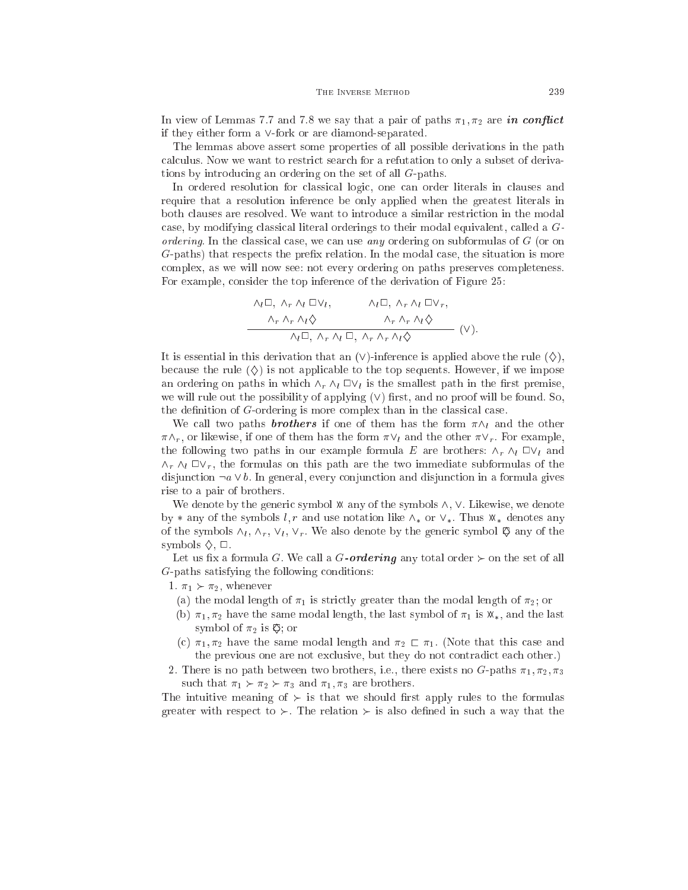In view of Lemmas 7.7 and 7.8 we say that a pair of paths $\pi_1, \pi_2$ are ***in conflict*** if they either form a $\vee$-fork or are diamond-separated.

The lemmas above assert some properties of all possible derivations in the path calculus. Now we want to restrict search for a refutation to only a subset of derivations by introducing an ordering on the set of all $G$-paths.

In ordered resolution for classical logic, one can order literals in clauses and require that a resolution inference be only applied when the greatest literals in both clauses are resolved. We want to introduce a similar restriction in the modal case, by modifying classical literal orderings to their modal equivalent, called a *$G$-ordering*. In the classical case, we can use *any* ordering on subformulas of $G$ (or on $G$-paths) that respects the prefix relation. In the modal case, the situation is more complex, as we will now see: not every ordering on paths preserves completeness. For example, consider the top inference of the derivation of Figure 25:

$$\frac{\begin{array}{c}\wedge_l\Box,\ \wedge_r\wedge_l\Box\vee_l, \\ \wedge_r\wedge_r\wedge_l\Diamond\end{array} \qquad \begin{array}{c}\wedge_l\Box,\ \wedge_r\wedge_l\Box\vee_r, \\ \wedge_r\wedge_r\wedge_l\Diamond\end{array}}{\wedge_l\Box,\ \wedge_r\wedge_l\Box,\ \wedge_r\wedge_r\wedge_l\Diamond}\ (\vee).$$

It is essential in this derivation that an $(\vee)$-inference is applied above the rule $(\Diamond)$, because the rule $(\Diamond)$ is not applicable to the top sequents. However, if we impose an ordering on paths in which $\wedge_r\wedge_l\Box\vee_l$ is the smallest path in the first premise, we will rule out the possibility of applying $(\vee)$ first, and no proof will be found. So, the definition of $G$-ordering is more complex than in the classical case.

We call two paths ***brothers*** if one of them has the form $\pi\wedge_l$ and the other $\pi\wedge_r$, or likewise, if one of them has the form $\pi\vee_l$ and the other $\pi\vee_r$. For example, the following two paths in our example formula $E$ are brothers: $\wedge_r\wedge_l\Box\vee_l$ and $\wedge_r\wedge_l\Box\vee_r$, the formulas on this path are the two immediate subformulas of the disjunction $\neg a \vee b$. In general, every conjunction and disjunction in a formula gives rise to a pair of brothers.

We denote by the generic symbol $\mathbin{\wedge\!\!\!\!\vee}$ any of the symbols $\wedge, \vee$. Likewise, we denote by $*$ any of the symbols $l, r$ and use notation like $\wedge_*$ or $\vee_*$. Thus $\mathbin{\wedge\!\!\!\!\vee}_*$ denotes any of the symbols $\wedge_l$, $\wedge_r$, $\vee_l$, $\vee_r$. We also denote by the generic symbol $\Diamond\!\!\!\!\Box$ any of the symbols $\Diamond$, $\Box$.

Let us fix a formula $G$. We call a ***$G$-ordering*** any total order $\succ$ on the set of all $G$-paths satisfying the following conditions:

1. $\pi_1 \succ \pi_2$, whenever
   (a) the modal length of $\pi_1$ is strictly greater than the modal length of $\pi_2$; or
   (b) $\pi_1, \pi_2$ have the same modal length, the last symbol of $\pi_1$ is $\mathbin{\wedge\!\!\!\!\vee}_*$, and the last symbol of $\pi_2$ is $\Diamond\!\!\!\!\Box$; or
   (c) $\pi_1, \pi_2$ have the same modal length and $\pi_2 \sqsubset \pi_1$. (Note that this case and the previous one are not exclusive, but they do not contradict each other.)
2. There is no path between two brothers, i.e., there exists no $G$-paths $\pi_1, \pi_2, \pi_3$ such that $\pi_1 \succ \pi_2 \succ \pi_3$ and $\pi_1, \pi_3$ are brothers.

The intuitive meaning of $\succ$ is that we should first apply rules to the formulas greater with respect to $\succ$. The relation $\succ$ is also defined in such a way that the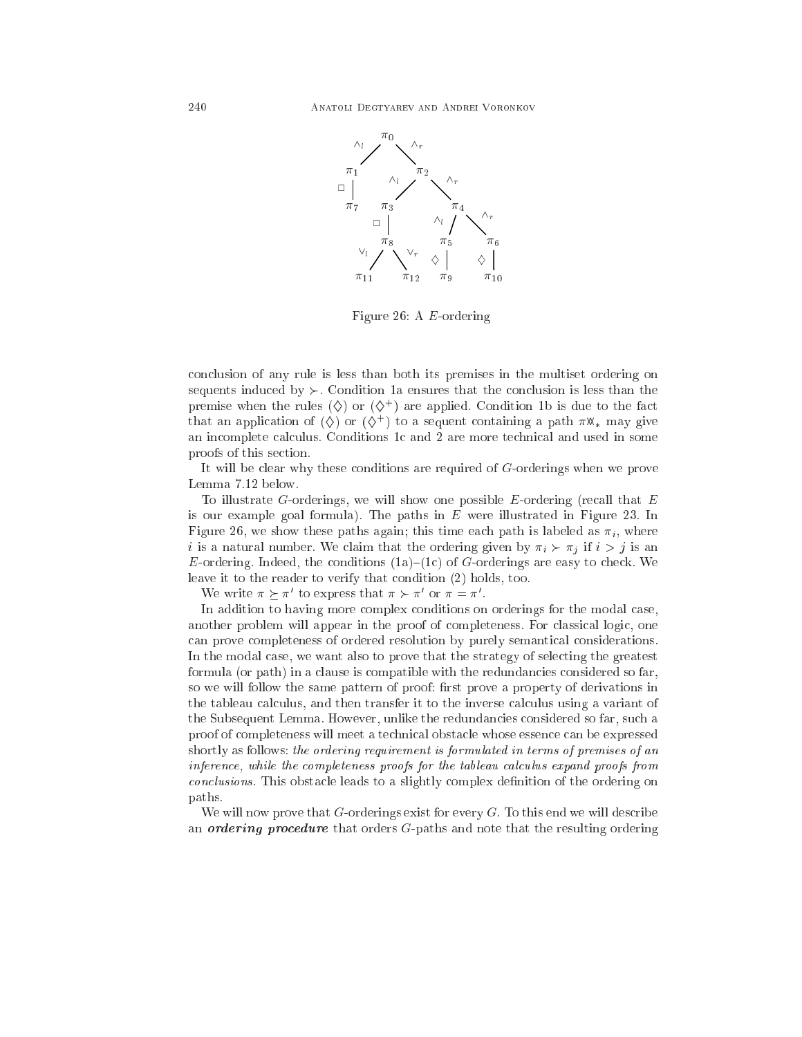Figure 26: A $E$-ordering

conclusion of any rule is less than both its premises in the multiset ordering on sequents induced by $\succ$. Condition 1a ensures that the conclusion is less than the premise when the rules $(\diamondsuit)$ or $(\diamondsuit^+)$ are applied. Condition 1b is due to the fact that an application of $(\diamondsuit)$ or $(\diamondsuit^+)$ to a sequent containing a path $\pi\diamondsuit_*$ may give an incomplete calculus. Conditions 1c and 2 are more technical and used in some proofs of this section.

It will be clear why these conditions are required of $G$-orderings when we prove Lemma 7.12 below.

To illustrate $G$-orderings, we will show one possible $E$-ordering (recall that $E$ is our example goal formula). The paths in $E$ were illustrated in Figure 23. In Figure 26, we show these paths again; this time each path is labeled as $\pi_i$, where $i$ is a natural number. We claim that the ordering given by $\pi_i \succ \pi_j$ if $i > j$ is an $E$-ordering. Indeed, the conditions (1a)–(1c) of $G$-orderings are easy to check. We leave it to the reader to verify that condition (2) holds, too.

We write $\pi \succeq \pi'$ to express that $\pi \succ \pi'$ or $\pi = \pi'$.

In addition to having more complex conditions on orderings for the modal case, another problem will appear in the proof of completeness. For classical logic, one can prove completeness of ordered resolution by purely semantical considerations. In the modal case, we want also to prove that the strategy of selecting the greatest formula (or path) in a clause is compatible with the redundancies considered so far, so we will follow the same pattern of proof: first prove a property of derivations in the tableau calculus, and then transfer it to the inverse calculus using a variant of the Subsequent Lemma. However, unlike the redundancies considered so far, such a proof of completeness will meet a technical obstacle whose essence can be expressed shortly as follows: *the ordering requirement is formulated in terms of premises of an inference, while the completeness proofs for the tableau calculus expand proofs from conclusions.* This obstacle leads to a slightly complex definition of the ordering on paths.

We will now prove that $G$-orderings exist for every $G$. To this end we will describe an ***ordering procedure*** that orders $G$-paths and note that the resulting ordering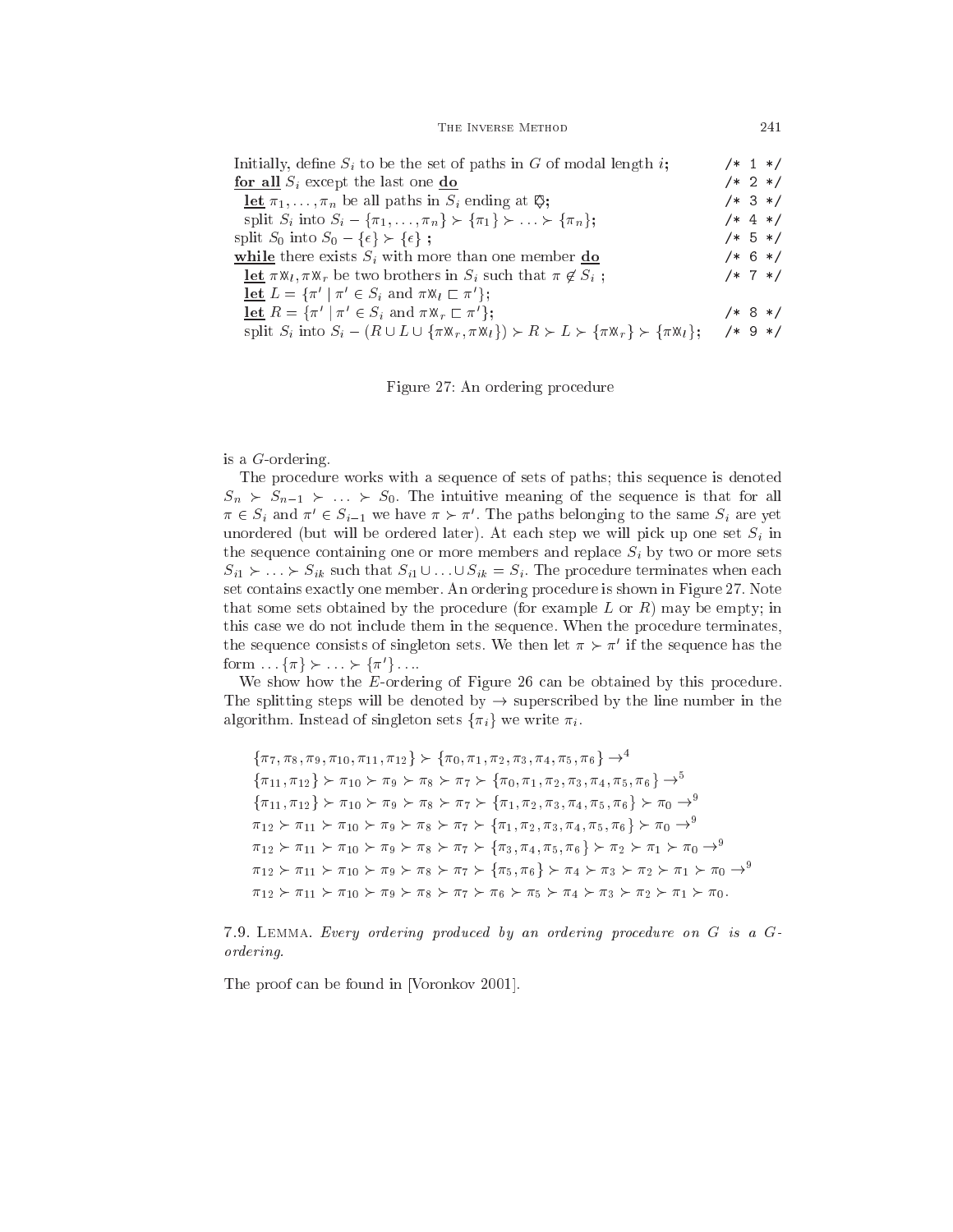```
Initially, define S_i to be the set of paths in G of modal length i;            /* 1 */
for all S_i except the last one do                                              /* 2 */
  let π_1, ..., π_n be all paths in S_i ending at ◇;                            /* 3 */
  split S_i into S_i − {π_1, ..., π_n} ≻ {π_1} ≻ ... ≻ {π_n};                   /* 4 */
split S_0 into S_0 − {ε} ≻ {ε} ;                                                /* 5 */
while there exists S_i with more than one member do                             /* 6 */
  let π∨_l, π∨_r be two brothers in S_i such that π ∉ S_i ;                     /* 7 */
  let L = {π' | π' ∈ S_i and π∨_l ⊏ π'};
  let R = {π' | π' ∈ S_i and π∨_r ⊏ π'};                                        /* 8 */
  split S_i into S_i − (R ∪ L ∪ {π∨_r, π∨_l}) ≻ R ≻ L ≻ {π∨_r} ≻ {π∨_l};         /* 9 */
```

Figure 27: An ordering procedure

is a $G$-ordering.

The procedure works with a sequence of sets of paths; this sequence is denoted $S_n \succ S_{n-1} \succ \ldots \succ S_0$. The intuitive meaning of the sequence is that for all $\pi \in S_i$ and $\pi' \in S_{i-1}$ we have $\pi \succ \pi'$. The paths belonging to the same $S_i$ are yet unordered (but will be ordered later). At each step we will pick up one set $S_i$ in the sequence containing one or more members and replace $S_i$ by two or more sets $S_{i1} \succ \ldots \succ S_{ik}$ such that $S_{i1} \cup \ldots \cup S_{ik} = S_i$. The procedure terminates when each set contains exactly one member. An ordering procedure is shown in Figure 27. Note that some sets obtained by the procedure (for example $L$ or $R$) may be empty; in this case we do not include them in the sequence. When the procedure terminates, the sequence consists of singleton sets. We then let $\pi \succ \pi'$ if the sequence has the form $\ldots\{\pi\} \succ \ldots \succ \{\pi'\}\ldots$.

We show how the $E$-ordering of Figure 26 can be obtained by this procedure. The splitting steps will be denoted by $\rightarrow$ superscribed by the line number in the algorithm. Instead of singleton sets $\{\pi_i\}$ we write $\pi_i$.

$$\{\pi_7, \pi_8, \pi_9, \pi_{10}, \pi_{11}, \pi_{12}\} \succ \{\pi_0, \pi_1, \pi_2, \pi_3, \pi_4, \pi_5, \pi_6\} \rightarrow^4$$
$$\{\pi_{11}, \pi_{12}\} \succ \pi_{10} \succ \pi_9 \succ \pi_8 \succ \pi_7 \succ \{\pi_0, \pi_1, \pi_2, \pi_3, \pi_4, \pi_5, \pi_6\} \rightarrow^5$$
$$\{\pi_{11}, \pi_{12}\} \succ \pi_{10} \succ \pi_9 \succ \pi_8 \succ \pi_7 \succ \{\pi_1, \pi_2, \pi_3, \pi_4, \pi_5, \pi_6\} \succ \pi_0 \rightarrow^9$$
$$\pi_{12} \succ \pi_{11} \succ \pi_{10} \succ \pi_9 \succ \pi_8 \succ \pi_7 \succ \{\pi_1, \pi_2, \pi_3, \pi_4, \pi_5, \pi_6\} \succ \pi_0 \rightarrow^9$$
$$\pi_{12} \succ \pi_{11} \succ \pi_{10} \succ \pi_9 \succ \pi_8 \succ \pi_7 \succ \{\pi_3, \pi_4, \pi_5, \pi_6\} \succ \pi_2 \succ \pi_1 \succ \pi_0 \rightarrow^9$$
$$\pi_{12} \succ \pi_{11} \succ \pi_{10} \succ \pi_9 \succ \pi_8 \succ \pi_7 \succ \{\pi_5, \pi_6\} \succ \pi_4 \succ \pi_3 \succ \pi_2 \succ \pi_1 \succ \pi_0 \rightarrow^9$$
$$\pi_{12} \succ \pi_{11} \succ \pi_{10} \succ \pi_9 \succ \pi_8 \succ \pi_7 \succ \pi_6 \succ \pi_5 \succ \pi_4 \succ \pi_3 \succ \pi_2 \succ \pi_1 \succ \pi_0.$$

7.9. Lemma. *Every ordering produced by an ordering procedure on $G$ is a $G$-ordering.*

The proof can be found in [Voronkov 2001].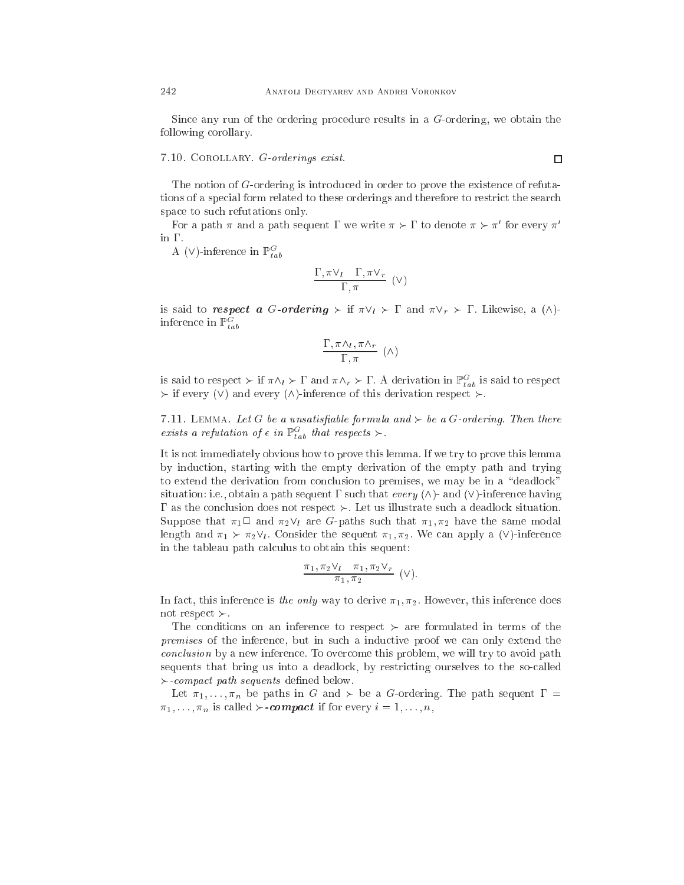Since any run of the ordering procedure results in a $G$-ordering, we obtain the following corollary.

7.10. COROLLARY. *$G$-orderings exist.* $\square$

The notion of $G$-ordering is introduced in order to prove the existence of refutations of a special form related to these orderings and therefore to restrict the search space to such refutations only.

For a path $\pi$ and a path sequent $\Gamma$ we write $\pi \succ \Gamma$ to denote $\pi \succ \pi'$ for every $\pi'$ in $\Gamma$.

A $(\vee)$-inference in $\mathbb{P}^G_{tab}$

$$\frac{\Gamma, \pi\vee_l \quad \Gamma, \pi\vee_r}{\Gamma, \pi}\ (\vee)$$

is said to ***respect a $G$-ordering*** $\succ$ if $\pi\vee_l \succ \Gamma$ and $\pi\vee_r \succ \Gamma$. Likewise, a $(\wedge)$-inference in $\mathbb{P}^G_{tab}$

$$\frac{\Gamma, \pi\wedge_l, \pi\wedge_r}{\Gamma, \pi}\ (\wedge)$$

is said to respect $\succ$ if $\pi\wedge_l \succ \Gamma$ and $\pi\wedge_r \succ \Gamma$. A derivation in $\mathbb{P}^G_{tab}$ is said to respect $\succ$ if every $(\vee)$ and every $(\wedge)$-inference of this derivation respect $\succ$.

7.11. LEMMA. *Let $G$ be a unsatisfiable formula and $\succ$ be a $G$-ordering. Then there exists a refutation of $\epsilon$ in $\mathbb{P}^G_{tab}$ that respects $\succ$.*

It is not immediately obvious how to prove this lemma. If we try to prove this lemma by induction, starting with the empty derivation of the empty path and trying to extend the derivation from conclusion to premises, we may be in a "deadlock" situation: i.e., obtain a path sequent $\Gamma$ such that *every* $(\wedge)$- and $(\vee)$-inference having $\Gamma$ as the conclusion does not respect $\succ$. Let us illustrate such a deadlock situation. Suppose that $\pi_1\Box$ and $\pi_2\vee_l$ are $G$-paths such that $\pi_1, \pi_2$ have the same modal length and $\pi_1 \succ \pi_2\vee_l$. Consider the sequent $\pi_1, \pi_2$. We can apply a $(\vee)$-inference in the tableau path calculus to obtain this sequent:

$$\frac{\pi_1, \pi_2\vee_l \quad \pi_1, \pi_2\vee_r}{\pi_1, \pi_2}\ (\vee).$$

In fact, this inference is *the only* way to derive $\pi_1, \pi_2$. However, this inference does not respect $\succ$.

The conditions on an inference to respect $\succ$ are formulated in terms of the *premises* of the inference, but in such a inductive proof we can only extend the *conclusion* by a new inference. To overcome this problem, we will try to avoid path sequents that bring us into a deadlock, by restricting ourselves to the so-called $\succ$*-compact path sequents* defined below.

Let $\pi_1, \ldots, \pi_n$ be paths in $G$ and $\succ$ be a $G$-ordering. The path sequent $\Gamma = \pi_1, \ldots, \pi_n$ is called $\succ$***-compact*** if for every $i = 1, \ldots, n$,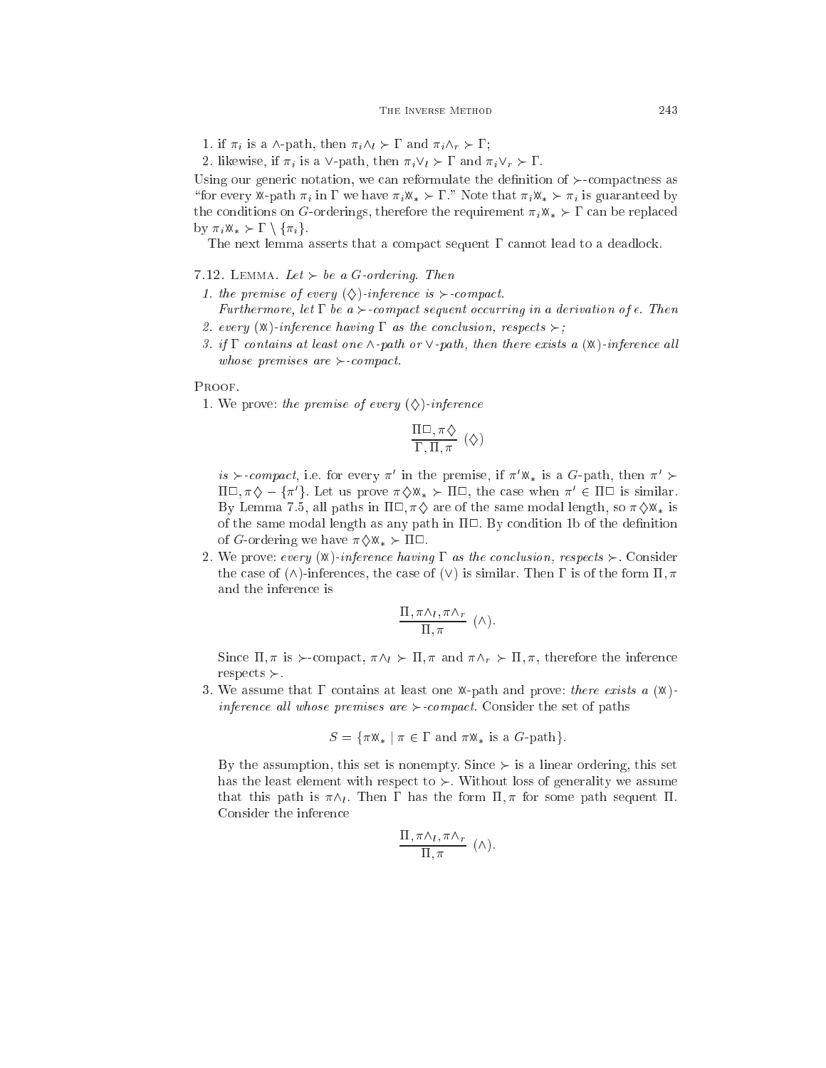1. if $\pi_i$ is a $\wedge$-path, then $\pi_i\wedge_l \succ \Gamma$ and $\pi_i\wedge_r \succ \Gamma$;
2. likewise, if $\pi_i$ is a $\vee$-path, then $\pi_i\vee_l \succ \Gamma$ and $\pi_i\vee_r \succ \Gamma$.

Using our generic notation, we can reformulate the definition of $\succ$-compactness as "for every $\between$-path $\pi_i$ in $\Gamma$ we have $\pi_i\between_* \succ \Gamma$." Note that $\pi_i\between_* \succ \pi_i$ is guaranteed by the conditions on $G$-orderings, therefore the requirement $\pi_i\between_* \succ \Gamma$ can be replaced by $\pi_i\between_* \succ \Gamma \setminus \{\pi_i\}$.

The next lemma asserts that a compact sequent $\Gamma$ cannot lead to a deadlock.

7.12. Lemma. *Let $\succ$ be a $G$-ordering. Then*

1. *the premise of every $(\Diamond)$-inference is $\succ$-compact.*

   *Furthermore, let $\Gamma$ be a $\succ$-compact sequent occurring in a derivation of $\epsilon$. Then*
2. *every $(\between)$-inference having $\Gamma$ as the conclusion, respects $\succ$;*
3. *if $\Gamma$ contains at least one $\wedge$-path or $\vee$-path, then there exists a $(\between)$-inference all whose premises are $\succ$-compact.*

Proof.

1. We prove: *the premise of every $(\Diamond)$-inference*

$$\frac{\Pi\Box, \pi\Diamond}{\Gamma, \Pi, \pi}\ (\Diamond)$$

   *is $\succ$-compact*, i.e. for every $\pi'$ in the premise, if $\pi'\between_*$ is a $G$-path, then $\pi' \succ \Pi\Box, \pi\Diamond - \{\pi'\}$. Let us prove $\pi\Diamond\between_* \succ \Pi\Box$, the case when $\pi' \in \Pi\Box$ is similar. By Lemma 7.5, all paths in $\Pi\Box, \pi\Diamond$ are of the same modal length, so $\pi\Diamond\between_*$ is of the same modal length as any path in $\Pi\Box$. By condition 1b of the definition of $G$-ordering we have $\pi\Diamond\between_* \succ \Pi\Box$.

2. We prove: *every $(\between)$-inference having $\Gamma$ as the conclusion, respects $\succ$*. Consider the case of $(\wedge)$-inferences, the case of $(\vee)$ is similar. Then $\Gamma$ is of the form $\Pi, \pi$ and the inference is

$$\frac{\Pi, \pi\wedge_l, \pi\wedge_r}{\Pi, \pi}\ (\wedge).$$

   Since $\Pi, \pi$ is $\succ$-compact, $\pi\wedge_l \succ \Pi, \pi$ and $\pi\wedge_r \succ \Pi, \pi$, therefore the inference respects $\succ$.

3. We assume that $\Gamma$ contains at least one $\between$-path and prove: *there exists a $(\between)$-inference all whose premises are $\succ$-compact.* Consider the set of paths

$$S = \{\pi\between_* \mid \pi \in \Gamma \text{ and } \pi\between_* \text{ is a } G\text{-path}\}.$$

   By the assumption, this set is nonempty. Since $\succ$ is a linear ordering, this set has the least element with respect to $\succ$. Without loss of generality we assume that this path is $\pi\wedge_l$. Then $\Gamma$ has the form $\Pi, \pi$ for some path sequent $\Pi$. Consider the inference

$$\frac{\Pi, \pi\wedge_l, \pi\wedge_r}{\Pi, \pi}\ (\wedge).$$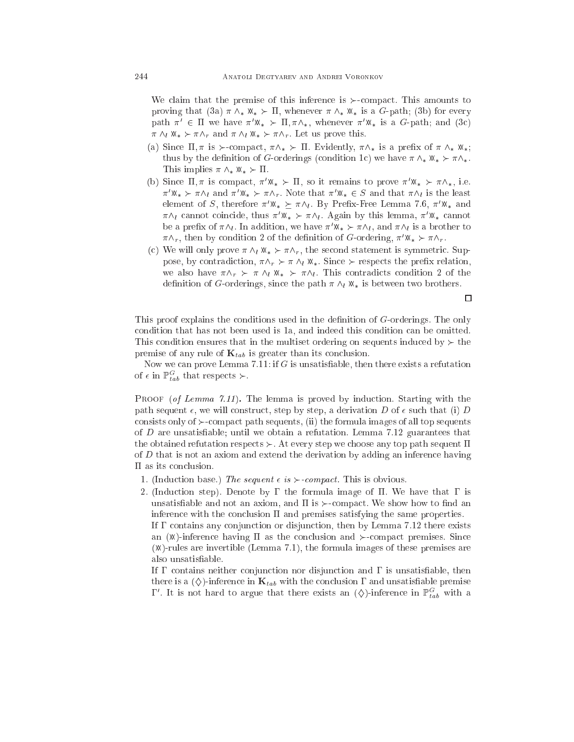We claim that the premise of this inference is $\succ$-compact. This amounts to proving that (3a) $\pi \wedge_* ⋘_* \succ \Pi$, whenever $\pi \wedge_* ⋘_*$ is a $G$-path; (3b) for every path $\pi' \in \Pi$ we have $\pi' ⋘_* \succ \Pi, \pi\wedge_*$, whenever $\pi' ⋘_*$ is a $G$-path; and (3c) $\pi \wedge_l ⋘_* \succ \pi\wedge_r$ and $\pi \wedge_l ⋘_* \succ \pi\wedge_r$. Let us prove this.

(a) Since $\Pi, \pi$ is $\succ$-compact, $\pi\wedge_* \succ \Pi$. Evidently, $\pi\wedge_*$ is a prefix of $\pi \wedge_* ⋘_*$; thus by the definition of $G$-orderings (condition 1c) we have $\pi \wedge_* ⋘_* \succ \pi\wedge_*$. This implies $\pi \wedge_* ⋘_* \succ \Pi$.

(b) Since $\Pi, \pi$ is compact, $\pi' ⋘_* \succ \Pi$, so it remains to prove $\pi' ⋘_* \succ \pi\wedge_*$, i.e. $\pi' ⋘_* \succ \pi\wedge_l$ and $\pi' ⋘_* \succ \pi\wedge_r$. Note that $\pi' ⋘_* \in S$ and that $\pi\wedge_l$ is the least element of $S$, therefore $\pi' ⋘_* \succeq \pi\wedge_l$. By Prefix-Free Lemma 7.6, $\pi' ⋘_*$ and $\pi\wedge_l$ cannot coincide, thus $\pi' ⋘_* \succ \pi\wedge_l$. Again by this lemma, $\pi' ⋘_*$ cannot be a prefix of $\pi\wedge_l$. In addition, we have $\pi' ⋘_* \succ \pi\wedge_l$, and $\pi\wedge_l$ is a brother to $\pi\wedge_r$, then by condition 2 of the definition of $G$-ordering, $\pi' ⋘_* \succ \pi\wedge_r$.

(c) We will only prove $\pi \wedge_l ⋘_* \succ \pi\wedge_r$, the second statement is symmetric. Suppose, by contradiction, $\pi\wedge_r \succ \pi \wedge_l ⋘_*$. Since $\succ$ respects the prefix relation, we also have $\pi\wedge_r \succ \pi \wedge_l ⋘_* \succ \pi\wedge_l$. This contradicts condition 2 of the definition of $G$-orderings, since the path $\pi \wedge_l ⋘_*$ is between two brothers.

□

This proof explains the conditions used in the definition of $G$-orderings. The only condition that has not been used is 1a, and indeed this condition can be omitted. This condition ensures that in the multiset ordering on sequents induced by $\succ$ the premise of any rule of $\mathbf{K}_{tab}$ is greater than its conclusion.

Now we can prove Lemma 7.11: if $G$ is unsatisfiable, then there exists a refutation of $\epsilon$ in $\mathbb{P}^G_{tab}$ that respects $\succ$.

Proof (*of Lemma 7.11*). The lemma is proved by induction. Starting with the path sequent $\epsilon$, we will construct, step by step, a derivation $D$ of $\epsilon$ such that (i) $D$ consists only of $\succ$-compact path sequents, (ii) the formula images of all top sequents of $D$ are unsatisfiable; until we obtain a refutation. Lemma 7.12 guarantees that the obtained refutation respects $\succ$. At every step we choose any top path sequent $\Pi$ of $D$ that is not an axiom and extend the derivation by adding an inference having $\Pi$ as its conclusion.

1. (Induction base.) *The sequent $\epsilon$ is $\succ$-compact.* This is obvious.
2. (Induction step). Denote by $\Gamma$ the formula image of $\Pi$. We have that $\Gamma$ is unsatisfiable and not an axiom, and $\Pi$ is $\succ$-compact. We show how to find an inference with the conclusion $\Pi$ and premises satisfying the same properties.

   If $\Gamma$ contains any conjunction or disjunction, then by Lemma 7.12 there exists an ($⋘$)-inference having $\Pi$ as the conclusion and $\succ$-compact premises. Since ($⋘$)-rules are invertible (Lemma 7.1), the formula images of these premises are also unsatisfiable.

   If $\Gamma$ contains neither conjunction nor disjunction and $\Gamma$ is unsatisfiable, then there is a ($\Diamond$)-inference in $\mathbf{K}_{tab}$ with the conclusion $\Gamma$ and unsatisfiable premise $\Gamma'$. It is not hard to argue that there exists an ($\Diamond$)-inference in $\mathbb{P}^G_{tab}$ with a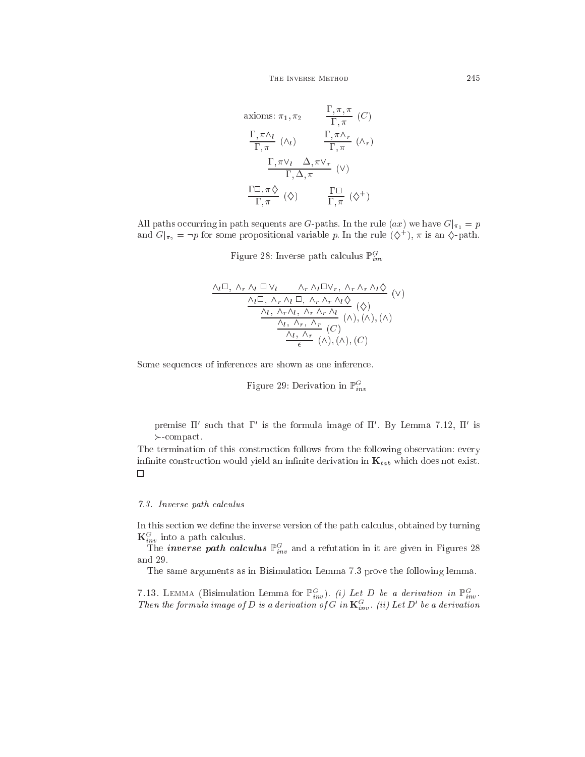$$\text{axioms: } \pi_1, \pi_2 \qquad \frac{\Gamma, \pi, \pi}{\Gamma, \pi}\ (C)$$

$$\frac{\Gamma, \pi\wedge_l}{\Gamma, \pi}\ (\wedge_l) \qquad \frac{\Gamma, \pi\wedge_r}{\Gamma, \pi}\ (\wedge_r)$$

$$\frac{\Gamma, \pi\vee_l \quad \Delta, \pi\vee_r}{\Gamma, \Delta, \pi}\ (\vee)$$

$$\frac{\Gamma\Box, \pi\Diamond}{\Gamma, \pi}\ (\Diamond) \qquad \frac{\Gamma\Box}{\Gamma, \pi}\ (\Diamond^+)$$

All paths occurring in path sequents are $G$-paths. In the rule $(ax)$ we have $G|_{\pi_1} = p$ and $G|_{\pi_2} = \neg p$ for some propositional variable $p$. In the rule $(\Diamond^+)$, $\pi$ is an $\Diamond$-path.

Figure 28: Inverse path calculus $\mathbb{P}^G_{inv}$

$$\dfrac{\dfrac{\dfrac{\dfrac{\dfrac{\wedge_l\Box,\ \wedge_r\wedge_l\Box\vee_l \qquad \wedge_r\wedge_l\Box\vee_r,\ \wedge_r\wedge_r\wedge_l\Diamond}{\wedge_l\Box,\ \wedge_r\wedge_l\Box,\ \wedge_r\wedge_r\wedge_l\Diamond}\ (\vee)}{\wedge_l,\ \wedge_r\wedge_l,\ \wedge_r\wedge_r\wedge_l}\ (\Diamond)}{\wedge_l,\ \wedge_r,\ \wedge_r}\ (\wedge),(\wedge),(\wedge)}{\wedge_l,\ \wedge_r}\ (C)}{\epsilon}\ (\wedge),(\wedge),(C)$$

Some sequences of inferences are shown as one inference.

Figure 29: Derivation in $\mathbb{P}^G_{inv}$

premise $\Pi'$ such that $\Gamma'$ is the formula image of $\Pi'$. By Lemma 7.12, $\Pi'$ is $\succ$-compact.

The termination of this construction follows from the following observation: every infinite construction would yield an infinite derivation in $\mathbf{K}_{tab}$ which does not exist. □

### 7.3. Inverse path calculus

In this section we define the inverse version of the path calculus, obtained by turning $\mathbf{K}^G_{inv}$ into a path calculus.

The ***inverse path calculus*** $\mathbb{P}^G_{inv}$ and a refutation in it are given in Figures 28 and 29.

The same arguments as in Bisimulation Lemma 7.3 prove the following lemma.

7.13. Lemma (Bisimulation Lemma for $\mathbb{P}^G_{inv}$). *(i) Let $D$ be a derivation in $\mathbb{P}^G_{inv}$. Then the formula image of $D$ is a derivation of $G$ in $\mathbf{K}^G_{inv}$. (ii) Let $D'$ be a derivation*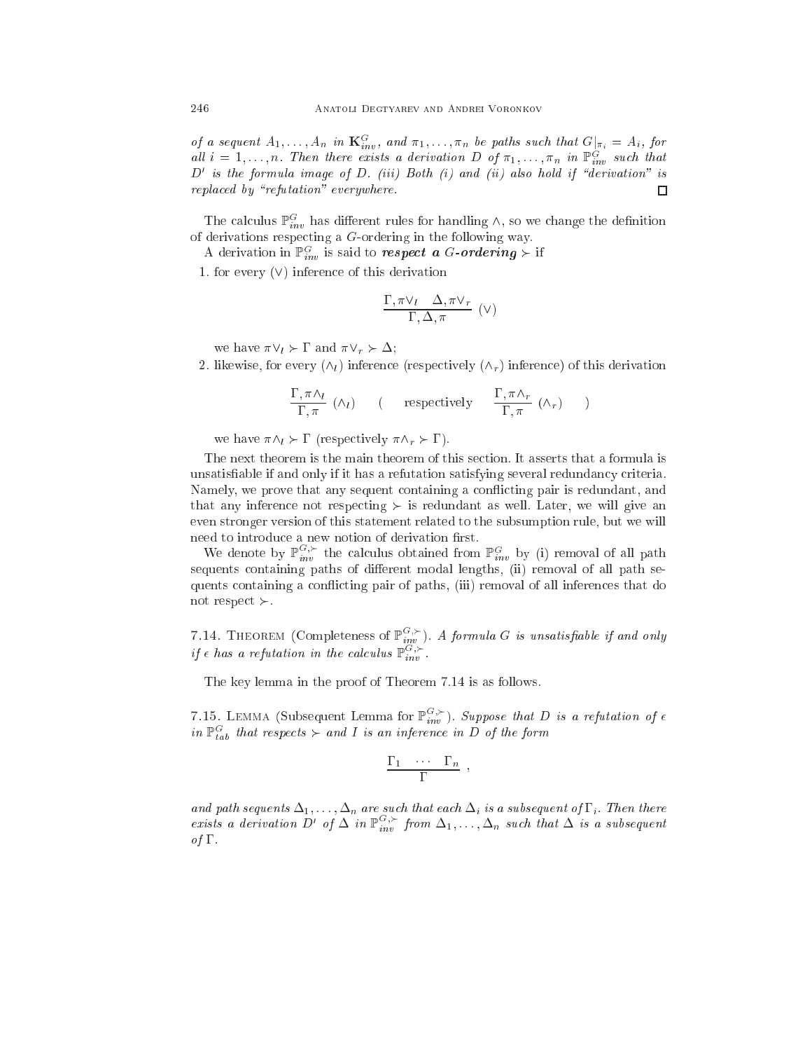*of a sequent $A_1, \ldots, A_n$ in $\mathbf{K}^G_{inv}$, and $\pi_1, \ldots, \pi_n$ be paths such that $G|_{\pi_i} = A_i$, for all $i = 1, \ldots, n$. Then there exists a derivation $D$ of $\pi_1, \ldots, \pi_n$ in $\mathbb{P}^G_{inv}$ such that $D'$ is the formula image of $D$. (iii) Both (i) and (ii) also hold if "derivation" is replaced by "refutation" everywhere.* □

The calculus $\mathbb{P}^G_{inv}$ has different rules for handling $\wedge$, so we change the definition of derivations respecting a $G$-ordering in the following way.

A derivation in $\mathbb{P}^G_{inv}$ is said to ***respect a G-ordering*** $\succ$ if

1. for every $(\vee)$ inference of this derivation

$$\frac{\Gamma, \pi\vee_l \quad \Delta, \pi\vee_r}{\Gamma, \Delta, \pi} \ (\vee)$$

   we have $\pi\vee_l \succ \Gamma$ and $\pi\vee_r \succ \Delta$;

2. likewise, for every $(\wedge_l)$ inference (respectively $(\wedge_r)$ inference) of this derivation

$$\frac{\Gamma, \pi\wedge_l}{\Gamma, \pi} \ (\wedge_l) \qquad \left( \quad \text{respectively} \quad \frac{\Gamma, \pi\wedge_r}{\Gamma, \pi} \ (\wedge_r) \quad \right)$$

   we have $\pi\wedge_l \succ \Gamma$ (respectively $\pi\wedge_r \succ \Gamma$).

The next theorem is the main theorem of this section. It asserts that a formula is unsatisfiable if and only if it has a refutation satisfying several redundancy criteria. Namely, we prove that any sequent containing a conflicting pair is redundant, and that any inference not respecting $\succ$ is redundant as well. Later, we will give an even stronger version of this statement related to the subsumption rule, but we will need to introduce a new notion of derivation first.

We denote by $\mathbb{P}^{G,\succ}_{inv}$ the calculus obtained from $\mathbb{P}^G_{inv}$ by (i) removal of all path sequents containing paths of different modal lengths, (ii) removal of all path sequents containing a conflicting pair of paths, (iii) removal of all inferences that do not respect $\succ$.

7.14. Theorem (Completeness of $\mathbb{P}^{G,\succ}_{inv}$). *A formula $G$ is unsatisfiable if and only if $\epsilon$ has a refutation in the calculus $\mathbb{P}^{G,\succ}_{inv}$.*

The key lemma in the proof of Theorem 7.14 is as follows.

7.15. Lemma (Subsequent Lemma for $\mathbb{P}^{G,\succ}_{inv}$). *Suppose that $D$ is a refutation of $\epsilon$ in $\mathbb{P}^G_{tab}$ that respects $\succ$ and $I$ is an inference in $D$ of the form*

$$\frac{\Gamma_1 \quad \cdots \quad \Gamma_n}{\Gamma} \ ,$$

*and path sequents $\Delta_1, \ldots, \Delta_n$ are such that each $\Delta_i$ is a subsequent of $\Gamma_i$. Then there exists a derivation $D'$ of $\Delta$ in $\mathbb{P}^{G,\succ}_{inv}$ from $\Delta_1, \ldots, \Delta_n$ such that $\Delta$ is a subsequent of $\Gamma$.*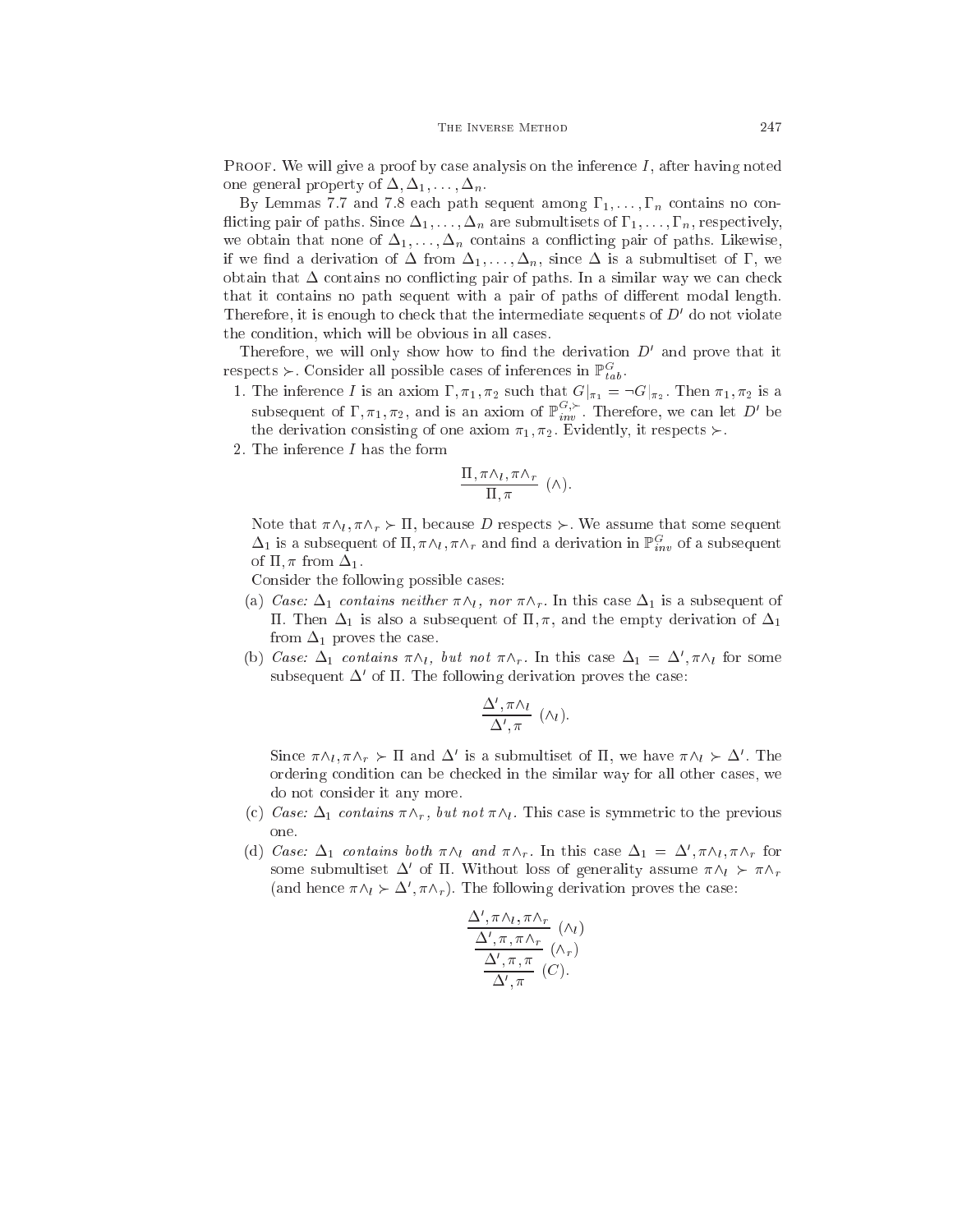PROOF. We will give a proof by case analysis on the inference $I$, after having noted one general property of $\Delta, \Delta_1, \dots, \Delta_n$.

By Lemmas 7.7 and 7.8 each path sequent among $\Gamma_1, \dots, \Gamma_n$ contains no conflicting pair of paths. Since $\Delta_1, \dots, \Delta_n$ are submultisets of $\Gamma_1, \dots, \Gamma_n$, respectively, we obtain that none of $\Delta_1, \dots, \Delta_n$ contains a conflicting pair of paths. Likewise, if we find a derivation of $\Delta$ from $\Delta_1, \dots, \Delta_n$, since $\Delta$ is a submultiset of $\Gamma$, we obtain that $\Delta$ contains no conflicting pair of paths. In a similar way we can check that it contains no path sequent with a pair of paths of different modal length. Therefore, it is enough to check that the intermediate sequents of $D'$ do not violate the condition, which will be obvious in all cases.

Therefore, we will only show how to find the derivation $D'$ and prove that it respects $\succ$. Consider all possible cases of inferences in $\mathbb{P}^G_{tab}$.

1. The inference $I$ is an axiom $\Gamma, \pi_1, \pi_2$ such that $G|_{\pi_1} = \neg G|_{\pi_2}$. Then $\pi_1, \pi_2$ is a subsequent of $\Gamma, \pi_1, \pi_2$, and is an axiom of $\mathbb{P}^{G,\succ}_{inv}$. Therefore, we can let $D'$ be the derivation consisting of one axiom $\pi_1, \pi_2$. Evidently, it respects $\succ$.
2. The inference $I$ has the form

$$\frac{\Pi, \pi\wedge_l, \pi\wedge_r}{\Pi, \pi}\ (\wedge).$$

Note that $\pi\wedge_l, \pi\wedge_r \succ \Pi$, because $D$ respects $\succ$. We assume that some sequent $\Delta_1$ is a subsequent of $\Pi, \pi\wedge_l, \pi\wedge_r$ and find a derivation in $\mathbb{P}^G_{inv}$ of a subsequent of $\Pi, \pi$ from $\Delta_1$.

Consider the following possible cases:

(a) *Case: $\Delta_1$ contains neither $\pi\wedge_l$, nor $\pi\wedge_r$.* In this case $\Delta_1$ is a subsequent of $\Pi$. Then $\Delta_1$ is also a subsequent of $\Pi, \pi$, and the empty derivation of $\Delta_1$ from $\Delta_1$ proves the case.

(b) *Case: $\Delta_1$ contains $\pi\wedge_l$, but not $\pi\wedge_r$.* In this case $\Delta_1 = \Delta', \pi\wedge_l$ for some subsequent $\Delta'$ of $\Pi$. The following derivation proves the case:

$$\frac{\Delta', \pi\wedge_l}{\Delta', \pi}\ (\wedge_l).$$

Since $\pi\wedge_l, \pi\wedge_r \succ \Pi$ and $\Delta'$ is a submultiset of $\Pi$, we have $\pi\wedge_l \succ \Delta'$. The ordering condition can be checked in the similar way for all other cases, we do not consider it any more.

(c) *Case: $\Delta_1$ contains $\pi\wedge_r$, but not $\pi\wedge_l$.* This case is symmetric to the previous one.

(d) *Case: $\Delta_1$ contains both $\pi\wedge_l$ and $\pi\wedge_r$.* In this case $\Delta_1 = \Delta', \pi\wedge_l, \pi\wedge_r$ for some submultiset $\Delta'$ of $\Pi$. Without loss of generality assume $\pi\wedge_l \succ \pi\wedge_r$ (and hence $\pi\wedge_l \succ \Delta', \pi\wedge_r$). The following derivation proves the case:

$$\cfrac{\cfrac{\cfrac{\Delta', \pi\wedge_l, \pi\wedge_r}{\Delta', \pi, \pi\wedge_r}\ (\wedge_l)}{\Delta', \pi, \pi}\ (\wedge_r)}{\Delta', \pi}\ (C).$$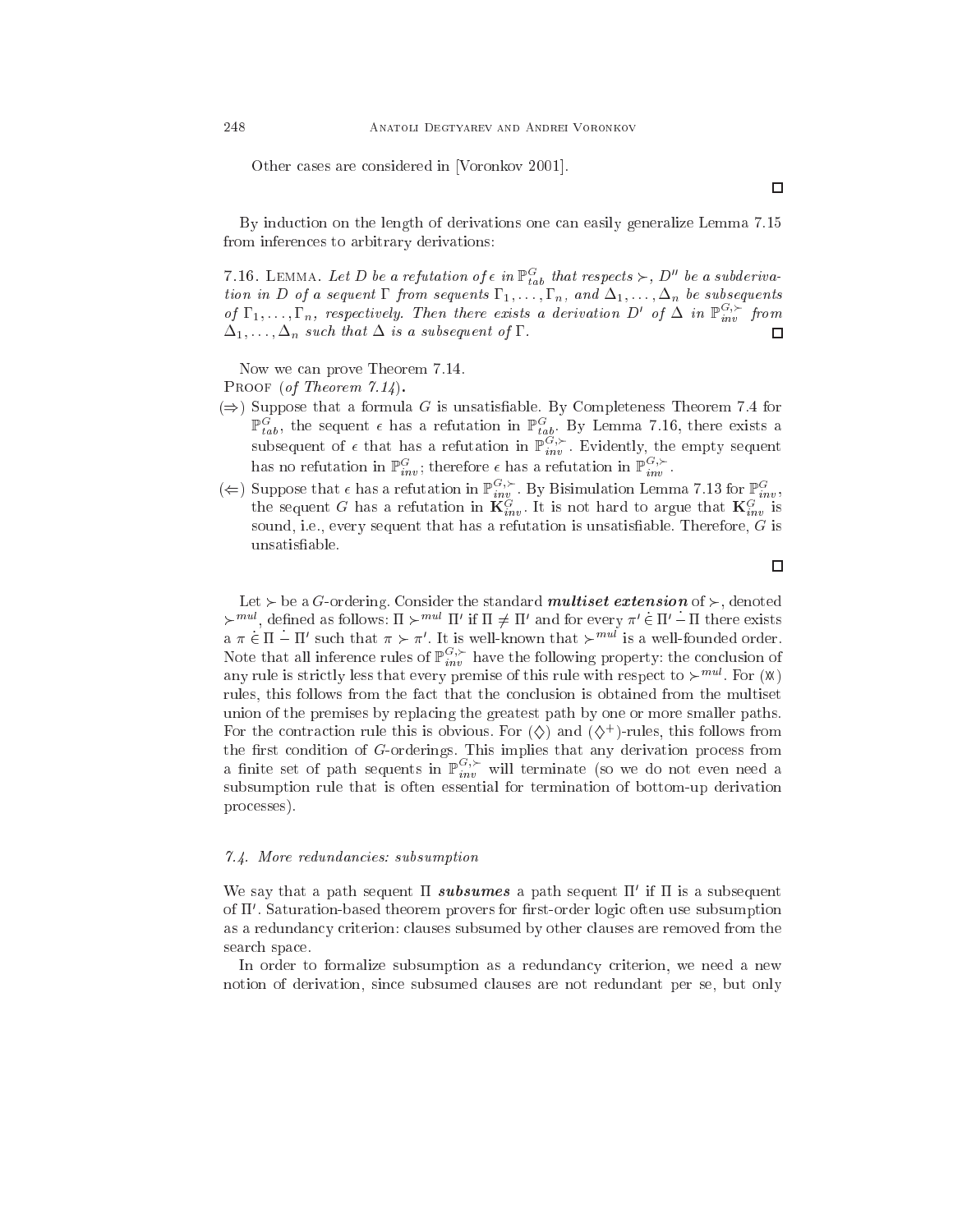Other cases are considered in [Voronkov 2001].

□

By induction on the length of derivations one can easily generalize Lemma 7.15 from inferences to arbitrary derivations:

7.16. Lemma. *Let $D$ be a refutation of $\epsilon$ in $\mathbb{P}^G_{tab}$ that respects $\succ$, $D''$ be a subderivation in $D$ of a sequent $\Gamma$ from sequents $\Gamma_1, \ldots, \Gamma_n$, and $\Delta_1, \ldots, \Delta_n$ be subsequents of $\Gamma_1, \ldots, \Gamma_n$, respectively. Then there exists a derivation $D'$ of $\Delta$ in $\mathbb{P}^{G,\succ}_{inv}$ from $\Delta_1, \ldots, \Delta_n$ such that $\Delta$ is a subsequent of $\Gamma$.* □

Now we can prove Theorem 7.14.

Proof (*of Theorem 7.14*).

($\Rightarrow$) Suppose that a formula $G$ is unsatisfiable. By Completeness Theorem 7.4 for $\mathbb{P}^G_{tab}$, the sequent $\epsilon$ has a refutation in $\mathbb{P}^G_{tab}$. By Lemma 7.16, there exists a subsequent of $\epsilon$ that has a refutation in $\mathbb{P}^{G,\succ}_{inv}$. Evidently, the empty sequent has no refutation in $\mathbb{P}^G_{inv}$; therefore $\epsilon$ has a refutation in $\mathbb{P}^{G,\succ}_{inv}$.

($\Leftarrow$) Suppose that $\epsilon$ has a refutation in $\mathbb{P}^{G,\succ}_{inv}$. By Bisimulation Lemma 7.13 for $\mathbb{P}^G_{inv}$, the sequent $G$ has a refutation in $\mathbf{K}^G_{inv}$. It is not hard to argue that $\mathbf{K}^G_{inv}$ is sound, i.e., every sequent that has a refutation is unsatisfiable. Therefore, $G$ is unsatisfiable.

□

Let $\succ$ be a $G$-ordering. Consider the standard ***multiset extension*** of $\succ$, denoted $\succ^{mul}$, defined as follows: $\Pi \succ^{mul} \Pi'$ if $\Pi \neq \Pi'$ and for every $\pi' \dot{\in} \Pi' \dot{-} \Pi$ there exists a $\pi \dot{\in} \Pi \dot{-} \Pi'$ such that $\pi \succ \pi'$. It is well-known that $\succ^{mul}$ is a well-founded order. Note that all inference rules of $\mathbb{P}^{G,\succ}_{inv}$ have the following property: the conclusion of any rule is strictly less that every premise of this rule with respect to $\succ^{mul}$. For ($\otimes$) rules, this follows from the fact that the conclusion is obtained from the multiset union of the premises by replacing the greatest path by one or more smaller paths. For the contraction rule this is obvious. For ($\Diamond$) and ($\Diamond^+$)-rules, this follows from the first condition of $G$-orderings. This implies that any derivation process from a finite set of path sequents in $\mathbb{P}^{G,\succ}_{inv}$ will terminate (so we do not even need a subsumption rule that is often essential for termination of bottom-up derivation processes).

### 7.4. More redundancies: subsumption

We say that a path sequent $\Pi$ ***subsumes*** a path sequent $\Pi'$ if $\Pi$ is a subsequent of $\Pi'$. Saturation-based theorem provers for first-order logic often use subsumption as a redundancy criterion: clauses subsumed by other clauses are removed from the search space.

In order to formalize subsumption as a redundancy criterion, we need a new notion of derivation, since subsumed clauses are not redundant per se, but only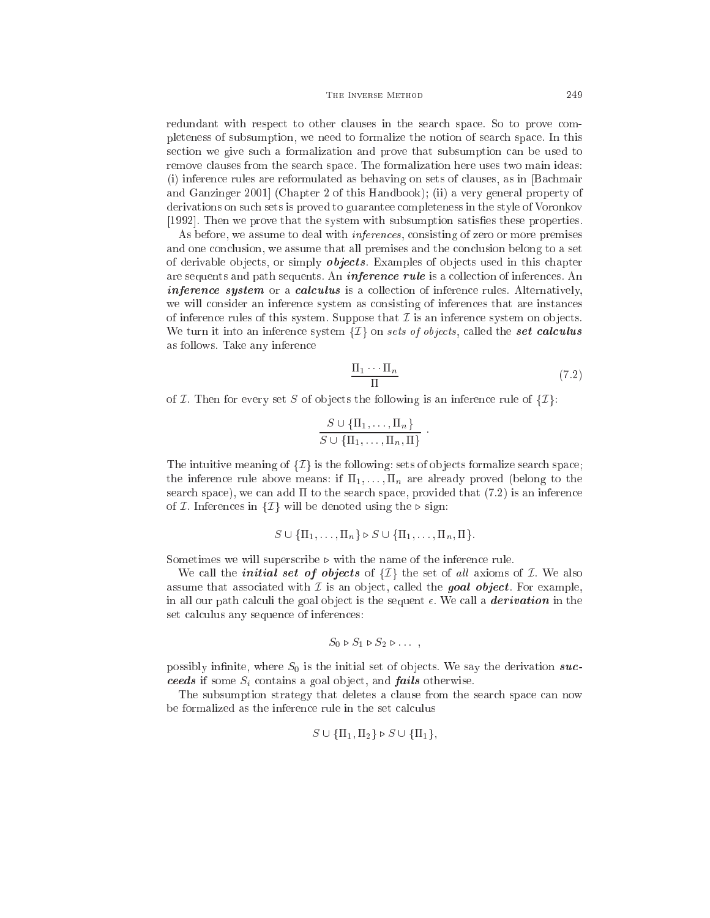redundant with respect to other clauses in the search space. So to prove completeness of subsumption, we need to formalize the notion of search space. In this section we give such a formalization and prove that subsumption can be used to remove clauses from the search space. The formalization here uses two main ideas: (i) inference rules are reformulated as behaving on sets of clauses, as in [Bachmair and Ganzinger 2001] (Chapter 2 of this Handbook); (ii) a very general property of derivations on such sets is proved to guarantee completeness in the style of Voronkov [1992]. Then we prove that the system with subsumption satisfies these properties.

As before, we assume to deal with *inferences*, consisting of zero or more premises and one conclusion, we assume that all premises and the conclusion belong to a set of derivable objects, or simply ***objects***. Examples of objects used in this chapter are sequents and path sequents. An ***inference rule*** is a collection of inferences. An ***inference system*** or a ***calculus*** is a collection of inference rules. Alternatively, we will consider an inference system as consisting of inferences that are instances of inference rules of this system. Suppose that $\mathcal{I}$ is an inference system on objects. We turn it into an inference system $\{\mathcal{I}\}$ on *sets of objects*, called the ***set calculus*** as follows. Take any inference

$$\frac{\Pi_1 \cdots \Pi_n}{\Pi} \tag{7.2}$$

of $\mathcal{I}$. Then for every set $S$ of objects the following is an inference rule of $\{\mathcal{I}\}$:

$$\frac{S \cup \{\Pi_1, \ldots, \Pi_n\}}{S \cup \{\Pi_1, \ldots, \Pi_n, \Pi\}} .$$

The intuitive meaning of $\{\mathcal{I}\}$ is the following: sets of objects formalize search space; the inference rule above means: if $\Pi_1, \ldots, \Pi_n$ are already proved (belong to the search space), we can add $\Pi$ to the search space, provided that (7.2) is an inference of $\mathcal{I}$. Inferences in $\{\mathcal{I}\}$ will be denoted using the $\triangleright$ sign:

$$S \cup \{\Pi_1, \ldots, \Pi_n\} \triangleright S \cup \{\Pi_1, \ldots, \Pi_n, \Pi\}.$$

Sometimes we will superscribe $\triangleright$ with the name of the inference rule.

We call the ***initial set of objects*** of $\{\mathcal{I}\}$ the set of *all* axioms of $\mathcal{I}$. We also assume that associated with $\mathcal{I}$ is an object, called the ***goal object***. For example, in all our path calculi the goal object is the sequent $\epsilon$. We call a ***derivation*** in the set calculus any sequence of inferences:

$$S_0 \triangleright S_1 \triangleright S_2 \triangleright \ldots ,$$

possibly infinite, where $S_0$ is the initial set of objects. We say the derivation ***succeeds*** if some $S_i$ contains a goal object, and ***fails*** otherwise.

The subsumption strategy that deletes a clause from the search space can now be formalized as the inference rule in the set calculus

$$S \cup \{\Pi_1, \Pi_2\} \triangleright S \cup \{\Pi_1\},$$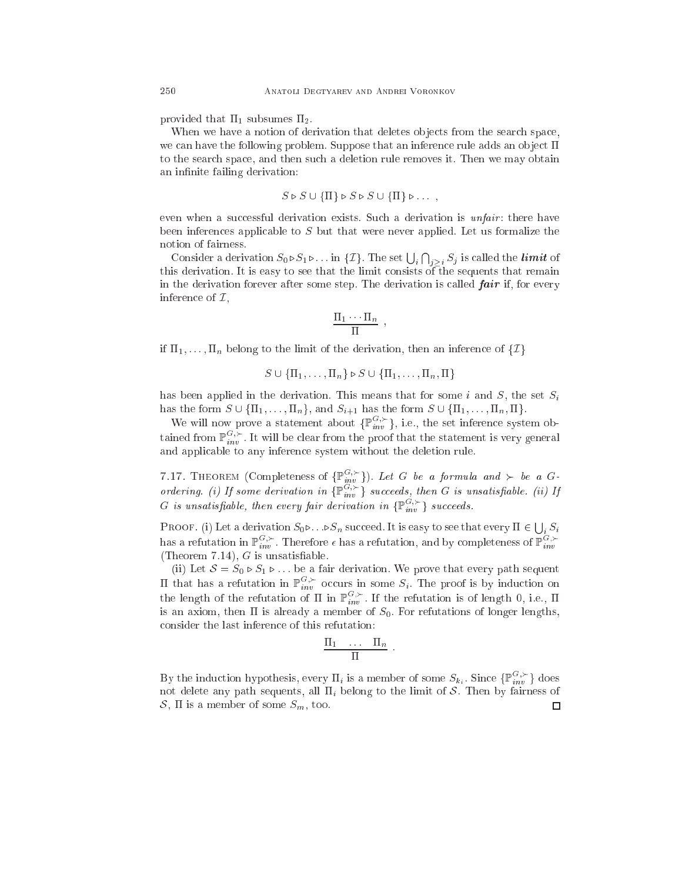provided that $\Pi_1$ subsumes $\Pi_2$.

When we have a notion of derivation that deletes objects from the search space, we can have the following problem. Suppose that an inference rule adds an object $\Pi$ to the search space, and then such a deletion rule removes it. Then we may obtain an infinite failing derivation:

$$S \rhd S \cup \{\Pi\} \rhd S \rhd S \cup \{\Pi\} \rhd \ldots \ ,$$

even when a successful derivation exists. Such a derivation is *unfair*: there have been inferences applicable to $S$ but that were never applied. Let us formalize the notion of fairness.

Consider a derivation $S_0 \rhd S_1 \rhd \ldots$ in $\{\mathcal{I}\}$. The set $\bigcup_i \bigcap_{j \geq i} S_j$ is called the ***limit*** of this derivation. It is easy to see that the limit consists of the sequents that remain in the derivation forever after some step. The derivation is called ***fair*** if, for every inference of $\mathcal{I}$,

$$\frac{\Pi_1 \cdots \Pi_n}{\Pi} \ ,$$

if $\Pi_1, \ldots, \Pi_n$ belong to the limit of the derivation, then an inference of $\{\mathcal{I}\}$

$$S \cup \{\Pi_1, \ldots, \Pi_n\} \rhd S \cup \{\Pi_1, \ldots, \Pi_n, \Pi\}$$

has been applied in the derivation. This means that for some $i$ and $S$, the set $S_i$ has the form $S \cup \{\Pi_1, \ldots, \Pi_n\}$, and $S_{i+1}$ has the form $S \cup \{\Pi_1, \ldots, \Pi_n, \Pi\}$.

We will now prove a statement about $\{\mathbb{P}^{G,\succ}_{inv}\}$, i.e., the set inference system obtained from $\mathbb{P}^{G,\succ}_{inv}$. It will be clear from the proof that the statement is very general and applicable to any inference system without the deletion rule.

7.17. Theorem (Completeness of $\{\mathbb{P}^{G,\succ}_{inv}\}$). *Let $G$ be a formula and $\succ$ be a $G$-ordering. (i) If some derivation in $\{\mathbb{P}^{G,\succ}_{inv}\}$ succeeds, then $G$ is unsatisfiable. (ii) If $G$ is unsatisfiable, then every fair derivation in $\{\mathbb{P}^{G,\succ}_{inv}\}$ succeeds.*

Proof. (i) Let a derivation $S_0 \rhd \ldots \rhd S_n$ succeed. It is easy to see that every $\Pi \in \bigcup_i S_i$ has a refutation in $\mathbb{P}^{G,\succ}_{inv}$. Therefore $\epsilon$ has a refutation, and by completeness of $\mathbb{P}^{G,\succ}_{inv}$ (Theorem 7.14), $G$ is unsatisfiable.

(ii) Let $\mathcal{S} = S_0 \rhd S_1 \rhd \ldots$ be a fair derivation. We prove that every path sequent $\Pi$ that has a refutation in $\mathbb{P}^{G,\succ}_{inv}$ occurs in some $S_i$. The proof is by induction on the length of the refutation of $\Pi$ in $\mathbb{P}^{G,\succ}_{inv}$. If the refutation is of length 0, i.e., $\Pi$ is an axiom, then $\Pi$ is already a member of $S_0$. For refutations of longer lengths, consider the last inference of this refutation:

$$\frac{\Pi_1 \quad \ldots \quad \Pi_n}{\Pi} \ .$$

By the induction hypothesis, every $\Pi_i$ is a member of some $S_{k_i}$. Since $\{\mathbb{P}^{G,\succ}_{inv}\}$ does not delete any path sequents, all $\Pi_i$ belong to the limit of $\mathcal{S}$. Then by fairness of $\mathcal{S}$, $\Pi$ is a member of some $S_m$, too. ∎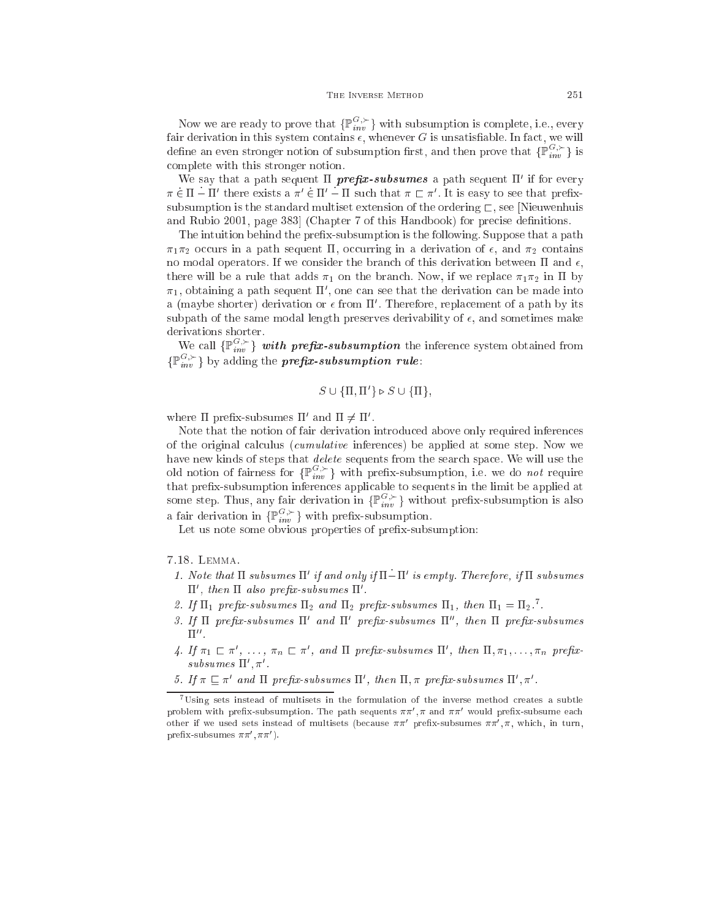Now we are ready to prove that $\{\mathbb{P}_{inv}^{G,\succ}\}$ with subsumption is complete, i.e., every fair derivation in this system contains $\epsilon$, whenever $G$ is unsatisfiable. In fact, we will define an even stronger notion of subsumption first, and then prove that $\{\mathbb{P}_{inv}^{G,\succ}\}$ is complete with this stronger notion.

We say that a path sequent $\Pi$ ***prefix-subsumes*** a path sequent $\Pi'$ if for every $\pi \dot{\in} \Pi \dot{-} \Pi'$ there exists a $\pi' \dot{\in} \Pi' \dot{-} \Pi$ such that $\pi \sqsubset \pi'$. It is easy to see that prefix-subsumption is the standard multiset extension of the ordering $\sqsubset$, see [Nieuwenhuis and Rubio 2001, page 383] (Chapter 7 of this Handbook) for precise definitions.

The intuition behind the prefix-subsumption is the following. Suppose that a path $\pi_1\pi_2$ occurs in a path sequent $\Pi$, occurring in a derivation of $\epsilon$, and $\pi_2$ contains no modal operators. If we consider the branch of this derivation between $\Pi$ and $\epsilon$, there will be a rule that adds $\pi_1$ on the branch. Now, if we replace $\pi_1\pi_2$ in $\Pi$ by $\pi_1$, obtaining a path sequent $\Pi'$, one can see that the derivation can be made into a (maybe shorter) derivation or $\epsilon$ from $\Pi'$. Therefore, replacement of a path by its subpath of the same modal length preserves derivability of $\epsilon$, and sometimes make derivations shorter.

We call $\{\mathbb{P}_{inv}^{G,\succ}\}$ ***with prefix-subsumption*** the inference system obtained from $\{\mathbb{P}_{inv}^{G,\succ}\}$ by adding the ***prefix-subsumption rule***:

$$S \cup \{\Pi, \Pi'\} \rhd S \cup \{\Pi\},$$

where $\Pi$ prefix-subsumes $\Pi'$ and $\Pi \neq \Pi'$.

Note that the notion of fair derivation introduced above only required inferences of the original calculus (*cumulative* inferences) be applied at some step. Now we have new kinds of steps that *delete* sequents from the search space. We will use the old notion of fairness for $\{\mathbb{P}_{inv}^{G,\succ}\}$ with prefix-subsumption, i.e. we do *not* require that prefix-subsumption inferences applicable to sequents in the limit be applied at some step. Thus, any fair derivation in $\{\mathbb{P}_{inv}^{G,\succ}\}$ without prefix-subsumption is also a fair derivation in $\{\mathbb{P}_{inv}^{G,\succ}\}$ with prefix-subsumption.

Let us note some obvious properties of prefix-subsumption:

7.18. Lemma.

1. *Note that $\Pi$ subsumes $\Pi'$ if and only if $\Pi \dot{-} \Pi'$ is empty. Therefore, if $\Pi$ subsumes $\Pi'$, then $\Pi$ also prefix-subsumes $\Pi'$.*
2. *If $\Pi_1$ prefix-subsumes $\Pi_2$ and $\Pi_2$ prefix-subsumes $\Pi_1$, then $\Pi_1 = \Pi_2$.*[7].
3. *If $\Pi$ prefix-subsumes $\Pi'$ and $\Pi'$ prefix-subsumes $\Pi''$, then $\Pi$ prefix-subsumes $\Pi''$.*
4. *If $\pi_1 \sqsubset \pi'$, ..., $\pi_n \sqsubset \pi'$, and $\Pi$ prefix-subsumes $\Pi'$, then $\Pi, \pi_1, \ldots, \pi_n$ prefix-subsumes $\Pi', \pi'$.*
5. *If $\pi \sqsubseteq \pi'$ and $\Pi$ prefix-subsumes $\Pi'$, then $\Pi, \pi$ prefix-subsumes $\Pi', \pi'$.*

---

[7] Using sets instead of multisets in the formulation of the inverse method creates a subtle problem with prefix-subsumption. The path sequents $\pi\pi', \pi$ and $\pi\pi'$ would prefix-subsume each other if we used sets instead of multisets (because $\pi\pi'$ prefix-subsumes $\pi\pi', \pi$, which, in turn, prefix-subsumes $\pi\pi', \pi\pi'$).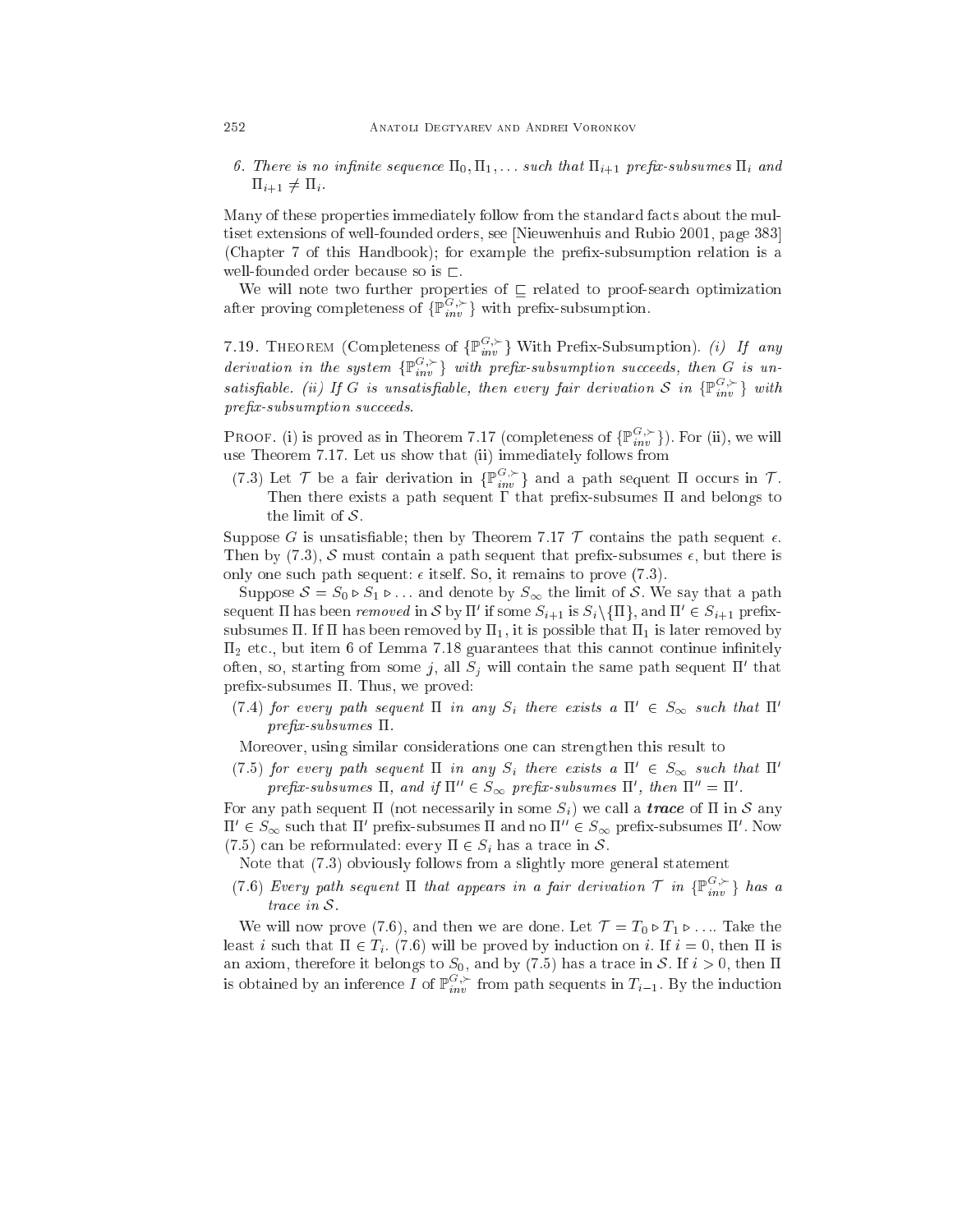6. *There is no infinite sequence $\Pi_0, \Pi_1, \ldots$ such that $\Pi_{i+1}$ prefix-subsumes $\Pi_i$ and $\Pi_{i+1} \neq \Pi_i$.*

Many of these properties immediately follow from the standard facts about the multiset extensions of well-founded orders, see [Nieuwenhuis and Rubio 2001, page 383] (Chapter 7 of this Handbook); for example the prefix-subsumption relation is a well-founded order because so is $\sqsubset$.

We will note two further properties of $\sqsubseteq$ related to proof-search optimization after proving completeness of $\{\mathbb{P}^{G,\succ}_{inv}\}$ with prefix-subsumption.

7.19. Theorem (Completeness of $\{\mathbb{P}^{G,\succ}_{inv}\}$ With Prefix-Subsumption). *(i) If any derivation in the system $\{\mathbb{P}^{G,\succ}_{inv}\}$ with prefix-subsumption succeeds, then $G$ is unsatisfiable. (ii) If $G$ is unsatisfiable, then every fair derivation $\mathcal{S}$ in $\{\mathbb{P}^{G,\succ}_{inv}\}$ with prefix-subsumption succeeds.*

Proof. (i) is proved as in Theorem 7.17 (completeness of $\{\mathbb{P}^{G,\succ}_{inv}\}$). For (ii), we will use Theorem 7.17. Let us show that (ii) immediately follows from

(7.3) Let $\mathcal{T}$ be a fair derivation in $\{\mathbb{P}^{G,\succ}_{inv}\}$ and a path sequent $\Pi$ occurs in $\mathcal{T}$. Then there exists a path sequent $\Gamma$ that prefix-subsumes $\Pi$ and belongs to the limit of $\mathcal{S}$.

Suppose $G$ is unsatisfiable; then by Theorem 7.17 $\mathcal{T}$ contains the path sequent $\epsilon$. Then by (7.3), $\mathcal{S}$ must contain a path sequent that prefix-subsumes $\epsilon$, but there is only one such path sequent: $\epsilon$ itself. So, it remains to prove (7.3).

Suppose $\mathcal{S} = S_0 \triangleright S_1 \triangleright \ldots$ and denote by $S_\infty$ the limit of $\mathcal{S}$. We say that a path sequent $\Pi$ has been *removed* in $\mathcal{S}$ by $\Pi'$ if some $S_{i+1}$ is $S_i \setminus \{\Pi\}$, and $\Pi' \in S_{i+1}$ prefix-subsumes $\Pi$. If $\Pi$ has been removed by $\Pi_1$, it is possible that $\Pi_1$ is later removed by $\Pi_2$ etc., but item 6 of Lemma 7.18 guarantees that this cannot continue infinitely often, so, starting from some $j$, all $S_j$ will contain the same path sequent $\Pi'$ that prefix-subsumes $\Pi$. Thus, we proved:

(7.4) *for every path sequent $\Pi$ in any $S_i$ there exists a $\Pi' \in S_\infty$ such that $\Pi'$ prefix-subsumes $\Pi$.*

Moreover, using similar considerations one can strengthen this result to

(7.5) *for every path sequent $\Pi$ in any $S_i$ there exists a $\Pi' \in S_\infty$ such that $\Pi'$ prefix-subsumes $\Pi$, and if $\Pi'' \in S_\infty$ prefix-subsumes $\Pi'$, then $\Pi'' = \Pi'$.*

For any path sequent $\Pi$ (not necessarily in some $S_i$) we call a ***trace*** of $\Pi$ in $\mathcal{S}$ any $\Pi' \in S_\infty$ such that $\Pi'$ prefix-subsumes $\Pi$ and no $\Pi'' \in S_\infty$ prefix-subsumes $\Pi'$. Now (7.5) can be reformulated: every $\Pi \in S_i$ has a trace in $\mathcal{S}$.

Note that (7.3) obviously follows from a slightly more general statement

(7.6) *Every path sequent $\Pi$ that appears in a fair derivation $\mathcal{T}$ in $\{\mathbb{P}^{G,\succ}_{inv}\}$ has a trace in $\mathcal{S}$.*

We will now prove (7.6), and then we are done. Let $\mathcal{T} = T_0 \triangleright T_1 \triangleright \ldots$. Take the least $i$ such that $\Pi \in T_i$. (7.6) will be proved by induction on $i$. If $i = 0$, then $\Pi$ is an axiom, therefore it belongs to $S_0$, and by (7.5) has a trace in $\mathcal{S}$. If $i > 0$, then $\Pi$ is obtained by an inference $I$ of $\mathbb{P}^{G,\succ}_{inv}$ from path sequents in $T_{i-1}$. By the induction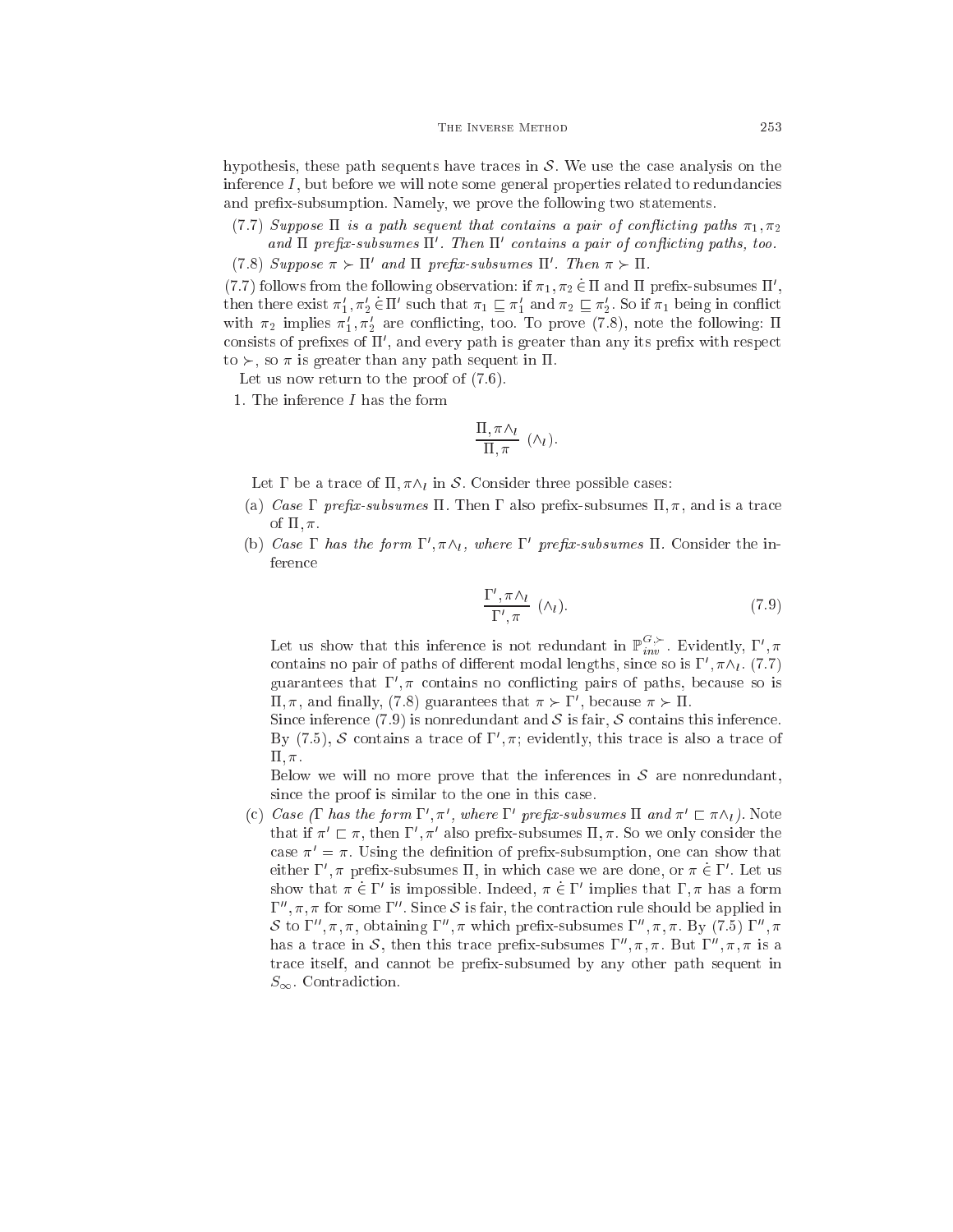hypothesis, these path sequents have traces in $\mathcal{S}$. We use the case analysis on the inference $I$, but before we will note some general properties related to redundancies and prefix-subsumption. Namely, we prove the following two statements.

(7.7) *Suppose $\Pi$ is a path sequent that contains a pair of conflicting paths $\pi_1, \pi_2$ and $\Pi$ prefix-subsumes $\Pi'$. Then $\Pi'$ contains a pair of conflicting paths, too.*

(7.8) *Suppose $\pi \succ \Pi'$ and $\Pi$ prefix-subsumes $\Pi'$. Then $\pi \succ \Pi$.*

(7.7) follows from the following observation: if $\pi_1, \pi_2 \dot{\in} \Pi$ and $\Pi$ prefix-subsumes $\Pi'$, then there exist $\pi_1', \pi_2' \dot{\in} \Pi'$ such that $\pi_1 \sqsubseteq \pi_1'$ and $\pi_2 \sqsubseteq \pi_2'$. So if $\pi_1$ being in conflict with $\pi_2$ implies $\pi_1', \pi_2'$ are conflicting, too. To prove (7.8), note the following: $\Pi$ consists of prefixes of $\Pi'$, and every path is greater than any its prefix with respect to $\succ$, so $\pi$ is greater than any path sequent in $\Pi$.

Let us now return to the proof of (7.6).

1. The inference $I$ has the form

$$\frac{\Pi, \pi\wedge_l}{\Pi, \pi}\ (\wedge_l).$$

Let $\Gamma$ be a trace of $\Pi, \pi\wedge_l$ in $\mathcal{S}$. Consider three possible cases:

(a) *Case $\Gamma$ prefix-subsumes $\Pi$.* Then $\Gamma$ also prefix-subsumes $\Pi, \pi$, and is a trace of $\Pi, \pi$.

(b) *Case $\Gamma$ has the form $\Gamma', \pi\wedge_l$, where $\Gamma'$ prefix-subsumes $\Pi$.* Consider the inference

$$\frac{\Gamma', \pi\wedge_l}{\Gamma', \pi}\ (\wedge_l). \tag{7.9}$$

Let us show that this inference is not redundant in $\mathbb{P}_{inv}^{G,\succ}$. Evidently, $\Gamma', \pi$ contains no pair of paths of different modal lengths, since so is $\Gamma', \pi\wedge_l$. (7.7) guarantees that $\Gamma', \pi$ contains no conflicting pairs of paths, because so is $\Pi, \pi$, and finally, (7.8) guarantees that $\pi \succ \Gamma'$, because $\pi \succ \Pi$.

Since inference (7.9) is nonredundant and $\mathcal{S}$ is fair, $\mathcal{S}$ contains this inference. By (7.5), $\mathcal{S}$ contains a trace of $\Gamma', \pi$; evidently, this trace is also a trace of $\Pi, \pi$.

Below we will no more prove that the inferences in $\mathcal{S}$ are nonredundant, since the proof is similar to the one in this case.

(c) *Case ($\Gamma$ has the form $\Gamma', \pi'$, where $\Gamma'$ prefix-subsumes $\Pi$ and $\pi' \sqsubset \pi\wedge_l$).* Note that if $\pi' \sqsubset \pi$, then $\Gamma', \pi'$ also prefix-subsumes $\Pi, \pi$. So we only consider the case $\pi' = \pi$. Using the definition of prefix-subsumption, one can show that either $\Gamma', \pi$ prefix-subsumes $\Pi$, in which case we are done, or $\pi \dot{\in} \Gamma'$. Let us show that $\pi \dot{\in} \Gamma'$ is impossible. Indeed, $\pi \dot{\in} \Gamma'$ implies that $\Gamma, \pi$ has a form $\Gamma'', \pi, \pi$ for some $\Gamma''$. Since $\mathcal{S}$ is fair, the contraction rule should be applied in $\mathcal{S}$ to $\Gamma'', \pi, \pi$, obtaining $\Gamma'', \pi$ which prefix-subsumes $\Gamma'', \pi, \pi$. By (7.5) $\Gamma'', \pi$ has a trace in $\mathcal{S}$, then this trace prefix-subsumes $\Gamma'', \pi, \pi$. But $\Gamma'', \pi, \pi$ is a trace itself, and cannot be prefix-subsumed by any other path sequent in $S_\infty$. Contradiction.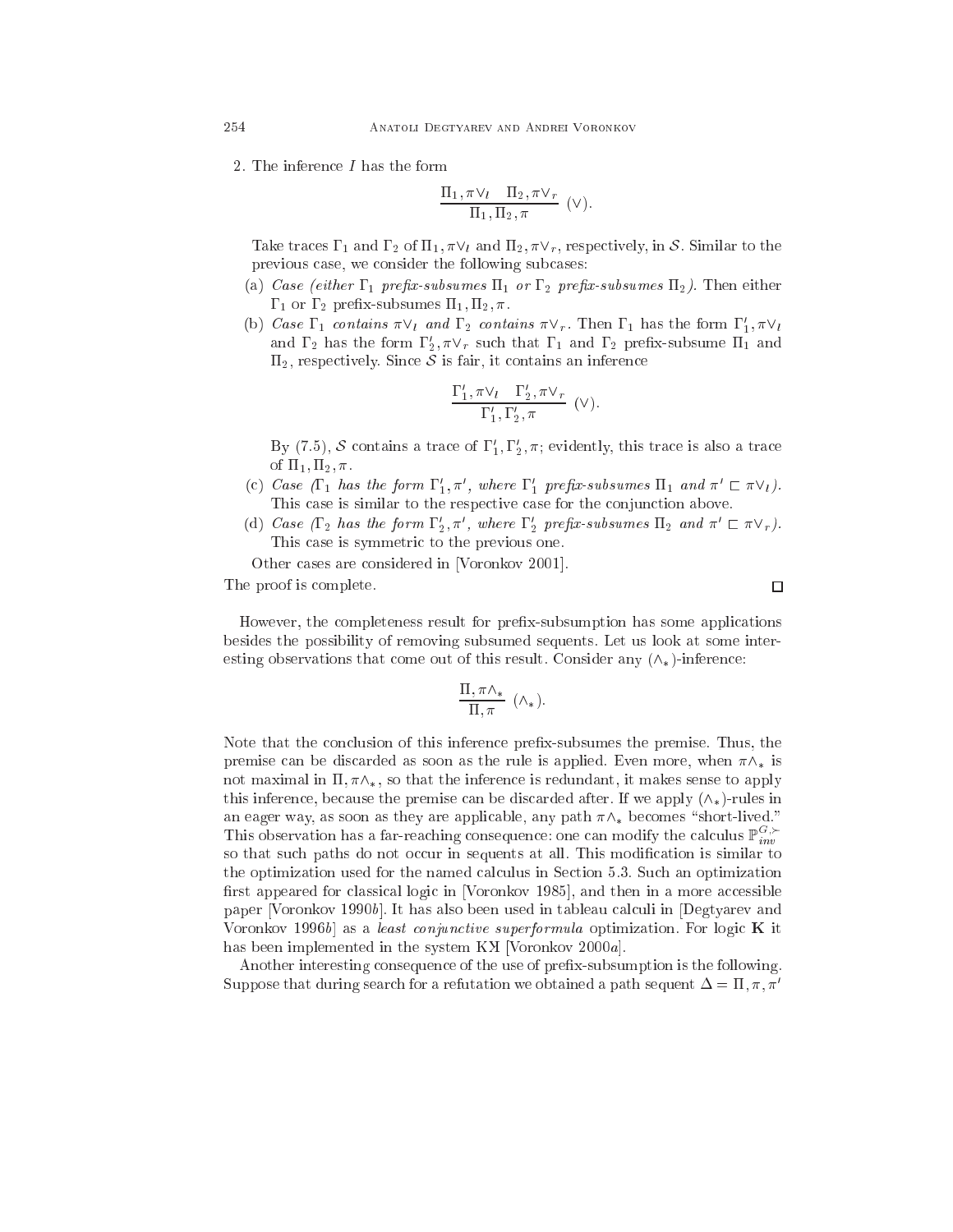2. The inference $I$ has the form

$$\frac{\Pi_1, \pi\vee_l \quad \Pi_2, \pi\vee_r}{\Pi_1, \Pi_2, \pi}\ (\vee).$$

Take traces $\Gamma_1$ and $\Gamma_2$ of $\Pi_1, \pi\vee_l$ and $\Pi_2, \pi\vee_r$, respectively, in $\mathcal{S}$. Similar to the previous case, we consider the following subcases:

(a) *Case (either $\Gamma_1$ prefix-subsumes $\Pi_1$ or $\Gamma_2$ prefix-subsumes $\Pi_2$).* Then either $\Gamma_1$ or $\Gamma_2$ prefix-subsumes $\Pi_1, \Pi_2, \pi$.

(b) *Case $\Gamma_1$ contains $\pi\vee_l$ and $\Gamma_2$ contains $\pi\vee_r$.* Then $\Gamma_1$ has the form $\Gamma_1', \pi\vee_l$ and $\Gamma_2$ has the form $\Gamma_2', \pi\vee_r$ such that $\Gamma_1$ and $\Gamma_2$ prefix-subsume $\Pi_1$ and $\Pi_2$, respectively. Since $\mathcal{S}$ is fair, it contains an inference

$$\frac{\Gamma_1', \pi\vee_l \quad \Gamma_2', \pi\vee_r}{\Gamma_1', \Gamma_2', \pi}\ (\vee).$$

By (7.5), $\mathcal{S}$ contains a trace of $\Gamma_1', \Gamma_2', \pi$; evidently, this trace is also a trace of $\Pi_1, \Pi_2, \pi$.

(c) *Case ($\Gamma_1$ has the form $\Gamma_1', \pi'$, where $\Gamma_1'$ prefix-subsumes $\Pi_1$ and $\pi' \sqsubset \pi\vee_l$).* This case is similar to the respective case for the conjunction above.

(d) *Case ($\Gamma_2$ has the form $\Gamma_2', \pi'$, where $\Gamma_2'$ prefix-subsumes $\Pi_2$ and $\pi' \sqsubset \pi\vee_r$).* This case is symmetric to the previous one.

Other cases are considered in [Voronkov 2001].

The proof is complete. □

However, the completeness result for prefix-subsumption has some applications besides the possibility of removing subsumed sequents. Let us look at some interesting observations that come out of this result. Consider any $(\wedge_*)$-inference:

$$\frac{\Pi, \pi\wedge_*}{\Pi, \pi}\ (\wedge_*).$$

Note that the conclusion of this inference prefix-subsumes the premise. Thus, the premise can be discarded as soon as the rule is applied. Even more, when $\pi\wedge_*$ is not maximal in $\Pi, \pi\wedge_*$, so that the inference is redundant, it makes sense to apply this inference, because the premise can be discarded after. If we apply $(\wedge_*)$-rules in an eager way, as soon as they are applicable, any path $\pi\wedge_*$ becomes "short-lived." This observation has a far-reaching consequence: one can modify the calculus $\mathbb{P}^{G,\succ}_{inv}$ so that such paths do not occur in sequents at all. This modification is similar to the optimization used for the named calculus in Section 5.3. Such an optimization first appeared for classical logic in [Voronkov 1985], and then in a more accessible paper [Voronkov 1990*b*]. It has also been used in tableau calculi in [Degtyarev and Voronkov 1996*b*] as a *least conjunctive superformula* optimization. For logic **K** it has been implemented in the system KЯ [Voronkov 2000*a*].

Another interesting consequence of the use of prefix-subsumption is the following. Suppose that during search for a refutation we obtained a path sequent $\Delta = \Pi, \pi, \pi'$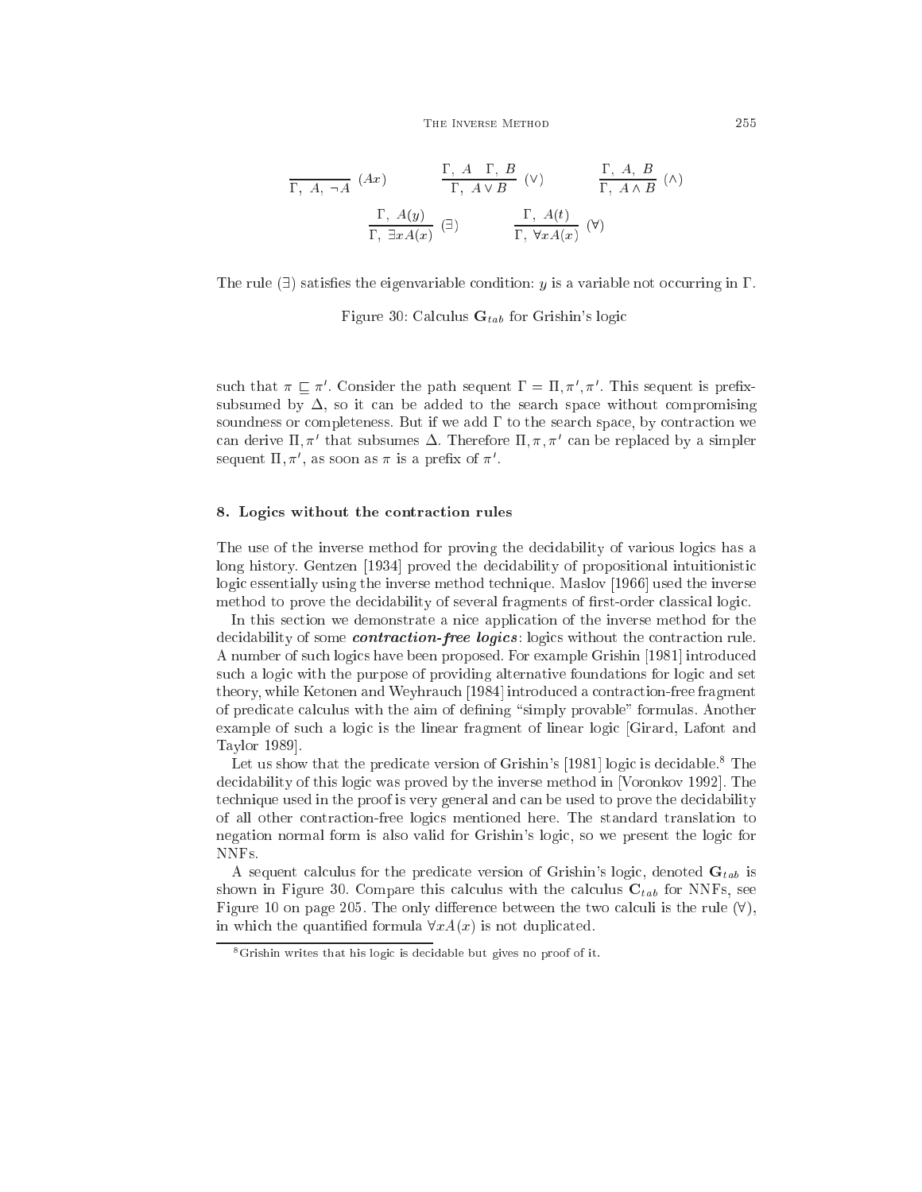$$\frac{}{\Gamma,\ A,\ \neg A}\ (Ax) \qquad \frac{\Gamma,\ A \quad \Gamma,\ B}{\Gamma,\ A \vee B}\ (\vee) \qquad \frac{\Gamma,\ A,\ B}{\Gamma,\ A \wedge B}\ (\wedge)$$

$$\frac{\Gamma,\ A(y)}{\Gamma,\ \exists x A(x)}\ (\exists) \qquad \frac{\Gamma,\ A(t)}{\Gamma,\ \forall x A(x)}\ (\forall)$$

The rule $(\exists)$ satisfies the eigenvariable condition: $y$ is a variable not occurring in $\Gamma$.

Figure 30: Calculus $\mathbf{G}_{tab}$ for Grishin's logic

such that $\pi \sqsubseteq \pi'$. Consider the path sequent $\Gamma = \Pi, \pi', \pi'$. This sequent is prefix-subsumed by $\Delta$, so it can be added to the search space without compromising soundness or completeness. But if we add $\Gamma$ to the search space, by contraction we can derive $\Pi, \pi'$ that subsumes $\Delta$. Therefore $\Pi, \pi, \pi'$ can be replaced by a simpler sequent $\Pi, \pi'$, as soon as $\pi$ is a prefix of $\pi'$.

## 8. Logics without the contraction rules

The use of the inverse method for proving the decidability of various logics has a long history. Gentzen [1934] proved the decidability of propositional intuitionistic logic essentially using the inverse method technique. Maslov [1966] used the inverse method to prove the decidability of several fragments of first-order classical logic.

In this section we demonstrate a nice application of the inverse method for the decidability of some ***contraction-free logics***: logics without the contraction rule. A number of such logics have been proposed. For example Grishin [1981] introduced such a logic with the purpose of providing alternative foundations for logic and set theory, while Ketonen and Weyhrauch [1984] introduced a contraction-free fragment of predicate calculus with the aim of defining "simply provable" formulas. Another example of such a logic is the linear fragment of linear logic [Girard, Lafont and Taylor 1989].

Let us show that the predicate version of Grishin's [1981] logic is decidable.[8] The decidability of this logic was proved by the inverse method in [Voronkov 1992]. The technique used in the proof is very general and can be used to prove the decidability of all other contraction-free logics mentioned here. The standard translation to negation normal form is also valid for Grishin's logic, so we present the logic for NNFs.

A sequent calculus for the predicate version of Grishin's logic, denoted $\mathbf{G}_{tab}$ is shown in Figure 30. Compare this calculus with the calculus $\mathbf{C}_{tab}$ for NNFs, see Figure 10 on page 205. The only difference between the two calculi is the rule $(\forall)$, in which the quantified formula $\forall x A(x)$ is not duplicated.

[8] Grishin writes that his logic is decidable but gives no proof of it.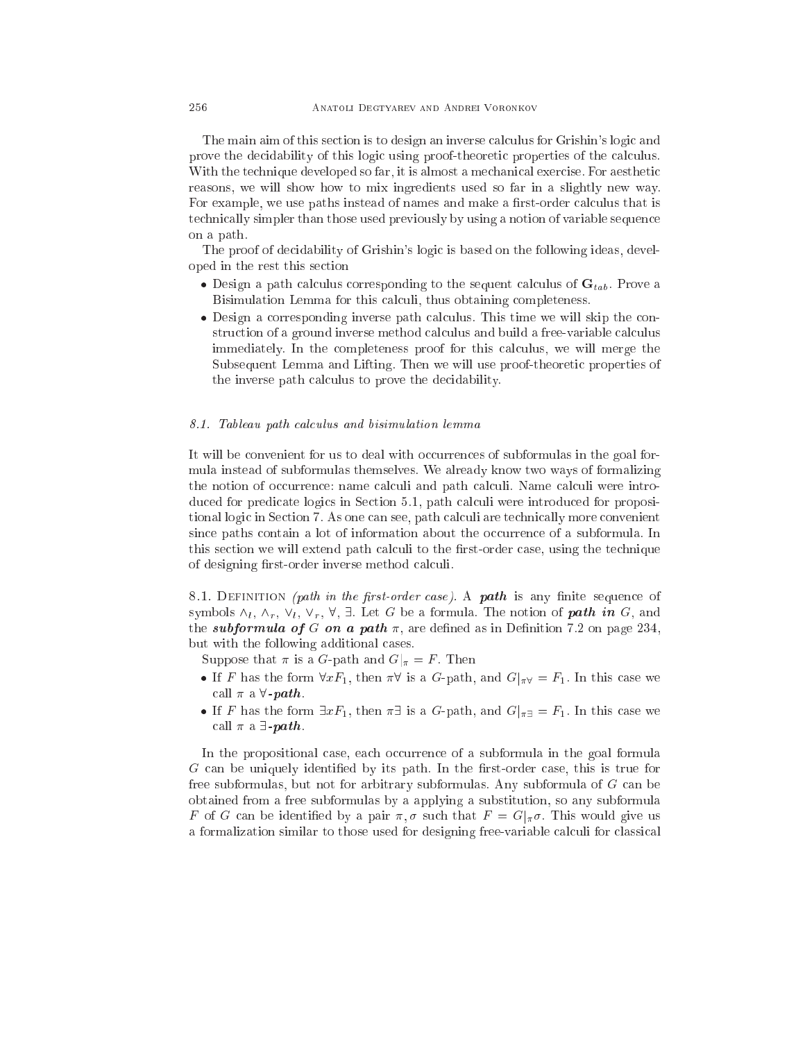The main aim of this section is to design an inverse calculus for Grishin's logic and prove the decidability of this logic using proof-theoretic properties of the calculus. With the technique developed so far, it is almost a mechanical exercise. For aesthetic reasons, we will show how to mix ingredients used so far in a slightly new way. For example, we use paths instead of names and make a first-order calculus that is technically simpler than those used previously by using a notion of variable sequence on a path.

The proof of decidability of Grishin's logic is based on the following ideas, developed in the rest this section

- Design a path calculus corresponding to the sequent calculus of $\mathbf{G}_{tab}$. Prove a Bisimulation Lemma for this calculi, thus obtaining completeness.
- Design a corresponding inverse path calculus. This time we will skip the construction of a ground inverse method calculus and build a free-variable calculus immediately. In the completeness proof for this calculus, we will merge the Subsequent Lemma and Lifting. Then we will use proof-theoretic properties of the inverse path calculus to prove the decidability.

### 8.1. *Tableau path calculus and bisimulation lemma*

It will be convenient for us to deal with occurrences of subformulas in the goal formula instead of subformulas themselves. We already know two ways of formalizing the notion of occurrence: name calculi and path calculi. Name calculi were introduced for predicate logics in Section 5.1, path calculi were introduced for propositional logic in Section 7. As one can see, path calculi are technically more convenient since paths contain a lot of information about the occurrence of a subformula. In this section we will extend path calculi to the first-order case, using the technique of designing first-order inverse method calculi.

8.1. Definition *(path in the first-order case)*. A ***path*** is any finite sequence of symbols $\wedge_l$, $\wedge_r$, $\vee_l$, $\vee_r$, $\forall$, $\exists$. Let $G$ be a formula. The notion of ***path in*** $G$, and the ***subformula of*** $G$ ***on a path*** $\pi$, are defined as in Definition 7.2 on page 234, but with the following additional cases.

Suppose that $\pi$ is a $G$-path and $G|_\pi = F$. Then

- If $F$ has the form $\forall x F_1$, then $\pi\forall$ is a $G$-path, and $G|_{\pi\forall} = F_1$. In this case we call $\pi$ a $\forall$***-path***.
- If $F$ has the form $\exists x F_1$, then $\pi\exists$ is a $G$-path, and $G|_{\pi\exists} = F_1$. In this case we call $\pi$ a $\exists$***-path***.

In the propositional case, each occurrence of a subformula in the goal formula $G$ can be uniquely identified by its path. In the first-order case, this is true for free subformulas, but not for arbitrary subformulas. Any subformula of $G$ can be obtained from a free subformulas by a applying a substitution, so any subformula $F$ of $G$ can be identified by a pair $\pi, \sigma$ such that $F = G|_\pi\sigma$. This would give us a formalization similar to those used for designing free-variable calculi for classical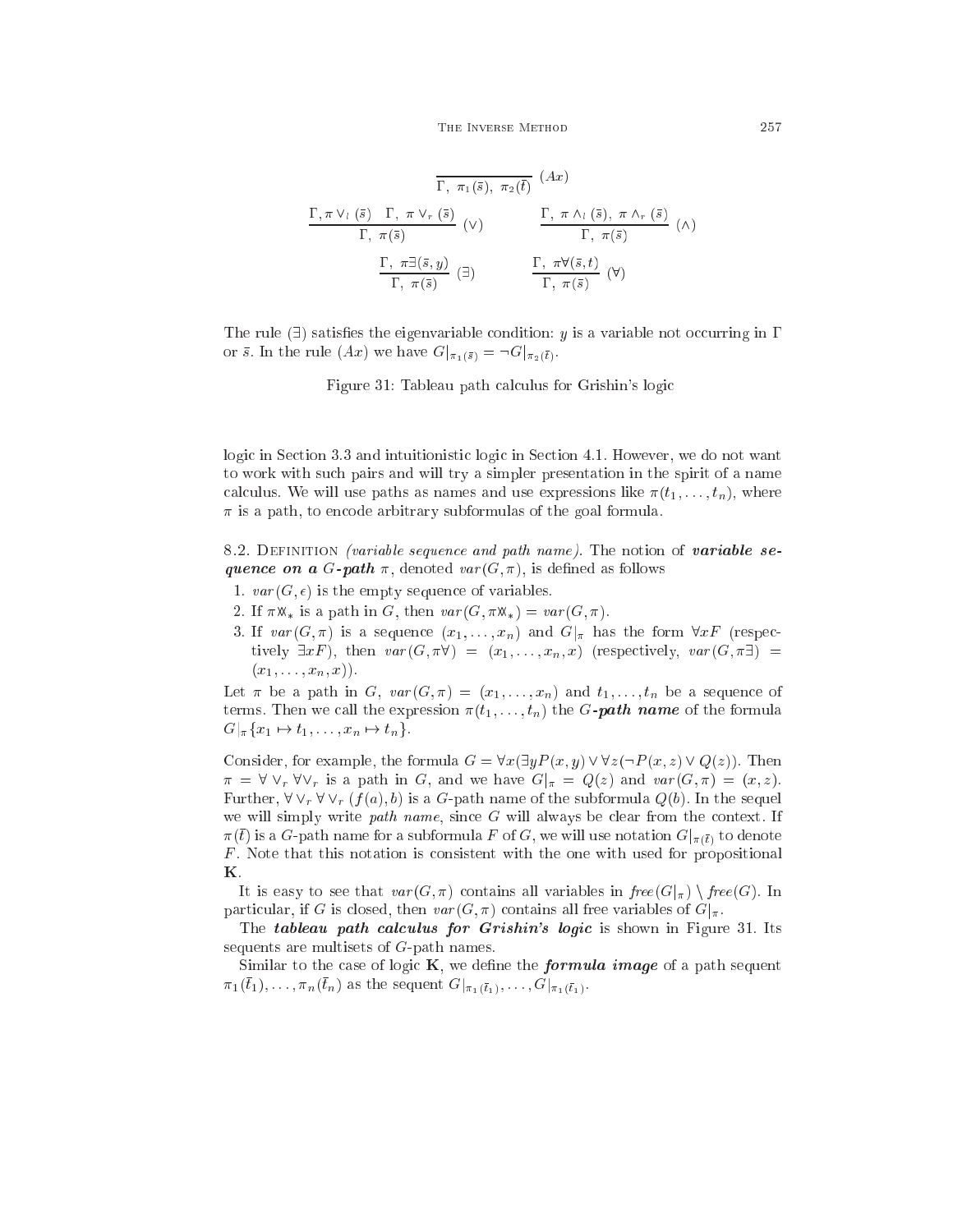$$\frac{}{\Gamma,\ \pi_1(\bar{s}),\ \pi_2(\bar{t})}\ (Ax)$$

$$\frac{\Gamma, \pi \vee_l (\bar{s}) \quad \Gamma,\ \pi \vee_r (\bar{s})}{\Gamma,\ \pi(\bar{s})}\ (\vee) \qquad\qquad \frac{\Gamma,\ \pi \wedge_l (\bar{s}),\ \pi \wedge_r (\bar{s})}{\Gamma,\ \pi(\bar{s})}\ (\wedge)$$

$$\frac{\Gamma,\ \pi\exists(\bar{s}, y)}{\Gamma,\ \pi(\bar{s})}\ (\exists) \qquad\qquad \frac{\Gamma,\ \pi\forall(\bar{s}, t)}{\Gamma,\ \pi(\bar{s})}\ (\forall)$$

The rule $(\exists)$ satisfies the eigenvariable condition: $y$ is a variable not occurring in $\Gamma$ or $\bar{s}$. In the rule $(Ax)$ we have $G|_{\pi_1(\bar{s})} = \neg G|_{\pi_2(\bar{t})}$.

Figure 31: Tableau path calculus for Grishin's logic

logic in Section 3.3 and intuitionistic logic in Section 4.1. However, we do not want to work with such pairs and will try a simpler presentation in the spirit of a name calculus. We will use paths as names and use expressions like $\pi(t_1, \ldots, t_n)$, where $\pi$ is a path, to encode arbitrary subformulas of the goal formula.

8.2. Definition *(variable sequence and path name)*. The notion of ***variable sequence on a $G$-path*** $\pi$, denoted $var(G, \pi)$, is defined as follows

1. $var(G, \epsilon)$ is the empty sequence of variables.
2. If $\pi \between_*$ is a path in $G$, then $var(G, \pi \between_*) = var(G, \pi)$.
3. If $var(G, \pi)$ is a sequence $(x_1, \ldots, x_n)$ and $G|_\pi$ has the form $\forall x F$ (respectively $\exists x F$), then $var(G, \pi\forall) = (x_1, \ldots, x_n, x)$ (respectively, $var(G, \pi\exists) = (x_1, \ldots, x_n, x)$).

Let $\pi$ be a path in $G$, $var(G, \pi) = (x_1, \ldots, x_n)$ and $t_1, \ldots, t_n$ be a sequence of terms. Then we call the expression $\pi(t_1, \ldots, t_n)$ the ***$G$-path name*** of the formula $G|_\pi\{x_1 \mapsto t_1, \ldots, x_n \mapsto t_n\}$.

Consider, for example, the formula $G = \forall x(\exists y P(x, y) \vee \forall z(\neg P(x, z) \vee Q(z))$. Then $\pi = \forall \vee_r \forall \vee_r$ is a path in $G$, and we have $G|_\pi = Q(z)$ and $var(G, \pi) = (x, z)$. Further, $\forall \vee_r \forall \vee_r (f(a), b)$ is a $G$-path name of the subformula $Q(b)$. In the sequel we will simply write *path name*, since $G$ will always be clear from the context. If $\pi(\bar{t})$ is a $G$-path name for a subformula $F$ of $G$, we will use notation $G|_{\pi(\bar{t})}$ to denote $F$. Note that this notation is consistent with the one with used for propositional **K**.

It is easy to see that $var(G, \pi)$ contains all variables in $free(G|_\pi) \setminus free(G)$. In particular, if $G$ is closed, then $var(G, \pi)$ contains all free variables of $G|_\pi$.

The ***tableau path calculus for Grishin's logic*** is shown in Figure 31. Its sequents are multisets of $G$-path names.

Similar to the case of logic **K**, we define the ***formula image*** of a path sequent $\pi_1(\bar{t}_1), \ldots, \pi_n(\bar{t}_n)$ as the sequent $G|_{\pi_1(\bar{t}_1)}, \ldots, G|_{\pi_1(\bar{t}_1)}$.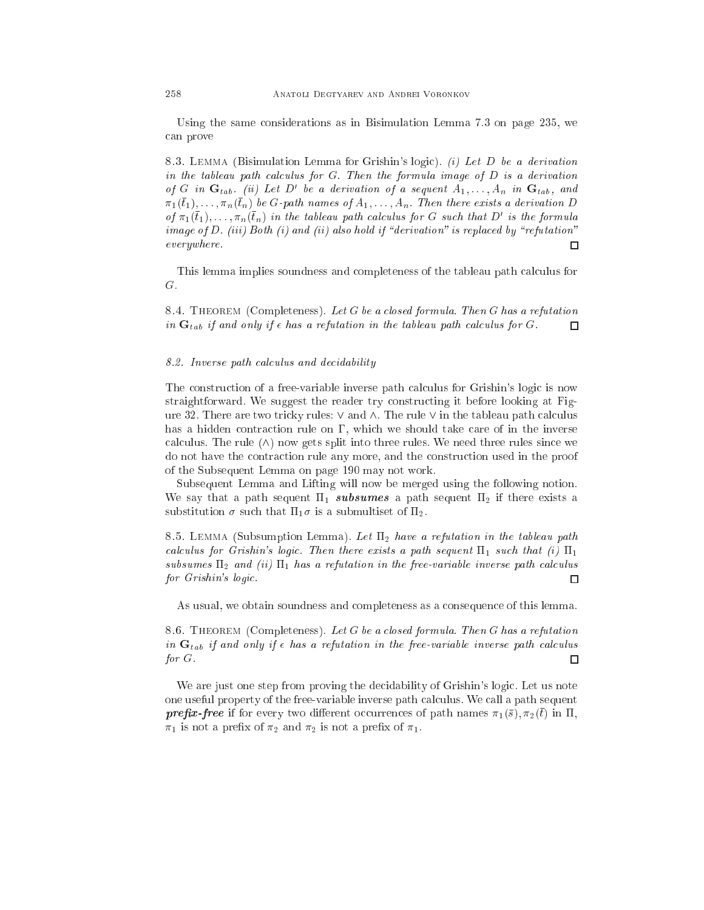Using the same considerations as in Bisimulation Lemma 7.3 on page 235, we can prove

8.3. Lemma (Bisimulation Lemma for Grishin's logic). *(i) Let $D$ be a derivation in the tableau path calculus for $G$. Then the formula image of $D$ is a derivation of $G$ in $\mathbf{G}_{tab}$. (ii) Let $D'$ be a derivation of a sequent $A_1, \ldots, A_n$ in $\mathbf{G}_{tab}$, and $\pi_1(\bar{t}_1), \ldots, \pi_n(\bar{t}_n)$ be $G$-path names of $A_1, \ldots, A_n$. Then there exists a derivation $D$ of $\pi_1(\bar{t}_1), \ldots, \pi_n(\bar{t}_n)$ in the tableau path calculus for $G$ such that $D'$ is the formula image of $D$. (iii) Both (i) and (ii) also hold if "derivation" is replaced by "refutation" everywhere.* □

This lemma implies soundness and completeness of the tableau path calculus for $G$.

8.4. Theorem (Completeness). *Let $G$ be a closed formula. Then $G$ has a refutation in $\mathbf{G}_{tab}$ if and only if $\epsilon$ has a refutation in the tableau path calculus for $G$.* □

### 8.2. Inverse path calculus and decidability

The construction of a free-variable inverse path calculus for Grishin's logic is now straightforward. We suggest the reader try constructing it before looking at Figure 32. There are two tricky rules: $\vee$ and $\wedge$. The rule $\vee$ in the tableau path calculus has a hidden contraction rule on $\Gamma$, which we should take care of in the inverse calculus. The rule $(\wedge)$ now gets split into three rules. We need three rules since we do not have the contraction rule any more, and the construction used in the proof of the Subsequent Lemma on page 190 may not work.

Subsequent Lemma and Lifting will now be merged using the following notion. We say that a path sequent $\Pi_1$ ***subsumes*** a path sequent $\Pi_2$ if there exists a substitution $\sigma$ such that $\Pi_1\sigma$ is a submultiset of $\Pi_2$.

8.5. Lemma (Subsumption Lemma). *Let $\Pi_2$ have a refutation in the tableau path calculus for Grishin's logic. Then there exists a path sequent $\Pi_1$ such that (i) $\Pi_1$ subsumes $\Pi_2$ and (ii) $\Pi_1$ has a refutation in the free-variable inverse path calculus for Grishin's logic.* □

As usual, we obtain soundness and completeness as a consequence of this lemma.

8.6. Theorem (Completeness). *Let $G$ be a closed formula. Then $G$ has a refutation in $\mathbf{G}_{tab}$ if and only if $\epsilon$ has a refutation in the free-variable inverse path calculus for $G$.* □

We are just one step from proving the decidability of Grishin's logic. Let us note one useful property of the free-variable inverse path calculus. We call a path sequent ***prefix-free*** if for every two different occurrences of path names $\pi_1(\bar{s}), \pi_2(\bar{t})$ in $\Pi$, $\pi_1$ is not a prefix of $\pi_2$ and $\pi_2$ is not a prefix of $\pi_1$.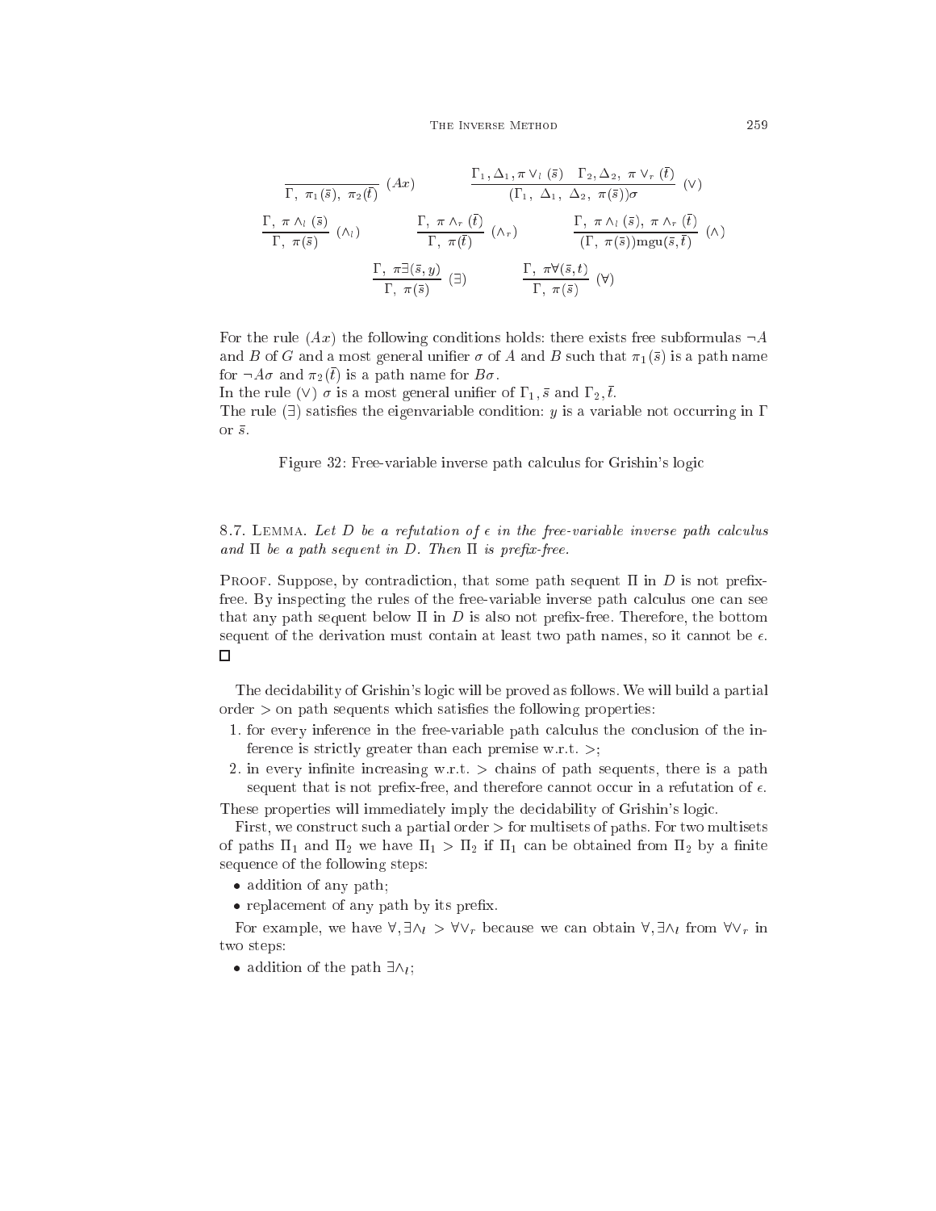$$\frac{}{\Gamma,\ \pi_1(\bar{s}),\ \pi_2(\bar{t})}\ (Ax) \qquad \frac{\Gamma_1, \Delta_1, \pi \vee_l (\bar{s}) \quad \Gamma_2, \Delta_2,\ \pi \vee_r (\bar{t})}{(\Gamma_1,\ \Delta_1,\ \Delta_2,\ \pi(\bar{s}))\sigma}\ (\vee)$$

$$\frac{\Gamma,\ \pi \wedge_l (\bar{s})}{\Gamma,\ \pi(\bar{s})}\ (\wedge_l) \qquad \frac{\Gamma,\ \pi \wedge_r (\bar{t})}{\Gamma,\ \pi(\bar{t})}\ (\wedge_r) \qquad \frac{\Gamma,\ \pi \wedge_l (\bar{s}),\ \pi \wedge_r (\bar{t})}{(\Gamma,\ \pi(\bar{s}))\mathrm{mgu}(\bar{s}, \bar{t})}\ (\wedge)$$

$$\frac{\Gamma,\ \pi\exists(\bar{s}, y)}{\Gamma,\ \pi(\bar{s})}\ (\exists) \qquad \frac{\Gamma,\ \pi\forall(\bar{s}, t)}{\Gamma,\ \pi(\bar{s})}\ (\forall)$$

For the rule $(Ax)$ the following conditions holds: there exists free subformulas $\neg A$ and $B$ of $G$ and a most general unifier $\sigma$ of $A$ and $B$ such that $\pi_1(\bar{s})$ is a path name for $\neg A\sigma$ and $\pi_2(\bar{t})$ is a path name for $B\sigma$.
In the rule $(\vee)$ $\sigma$ is a most general unifier of $\Gamma_1, \bar{s}$ and $\Gamma_2, \bar{t}$.
The rule $(\exists)$ satisfies the eigenvariable condition: $y$ is a variable not occurring in $\Gamma$ or $\bar{s}$.

Figure 32: Free-variable inverse path calculus for Grishin's logic

8.7. Lemma. *Let $D$ be a refutation of $\epsilon$ in the free-variable inverse path calculus and $\Pi$ be a path sequent in $D$. Then $\Pi$ is prefix-free.*

Proof. Suppose, by contradiction, that some path sequent $\Pi$ in $D$ is not prefix-free. By inspecting the rules of the free-variable inverse path calculus one can see that any path sequent below $\Pi$ in $D$ is also not prefix-free. Therefore, the bottom sequent of the derivation must contain at least two path names, so it cannot be $\epsilon$. □

The decidability of Grishin's logic will be proved as follows. We will build a partial order $>$ on path sequents which satisfies the following properties:

1. for every inference in the free-variable path calculus the conclusion of the inference is strictly greater than each premise w.r.t. $>$;
2. in every infinite increasing w.r.t. $>$ chains of path sequents, there is a path sequent that is not prefix-free, and therefore cannot occur in a refutation of $\epsilon$.

These properties will immediately imply the decidability of Grishin's logic.

First, we construct such a partial order $>$ for multisets of paths. For two multisets of paths $\Pi_1$ and $\Pi_2$ we have $\Pi_1 > \Pi_2$ if $\Pi_1$ can be obtained from $\Pi_2$ by a finite sequence of the following steps:

- addition of any path;
- replacement of any path by its prefix.

For example, we have $\forall, \exists\wedge_l > \forall\vee_r$ because we can obtain $\forall, \exists\wedge_l$ from $\forall\vee_r$ in two steps:

- addition of the path $\exists\wedge_l$;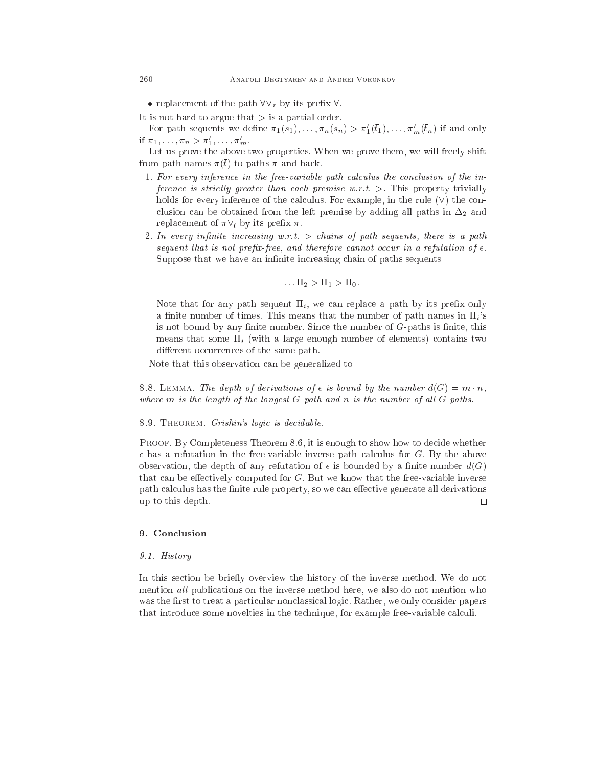- replacement of the path $\forall\vee_r$ by its prefix $\forall$.

It is not hard to argue that $>$ is a partial order.

For path sequents we define $\pi_1(\bar{s}_1), \ldots, \pi_n(\bar{s}_n) > \pi'_1(\bar{t}_1), \ldots, \pi'_m(\bar{t}_n)$ if and only if $\pi_1, \ldots, \pi_n > \pi'_1, \ldots, \pi'_m$.

Let us prove the above two properties. When we prove them, we will freely shift from path names $\pi(\bar{t})$ to paths $\pi$ and back.

1. *For every inference in the free-variable path calculus the conclusion of the inference is strictly greater than each premise w.r.t. $>$.* This property trivially holds for every inference of the calculus. For example, in the rule $(\vee)$ the conclusion can be obtained from the left premise by adding all paths in $\Delta_2$ and replacement of $\pi\vee_l$ by its prefix $\pi$.
2. *In every infinite increasing w.r.t. $>$ chains of path sequents, there is a path sequent that is not prefix-free, and therefore cannot occur in a refutation of $\epsilon$.* Suppose that we have an infinite increasing chain of paths sequents

$$\ldots \Pi_2 > \Pi_1 > \Pi_0.$$

   Note that for any path sequent $\Pi_i$, we can replace a path by its prefix only a finite number of times. This means that the number of path names in $\Pi_i$'s is not bound by any finite number. Since the number of $G$-paths is finite, this means that some $\Pi_i$ (with a large enough number of elements) contains two different occurrences of the same path.

Note that this observation can be generalized to

8.8. Lemma. *The depth of derivations of $\epsilon$ is bound by the number $d(G) = m \cdot n$, where $m$ is the length of the longest $G$-path and $n$ is the number of all $G$-paths.*

8.9. Theorem. *Grishin's logic is decidable.*

Proof. By Completeness Theorem 8.6, it is enough to show how to decide whether $\epsilon$ has a refutation in the free-variable inverse path calculus for $G$. By the above observation, the depth of any refutation of $\epsilon$ is bounded by a finite number $d(G)$ that can be effectively computed for $G$. But we know that the free-variable inverse path calculus has the finite rule property, so we can effective generate all derivations up to this depth. □

## 9. Conclusion

### 9.1. History

In this section be briefly overview the history of the inverse method. We do not mention *all* publications on the inverse method here, we also do not mention who was the first to treat a particular nonclassical logic. Rather, we only consider papers that introduce some novelties in the technique, for example free-variable calculi.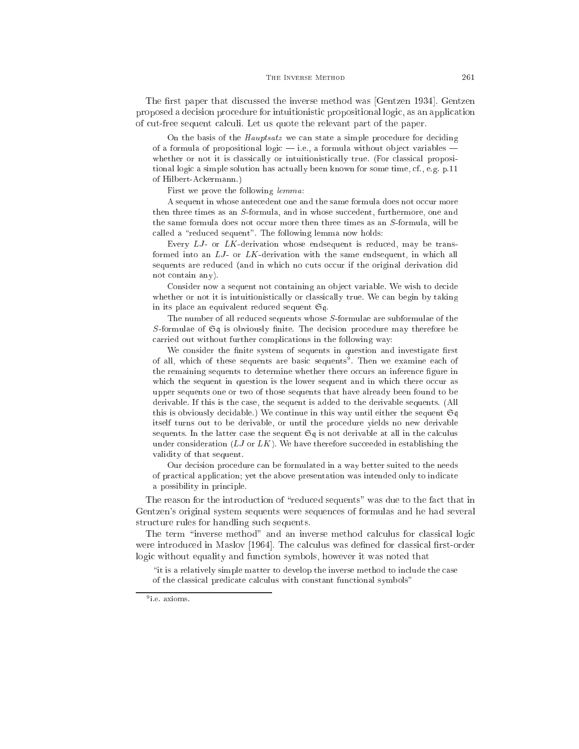The first paper that discussed the inverse method was [Gentzen 1934]. Gentzen proposed a decision procedure for intuitionistic propositional logic, as an application of cut-free sequent calculi. Let us quote the relevant part of the paper.

> On the basis of the *Hauptsatz* we can state a simple procedure for deciding of a formula of propositional logic — i.e., a formula without object variables — whether or not it is classically or intuitionistically true. (For classical propositional logic a simple solution has actually been known for some time, cf., e.g. p.11 of Hilbert-Ackermann.)
>
> First we prove the following *lemma*:
>
> A sequent in whose antecedent one and the same formula does not occur more then three times as an $S$-formula, and in whose succedent, furthermore, one and the same formula does not occur more then three times as an $S$-formula, will be called a "reduced sequent". The following lemma now holds:
>
> Every $LJ$- or $LK$-derivation whose endsequent is reduced, may be transformed into an $LJ$- or $LK$-derivation with the same endsequent, in which all sequents are reduced (and in which no cuts occur if the original derivation did not contain any).
>
> Consider now a sequent not containing an object variable. We wish to decide whether or not it is intuitionistically or classically true. We can begin by taking in its place an equivalent reduced sequent $\mathfrak{S}\mathfrak{q}$.
>
> The number of all reduced sequents whose $S$-formulae are subformulae of the $S$-formulae of $\mathfrak{S}\mathfrak{q}$ is obviously finite. The decision procedure may therefore be carried out without further complications in the following way:
>
> We consider the finite system of sequents in question and investigate first of all, which of these sequents are basic sequents[9]. Then we examine each of the remaining sequents to determine whether there occurs an inference figure in which the sequent in question is the lower sequent and in which there occur as upper sequents one or two of those sequents that have already been found to be derivable. If this is the case, the sequent is added to the derivable sequents. (All this is obviously decidable.) We continue in this way until either the sequent $\mathfrak{S}\mathfrak{q}$ itself turns out to be derivable, or until the procedure yields no new derivable sequents. In the latter case the sequent $\mathfrak{S}\mathfrak{q}$ is not derivable at all in the calculus under consideration ($LJ$ or $LK$). We have therefore succeeded in establishing the validity of that sequent.
>
> Our decision procedure can be formulated in a way better suited to the needs of practical application; yet the above presentation was intended only to indicate a possibility in principle.

The reason for the introduction of "reduced sequents" was due to the fact that in Gentzen's original system sequents were sequences of formulas and he had several structure rules for handling such sequents.

The term "inverse method" and an inverse method calculus for classical logic were introduced in Maslov [1964]. The calculus was defined for classical first-order logic without equality and function symbols, however it was noted that

> "it is a relatively simple matter to develop the inverse method to include the case of the classical predicate calculus with constant functional symbols"

[9] i.e. axioms.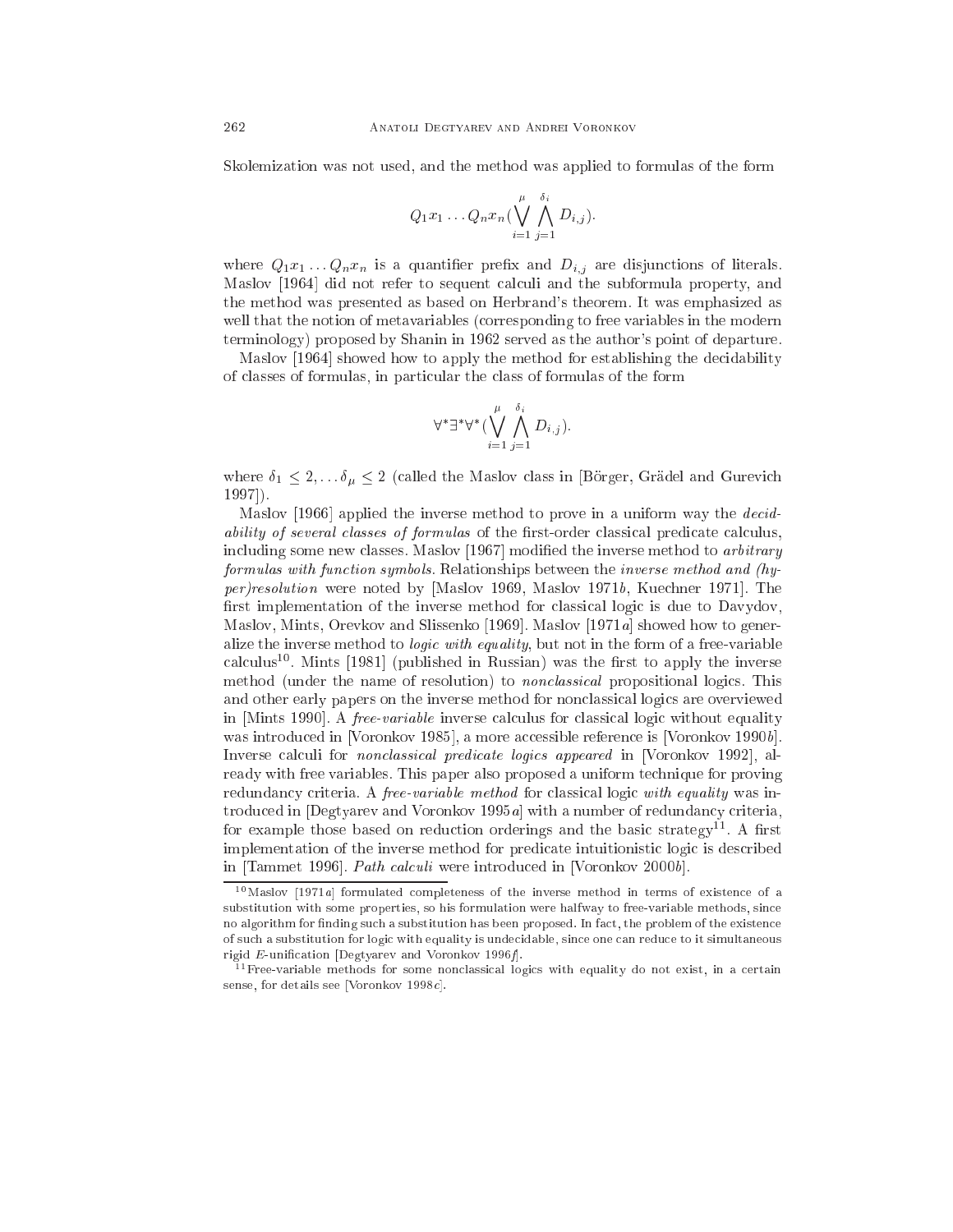Skolemization was not used, and the method was applied to formulas of the form

$$Q_1 x_1 \ldots Q_n x_n (\bigvee_{i=1}^{\mu} \bigwedge_{j=1}^{\delta_i} D_{i,j}).$$

where $Q_1 x_1 \ldots Q_n x_n$ is a quantifier prefix and $D_{i,j}$ are disjunctions of literals. Maslov [1964] did not refer to sequent calculi and the subformula property, and the method was presented as based on Herbrand's theorem. It was emphasized as well that the notion of metavariables (corresponding to free variables in the modern terminology) proposed by Shanin in 1962 served as the author's point of departure.

Maslov [1964] showed how to apply the method for establishing the decidability of classes of formulas, in particular the class of formulas of the form

$$\forall^* \exists^* \forall^* (\bigvee_{i=1}^{\mu} \bigwedge_{j=1}^{\delta_i} D_{i,j}).$$

where $\delta_1 \leq 2, \ldots \delta_\mu \leq 2$ (called the Maslov class in [Börger, Grädel and Gurevich 1997]).

Maslov [1966] applied the inverse method to prove in a uniform way the *decidability of several classes of formulas* of the first-order classical predicate calculus, including some new classes. Maslov [1967] modified the inverse method to *arbitrary formulas with function symbols*. Relationships between the *inverse method and (hyper)resolution* were noted by [Maslov 1969, Maslov 1971*b*, Kuechner 1971]. The first implementation of the inverse method for classical logic is due to Davydov, Maslov, Mints, Orevkov and Slissenko [1969]. Maslov [1971*a*] showed how to generalize the inverse method to *logic with equality*, but not in the form of a free-variable calculus[10]. Mints [1981] (published in Russian) was the first to apply the inverse method (under the name of resolution) to *nonclassical* propositional logics. This and other early papers on the inverse method for nonclassical logics are overviewed in [Mints 1990]. A *free-variable* inverse calculus for classical logic without equality was introduced in [Voronkov 1985], a more accessible reference is [Voronkov 1990*b*]. Inverse calculi for *nonclassical predicate logics appeared* in [Voronkov 1992], already with free variables. This paper also proposed a uniform technique for proving redundancy criteria. A *free-variable method* for classical logic *with equality* was introduced in [Degtyarev and Voronkov 1995*a*] with a number of redundancy criteria, for example those based on reduction orderings and the basic strategy[11]. A first implementation of the inverse method for predicate intuitionistic logic is described in [Tammet 1996]. *Path calculi* were introduced in [Voronkov 2000*b*].

[10]Maslov [1971*a*] formulated completeness of the inverse method in terms of existence of a substitution with some properties, so his formulation were halfway to free-variable methods, since no algorithm for finding such a substitution has been proposed. In fact, the problem of the existence of such a substitution for logic with equality is undecidable, since one can reduce to it simultaneous rigid $E$-unification [Degtyarev and Voronkov 1996*f*].

[11]Free-variable methods for some nonclassical logics with equality do not exist, in a certain sense, for details see [Voronkov 1998*c*].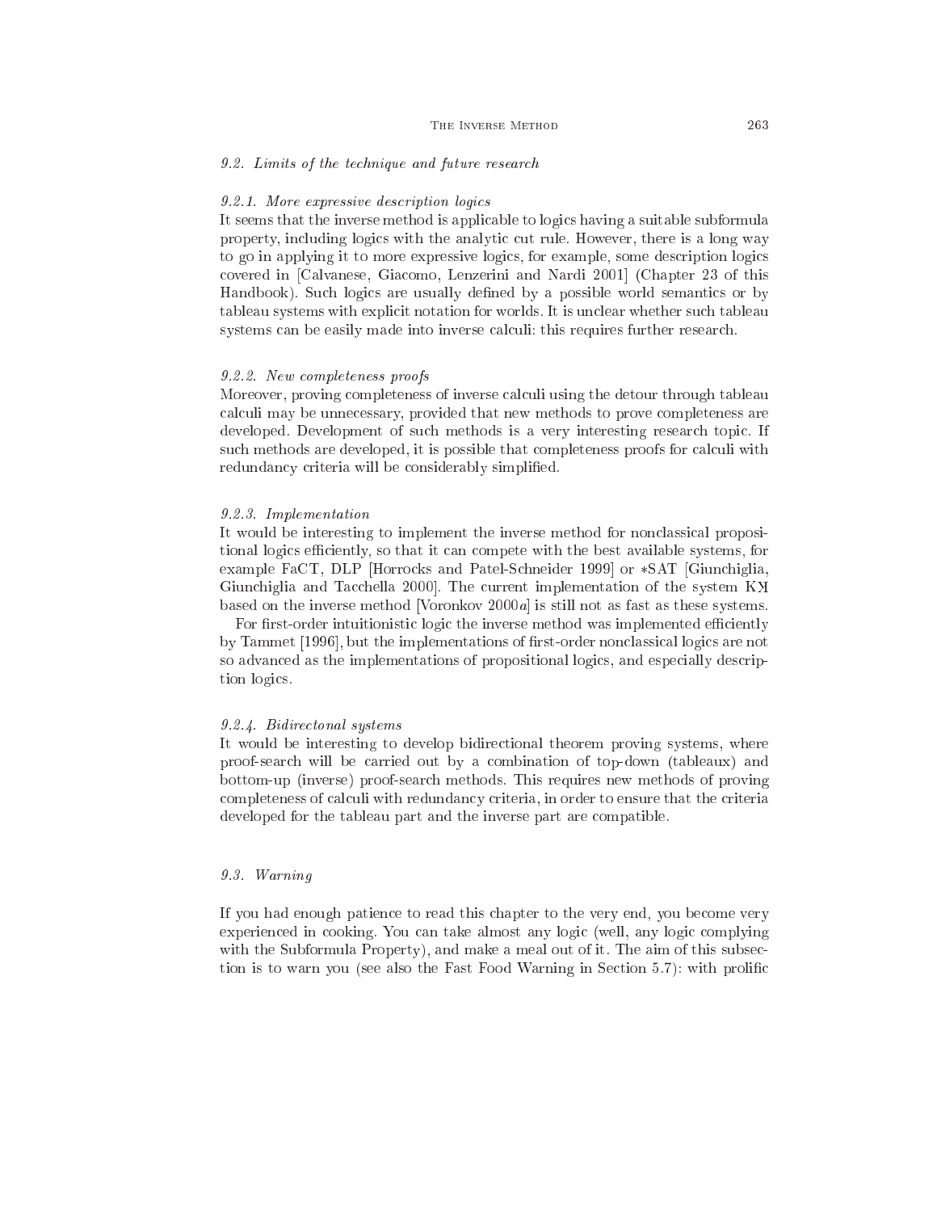### 9.2. Limits of the technique and future research

#### 9.2.1. More expressive description logics

It seems that the inverse method is applicable to logics having a suitable subformula property, including logics with the analytic cut rule. However, there is a long way to go in applying it to more expressive logics, for example, some description logics covered in [Calvanese, Giacomo, Lenzerini and Nardi 2001] (Chapter 23 of this Handbook). Such logics are usually defined by a possible world semantics or by tableau systems with explicit notation for worlds. It is unclear whether such tableau systems can be easily made into inverse calculi: this requires further research.

#### 9.2.2. New completeness proofs

Moreover, proving completeness of inverse calculi using the detour through tableau calculi may be unnecessary, provided that new methods to prove completeness are developed. Development of such methods is a very interesting research topic. If such methods are developed, it is possible that completeness proofs for calculi with redundancy criteria will be considerably simplified.

#### 9.2.3. Implementation

It would be interesting to implement the inverse method for nonclassical propositional logics efficiently, so that it can compete with the best available systems, for example FaCT, DLP [Horrocks and Patel-Schneider 1999] or ∗SAT [Giunchiglia, Giunchiglia and Tacchella 2000]. The current implementation of the system Kꓘ based on the inverse method [Voronkov 2000*a*] is still not as fast as these systems.

For first-order intuitionistic logic the inverse method was implemented efficiently by Tammet [1996], but the implementations of first-order nonclassical logics are not so advanced as the implementations of propositional logics, and especially description logics.

#### 9.2.4. Bidirectonal systems

It would be interesting to develop bidirectional theorem proving systems, where proof-search will be carried out by a combination of top-down (tableaux) and bottom-up (inverse) proof-search methods. This requires new methods of proving completeness of calculi with redundancy criteria, in order to ensure that the criteria developed for the tableau part and the inverse part are compatible.

### 9.3. Warning

If you had enough patience to read this chapter to the very end, you become very experienced in cooking. You can take almost any logic (well, any logic complying with the Subformula Property), and make a meal out of it. The aim of this subsection is to warn you (see also the Fast Food Warning in Section 5.7): with prolific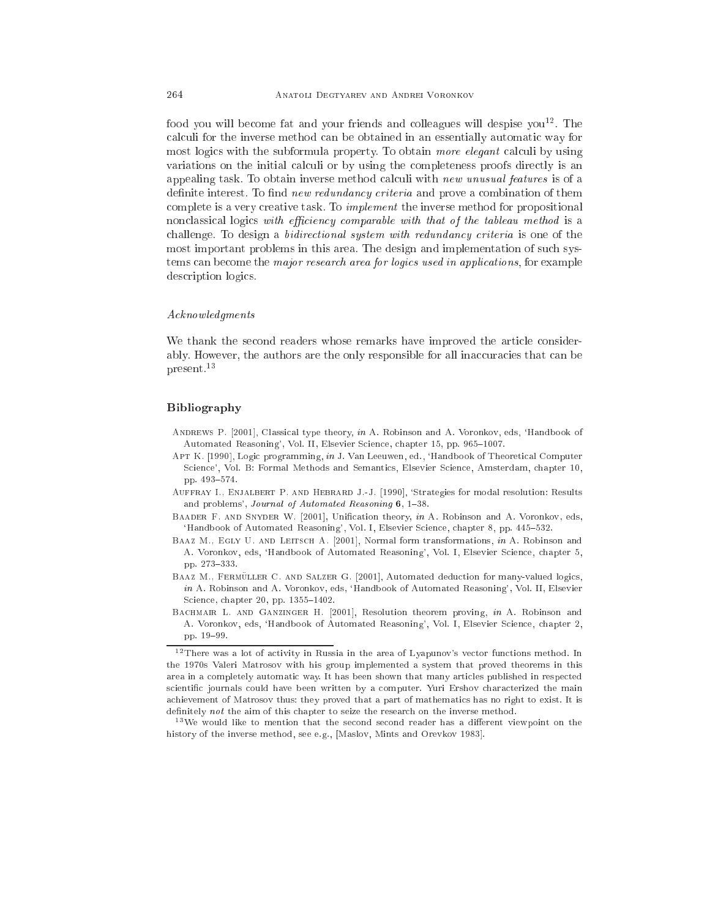food you will become fat and your friends and colleagues will despise you[12]. The calculi for the inverse method can be obtained in an essentially automatic way for most logics with the subformula property. To obtain *more elegant* calculi by using variations on the initial calculi or by using the completeness proofs directly is an appealing task. To obtain inverse method calculi with *new unusual features* is of a definite interest. To find *new redundancy criteria* and prove a combination of them complete is a very creative task. To *implement* the inverse method for propositional nonclassical logics *with efficiency comparable with that of the tableau method* is a challenge. To design a *bidirectional system with redundancy criteria* is one of the most important problems in this area. The design and implementation of such systems can become the *major research area for logics used in applications*, for example description logics.

### *Acknowledgments*

We thank the second readers whose remarks have improved the article considerably. However, the authors are the only responsible for all inaccuracies that can be present.[13]

## Bibliography

Andrews P. [2001], Classical type theory, *in* A. Robinson and A. Voronkov, eds, 'Handbook of Automated Reasoning', Vol. II, Elsevier Science, chapter 15, pp. 965–1007.

Apt K. [1990], Logic programming, *in* J. Van Leeuwen, ed., 'Handbook of Theoretical Computer Science', Vol. B: Formal Methods and Semantics, Elsevier Science, Amsterdam, chapter 10, pp. 493–574.

Auffray I., Enjalbert P. and Hebrard J.-J. [1990], 'Strategies for modal resolution: Results and problems', *Journal of Automated Reasoning* **6**, 1–38.

Baader F. and Snyder W. [2001], Unification theory, *in* A. Robinson and A. Voronkov, eds, 'Handbook of Automated Reasoning', Vol. I, Elsevier Science, chapter 8, pp. 445–532.

Baaz M., Egly U. and Leitsch A. [2001], Normal form transformations, *in* A. Robinson and A. Voronkov, eds, 'Handbook of Automated Reasoning', Vol. I, Elsevier Science, chapter 5, pp. 273–333.

Baaz M., Fermüller C. and Salzer G. [2001], Automated deduction for many-valued logics, *in* A. Robinson and A. Voronkov, eds, 'Handbook of Automated Reasoning', Vol. II, Elsevier Science, chapter 20, pp. 1355–1402.

Bachmair L. and Ganzinger H. [2001], Resolution theorem proving, *in* A. Robinson and A. Voronkov, eds, 'Handbook of Automated Reasoning', Vol. I, Elsevier Science, chapter 2, pp. 19–99.

---

[12] There was a lot of activity in Russia in the area of Lyapunov's vector functions method. In the 1970s Valeri Matrosov with his group implemented a system that proved theorems in this area in a completely automatic way. It has been shown that many articles published in respected scientific journals could have been written by a computer. Yuri Ershov characterized the main achievement of Matrosov thus: they proved that a part of mathematics has no right to exist. It is definitely *not* the aim of this chapter to seize the research on the inverse method.

[13] We would like to mention that the second second reader has a different viewpoint on the history of the inverse method, see e.g., [Maslov, Mints and Orevkov 1983].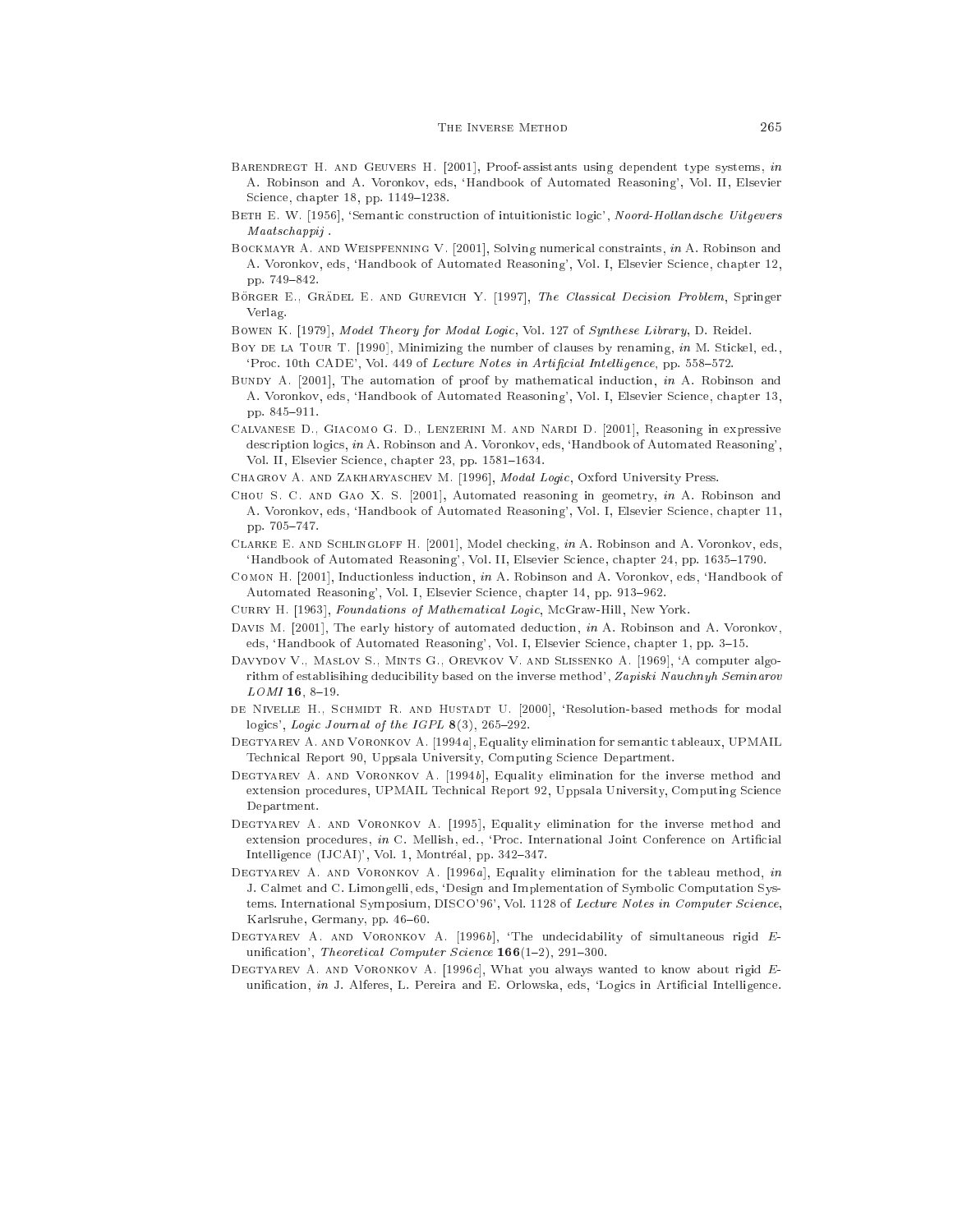Barendregt H. and Geuvers H. [2001], Proof-assistants using dependent type systems, *in* A. Robinson and A. Voronkov, eds, 'Handbook of Automated Reasoning', Vol. II, Elsevier Science, chapter 18, pp. 1149–1238.

Beth E. W. [1956], 'Semantic construction of intuitionistic logic', *Noord-Hollandsche Uitgevers Maatschappij* .

Bockmayr A. and Weispfenning V. [2001], Solving numerical constraints, *in* A. Robinson and A. Voronkov, eds, 'Handbook of Automated Reasoning', Vol. I, Elsevier Science, chapter 12, pp. 749–842.

Börger E., Grädel E. and Gurevich Y. [1997], *The Classical Decision Problem*, Springer Verlag.

Bowen K. [1979], *Model Theory for Modal Logic*, Vol. 127 of *Synthese Library*, D. Reidel.

Boy de la Tour T. [1990], Minimizing the number of clauses by renaming, *in* M. Stickel, ed., 'Proc. 10th CADE', Vol. 449 of *Lecture Notes in Artificial Intelligence*, pp. 558–572.

Bundy A. [2001], The automation of proof by mathematical induction, *in* A. Robinson and A. Voronkov, eds, 'Handbook of Automated Reasoning', Vol. I, Elsevier Science, chapter 13, pp. 845–911.

Calvanese D., Giacomo G. D., Lenzerini M. and Nardi D. [2001], Reasoning in expressive description logics, *in* A. Robinson and A. Voronkov, eds, 'Handbook of Automated Reasoning', Vol. II, Elsevier Science, chapter 23, pp. 1581–1634.

Chagrov A. and Zakharyaschev M. [1996], *Modal Logic*, Oxford University Press.

Chou S. C. and Gao X. S. [2001], Automated reasoning in geometry, *in* A. Robinson and A. Voronkov, eds, 'Handbook of Automated Reasoning', Vol. I, Elsevier Science, chapter 11, pp. 705–747.

Clarke E. and Schlingloff H. [2001], Model checking, *in* A. Robinson and A. Voronkov, eds, 'Handbook of Automated Reasoning', Vol. II, Elsevier Science, chapter 24, pp. 1635–1790.

Comon H. [2001], Inductionless induction, *in* A. Robinson and A. Voronkov, eds, 'Handbook of Automated Reasoning', Vol. I, Elsevier Science, chapter 14, pp. 913–962.

Curry H. [1963], *Foundations of Mathematical Logic*, McGraw-Hill, New York.

Davis M. [2001], The early history of automated deduction, *in* A. Robinson and A. Voronkov, eds, 'Handbook of Automated Reasoning', Vol. I, Elsevier Science, chapter 1, pp. 3–15.

Davydov V., Maslov S., Mints G., Orevkov V. and Slissenko A. [1969], 'A computer algorithm of establisihing deducibility based on the inverse method', *Zapiski Nauchnyh Seminarov LOMI* **16**, 8–19.

de Nivelle H., Schmidt R. and Hustadt U. [2000], 'Resolution-based methods for modal logics', *Logic Journal of the IGPL* **8**(3), 265–292.

Degtyarev A. and Voronkov A. [1994*a*], Equality elimination for semantic tableaux, UPMAIL Technical Report 90, Uppsala University, Computing Science Department.

Degtyarev A. and Voronkov A. [1994*b*], Equality elimination for the inverse method and extension procedures, UPMAIL Technical Report 92, Uppsala University, Computing Science Department.

Degtyarev A. and Voronkov A. [1995], Equality elimination for the inverse method and extension procedures, *in* C. Mellish, ed., 'Proc. International Joint Conference on Artificial Intelligence (IJCAI)', Vol. 1, Montréal, pp. 342–347.

Degtyarev A. and Voronkov A. [1996*a*], Equality elimination for the tableau method, *in* J. Calmet and C. Limongelli, eds, 'Design and Implementation of Symbolic Computation Systems. International Symposium, DISCO'96', Vol. 1128 of *Lecture Notes in Computer Science*, Karlsruhe, Germany, pp. 46–60.

Degtyarev A. and Voronkov A. [1996*b*], 'The undecidability of simultaneous rigid *E*-unification', *Theoretical Computer Science* **166**(1–2), 291–300.

Degtyarev A. and Voronkov A. [1996*c*], What you always wanted to know about rigid *E*-unification, *in* J. Alferes, L. Pereira and E. Orlowska, eds, 'Logics in Artificial Intelligence.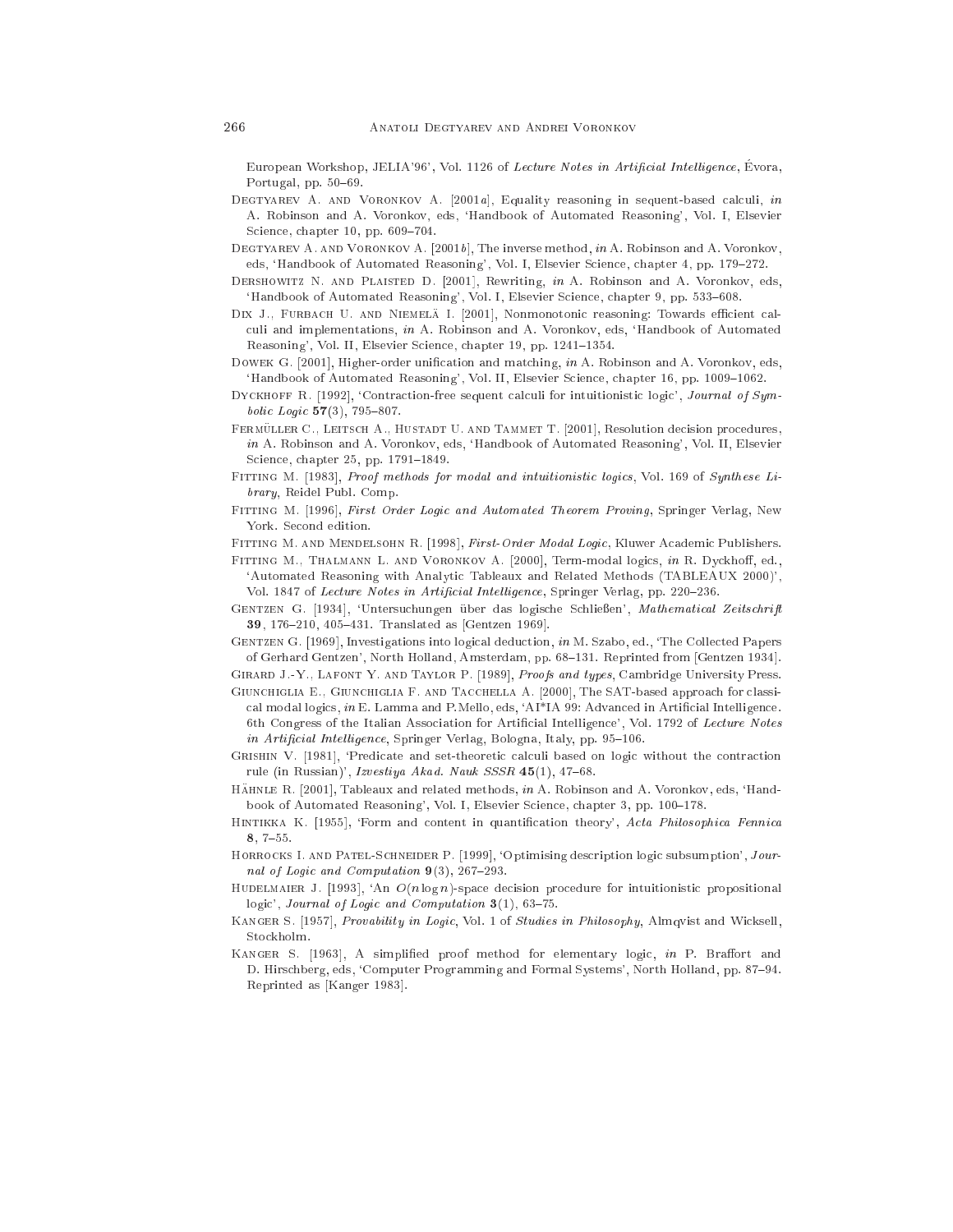European Workshop, JELIA'96', Vol. 1126 of *Lecture Notes in Artificial Intelligence*, Évora, Portugal, pp. 50–69.

Degtyarev A. and Voronkov A. [2001*a*], Equality reasoning in sequent-based calculi, *in* A. Robinson and A. Voronkov, eds, 'Handbook of Automated Reasoning', Vol. I, Elsevier Science, chapter 10, pp. 609–704.

Degtyarev A. and Voronkov A. [2001*b*], The inverse method, *in* A. Robinson and A. Voronkov, eds, 'Handbook of Automated Reasoning', Vol. I, Elsevier Science, chapter 4, pp. 179–272.

Dershowitz N. and Plaisted D. [2001], Rewriting, *in* A. Robinson and A. Voronkov, eds, 'Handbook of Automated Reasoning', Vol. I, Elsevier Science, chapter 9, pp. 533–608.

Dix J., Furbach U. and Niemelä I. [2001], Nonmonotonic reasoning: Towards efficient calculi and implementations, *in* A. Robinson and A. Voronkov, eds, 'Handbook of Automated Reasoning', Vol. II, Elsevier Science, chapter 19, pp. 1241–1354.

Dowek G. [2001], Higher-order unification and matching, *in* A. Robinson and A. Voronkov, eds, 'Handbook of Automated Reasoning', Vol. II, Elsevier Science, chapter 16, pp. 1009–1062.

Dyckhoff R. [1992], 'Contraction-free sequent calculi for intuitionistic logic', *Journal of Symbolic Logic* **57**(3), 795–807.

Fermüller C., Leitsch A., Hustadt U. and Tammet T. [2001], Resolution decision procedures, *in* A. Robinson and A. Voronkov, eds, 'Handbook of Automated Reasoning', Vol. II, Elsevier Science, chapter 25, pp. 1791–1849.

Fitting M. [1983], *Proof methods for modal and intuitionistic logics*, Vol. 169 of *Synthese Library*, Reidel Publ. Comp.

Fitting M. [1996], *First Order Logic and Automated Theorem Proving*, Springer Verlag, New York. Second edition.

Fitting M. and Mendelsohn R. [1998], *First-Order Modal Logic*, Kluwer Academic Publishers.

Fitting M., Thalmann L. and Voronkov A. [2000], Term-modal logics, *in* R. Dyckhoff, ed., 'Automated Reasoning with Analytic Tableaux and Related Methods (TABLEAUX 2000)', Vol. 1847 of *Lecture Notes in Artificial Intelligence*, Springer Verlag, pp. 220–236.

Gentzen G. [1934], 'Untersuchungen über das logische Schließen', *Mathematical Zeitschrift* **39**, 176–210, 405–431. Translated as [Gentzen 1969].

Gentzen G. [1969], Investigations into logical deduction, *in* M. Szabo, ed., 'The Collected Papers of Gerhard Gentzen', North Holland, Amsterdam, pp. 68–131. Reprinted from [Gentzen 1934].

Girard J.-Y., Lafont Y. and Taylor P. [1989], *Proofs and types*, Cambridge University Press.

Giunchiglia E., Giunchiglia F. and Tacchella A. [2000], The SAT-based approach for classical modal logics, *in* E. Lamma and P.Mello, eds, 'AI*IA 99: Advanced in Artificial Intelligence. 6th Congress of the Italian Association for Artificial Intelligence', Vol. 1792 of *Lecture Notes in Artificial Intelligence*, Springer Verlag, Bologna, Italy, pp. 95–106.

Grishin V. [1981], 'Predicate and set-theoretic calculi based on logic without the contraction rule (in Russian)', *Izvestiya Akad. Nauk SSSR* **45**(1), 47–68.

Hähnle R. [2001], Tableaux and related methods, *in* A. Robinson and A. Voronkov, eds, 'Handbook of Automated Reasoning', Vol. I, Elsevier Science, chapter 3, pp. 100–178.

Hintikka K. [1955], 'Form and content in quantification theory', *Acta Philosophica Fennica* **8**, 7–55.

Horrocks I. and Patel-Schneider P. [1999], 'Optimising description logic subsumption', *Journal of Logic and Computation* **9**(3), 267–293.

Hudelmaier J. [1993], 'An $O(n \log n)$-space decision procedure for intuitionistic propositional logic', *Journal of Logic and Computation* **3**(1), 63–75.

Kanger S. [1957], *Provability in Logic*, Vol. 1 of *Studies in Philosophy*, Almqvist and Wicksell, Stockholm.

Kanger S. [1963], A simplified proof method for elementary logic, *in* P. Braffort and D. Hirschberg, eds, 'Computer Programming and Formal Systems', North Holland, pp. 87–94. Reprinted as [Kanger 1983].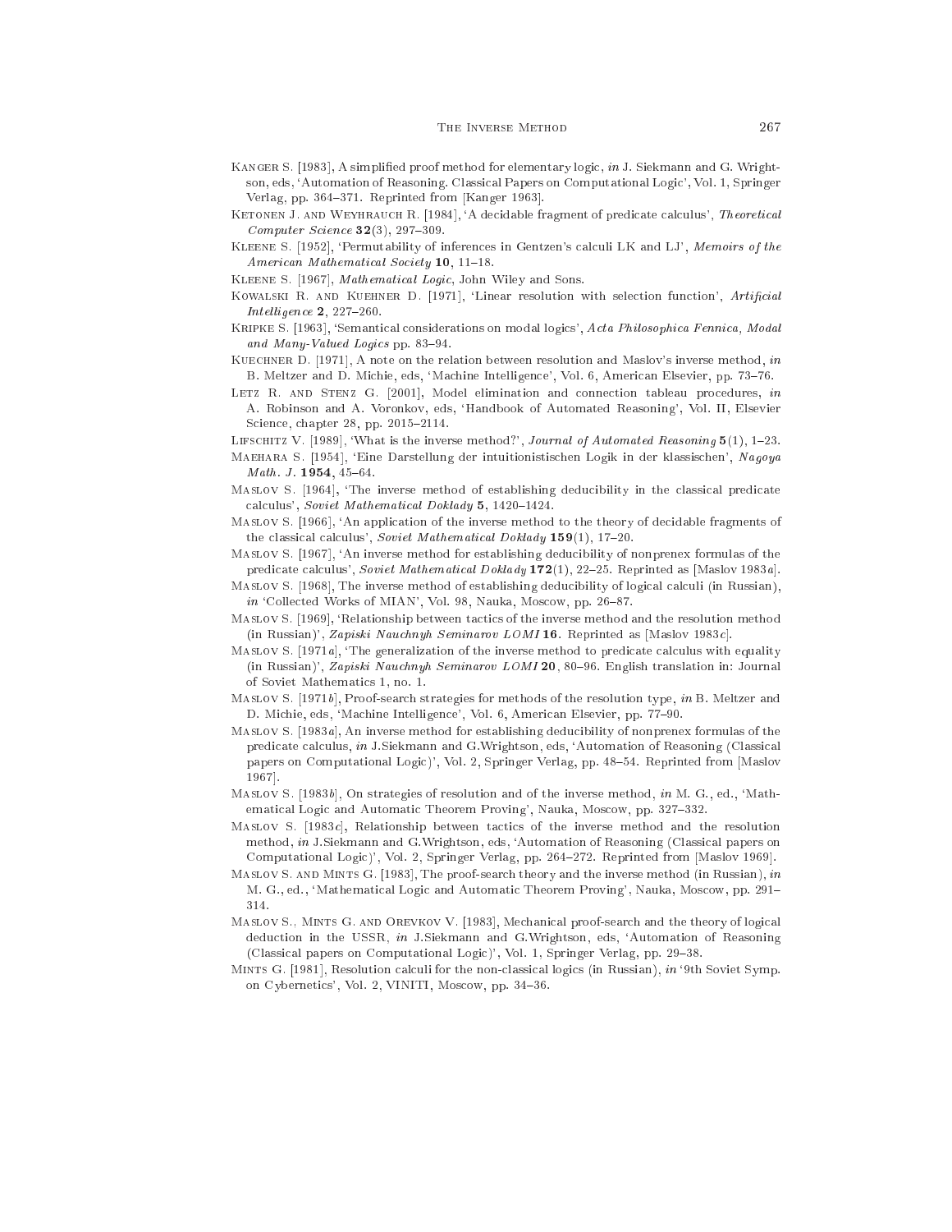Kanger S. [1983], A simplified proof method for elementary logic, *in* J. Siekmann and G. Wrightson, eds, 'Automation of Reasoning. Classical Papers on Computational Logic', Vol. 1, Springer Verlag, pp. 364–371. Reprinted from [Kanger 1963].

Ketonen J. and Weyhrauch R. [1984], 'A decidable fragment of predicate calculus', *Theoretical Computer Science* **32**(3), 297–309.

Kleene S. [1952], 'Permutability of inferences in Gentzen's calculi LK and LJ', *Memoirs of the American Mathematical Society* **10**, 11–18.

Kleene S. [1967], *Mathematical Logic*, John Wiley and Sons.

Kowalski R. and Kuehner D. [1971], 'Linear resolution with selection function', *Artificial Intelligence* **2**, 227–260.

Kripke S. [1963], 'Semantical considerations on modal logics', *Acta Philosophica Fennica, Modal and Many-Valued Logics* pp. 83–94.

Kuechner D. [1971], A note on the relation between resolution and Maslov's inverse method, *in* B. Meltzer and D. Michie, eds, 'Machine Intelligence', Vol. 6, American Elsevier, pp. 73–76.

Letz R. and Stenz G. [2001], Model elimination and connection tableau procedures, *in* A. Robinson and A. Voronkov, eds, 'Handbook of Automated Reasoning', Vol. II, Elsevier Science, chapter 28, pp. 2015–2114.

Lifschitz V. [1989], 'What is the inverse method?', *Journal of Automated Reasoning* **5**(1), 1–23.

Maehara S. [1954], 'Eine Darstellung der intuitionistischen Logik in der klassischen', *Nagoya Math. J.* **1954**, 45–64.

Maslov S. [1964], 'The inverse method of establishing deducibility in the classical predicate calculus', *Soviet Mathematical Doklady* **5**, 1420–1424.

Maslov S. [1966], 'An application of the inverse method to the theory of decidable fragments of the classical calculus', *Soviet Mathematical Doklady* **159**(1), 17–20.

Maslov S. [1967], 'An inverse method for establishing deducibility of nonprenex formulas of the predicate calculus', *Soviet Mathematical Doklady* **172**(1), 22–25. Reprinted as [Maslov 1983*a*].

Maslov S. [1968], The inverse method of establishing deducibility of logical calculi (in Russian), *in* 'Collected Works of MIAN', Vol. 98, Nauka, Moscow, pp. 26–87.

Maslov S. [1969], 'Relationship between tactics of the inverse method and the resolution method (in Russian)', *Zapiski Nauchnyh Seminarov LOMI* **16**. Reprinted as [Maslov 1983*c*].

Maslov S. [1971*a*], 'The generalization of the inverse method to predicate calculus with equality (in Russian)', *Zapiski Nauchnyh Seminarov LOMI* **20**, 80–96. English translation in: Journal of Soviet Mathematics 1, no. 1.

Maslov S. [1971*b*], Proof-search strategies for methods of the resolution type, *in* B. Meltzer and D. Michie, eds, 'Machine Intelligence', Vol. 6, American Elsevier, pp. 77–90.

Maslov S. [1983*a*], An inverse method for establishing deducibility of nonprenex formulas of the predicate calculus, *in* J.Siekmann and G.Wrightson, eds, 'Automation of Reasoning (Classical papers on Computational Logic)', Vol. 2, Springer Verlag, pp. 48–54. Reprinted from [Maslov 1967].

Maslov S. [1983*b*], On strategies of resolution and of the inverse method, *in* M. G., ed., 'Mathematical Logic and Automatic Theorem Proving', Nauka, Moscow, pp. 327–332.

Maslov S. [1983*c*], Relationship between tactics of the inverse method and the resolution method, *in* J.Siekmann and G.Wrightson, eds, 'Automation of Reasoning (Classical papers on Computational Logic)', Vol. 2, Springer Verlag, pp. 264–272. Reprinted from [Maslov 1969].

Maslov S. and Mints G. [1983], The proof-search theory and the inverse method (in Russian), *in* M. G., ed., 'Mathematical Logic and Automatic Theorem Proving', Nauka, Moscow, pp. 291–314.

Maslov S., Mints G. and Orevkov V. [1983], Mechanical proof-search and the theory of logical deduction in the USSR, *in* J.Siekmann and G.Wrightson, eds, 'Automation of Reasoning (Classical papers on Computational Logic)', Vol. 1, Springer Verlag, pp. 29–38.

Mints G. [1981], Resolution calculi for the non-classical logics (in Russian), *in* '9th Soviet Symp. on Cybernetics', Vol. 2, VINITI, Moscow, pp. 34–36.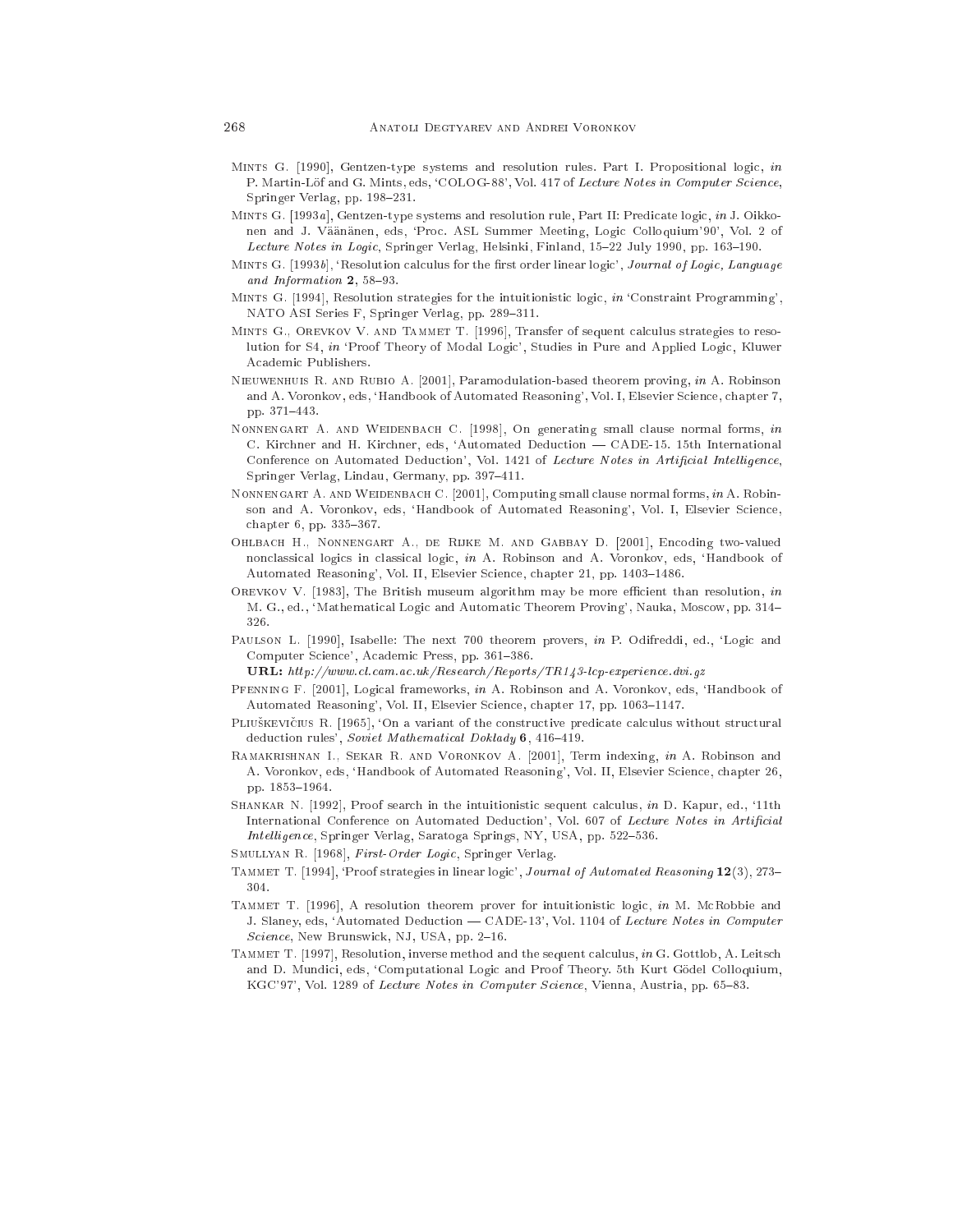Mints G. [1990], Gentzen-type systems and resolution rules. Part I. Propositional logic, *in* P. Martin-Löf and G. Mints, eds, 'COLOG-88', Vol. 417 of *Lecture Notes in Computer Science*, Springer Verlag, pp. 198–231.

Mints G. [1993*a*], Gentzen-type systems and resolution rule, Part II: Predicate logic, *in* J. Oikkonen and J. Väänänen, eds, 'Proc. ASL Summer Meeting, Logic Colloquium'90', Vol. 2 of *Lecture Notes in Logic*, Springer Verlag, Helsinki, Finland, 15–22 July 1990, pp. 163–190.

Mints G. [1993*b*], 'Resolution calculus for the first order linear logic', *Journal of Logic, Language and Information* **2**, 58–93.

Mints G. [1994], Resolution strategies for the intuitionistic logic, *in* 'Constraint Programming', NATO ASI Series F, Springer Verlag, pp. 289–311.

Mints G., Orevkov V. and Tammet T. [1996], Transfer of sequent calculus strategies to resolution for S4, *in* 'Proof Theory of Modal Logic', Studies in Pure and Applied Logic, Kluwer Academic Publishers.

Nieuwenhuis R. and Rubio A. [2001], Paramodulation-based theorem proving, *in* A. Robinson and A. Voronkov, eds, 'Handbook of Automated Reasoning', Vol. I, Elsevier Science, chapter 7, pp. 371–443.

Nonnengart A. and Weidenbach C. [1998], On generating small clause normal forms, *in* C. Kirchner and H. Kirchner, eds, 'Automated Deduction — CADE-15. 15th International Conference on Automated Deduction', Vol. 1421 of *Lecture Notes in Artificial Intelligence*, Springer Verlag, Lindau, Germany, pp. 397–411.

Nonnengart A. and Weidenbach C. [2001], Computing small clause normal forms, *in* A. Robinson and A. Voronkov, eds, 'Handbook of Automated Reasoning', Vol. I, Elsevier Science, chapter 6, pp. 335–367.

Ohlbach H., Nonnengart A., de Rijke M. and Gabbay D. [2001], Encoding two-valued nonclassical logics in classical logic, *in* A. Robinson and A. Voronkov, eds, 'Handbook of Automated Reasoning', Vol. II, Elsevier Science, chapter 21, pp. 1403–1486.

Orevkov V. [1983], The British museum algorithm may be more efficient than resolution, *in* M. G., ed., 'Mathematical Logic and Automatic Theorem Proving', Nauka, Moscow, pp. 314–326.

Paulson L. [1990], Isabelle: The next 700 theorem provers, *in* P. Odifreddi, ed., 'Logic and Computer Science', Academic Press, pp. 361–386.
**URL:** *http://www.cl.cam.ac.uk/Research/Reports/TR143-lcp-experience.dvi.gz*

Pfenning F. [2001], Logical frameworks, *in* A. Robinson and A. Voronkov, eds, 'Handbook of Automated Reasoning', Vol. II, Elsevier Science, chapter 17, pp. 1063–1147.

Pliuškevičius R. [1965], 'On a variant of the constructive predicate calculus without structural deduction rules', *Soviet Mathematical Doklady* **6**, 416–419.

Ramakrishnan I., Sekar R. and Voronkov A. [2001], Term indexing, *in* A. Robinson and A. Voronkov, eds, 'Handbook of Automated Reasoning', Vol. II, Elsevier Science, chapter 26, pp. 1853–1964.

Shankar N. [1992], Proof search in the intuitionistic sequent calculus, *in* D. Kapur, ed., '11th International Conference on Automated Deduction', Vol. 607 of *Lecture Notes in Artificial Intelligence*, Springer Verlag, Saratoga Springs, NY, USA, pp. 522–536.

Smullyan R. [1968], *First-Order Logic*, Springer Verlag.

Tammet T. [1994], 'Proof strategies in linear logic', *Journal of Automated Reasoning* **12**(3), 273–304.

Tammet T. [1996], A resolution theorem prover for intuitionistic logic, *in* M. McRobbie and J. Slaney, eds, 'Automated Deduction — CADE-13', Vol. 1104 of *Lecture Notes in Computer Science*, New Brunswick, NJ, USA, pp. 2–16.

Tammet T. [1997], Resolution, inverse method and the sequent calculus, *in* G. Gottlob, A. Leitsch and D. Mundici, eds, 'Computational Logic and Proof Theory. 5th Kurt Gödel Colloquium, KGC'97', Vol. 1289 of *Lecture Notes in Computer Science*, Vienna, Austria, pp. 65–83.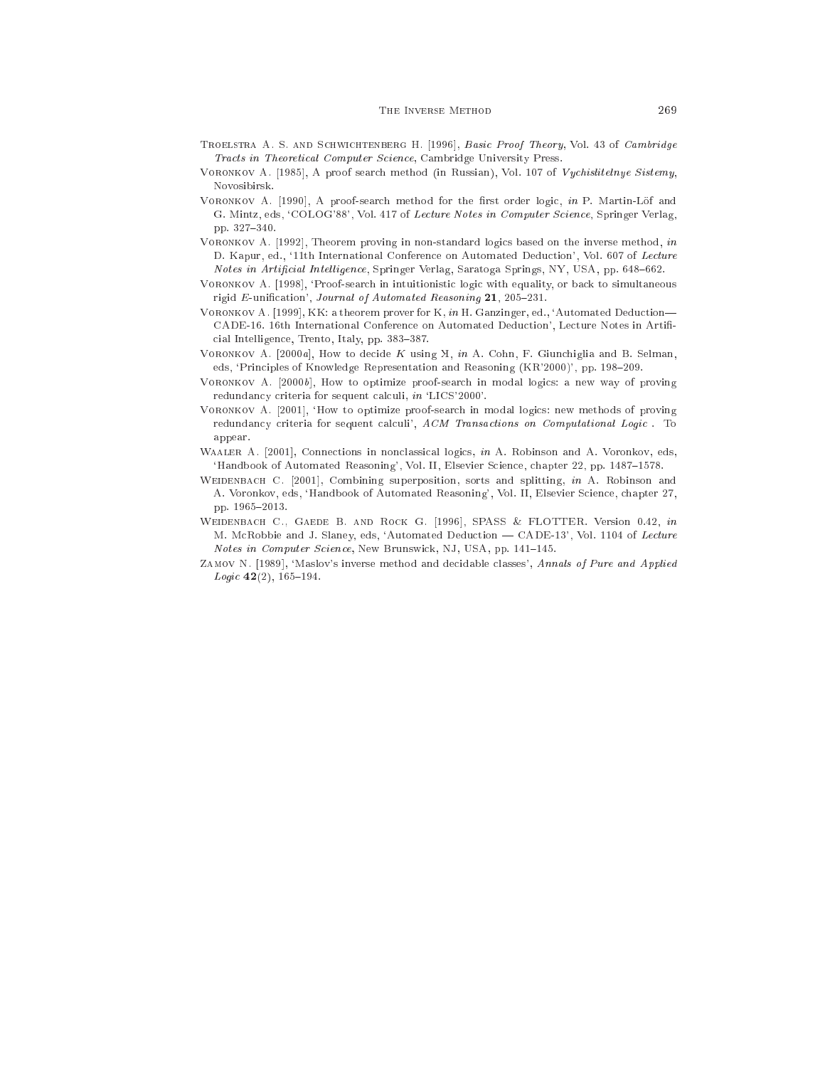Troelstra A. S. and Schwichtenberg H. [1996], *Basic Proof Theory*, Vol. 43 of *Cambridge Tracts in Theoretical Computer Science*, Cambridge University Press.

Voronkov A. [1985], A proof search method (in Russian), Vol. 107 of *Vychislitelnye Sistemy*, Novosibirsk.

Voronkov A. [1990], A proof-search method for the first order logic, *in* P. Martin-Löf and G. Mintz, eds, 'COLOG'88', Vol. 417 of *Lecture Notes in Computer Science*, Springer Verlag, pp. 327–340.

Voronkov A. [1992], Theorem proving in non-standard logics based on the inverse method, *in* D. Kapur, ed., '11th International Conference on Automated Deduction', Vol. 607 of *Lecture Notes in Artificial Intelligence*, Springer Verlag, Saratoga Springs, NY, USA, pp. 648–662.

Voronkov A. [1998], 'Proof-search in intuitionistic logic with equality, or back to simultaneous rigid *E*-unification', *Journal of Automated Reasoning* **21**, 205–231.

Voronkov A. [1999], KK: a theorem prover for K, *in* H. Ganzinger, ed., 'Automated Deduction—CADE-16. 16th International Conference on Automated Deduction', Lecture Notes in Artificial Intelligence, Trento, Italy, pp. 383–387.

Voronkov A. [2000*a*], How to decide *K* using Ӿ, *in* A. Cohn, F. Giunchiglia and B. Selman, eds, 'Principles of Knowledge Representation and Reasoning (KR'2000)', pp. 198–209.

Voronkov A. [2000*b*], How to optimize proof-search in modal logics: a new way of proving redundancy criteria for sequent calculi, *in* 'LICS'2000'.

Voronkov A. [2001], 'How to optimize proof-search in modal logics: new methods of proving redundancy criteria for sequent calculi', *ACM Transactions on Computational Logic* . To appear.

Waaler A. [2001], Connections in nonclassical logics, *in* A. Robinson and A. Voronkov, eds, 'Handbook of Automated Reasoning', Vol. II, Elsevier Science, chapter 22, pp. 1487–1578.

Weidenbach C. [2001], Combining superposition, sorts and splitting, *in* A. Robinson and A. Voronkov, eds, 'Handbook of Automated Reasoning', Vol. II, Elsevier Science, chapter 27, pp. 1965–2013.

Weidenbach C., Gaede B. and Rock G. [1996], SPASS & FLOTTER. Version 0.42, *in* M. McRobbie and J. Slaney, eds, 'Automated Deduction — CADE-13', Vol. 1104 of *Lecture Notes in Computer Science*, New Brunswick, NJ, USA, pp. 141–145.

Zamov N. [1989], 'Maslov's inverse method and decidable classes', *Annals of Pure and Applied Logic* **42**(2), 165–194.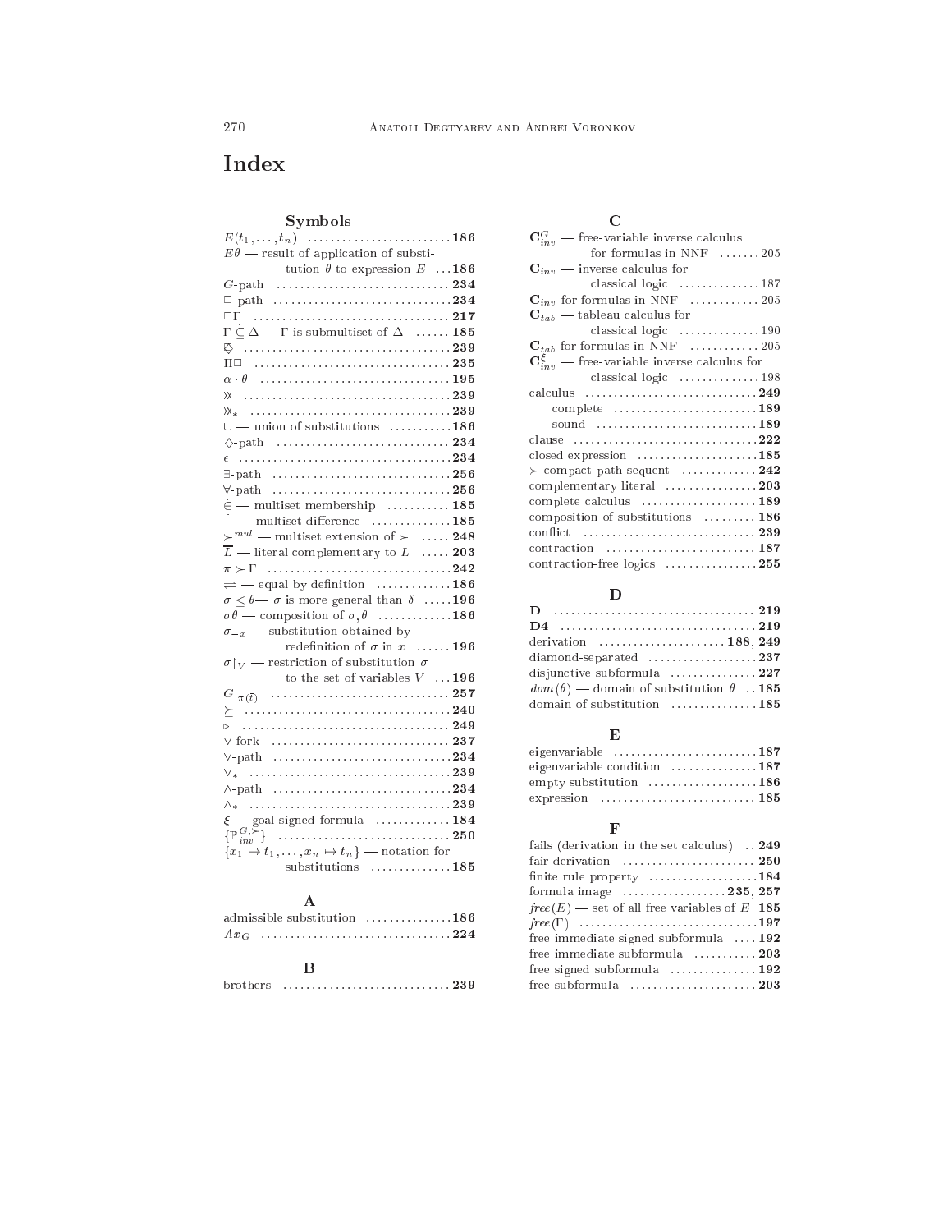# Index

### Symbols

- $E(t_1,\ldots,t_n)$ .......... **186**
- $E\theta$ — result of application of substitution $\theta$ to expression $E$ .......... **186**
- $G$-path .......... **234**
- $\Box$-path .......... **234**
- $\Box\Gamma$ .......... **217**
- $\Gamma \dot{\subseteq} \Delta$ — $\Gamma$ is submultiset of $\Delta$ .......... **185**
- $\circledast$ .......... **239**
- $\Pi\Box$ .......... **235**
- $\alpha \cdot \theta$ .......... **195**
- $\divideontimes$ .......... **239**
- $\divideontimes_*$ .......... **239**
- $\cup$ — union of substitutions .......... **186**
- $\Diamond$-path .......... **234**
- $\epsilon$ .......... **234**
- $\exists$-path .......... **256**
- $\forall$-path .......... **256**
- $\dot{\in}$ — multiset membership .......... **185**
- $\dot{-}$ — multiset difference .......... **185**
- $\succ^{mul}$ — multiset extension of $\succ$ .......... **248**
- $\overline{L}$ — literal complementary to $L$ .......... **203**
- $\pi \succ \Gamma$ .......... **242**
- $\rightleftharpoons$ — equal by definition .......... **186**
- $\sigma \leq \theta$— $\sigma$ is more general than $\delta$ .......... **196**
- $\sigma\theta$ — composition of $\sigma, \theta$ .......... **186**
- $\sigma_{-x}$ — substitution obtained by redefinition of $\sigma$ in $x$ .......... **196**
- $\sigma|_V$ — restriction of substitution $\sigma$ to the set of variables $V$ .......... **196**
- $G|_{\pi(\bar{t})}$ .......... **257**
- $\succeq$ .......... **240**
- $\rhd$ .......... **249**
- $\vee$-fork .......... **237**
- $\vee$-path .......... **234**
- $\vee_*$ .......... **239**
- $\wedge$-path .......... **234**
- $\wedge_*$ .......... **239**
- $\xi$ — goal signed formula .......... **184**
- $\{\mathbb{P}^{G,\succ}_{inv}\}$ .......... **250**
- $\{x_1 \mapsto t_1,\ldots,x_n \mapsto t_n\}$ — notation for substitutions .......... **185**

### A

- admissible substitution .......... **186**
- $Ax_G$ .......... **224**

### B

- brothers .......... **239**

### C

- $\mathbf{C}^G_{inv}$ — free-variable inverse calculus for formulas in NNF .......... 205
- $\mathbf{C}_{inv}$ — inverse calculus for classical logic .......... 187
- $\mathbf{C}_{inv}$ for formulas in NNF .......... 205
- $\mathbf{C}_{tab}$ — tableau calculus for classical logic .......... 190
- $\mathbf{C}_{tab}$ for formulas in NNF .......... 205
- $\mathbf{C}^{\xi}_{inv}$ — free-variable inverse calculus for classical logic .......... 198
- calculus .......... **249**
  - complete .......... **189**
  - sound .......... **189**
- clause .......... **222**
- closed expression .......... **185**
- $\succ$-compact path sequent .......... **242**
- complementary literal .......... **203**
- complete calculus .......... **189**
- composition of substitutions .......... **186**
- conflict .......... **239**
- contraction .......... **187**
- contraction-free logics .......... **255**

### D

- **D** .......... **219**
- **D4** .......... **219**
- derivation .......... **188**, **249**
- diamond-separated .......... **237**
- disjunctive subformula .......... **227**
- $dom(\theta)$ — domain of substitution $\theta$ .......... **185**
- domain of substitution .......... **185**

### E

- eigenvariable .......... **187**
- eigenvariable condition .......... **187**
- empty substitution .......... **186**
- expression .......... **185**

### F

- fails (derivation in the set calculus) .......... **249**
- fair derivation .......... **250**
- finite rule property .......... **184**
- formula image .......... **235**, **257**
- $free(E)$ — set of all free variables of $E$ .......... **185**
- $free(\Gamma)$ .......... **197**
- free immediate signed subformula .......... **192**
- free immediate subformula .......... **203**
- free signed subformula .......... **192**
- free subformula .......... **203**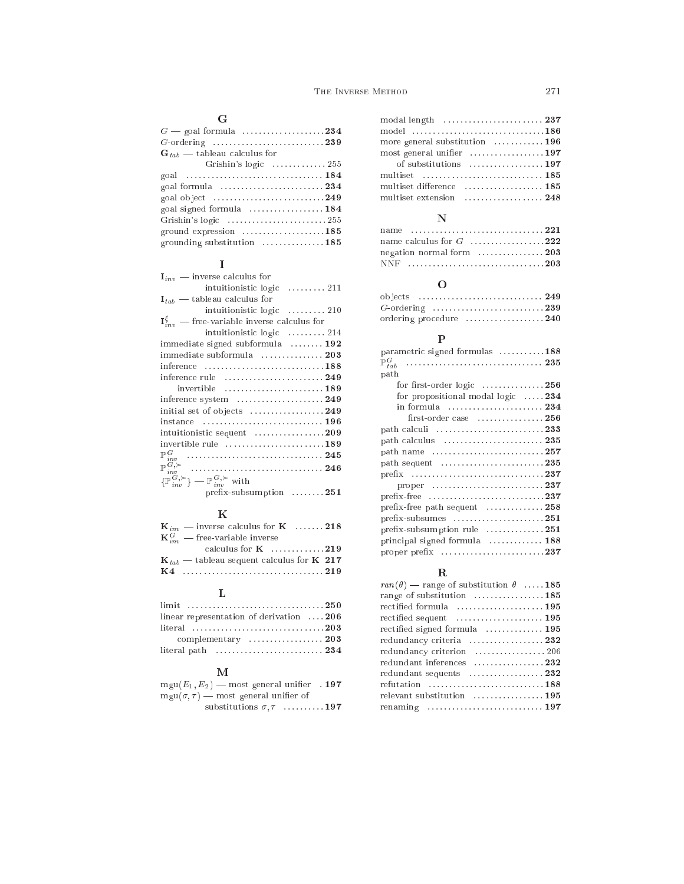## G

$G$ — goal formula ....................**234**
$G$-ordering ...........................**239**
$\mathbf{G}_{tab}$ — tableau calculus for
  Grishin's logic .............255
goal ................................**184**
goal formula ........................**234**
goal object ..........................**249**
goal signed formula ..................**184**
Grishin's logic ......................255
ground expression ....................**185**
grounding substitution ...............**185**

## I

$\mathbf{I}_{inv}$ — inverse calculus for
  intuitionistic logic .........211
$\mathbf{I}_{tab}$ — tableau calculus for
  intuitionistic logic .........210
$\mathbf{I}^{\xi}_{inv}$ — free-variable inverse calculus for
  intuitionistic logic .........214
immediate signed subformula ........**192**
immediate subformula ...............**203**
inference ...........................**188**
inference rule .......................**249**
  invertible .........................**189**
inference system .....................**249**
initial set of objects ...............**249**
instance .............................**196**
intuitionistic sequent ...............**209**
invertible rule ......................**189**
$\mathbb{P}^{G}_{inv}$ ................................**245**
$\mathbb{P}^{G,\succ}_{inv}$ ...............................**246**
$\{\mathbb{P}^{G,\succ}_{inv}\}$ — $\mathbb{P}^{G,\succ}_{inv}$ with
  prefix-subsumption ........**251**

## K

$\mathbf{K}_{inv}$ — inverse calculus for $\mathbf{K}$ .......**218**
$\mathbf{K}^{G}_{inv}$ — free-variable inverse
  calculus for $\mathbf{K}$ ............**219**
$\mathbf{K}_{tab}$ — tableau sequent calculus for $\mathbf{K}$ **217**
**K4** ..................................**219**

## L

limit .................................**250**
linear representation of derivation ....**206**
literal ...............................**203**
  complementary ......................**203**
literal path ..........................**234**

## M

$\mathrm{mgu}(E_1, E_2)$ — most general unifier . **197**
$\mathrm{mgu}(\sigma, \tau)$ — most general unifier of
  substitutions $\sigma, \tau$ .........**197**

modal length ........................**237**
model ................................**186**
more general substitution ............**196**
most general unifier .................**197**
  of substitutions ..................**197**
multiset .............................**185**
multiset difference ..................**185**
multiset extension ...................**248**

## N

name ................................**221**
name calculus for $G$ ..................**222**
negation normal form .................**203**
NNF ................................**203**

## O

objects ..............................**249**
$G$-ordering ...........................**239**
ordering procedure ...................**240**

## P

parametric signed formulas ...........**188**
$\mathbb{P}^{G}_{tab}$ ................................**235**
path
  for first-order logic ...............**256**
  for propositional modal logic .....**234**
  in formula .......................**234**
    first-order case ................**256**
path calculi ..........................**233**
path calculus ........................**235**
path name ...........................**257**
path sequent .........................**235**
prefix ...............................**237**
  proper ...........................**237**
prefix-free ...........................**237**
prefix-free path sequent .............**258**
prefix-subsumes ......................**251**
prefix-subsumption rule ..............**251**
principal signed formula .............**188**
proper prefix .........................**237**

## R

$ran(\theta)$ — range of substitution $\theta$ .....**185**
range of substitution .................**185**
rectified formula .....................**195**
rectified sequent .....................**195**
rectified signed formula .............**195**
redundancy criteria ..................**232**
redundancy criterion .................206
redundant inferences .................**232**
redundant sequents ...................**232**
refutation ............................**188**
relevant substitution .................**195**
renaming ............................**197**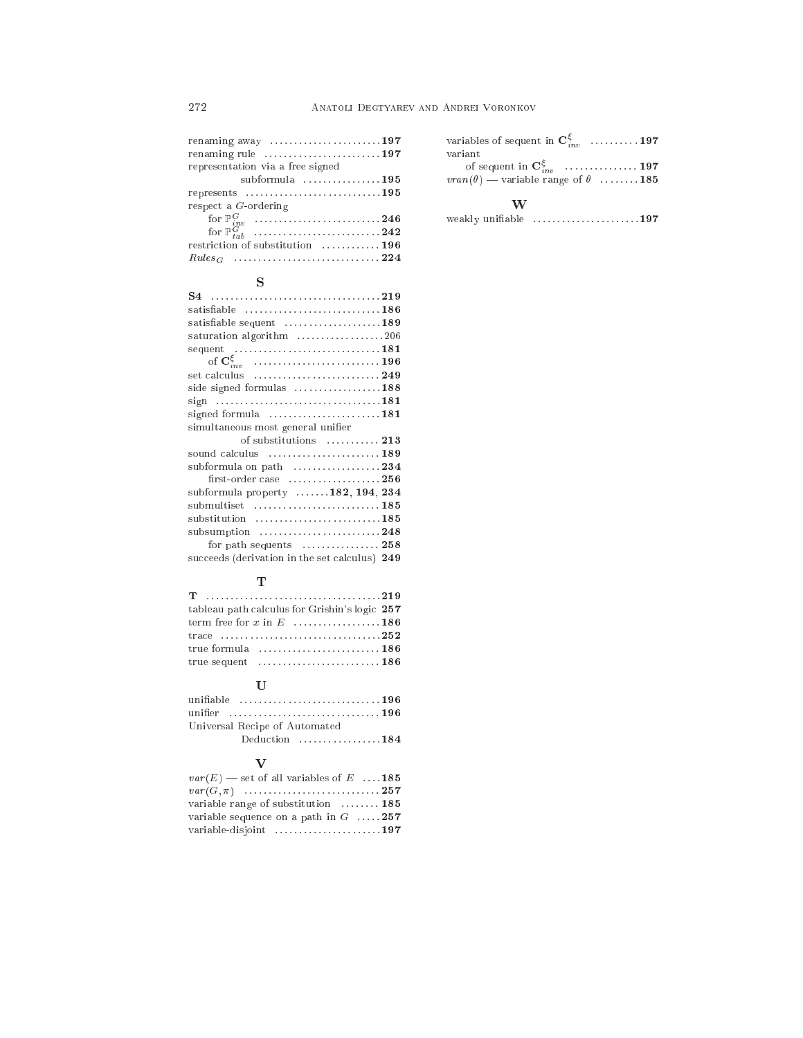renaming away ....................... **197**
renaming rule ........................ **197**
representation via a free signed
  subformula ................ **195**
represents ............................ **195**
respect a $G$-ordering
  for $\mathbb{P}^G_{inv}$ .......................... **246**
  for $\mathbb{P}^G_{tab}$ .......................... **242**
restriction of substitution ............ **196**
$Rules_G$ .............................. **224**

### S

**S4** .................................... **219**
satisfiable ............................ **186**
satisfiable sequent .................... **189**
saturation algorithm .................. 206
sequent .............................. **181**
  of $\mathbf{C}^{\xi}_{inv}$ .......................... **196**
set calculus .......................... **249**
side signed formulas .................. **188**
sign .................................. **181**
signed formula ....................... **181**
simultaneous most general unifier
  of substitutions ........... **213**
sound calculus ....................... **189**
subformula on path .................. **234**
  first-order case ................... **256**
subformula property ....... **182**, **194**, **234**
submultiset .......................... **185**
substitution .......................... **185**
subsumption ......................... **248**
  for path sequents ................ **258**
succeeds (derivation in the set calculus) **249**

### T

**T** .................................... **219**
tableau path calculus for Grishin's logic **257**
term free for $x$ in $E$ .................. **186**
trace ................................. **252**
true formula ......................... **186**
true sequent ......................... **186**

### U

unifiable ............................. **196**
unifier ............................... **196**
Universal Recipe of Automated
  Deduction ................. **184**

### V

$var(E)$ — set of all variables of $E$ .... **185**
$var(G, \pi)$ ............................ **257**
variable range of substitution ........ **185**
variable sequence on a path in $G$ ..... **257**
variable-disjoint ...................... **197**
variables of sequent in $\mathbf{C}^{\xi}_{inv}$ .......... **197**
variant
  of sequent in $\mathbf{C}^{\xi}_{inv}$ ............... **197**
$vran(\theta)$ — variable range of $\theta$ ........ **185**

### W

weakly unifiable ...................... **197**